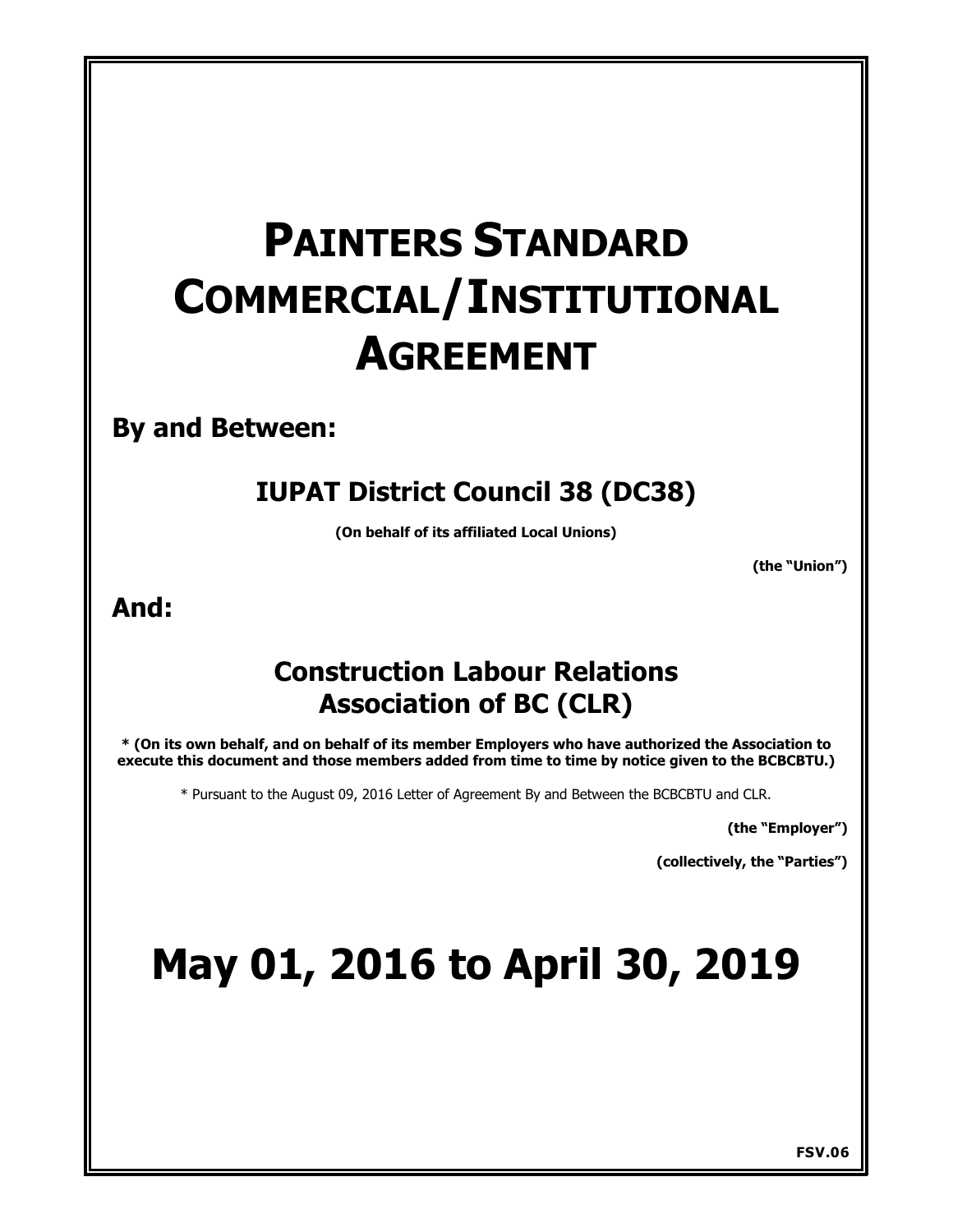# PAINTERS STANDARD COMMERCIAL/INSTITUTIONAL AGREEMENT

**By and Between:**

## IUPAT District Council 38 (DC38)

**(On behalf of its affiliated Local Unions)**

**(the "Union")**

**And:**

## Construction Labour Relations Association of BC (CLR)

**\* (On its own behalf, and on behalf of its member Employers who have authorized the Association to execute this document and those members added from time to time by notice given to the BCBCBTU.)**

\* Pursuant to the August 09, 2016 Letter of Agreement By and Between the BCBCBTU and CLR.

**(the "Employer")**

**(collectively, the "Parties")**

# May 01, 2016 to April 30, 2019

**FSV.06**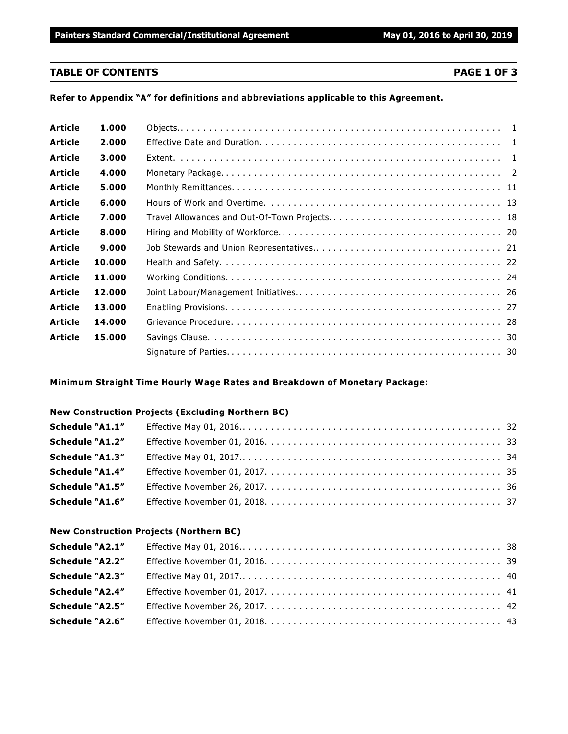## TABLE OF CONTENTS

**Refer to Appendix "A" for definitions and abbreviations applicable to this Agreement.**

| | | | |
|---|---|---|---|
| **Article** | **1.000** | Objects. | 1 |
| **Article** | **2.000** | Effective Date and Duration. | 1 |
| **Article** | **3.000** | Extent. | 1 |
| **Article** | **4.000** | Monetary Package. | 2 |
| **Article** | **5.000** | Monthly Remittances. | 11 |
| **Article** | **6.000** | Hours of Work and Overtime. | 13 |
| **Article** | **7.000** | Travel Allowances and Out-Of-Town Projects. | 18 |
| **Article** | **8.000** | Hiring and Mobility of Workforce. | 20 |
| **Article** | **9.000** | Job Stewards and Union Representatives. | 21 |
| **Article** | **10.000** | Health and Safety. | 22 |
| **Article** | **11.000** | Working Conditions. | 24 |
| **Article** | **12.000** | Joint Labour/Management Initiatives. | 26 |
| **Article** | **13.000** | Enabling Provisions. | 27 |
| **Article** | **14.000** | Grievance Procedure. | 28 |
| **Article** | **15.000** | Savings Clause. | 30 |
| | | Signature of Parties. | 30 |

**Minimum Straight Time Hourly Wage Rates and Breakdown of Monetary Package:**

**New Construction Projects (Excluding Northern BC)**

| | | |
|---|---|---|
| **Schedule "A1.1"** | Effective May 01, 2016. | 32 |
| **Schedule "A1.2"** | Effective November 01, 2016. | 33 |
| **Schedule "A1.3"** | Effective May 01, 2017. | 34 |
| **Schedule "A1.4"** | Effective November 01, 2017. | 35 |
| **Schedule "A1.5"** | Effective November 26, 2017. | 36 |
| **Schedule "A1.6"** | Effective November 01, 2018. | 37 |

**New Construction Projects (Northern BC)**

| | | |
|---|---|---|
| **Schedule "A2.1"** | Effective May 01, 2016. | 38 |
| **Schedule "A2.2"** | Effective November 01, 2016. | 39 |
| **Schedule "A2.3"** | Effective May 01, 2017. | 40 |
| **Schedule "A2.4"** | Effective November 01, 2017. | 41 |
| **Schedule "A2.5"** | Effective November 26, 2017. | 42 |
| **Schedule "A2.6"** | Effective November 01, 2018. | 43 |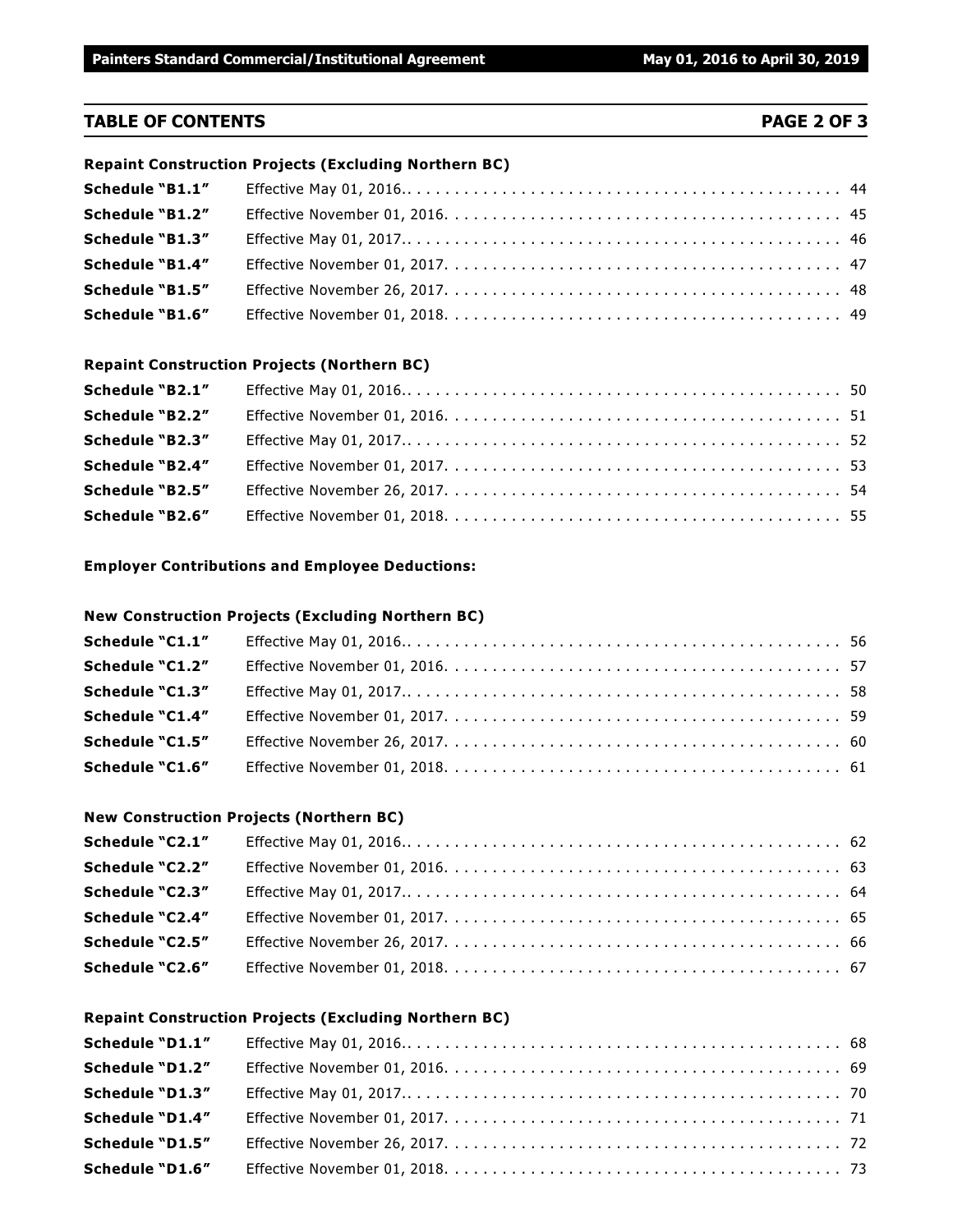## TABLE OF CONTENTS

### Repaint Construction Projects (Excluding Northern BC)

| | | |
|---|---|---|
| **Schedule "B1.1"** | Effective May 01, 2016.. | 44 |
| **Schedule "B1.2"** | Effective November 01, 2016. | 45 |
| **Schedule "B1.3"** | Effective May 01, 2017.. | 46 |
| **Schedule "B1.4"** | Effective November 01, 2017. | 47 |
| **Schedule "B1.5"** | Effective November 26, 2017. | 48 |
| **Schedule "B1.6"** | Effective November 01, 2018. | 49 |

### Repaint Construction Projects (Northern BC)

| | | |
|---|---|---|
| **Schedule "B2.1"** | Effective May 01, 2016.. | 50 |
| **Schedule "B2.2"** | Effective November 01, 2016. | 51 |
| **Schedule "B2.3"** | Effective May 01, 2017.. | 52 |
| **Schedule "B2.4"** | Effective November 01, 2017. | 53 |
| **Schedule "B2.5"** | Effective November 26, 2017. | 54 |
| **Schedule "B2.6"** | Effective November 01, 2018. | 55 |

**Employer Contributions and Employee Deductions:**

### New Construction Projects (Excluding Northern BC)

| | | |
|---|---|---|
| **Schedule "C1.1"** | Effective May 01, 2016.. | 56 |
| **Schedule "C1.2"** | Effective November 01, 2016. | 57 |
| **Schedule "C1.3"** | Effective May 01, 2017.. | 58 |
| **Schedule "C1.4"** | Effective November 01, 2017. | 59 |
| **Schedule "C1.5"** | Effective November 26, 2017. | 60 |
| **Schedule "C1.6"** | Effective November 01, 2018. | 61 |

### New Construction Projects (Northern BC)

| | | |
|---|---|---|
| **Schedule "C2.1"** | Effective May 01, 2016.. | 62 |
| **Schedule "C2.2"** | Effective November 01, 2016. | 63 |
| **Schedule "C2.3"** | Effective May 01, 2017.. | 64 |
| **Schedule "C2.4"** | Effective November 01, 2017. | 65 |
| **Schedule "C2.5"** | Effective November 26, 2017. | 66 |
| **Schedule "C2.6"** | Effective November 01, 2018. | 67 |

### Repaint Construction Projects (Excluding Northern BC)

| | | |
|---|---|---|
| **Schedule "D1.1"** | Effective May 01, 2016.. | 68 |
| **Schedule "D1.2"** | Effective November 01, 2016. | 69 |
| **Schedule "D1.3"** | Effective May 01, 2017.. | 70 |
| **Schedule "D1.4"** | Effective November 01, 2017. | 71 |
| **Schedule "D1.5"** | Effective November 26, 2017. | 72 |
| **Schedule "D1.6"** | Effective November 01, 2018. | 73 |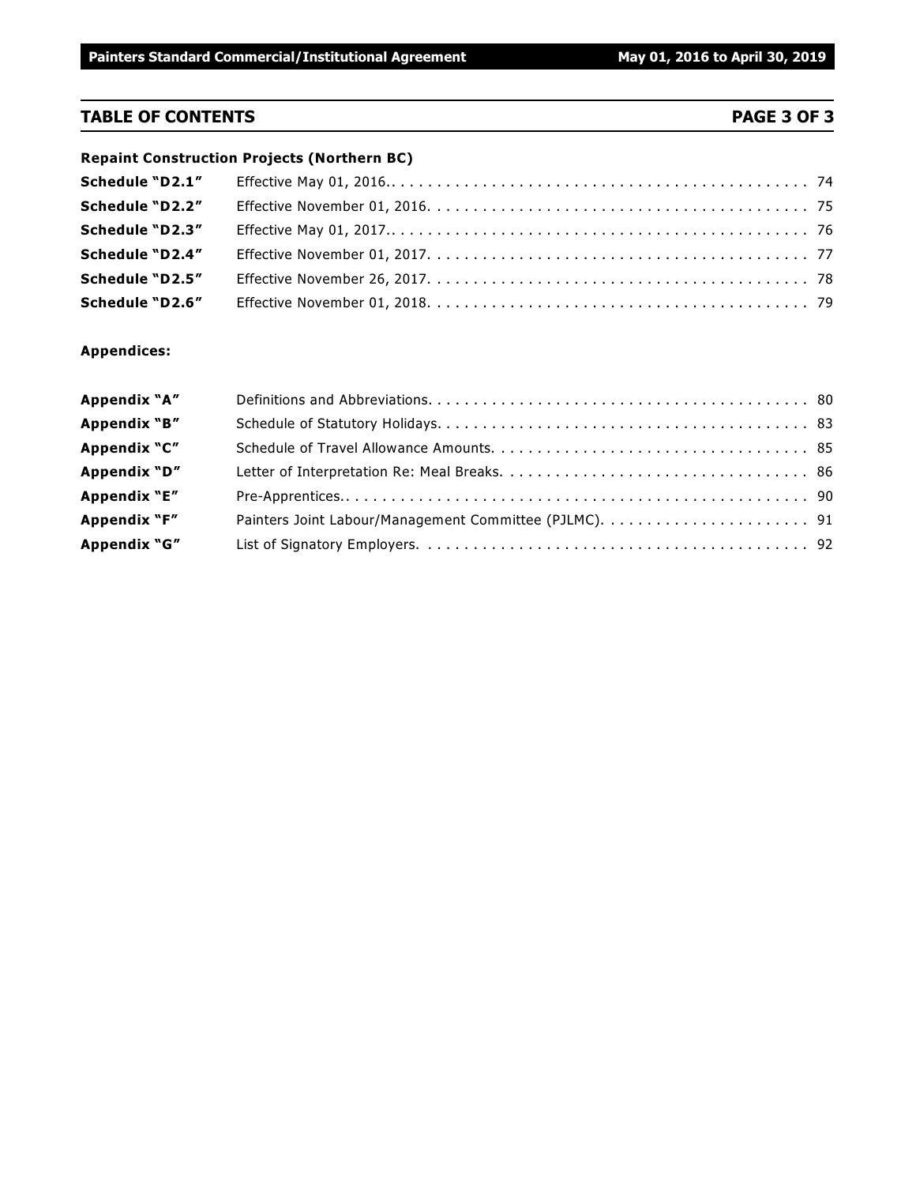## TABLE OF CONTENTS

### Repaint Construction Projects (Northern BC)

| | | |
|---|---|---|
| **Schedule "D2.1"** | Effective May 01, 2016.. | 74 |
| **Schedule "D2.2"** | Effective November 01, 2016. | 75 |
| **Schedule "D2.3"** | Effective May 01, 2017.. | 76 |
| **Schedule "D2.4"** | Effective November 01, 2017. | 77 |
| **Schedule "D2.5"** | Effective November 26, 2017. | 78 |
| **Schedule "D2.6"** | Effective November 01, 2018. | 79 |

### Appendices:

| | | |
|---|---|---|
| **Appendix "A"** | Definitions and Abbreviations. | 80 |
| **Appendix "B"** | Schedule of Statutory Holidays. | 83 |
| **Appendix "C"** | Schedule of Travel Allowance Amounts. | 85 |
| **Appendix "D"** | Letter of Interpretation Re: Meal Breaks. | 86 |
| **Appendix "E"** | Pre-Apprentices.. | 90 |
| **Appendix "F"** | Painters Joint Labour/Management Committee (PJLMC). | 91 |
| **Appendix "G"** | List of Signatory Employers. | 92 |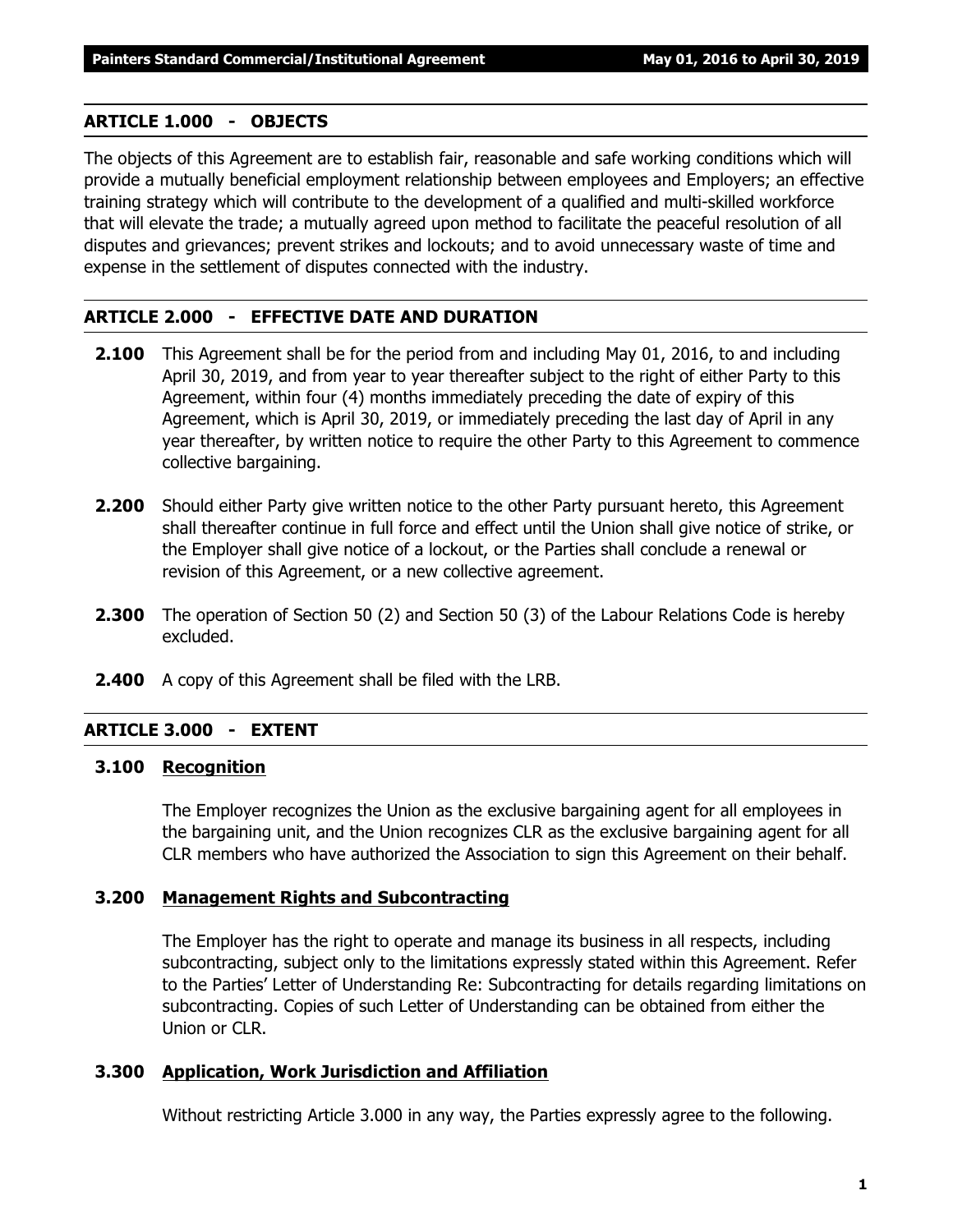## ARTICLE 1.000 - OBJECTS

The objects of this Agreement are to establish fair, reasonable and safe working conditions which will provide a mutually beneficial employment relationship between employees and Employers; an effective training strategy which will contribute to the development of a qualified and multi-skilled workforce that will elevate the trade; a mutually agreed upon method to facilitate the peaceful resolution of all disputes and grievances; prevent strikes and lockouts; and to avoid unnecessary waste of time and expense in the settlement of disputes connected with the industry.

## ARTICLE 2.000 - EFFECTIVE DATE AND DURATION

**2.100** This Agreement shall be for the period from and including May 01, 2016, to and including April 30, 2019, and from year to year thereafter subject to the right of either Party to this Agreement, within four (4) months immediately preceding the date of expiry of this Agreement, which is April 30, 2019, or immediately preceding the last day of April in any year thereafter, by written notice to require the other Party to this Agreement to commence collective bargaining.

**2.200** Should either Party give written notice to the other Party pursuant hereto, this Agreement shall thereafter continue in full force and effect until the Union shall give notice of strike, or the Employer shall give notice of a lockout, or the Parties shall conclude a renewal or revision of this Agreement, or a new collective agreement.

**2.300** The operation of Section 50 (2) and Section 50 (3) of the Labour Relations Code is hereby excluded.

**2.400** A copy of this Agreement shall be filed with the LRB.

## ARTICLE 3.000 - EXTENT

### 3.100 Recognition

The Employer recognizes the Union as the exclusive bargaining agent for all employees in the bargaining unit, and the Union recognizes CLR as the exclusive bargaining agent for all CLR members who have authorized the Association to sign this Agreement on their behalf.

### 3.200 Management Rights and Subcontracting

The Employer has the right to operate and manage its business in all respects, including subcontracting, subject only to the limitations expressly stated within this Agreement. Refer to the Parties' Letter of Understanding Re: Subcontracting for details regarding limitations on subcontracting. Copies of such Letter of Understanding can be obtained from either the Union or CLR.

### 3.300 Application, Work Jurisdiction and Affiliation

Without restricting Article 3.000 in any way, the Parties expressly agree to the following.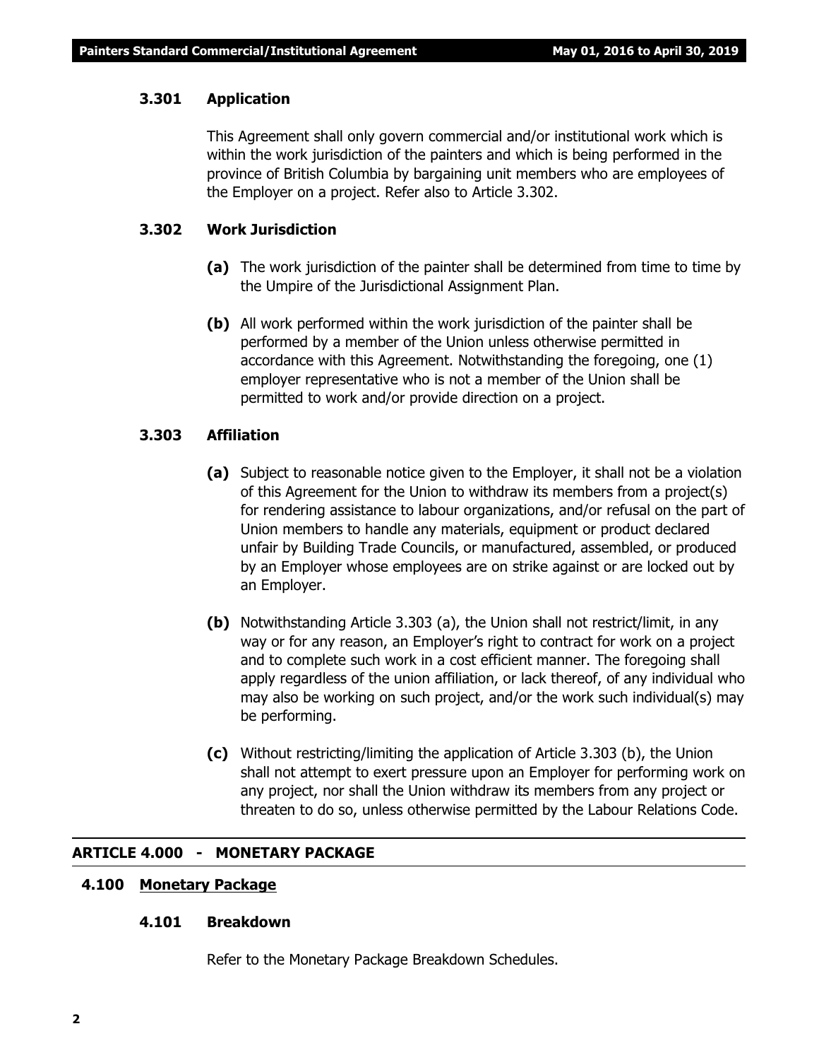### 3.301 Application

This Agreement shall only govern commercial and/or institutional work which is within the work jurisdiction of the painters and which is being performed in the province of British Columbia by bargaining unit members who are employees of the Employer on a project. Refer also to Article 3.302.

### 3.302 Work Jurisdiction

**(a)** The work jurisdiction of the painter shall be determined from time to time by the Umpire of the Jurisdictional Assignment Plan.

**(b)** All work performed within the work jurisdiction of the painter shall be performed by a member of the Union unless otherwise permitted in accordance with this Agreement. Notwithstanding the foregoing, one (1) employer representative who is not a member of the Union shall be permitted to work and/or provide direction on a project.

### 3.303 Affiliation

**(a)** Subject to reasonable notice given to the Employer, it shall not be a violation of this Agreement for the Union to withdraw its members from a project(s) for rendering assistance to labour organizations, and/or refusal on the part of Union members to handle any materials, equipment or product declared unfair by Building Trade Councils, or manufactured, assembled, or produced by an Employer whose employees are on strike against or are locked out by an Employer.

**(b)** Notwithstanding Article 3.303 (a), the Union shall not restrict/limit, in any way or for any reason, an Employer's right to contract for work on a project and to complete such work in a cost efficient manner. The foregoing shall apply regardless of the union affiliation, or lack thereof, of any individual who may also be working on such project, and/or the work such individual(s) may be performing.

**(c)** Without restricting/limiting the application of Article 3.303 (b), the Union shall not attempt to exert pressure upon an Employer for performing work on any project, nor shall the Union withdraw its members from any project or threaten to do so, unless otherwise permitted by the Labour Relations Code.

## ARTICLE 4.000 - MONETARY PACKAGE

### 4.100 Monetary Package

### 4.101 Breakdown

Refer to the Monetary Package Breakdown Schedules.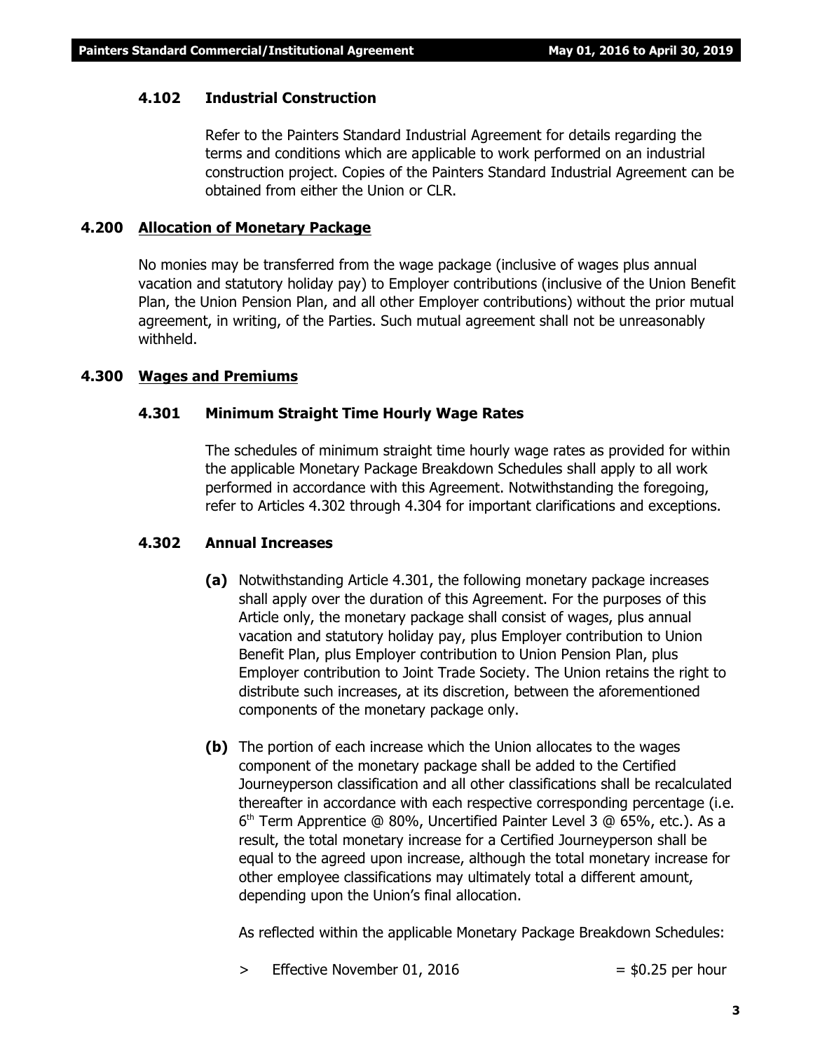### 4.102 Industrial Construction

Refer to the Painters Standard Industrial Agreement for details regarding the terms and conditions which are applicable to work performed on an industrial construction project. Copies of the Painters Standard Industrial Agreement can be obtained from either the Union or CLR.

## 4.200 <u>Allocation of Monetary Package</u>

No monies may be transferred from the wage package (inclusive of wages plus annual vacation and statutory holiday pay) to Employer contributions (inclusive of the Union Benefit Plan, the Union Pension Plan, and all other Employer contributions) without the prior mutual agreement, in writing, of the Parties. Such mutual agreement shall not be unreasonably withheld.

## 4.300 <u>Wages and Premiums</u>

### 4.301 Minimum Straight Time Hourly Wage Rates

The schedules of minimum straight time hourly wage rates as provided for within the applicable Monetary Package Breakdown Schedules shall apply to all work performed in accordance with this Agreement. Notwithstanding the foregoing, refer to Articles 4.302 through 4.304 for important clarifications and exceptions.

### 4.302 Annual Increases

**(a)** Notwithstanding Article 4.301, the following monetary package increases shall apply over the duration of this Agreement. For the purposes of this Article only, the monetary package shall consist of wages, plus annual vacation and statutory holiday pay, plus Employer contribution to Union Benefit Plan, plus Employer contribution to Union Pension Plan, plus Employer contribution to Joint Trade Society. The Union retains the right to distribute such increases, at its discretion, between the aforementioned components of the monetary package only.

**(b)** The portion of each increase which the Union allocates to the wages component of the monetary package shall be added to the Certified Journeyperson classification and all other classifications shall be recalculated thereafter in accordance with each respective corresponding percentage (i.e. 6th Term Apprentice @ 80%, Uncertified Painter Level 3 @ 65%, etc.). As a result, the total monetary increase for a Certified Journeyperson shall be equal to the agreed upon increase, although the total monetary increase for other employee classifications may ultimately total a different amount, depending upon the Union's final allocation.

As reflected within the applicable Monetary Package Breakdown Schedules:

> Effective November 01, 2016 = $0.25 per hour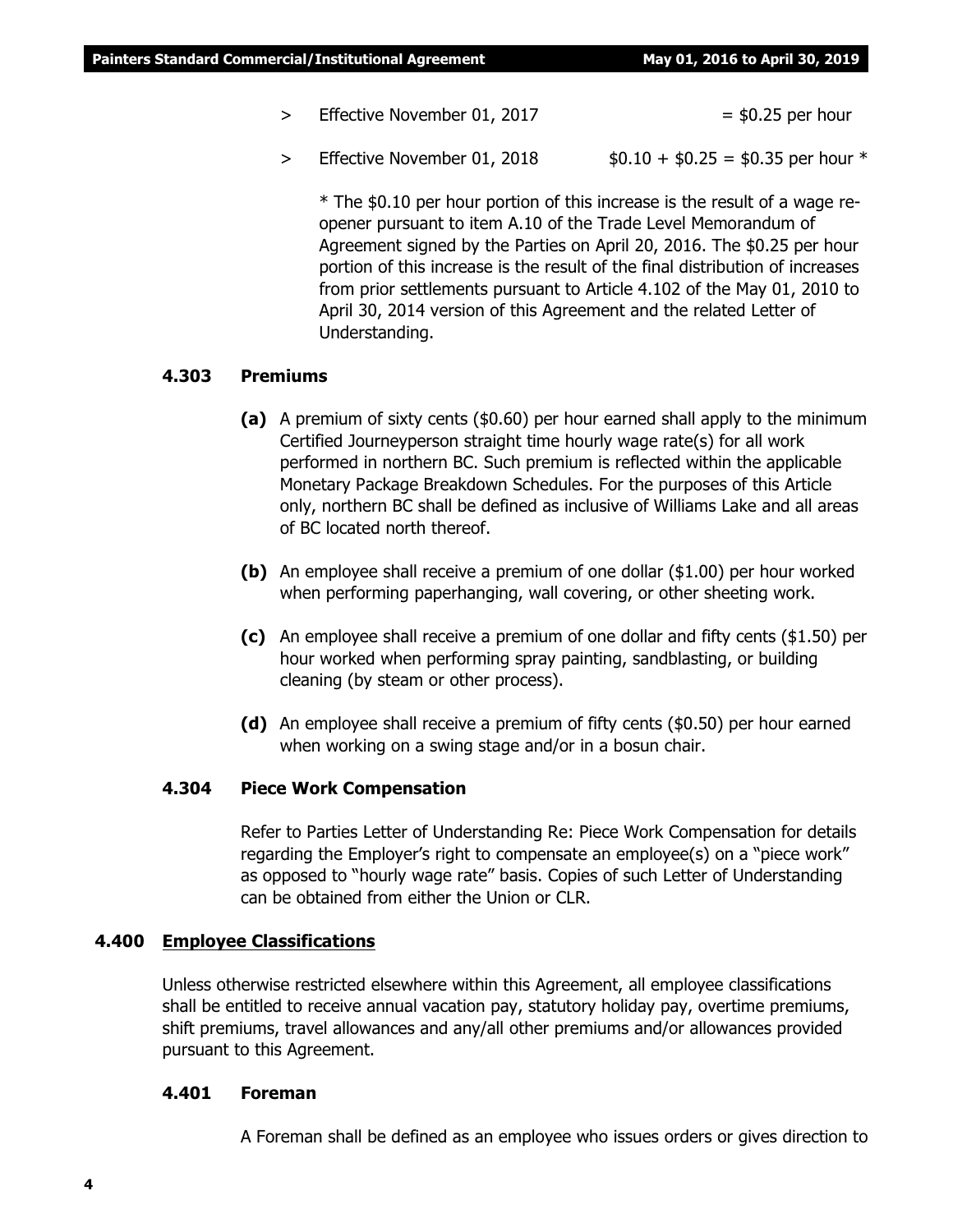> Effective November 01, 2017 = $0.25 per hour

> Effective November 01, 2018 $0.10 + $0.25 = $0.35 per hour *

* The $0.10 per hour portion of this increase is the result of a wage re-opener pursuant to item A.10 of the Trade Level Memorandum of Agreement signed by the Parties on April 20, 2016. The $0.25 per hour portion of this increase is the result of the final distribution of increases from prior settlements pursuant to Article 4.102 of the May 01, 2010 to April 30, 2014 version of this Agreement and the related Letter of Understanding.

### 4.303 Premiums

**(a)** A premium of sixty cents ($0.60) per hour earned shall apply to the minimum Certified Journeyperson straight time hourly wage rate(s) for all work performed in northern BC. Such premium is reflected within the applicable Monetary Package Breakdown Schedules. For the purposes of this Article only, northern BC shall be defined as inclusive of Williams Lake and all areas of BC located north thereof.

**(b)** An employee shall receive a premium of one dollar ($1.00) per hour worked when performing paperhanging, wall covering, or other sheeting work.

**(c)** An employee shall receive a premium of one dollar and fifty cents ($1.50) per hour worked when performing spray painting, sandblasting, or building cleaning (by steam or other process).

**(d)** An employee shall receive a premium of fifty cents ($0.50) per hour earned when working on a swing stage and/or in a bosun chair.

### 4.304 Piece Work Compensation

Refer to Parties Letter of Understanding Re: Piece Work Compensation for details regarding the Employer's right to compensate an employee(s) on a "piece work" as opposed to "hourly wage rate" basis. Copies of such Letter of Understanding can be obtained from either the Union or CLR.

## 4.400 <u>Employee Classifications</u>

Unless otherwise restricted elsewhere within this Agreement, all employee classifications shall be entitled to receive annual vacation pay, statutory holiday pay, overtime premiums, shift premiums, travel allowances and any/all other premiums and/or allowances provided pursuant to this Agreement.

### 4.401 Foreman

A Foreman shall be defined as an employee who issues orders or gives direction to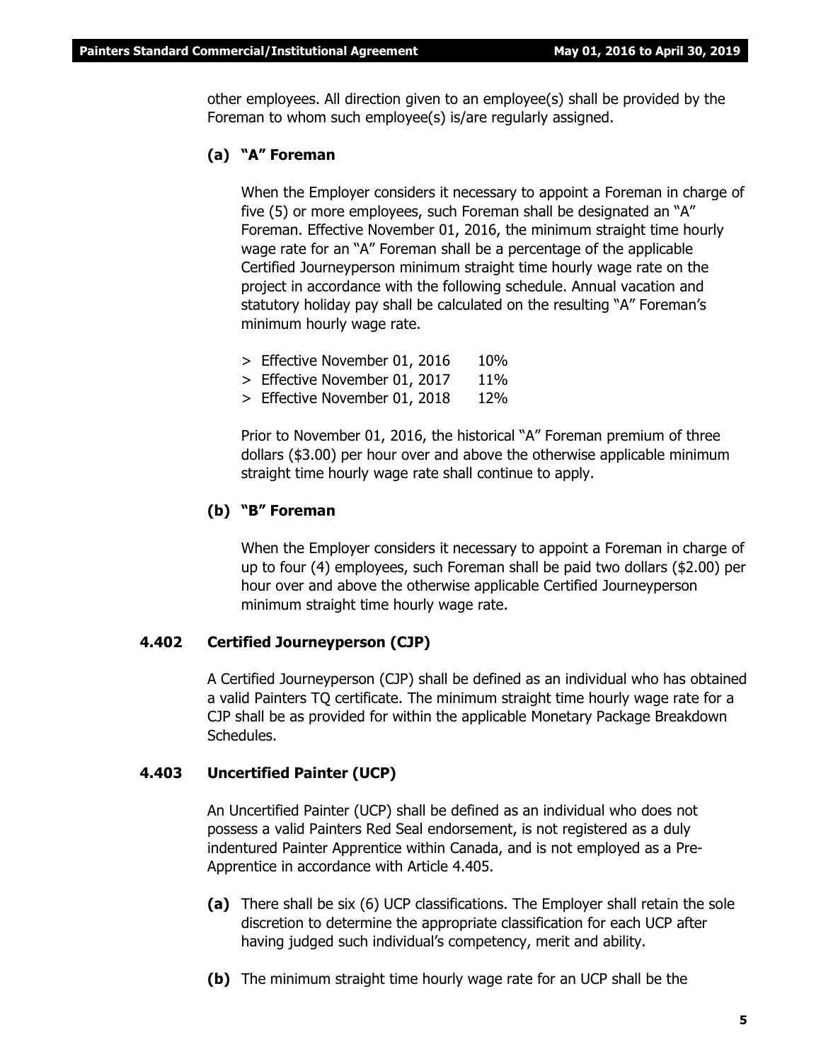other employees. All direction given to an employee(s) shall be provided by the Foreman to whom such employee(s) is/are regularly assigned.

**(a) "A" Foreman**

When the Employer considers it necessary to appoint a Foreman in charge of five (5) or more employees, such Foreman shall be designated an "A" Foreman. Effective November 01, 2016, the minimum straight time hourly wage rate for an "A" Foreman shall be a percentage of the applicable Certified Journeyperson minimum straight time hourly wage rate on the project in accordance with the following schedule. Annual vacation and statutory holiday pay shall be calculated on the resulting "A" Foreman's minimum hourly wage rate.

> Effective November 01, 2016 10%
> Effective November 01, 2017 11%
> Effective November 01, 2018 12%

Prior to November 01, 2016, the historical "A" Foreman premium of three dollars ($3.00) per hour over and above the otherwise applicable minimum straight time hourly wage rate shall continue to apply.

**(b) "B" Foreman**

When the Employer considers it necessary to appoint a Foreman in charge of up to four (4) employees, such Foreman shall be paid two dollars ($2.00) per hour over and above the otherwise applicable Certified Journeyperson minimum straight time hourly wage rate.

### 4.402 Certified Journeyperson (CJP)

A Certified Journeyperson (CJP) shall be defined as an individual who has obtained a valid Painters TQ certificate. The minimum straight time hourly wage rate for a CJP shall be as provided for within the applicable Monetary Package Breakdown Schedules.

### 4.403 Uncertified Painter (UCP)

An Uncertified Painter (UCP) shall be defined as an individual who does not possess a valid Painters Red Seal endorsement, is not registered as a duly indentured Painter Apprentice within Canada, and is not employed as a Pre-Apprentice in accordance with Article 4.405.

**(a)** There shall be six (6) UCP classifications. The Employer shall retain the sole discretion to determine the appropriate classification for each UCP after having judged such individual's competency, merit and ability.

**(b)** The minimum straight time hourly wage rate for an UCP shall be the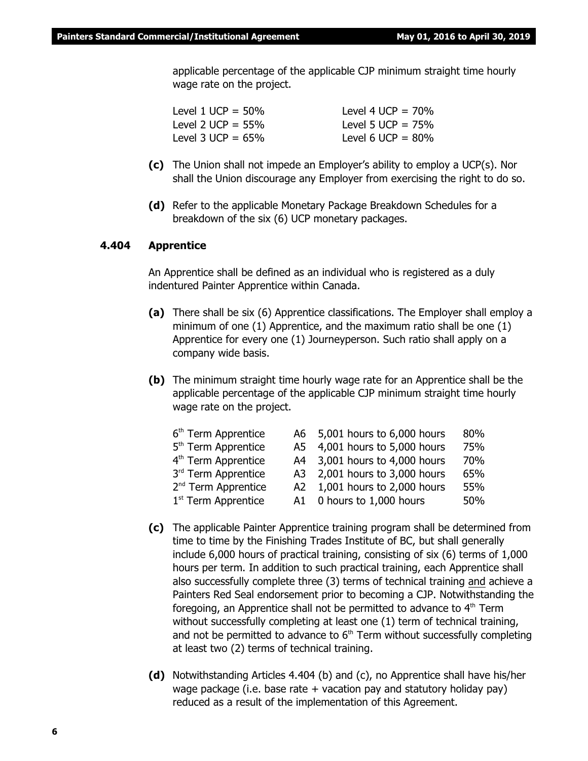applicable percentage of the applicable CJP minimum straight time hourly wage rate on the project.

| | |
|---|---|
| Level 1 UCP = 50% | Level 4 UCP = 70% |
| Level 2 UCP = 55% | Level 5 UCP = 75% |
| Level 3 UCP = 65% | Level 6 UCP = 80% |

**(c)** The Union shall not impede an Employer's ability to employ a UCP(s). Nor shall the Union discourage any Employer from exercising the right to do so.

**(d)** Refer to the applicable Monetary Package Breakdown Schedules for a breakdown of the six (6) UCP monetary packages.

### 4.404 Apprentice

An Apprentice shall be defined as an individual who is registered as a duly indentured Painter Apprentice within Canada.

**(a)** There shall be six (6) Apprentice classifications. The Employer shall employ a minimum of one (1) Apprentice, and the maximum ratio shall be one (1) Apprentice for every one (1) Journeyperson. Such ratio shall apply on a company wide basis.

**(b)** The minimum straight time hourly wage rate for an Apprentice shall be the applicable percentage of the applicable CJP minimum straight time hourly wage rate on the project.

| | | | |
|---|---|---|---|
| 6th Term Apprentice | A6 | 5,001 hours to 6,000 hours | 80% |
| 5th Term Apprentice | A5 | 4,001 hours to 5,000 hours | 75% |
| 4th Term Apprentice | A4 | 3,001 hours to 4,000 hours | 70% |
| 3rd Term Apprentice | A3 | 2,001 hours to 3,000 hours | 65% |
| 2nd Term Apprentice | A2 | 1,001 hours to 2,000 hours | 55% |
| 1st Term Apprentice | A1 | 0 hours to 1,000 hours | 50% |

**(c)** The applicable Painter Apprentice training program shall be determined from time to time by the Finishing Trades Institute of BC, but shall generally include 6,000 hours of practical training, consisting of six (6) terms of 1,000 hours per term. In addition to such practical training, each Apprentice shall also successfully complete three (3) terms of technical training and achieve a Painters Red Seal endorsement prior to becoming a CJP. Notwithstanding the foregoing, an Apprentice shall not be permitted to advance to 4th Term without successfully completing at least one (1) term of technical training, and not be permitted to advance to 6th Term without successfully completing at least two (2) terms of technical training.

**(d)** Notwithstanding Articles 4.404 (b) and (c), no Apprentice shall have his/her wage package (i.e. base rate + vacation pay and statutory holiday pay) reduced as a result of the implementation of this Agreement.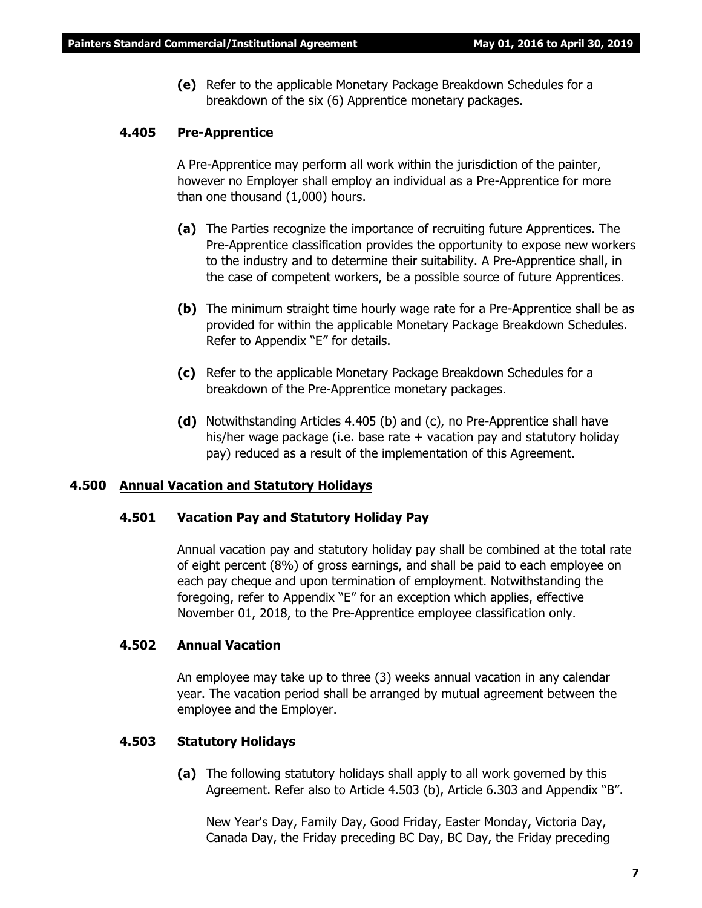**(e)** Refer to the applicable Monetary Package Breakdown Schedules for a breakdown of the six (6) Apprentice monetary packages.

### 4.405 Pre-Apprentice

A Pre-Apprentice may perform all work within the jurisdiction of the painter, however no Employer shall employ an individual as a Pre-Apprentice for more than one thousand (1,000) hours.

**(a)** The Parties recognize the importance of recruiting future Apprentices. The Pre-Apprentice classification provides the opportunity to expose new workers to the industry and to determine their suitability. A Pre-Apprentice shall, in the case of competent workers, be a possible source of future Apprentices.

**(b)** The minimum straight time hourly wage rate for a Pre-Apprentice shall be as provided for within the applicable Monetary Package Breakdown Schedules. Refer to Appendix "E" for details.

**(c)** Refer to the applicable Monetary Package Breakdown Schedules for a breakdown of the Pre-Apprentice monetary packages.

**(d)** Notwithstanding Articles 4.405 (b) and (c), no Pre-Apprentice shall have his/her wage package (i.e. base rate + vacation pay and statutory holiday pay) reduced as a result of the implementation of this Agreement.

## 4.500 Annual Vacation and Statutory Holidays

### 4.501 Vacation Pay and Statutory Holiday Pay

Annual vacation pay and statutory holiday pay shall be combined at the total rate of eight percent (8%) of gross earnings, and shall be paid to each employee on each pay cheque and upon termination of employment. Notwithstanding the foregoing, refer to Appendix "E" for an exception which applies, effective November 01, 2018, to the Pre-Apprentice employee classification only.

### 4.502 Annual Vacation

An employee may take up to three (3) weeks annual vacation in any calendar year. The vacation period shall be arranged by mutual agreement between the employee and the Employer.

### 4.503 Statutory Holidays

**(a)** The following statutory holidays shall apply to all work governed by this Agreement. Refer also to Article 4.503 (b), Article 6.303 and Appendix "B".

New Year's Day, Family Day, Good Friday, Easter Monday, Victoria Day, Canada Day, the Friday preceding BC Day, BC Day, the Friday preceding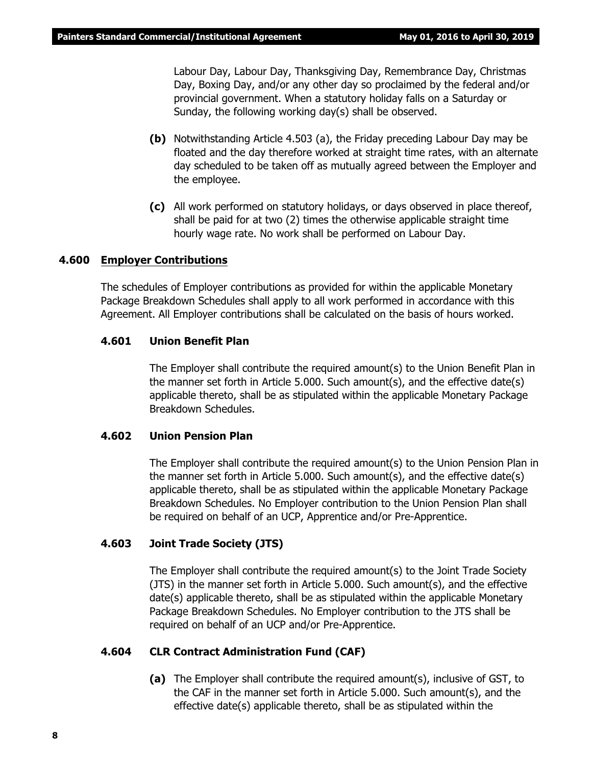Labour Day, Labour Day, Thanksgiving Day, Remembrance Day, Christmas Day, Boxing Day, and/or any other day so proclaimed by the federal and/or provincial government. When a statutory holiday falls on a Saturday or Sunday, the following working day(s) shall be observed.

**(b)** Notwithstanding Article 4.503 (a), the Friday preceding Labour Day may be floated and the day therefore worked at straight time rates, with an alternate day scheduled to be taken off as mutually agreed between the Employer and the employee.

**(c)** All work performed on statutory holidays, or days observed in place thereof, shall be paid for at two (2) times the otherwise applicable straight time hourly wage rate. No work shall be performed on Labour Day.

## 4.600 Employer Contributions

The schedules of Employer contributions as provided for within the applicable Monetary Package Breakdown Schedules shall apply to all work performed in accordance with this Agreement. All Employer contributions shall be calculated on the basis of hours worked.

### 4.601 Union Benefit Plan

The Employer shall contribute the required amount(s) to the Union Benefit Plan in the manner set forth in Article 5.000. Such amount(s), and the effective date(s) applicable thereto, shall be as stipulated within the applicable Monetary Package Breakdown Schedules.

### 4.602 Union Pension Plan

The Employer shall contribute the required amount(s) to the Union Pension Plan in the manner set forth in Article 5.000. Such amount(s), and the effective date(s) applicable thereto, shall be as stipulated within the applicable Monetary Package Breakdown Schedules. No Employer contribution to the Union Pension Plan shall be required on behalf of an UCP, Apprentice and/or Pre-Apprentice.

### 4.603 Joint Trade Society (JTS)

The Employer shall contribute the required amount(s) to the Joint Trade Society (JTS) in the manner set forth in Article 5.000. Such amount(s), and the effective date(s) applicable thereto, shall be as stipulated within the applicable Monetary Package Breakdown Schedules. No Employer contribution to the JTS shall be required on behalf of an UCP and/or Pre-Apprentice.

### 4.604 CLR Contract Administration Fund (CAF)

**(a)** The Employer shall contribute the required amount(s), inclusive of GST, to the CAF in the manner set forth in Article 5.000. Such amount(s), and the effective date(s) applicable thereto, shall be as stipulated within the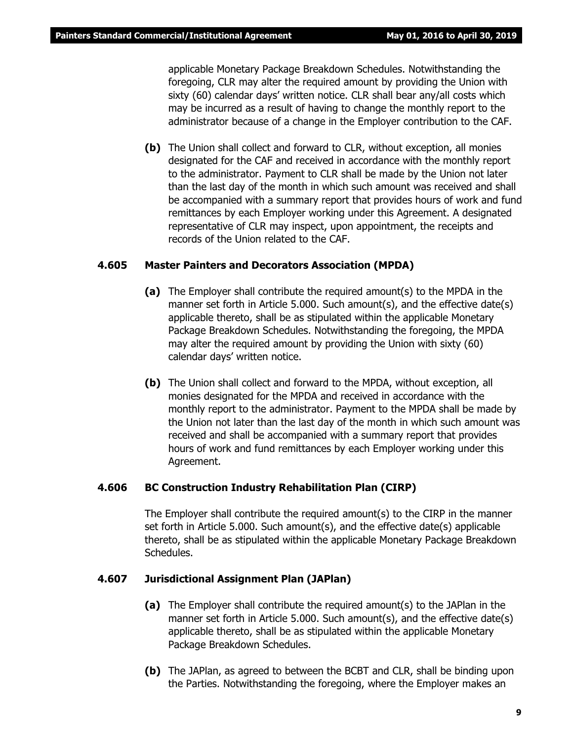applicable Monetary Package Breakdown Schedules. Notwithstanding the foregoing, CLR may alter the required amount by providing the Union with sixty (60) calendar days' written notice. CLR shall bear any/all costs which may be incurred as a result of having to change the monthly report to the administrator because of a change in the Employer contribution to the CAF.

**(b)** The Union shall collect and forward to CLR, without exception, all monies designated for the CAF and received in accordance with the monthly report to the administrator. Payment to CLR shall be made by the Union not later than the last day of the month in which such amount was received and shall be accompanied with a summary report that provides hours of work and fund remittances by each Employer working under this Agreement. A designated representative of CLR may inspect, upon appointment, the receipts and records of the Union related to the CAF.

### 4.605 Master Painters and Decorators Association (MPDA)

**(a)** The Employer shall contribute the required amount(s) to the MPDA in the manner set forth in Article 5.000. Such amount(s), and the effective date(s) applicable thereto, shall be as stipulated within the applicable Monetary Package Breakdown Schedules. Notwithstanding the foregoing, the MPDA may alter the required amount by providing the Union with sixty (60) calendar days' written notice.

**(b)** The Union shall collect and forward to the MPDA, without exception, all monies designated for the MPDA and received in accordance with the monthly report to the administrator. Payment to the MPDA shall be made by the Union not later than the last day of the month in which such amount was received and shall be accompanied with a summary report that provides hours of work and fund remittances by each Employer working under this Agreement.

### 4.606 BC Construction Industry Rehabilitation Plan (CIRP)

The Employer shall contribute the required amount(s) to the CIRP in the manner set forth in Article 5.000. Such amount(s), and the effective date(s) applicable thereto, shall be as stipulated within the applicable Monetary Package Breakdown Schedules.

### 4.607 Jurisdictional Assignment Plan (JAPlan)

**(a)** The Employer shall contribute the required amount(s) to the JAPlan in the manner set forth in Article 5.000. Such amount(s), and the effective date(s) applicable thereto, shall be as stipulated within the applicable Monetary Package Breakdown Schedules.

**(b)** The JAPlan, as agreed to between the BCBT and CLR, shall be binding upon the Parties. Notwithstanding the foregoing, where the Employer makes an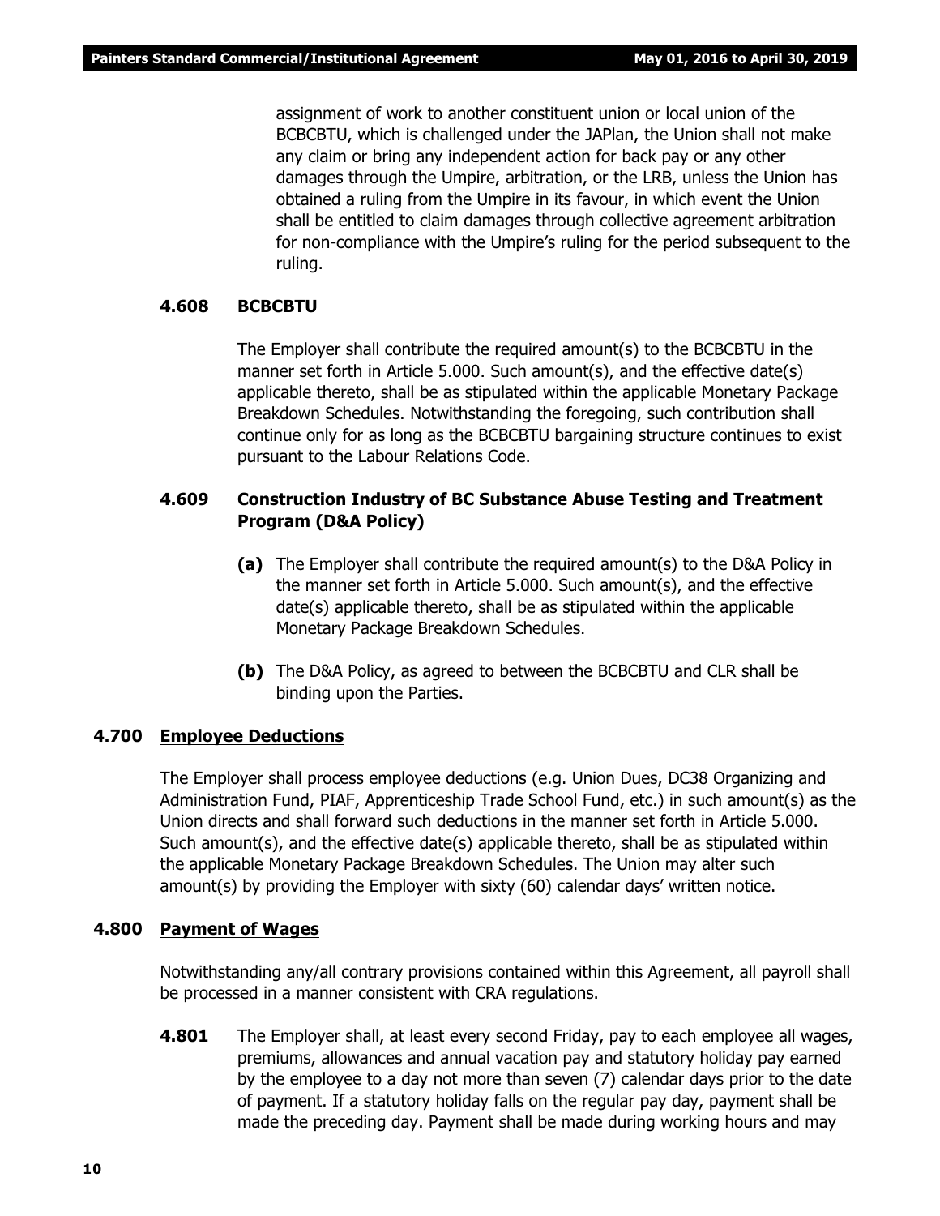assignment of work to another constituent union or local union of the BCBCBTU, which is challenged under the JAPlan, the Union shall not make any claim or bring any independent action for back pay or any other damages through the Umpire, arbitration, or the LRB, unless the Union has obtained a ruling from the Umpire in its favour, in which event the Union shall be entitled to claim damages through collective agreement arbitration for non-compliance with the Umpire's ruling for the period subsequent to the ruling.

#### 4.608 BCBCBTU

The Employer shall contribute the required amount(s) to the BCBCBTU in the manner set forth in Article 5.000. Such amount(s), and the effective date(s) applicable thereto, shall be as stipulated within the applicable Monetary Package Breakdown Schedules. Notwithstanding the foregoing, such contribution shall continue only for as long as the BCBCBTU bargaining structure continues to exist pursuant to the Labour Relations Code.

#### 4.609 Construction Industry of BC Substance Abuse Testing and Treatment Program (D&A Policy)

**(a)** The Employer shall contribute the required amount(s) to the D&A Policy in the manner set forth in Article 5.000. Such amount(s), and the effective date(s) applicable thereto, shall be as stipulated within the applicable Monetary Package Breakdown Schedules.

**(b)** The D&A Policy, as agreed to between the BCBCBTU and CLR shall be binding upon the Parties.

### 4.700 Employee Deductions

The Employer shall process employee deductions (e.g. Union Dues, DC38 Organizing and Administration Fund, PIAF, Apprenticeship Trade School Fund, etc.) in such amount(s) as the Union directs and shall forward such deductions in the manner set forth in Article 5.000. Such amount(s), and the effective date(s) applicable thereto, shall be as stipulated within the applicable Monetary Package Breakdown Schedules. The Union may alter such amount(s) by providing the Employer with sixty (60) calendar days' written notice.

### 4.800 Payment of Wages

Notwithstanding any/all contrary provisions contained within this Agreement, all payroll shall be processed in a manner consistent with CRA regulations.

**4.801** The Employer shall, at least every second Friday, pay to each employee all wages, premiums, allowances and annual vacation pay and statutory holiday pay earned by the employee to a day not more than seven (7) calendar days prior to the date of payment. If a statutory holiday falls on the regular pay day, payment shall be made the preceding day. Payment shall be made during working hours and may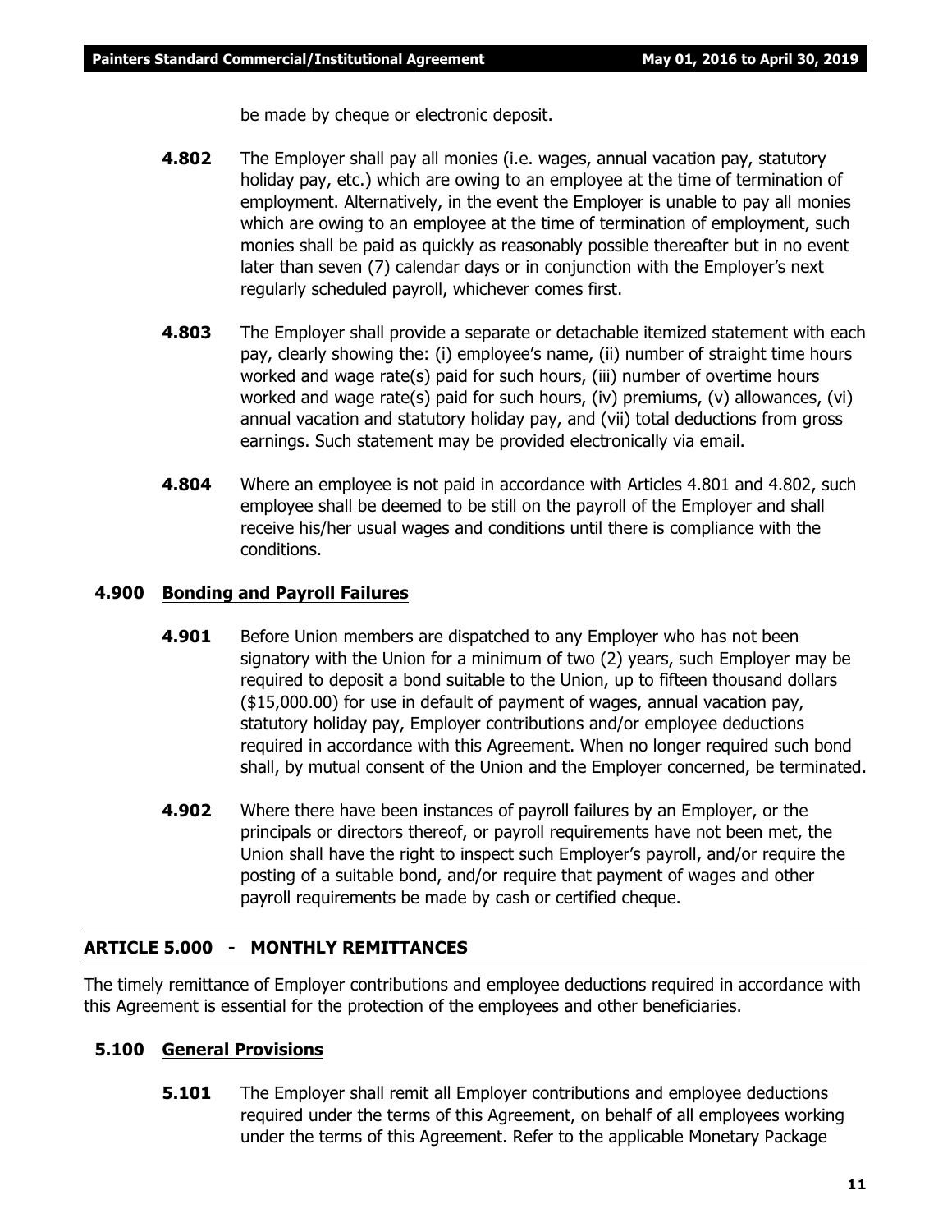be made by cheque or electronic deposit.

**4.802** The Employer shall pay all monies (i.e. wages, annual vacation pay, statutory holiday pay, etc.) which are owing to an employee at the time of termination of employment. Alternatively, in the event the Employer is unable to pay all monies which are owing to an employee at the time of termination of employment, such monies shall be paid as quickly as reasonably possible thereafter but in no event later than seven (7) calendar days or in conjunction with the Employer's next regularly scheduled payroll, whichever comes first.

**4.803** The Employer shall provide a separate or detachable itemized statement with each pay, clearly showing the: (i) employee's name, (ii) number of straight time hours worked and wage rate(s) paid for such hours, (iii) number of overtime hours worked and wage rate(s) paid for such hours, (iv) premiums, (v) allowances, (vi) annual vacation and statutory holiday pay, and (vii) total deductions from gross earnings. Such statement may be provided electronically via email.

**4.804** Where an employee is not paid in accordance with Articles 4.801 and 4.802, such employee shall be deemed to be still on the payroll of the Employer and shall receive his/her usual wages and conditions until there is compliance with the conditions.

### 4.900 Bonding and Payroll Failures

**4.901** Before Union members are dispatched to any Employer who has not been signatory with the Union for a minimum of two (2) years, such Employer may be required to deposit a bond suitable to the Union, up to fifteen thousand dollars ($15,000.00) for use in default of payment of wages, annual vacation pay, statutory holiday pay, Employer contributions and/or employee deductions required in accordance with this Agreement. When no longer required such bond shall, by mutual consent of the Union and the Employer concerned, be terminated.

**4.902** Where there have been instances of payroll failures by an Employer, or the principals or directors thereof, or payroll requirements have not been met, the Union shall have the right to inspect such Employer's payroll, and/or require the posting of a suitable bond, and/or require that payment of wages and other payroll requirements be made by cash or certified cheque.

## ARTICLE 5.000 - MONTHLY REMITTANCES

The timely remittance of Employer contributions and employee deductions required in accordance with this Agreement is essential for the protection of the employees and other beneficiaries.

### 5.100 General Provisions

**5.101** The Employer shall remit all Employer contributions and employee deductions required under the terms of this Agreement, on behalf of all employees working under the terms of this Agreement. Refer to the applicable Monetary Package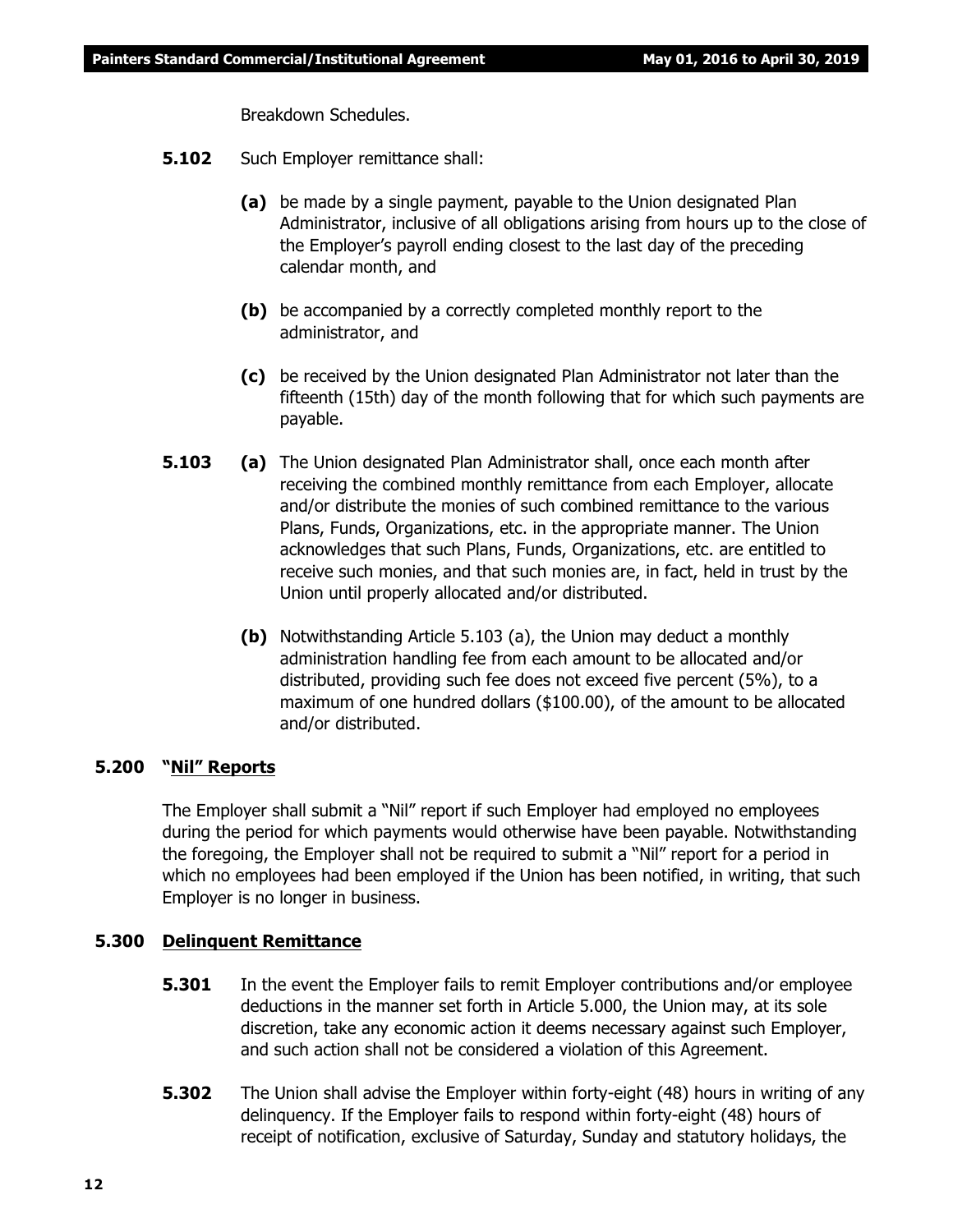Breakdown Schedules.

**5.102** Such Employer remittance shall:

**(a)** be made by a single payment, payable to the Union designated Plan Administrator, inclusive of all obligations arising from hours up to the close of the Employer's payroll ending closest to the last day of the preceding calendar month, and

**(b)** be accompanied by a correctly completed monthly report to the administrator, and

**(c)** be received by the Union designated Plan Administrator not later than the fifteenth (15th) day of the month following that for which such payments are payable.

**5.103** **(a)** The Union designated Plan Administrator shall, once each month after receiving the combined monthly remittance from each Employer, allocate and/or distribute the monies of such combined remittance to the various Plans, Funds, Organizations, etc. in the appropriate manner. The Union acknowledges that such Plans, Funds, Organizations, etc. are entitled to receive such monies, and that such monies are, in fact, held in trust by the Union until properly allocated and/or distributed.

**(b)** Notwithstanding Article 5.103 (a), the Union may deduct a monthly administration handling fee from each amount to be allocated and/or distributed, providing such fee does not exceed five percent (5%), to a maximum of one hundred dollars ($100.00), of the amount to be allocated and/or distributed.

### 5.200 "Nil" Reports

The Employer shall submit a "Nil" report if such Employer had employed no employees during the period for which payments would otherwise have been payable. Notwithstanding the foregoing, the Employer shall not be required to submit a "Nil" report for a period in which no employees had been employed if the Union has been notified, in writing, that such Employer is no longer in business.

### 5.300 Delinquent Remittance

**5.301** In the event the Employer fails to remit Employer contributions and/or employee deductions in the manner set forth in Article 5.000, the Union may, at its sole discretion, take any economic action it deems necessary against such Employer, and such action shall not be considered a violation of this Agreement.

**5.302** The Union shall advise the Employer within forty-eight (48) hours in writing of any delinquency. If the Employer fails to respond within forty-eight (48) hours of receipt of notification, exclusive of Saturday, Sunday and statutory holidays, the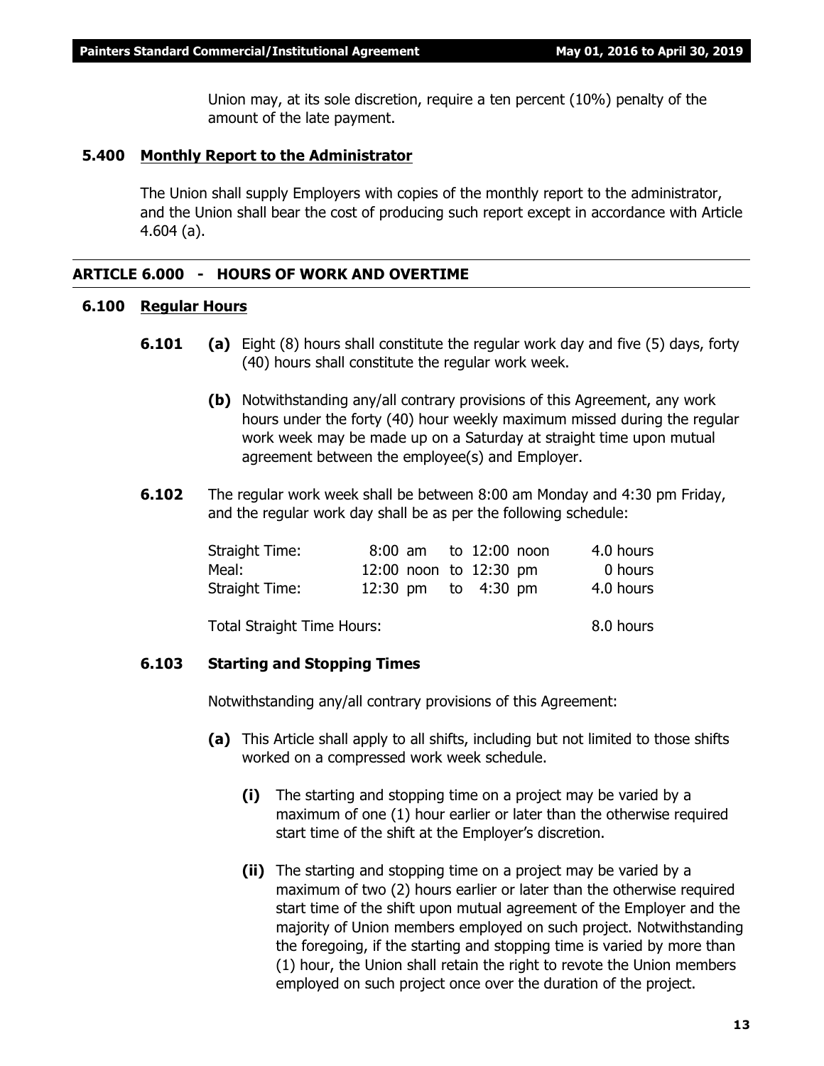Union may, at its sole discretion, require a ten percent (10%) penalty of the amount of the late payment.

### 5.400 Monthly Report to the Administrator

The Union shall supply Employers with copies of the monthly report to the administrator, and the Union shall bear the cost of producing such report except in accordance with Article 4.604 (a).

## ARTICLE 6.000 - HOURS OF WORK AND OVERTIME

### 6.100 Regular Hours

**6.101** **(a)** Eight (8) hours shall constitute the regular work day and five (5) days, forty (40) hours shall constitute the regular work week.

**(b)** Notwithstanding any/all contrary provisions of this Agreement, any work hours under the forty (40) hour weekly maximum missed during the regular work week may be made up on a Saturday at straight time upon mutual agreement between the employee(s) and Employer.

**6.102** The regular work week shall be between 8:00 am Monday and 4:30 pm Friday, and the regular work day shall be as per the following schedule:

| | | |
|---|---|---|
| Straight Time: | 8:00 am to 12:00 noon | 4.0 hours |
| Meal: | 12:00 noon to 12:30 pm | 0 hours |
| Straight Time: | 12:30 pm to 4:30 pm | 4.0 hours |
| Total Straight Time Hours: | | 8.0 hours |

**6.103 Starting and Stopping Times**

Notwithstanding any/all contrary provisions of this Agreement:

**(a)** This Article shall apply to all shifts, including but not limited to those shifts worked on a compressed work week schedule.

**(i)** The starting and stopping time on a project may be varied by a maximum of one (1) hour earlier or later than the otherwise required start time of the shift at the Employer's discretion.

**(ii)** The starting and stopping time on a project may be varied by a maximum of two (2) hours earlier or later than the otherwise required start time of the shift upon mutual agreement of the Employer and the majority of Union members employed on such project. Notwithstanding the foregoing, if the starting and stopping time is varied by more than (1) hour, the Union shall retain the right to revote the Union members employed on such project once over the duration of the project.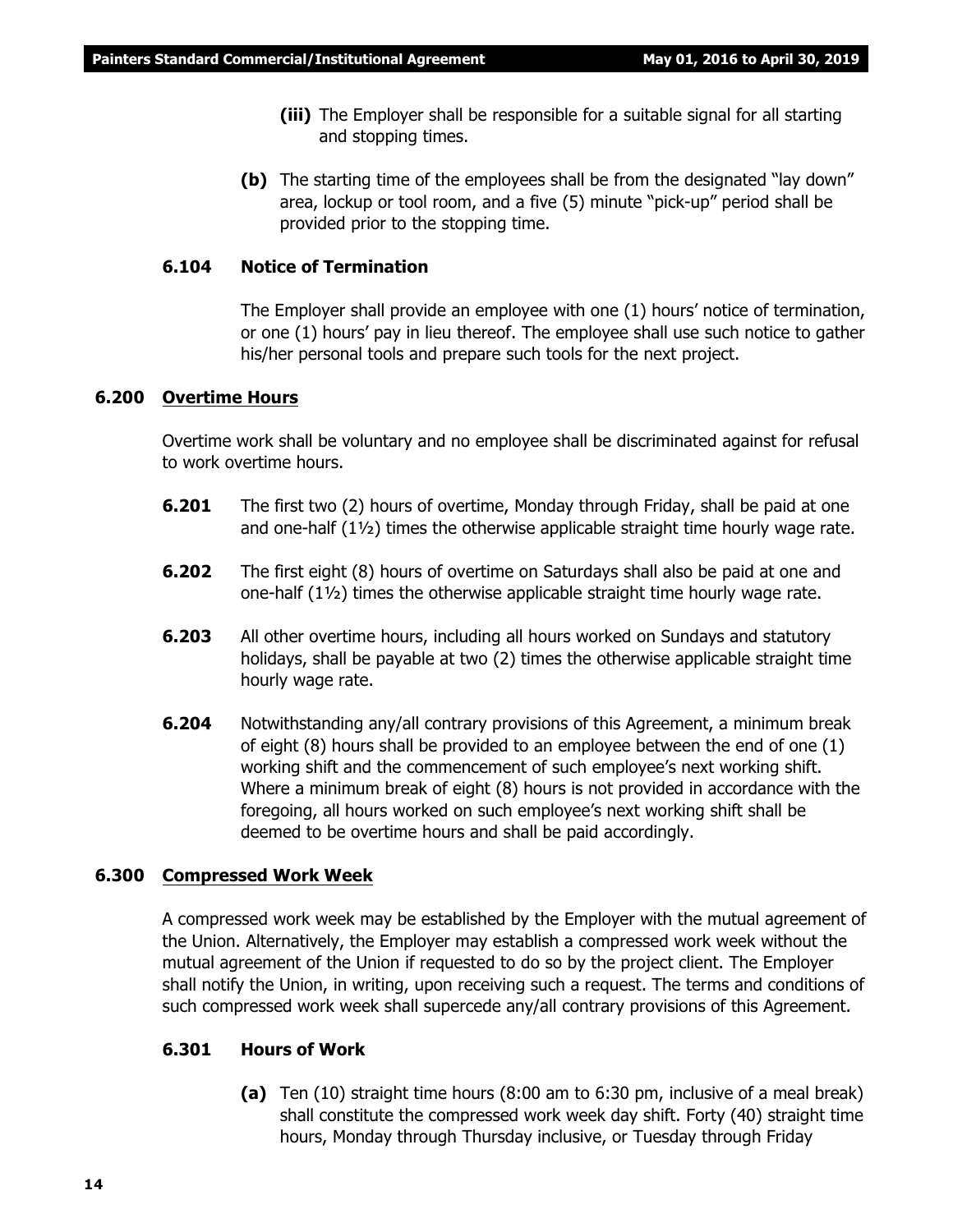**(iii)** The Employer shall be responsible for a suitable signal for all starting and stopping times.

**(b)** The starting time of the employees shall be from the designated "lay down" area, lockup or tool room, and a five (5) minute "pick-up" period shall be provided prior to the stopping time.

### 6.104 Notice of Termination

The Employer shall provide an employee with one (1) hours' notice of termination, or one (1) hours' pay in lieu thereof. The employee shall use such notice to gather his/her personal tools and prepare such tools for the next project.

## 6.200 Overtime Hours

Overtime work shall be voluntary and no employee shall be discriminated against for refusal to work overtime hours.

**6.201** The first two (2) hours of overtime, Monday through Friday, shall be paid at one and one-half (1½) times the otherwise applicable straight time hourly wage rate.

**6.202** The first eight (8) hours of overtime on Saturdays shall also be paid at one and one-half (1½) times the otherwise applicable straight time hourly wage rate.

**6.203** All other overtime hours, including all hours worked on Sundays and statutory holidays, shall be payable at two (2) times the otherwise applicable straight time hourly wage rate.

**6.204** Notwithstanding any/all contrary provisions of this Agreement, a minimum break of eight (8) hours shall be provided to an employee between the end of one (1) working shift and the commencement of such employee's next working shift. Where a minimum break of eight (8) hours is not provided in accordance with the foregoing, all hours worked on such employee's next working shift shall be deemed to be overtime hours and shall be paid accordingly.

## 6.300 Compressed Work Week

A compressed work week may be established by the Employer with the mutual agreement of the Union. Alternatively, the Employer may establish a compressed work week without the mutual agreement of the Union if requested to do so by the project client. The Employer shall notify the Union, in writing, upon receiving such a request. The terms and conditions of such compressed work week shall supercede any/all contrary provisions of this Agreement.

### 6.301 Hours of Work

**(a)** Ten (10) straight time hours (8:00 am to 6:30 pm, inclusive of a meal break) shall constitute the compressed work week day shift. Forty (40) straight time hours, Monday through Thursday inclusive, or Tuesday through Friday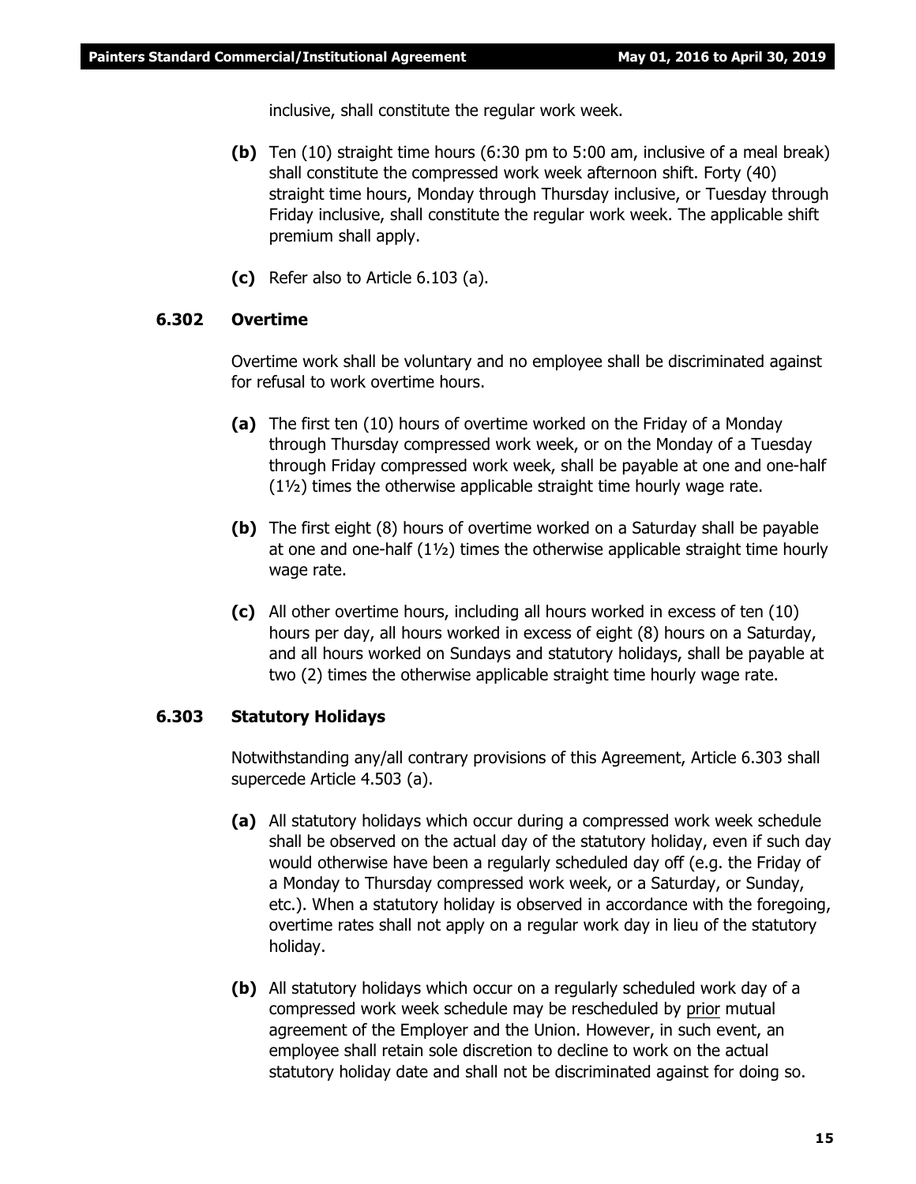inclusive, shall constitute the regular work week.

**(b)** Ten (10) straight time hours (6:30 pm to 5:00 am, inclusive of a meal break) shall constitute the compressed work week afternoon shift. Forty (40) straight time hours, Monday through Thursday inclusive, or Tuesday through Friday inclusive, shall constitute the regular work week. The applicable shift premium shall apply.

**(c)** Refer also to Article 6.103 (a).

### 6.302 Overtime

Overtime work shall be voluntary and no employee shall be discriminated against for refusal to work overtime hours.

**(a)** The first ten (10) hours of overtime worked on the Friday of a Monday through Thursday compressed work week, or on the Monday of a Tuesday through Friday compressed work week, shall be payable at one and one-half (1½) times the otherwise applicable straight time hourly wage rate.

**(b)** The first eight (8) hours of overtime worked on a Saturday shall be payable at one and one-half (1½) times the otherwise applicable straight time hourly wage rate.

**(c)** All other overtime hours, including all hours worked in excess of ten (10) hours per day, all hours worked in excess of eight (8) hours on a Saturday, and all hours worked on Sundays and statutory holidays, shall be payable at two (2) times the otherwise applicable straight time hourly wage rate.

### 6.303 Statutory Holidays

Notwithstanding any/all contrary provisions of this Agreement, Article 6.303 shall supercede Article 4.503 (a).

**(a)** All statutory holidays which occur during a compressed work week schedule shall be observed on the actual day of the statutory holiday, even if such day would otherwise have been a regularly scheduled day off (e.g. the Friday of a Monday to Thursday compressed work week, or a Saturday, or Sunday, etc.). When a statutory holiday is observed in accordance with the foregoing, overtime rates shall not apply on a regular work day in lieu of the statutory holiday.

**(b)** All statutory holidays which occur on a regularly scheduled work day of a compressed work week schedule may be rescheduled by prior mutual agreement of the Employer and the Union. However, in such event, an employee shall retain sole discretion to decline to work on the actual statutory holiday date and shall not be discriminated against for doing so.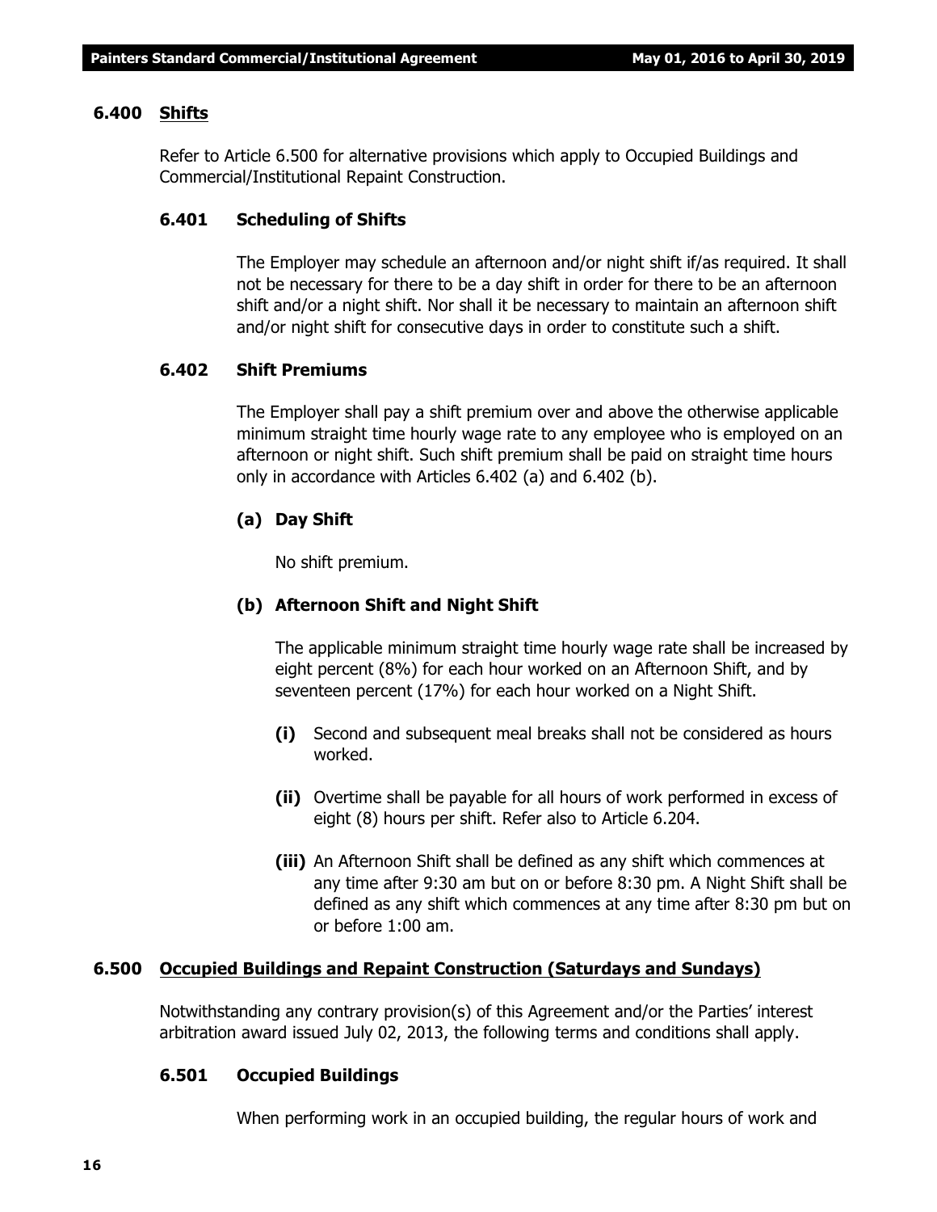### 6.400 Shifts

Refer to Article 6.500 for alternative provisions which apply to Occupied Buildings and Commercial/Institutional Repaint Construction.

#### 6.401 Scheduling of Shifts

The Employer may schedule an afternoon and/or night shift if/as required. It shall not be necessary for there to be a day shift in order for there to be an afternoon shift and/or a night shift. Nor shall it be necessary to maintain an afternoon shift and/or night shift for consecutive days in order to constitute such a shift.

#### 6.402 Shift Premiums

The Employer shall pay a shift premium over and above the otherwise applicable minimum straight time hourly wage rate to any employee who is employed on an afternoon or night shift. Such shift premium shall be paid on straight time hours only in accordance with Articles 6.402 (a) and 6.402 (b).

**(a) Day Shift**

No shift premium.

**(b) Afternoon Shift and Night Shift**

The applicable minimum straight time hourly wage rate shall be increased by eight percent (8%) for each hour worked on an Afternoon Shift, and by seventeen percent (17%) for each hour worked on a Night Shift.

- **(i)** Second and subsequent meal breaks shall not be considered as hours worked.
- **(ii)** Overtime shall be payable for all hours of work performed in excess of eight (8) hours per shift. Refer also to Article 6.204.
- **(iii)** An Afternoon Shift shall be defined as any shift which commences at any time after 9:30 am but on or before 8:30 pm. A Night Shift shall be defined as any shift which commences at any time after 8:30 pm but on or before 1:00 am.

### 6.500 Occupied Buildings and Repaint Construction (Saturdays and Sundays)

Notwithstanding any contrary provision(s) of this Agreement and/or the Parties' interest arbitration award issued July 02, 2013, the following terms and conditions shall apply.

#### 6.501 Occupied Buildings

When performing work in an occupied building, the regular hours of work and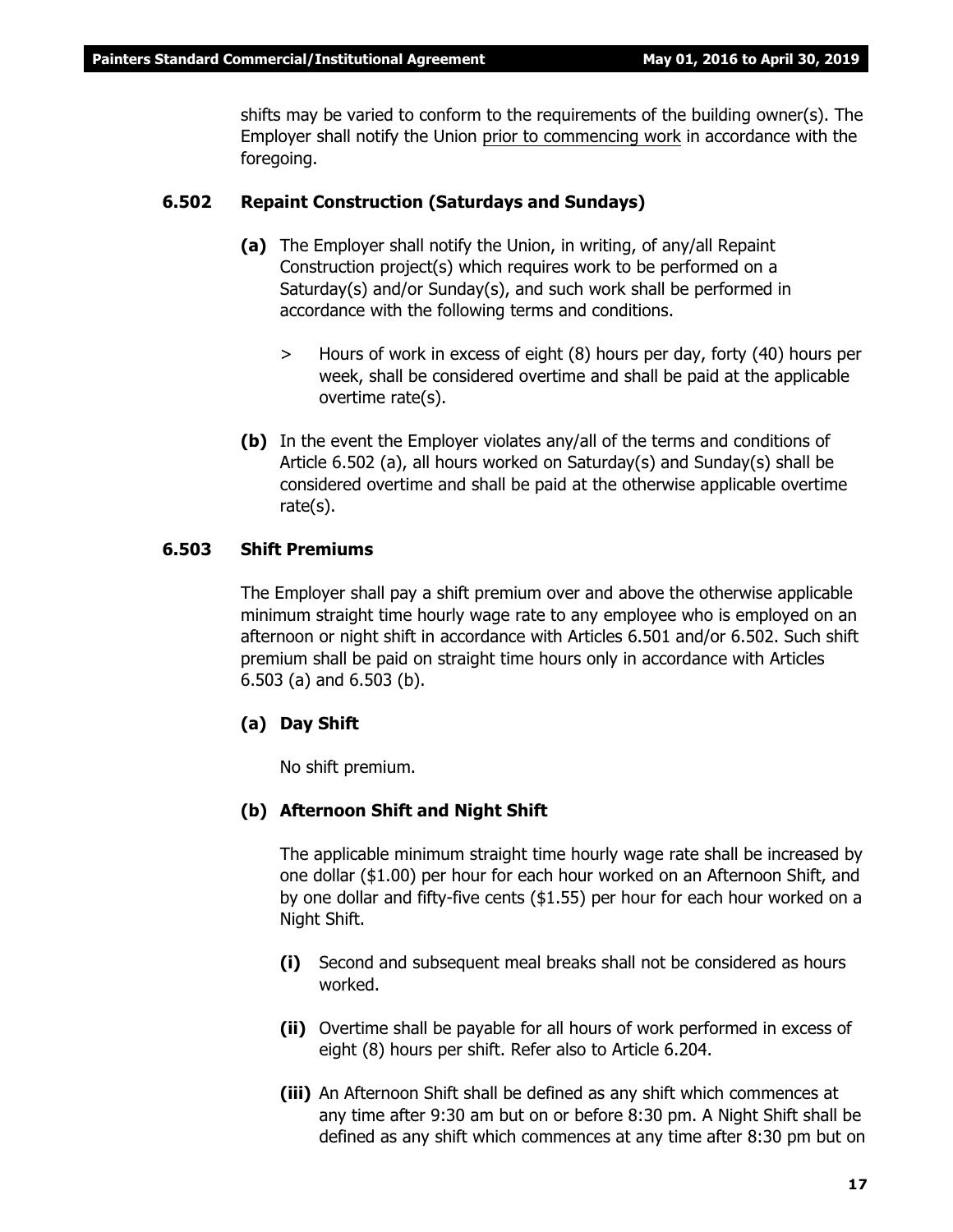shifts may be varied to conform to the requirements of the building owner(s). The Employer shall notify the Union prior to commencing work in accordance with the foregoing.

### 6.502 Repaint Construction (Saturdays and Sundays)

**(a)** The Employer shall notify the Union, in writing, of any/all Repaint Construction project(s) which requires work to be performed on a Saturday(s) and/or Sunday(s), and such work shall be performed in accordance with the following terms and conditions.

> Hours of work in excess of eight (8) hours per day, forty (40) hours per week, shall be considered overtime and shall be paid at the applicable overtime rate(s).

**(b)** In the event the Employer violates any/all of the terms and conditions of Article 6.502 (a), all hours worked on Saturday(s) and Sunday(s) shall be considered overtime and shall be paid at the otherwise applicable overtime rate(s).

### 6.503 Shift Premiums

The Employer shall pay a shift premium over and above the otherwise applicable minimum straight time hourly wage rate to any employee who is employed on an afternoon or night shift in accordance with Articles 6.501 and/or 6.502. Such shift premium shall be paid on straight time hours only in accordance with Articles 6.503 (a) and 6.503 (b).

**(a) Day Shift**

No shift premium.

**(b) Afternoon Shift and Night Shift**

The applicable minimum straight time hourly wage rate shall be increased by one dollar ($1.00) per hour for each hour worked on an Afternoon Shift, and by one dollar and fifty-five cents ($1.55) per hour for each hour worked on a Night Shift.

**(i)** Second and subsequent meal breaks shall not be considered as hours worked.

**(ii)** Overtime shall be payable for all hours of work performed in excess of eight (8) hours per shift. Refer also to Article 6.204.

**(iii)** An Afternoon Shift shall be defined as any shift which commences at any time after 9:30 am but on or before 8:30 pm. A Night Shift shall be defined as any shift which commences at any time after 8:30 pm but on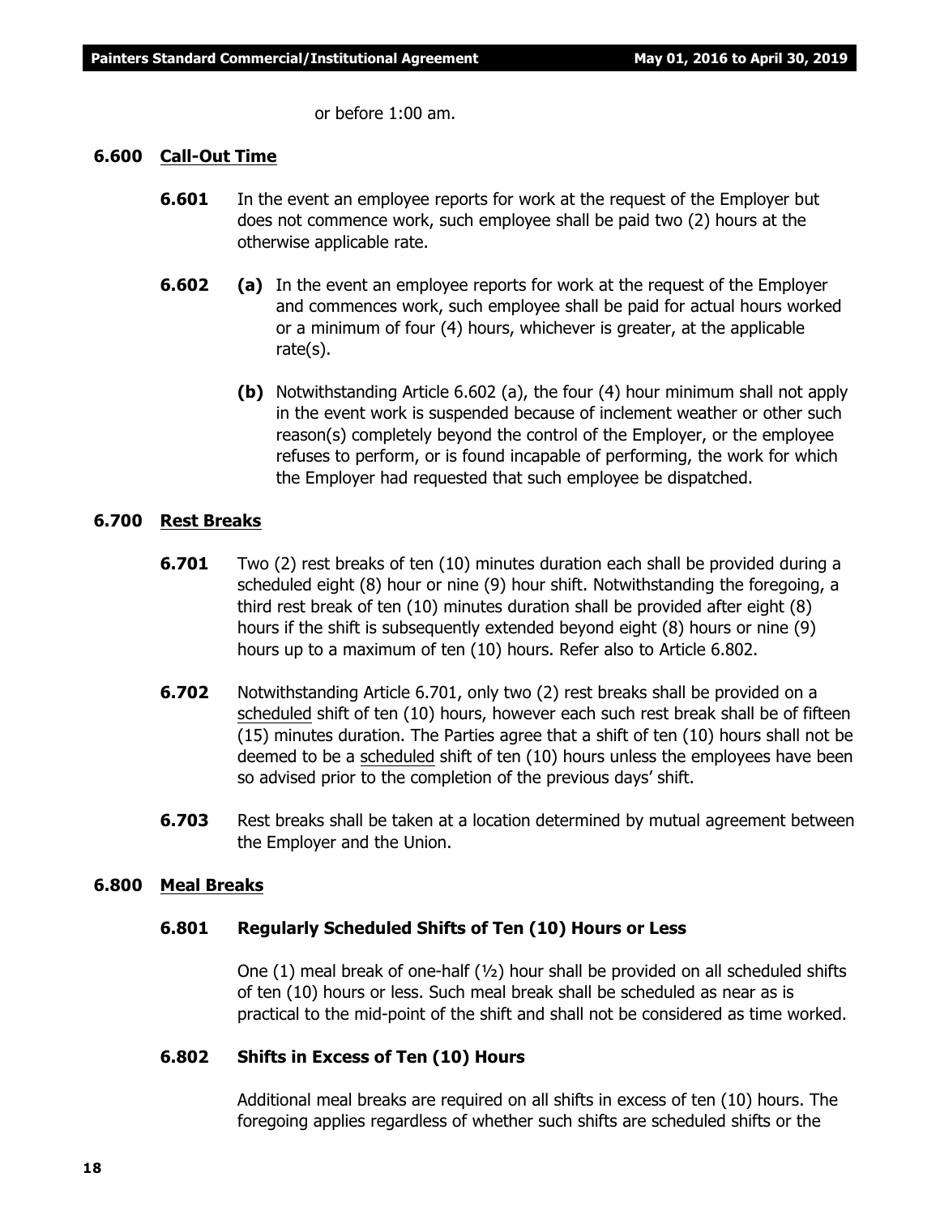or before 1:00 am.

**6.600 Call-Out Time**

**6.601** In the event an employee reports for work at the request of the Employer but does not commence work, such employee shall be paid two (2) hours at the otherwise applicable rate.

**6.602** **(a)** In the event an employee reports for work at the request of the Employer and commences work, such employee shall be paid for actual hours worked or a minimum of four (4) hours, whichever is greater, at the applicable rate(s).

**(b)** Notwithstanding Article 6.602 (a), the four (4) hour minimum shall not apply in the event work is suspended because of inclement weather or other such reason(s) completely beyond the control of the Employer, or the employee refuses to perform, or is found incapable of performing, the work for which the Employer had requested that such employee be dispatched.

**6.700 Rest Breaks**

**6.701** Two (2) rest breaks of ten (10) minutes duration each shall be provided during a scheduled eight (8) hour or nine (9) hour shift. Notwithstanding the foregoing, a third rest break of ten (10) minutes duration shall be provided after eight (8) hours if the shift is subsequently extended beyond eight (8) hours or nine (9) hours up to a maximum of ten (10) hours. Refer also to Article 6.802.

**6.702** Notwithstanding Article 6.701, only two (2) rest breaks shall be provided on a scheduled shift of ten (10) hours, however each such rest break shall be of fifteen (15) minutes duration. The Parties agree that a shift of ten (10) hours shall not be deemed to be a scheduled shift of ten (10) hours unless the employees have been so advised prior to the completion of the previous days' shift.

**6.703** Rest breaks shall be taken at a location determined by mutual agreement between the Employer and the Union.

**6.800 Meal Breaks**

**6.801 Regularly Scheduled Shifts of Ten (10) Hours or Less**

One (1) meal break of one-half (½) hour shall be provided on all scheduled shifts of ten (10) hours or less. Such meal break shall be scheduled as near as is practical to the mid-point of the shift and shall not be considered as time worked.

**6.802 Shifts in Excess of Ten (10) Hours**

Additional meal breaks are required on all shifts in excess of ten (10) hours. The foregoing applies regardless of whether such shifts are scheduled shifts or the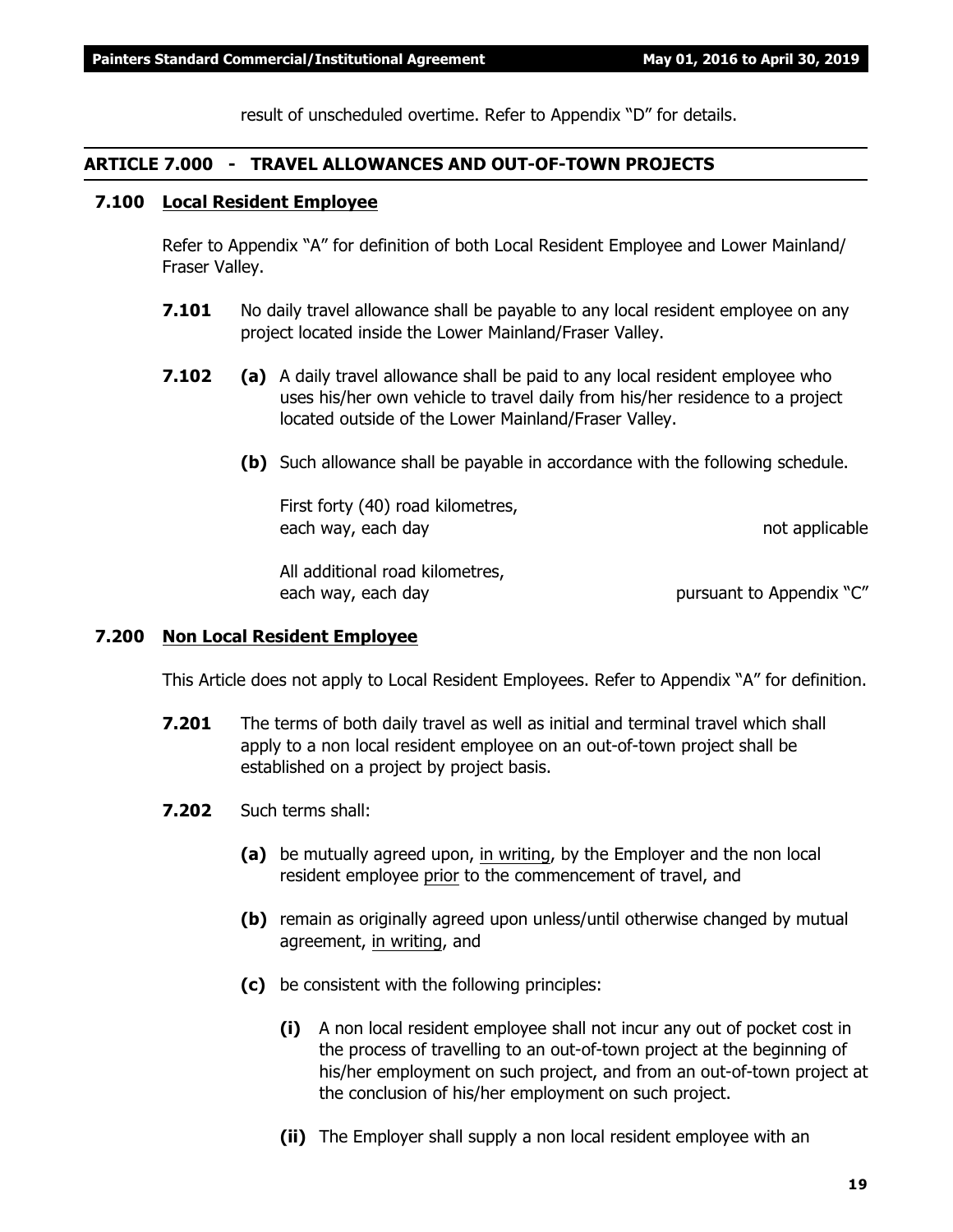result of unscheduled overtime. Refer to Appendix "D" for details.

## ARTICLE 7.000 - TRAVEL ALLOWANCES AND OUT-OF-TOWN PROJECTS

### 7.100 Local Resident Employee

Refer to Appendix "A" for definition of both Local Resident Employee and Lower Mainland/ Fraser Valley.

**7.101** No daily travel allowance shall be payable to any local resident employee on any project located inside the Lower Mainland/Fraser Valley.

**7.102** **(a)** A daily travel allowance shall be paid to any local resident employee who uses his/her own vehicle to travel daily from his/her residence to a project located outside of the Lower Mainland/Fraser Valley.

**(b)** Such allowance shall be payable in accordance with the following schedule.

| | |
|---|---|
| First forty (40) road kilometres, each way, each day | not applicable |
| All additional road kilometres, each way, each day | pursuant to Appendix "C" |

### 7.200 Non Local Resident Employee

This Article does not apply to Local Resident Employees. Refer to Appendix "A" for definition.

**7.201** The terms of both daily travel as well as initial and terminal travel which shall apply to a non local resident employee on an out-of-town project shall be established on a project by project basis.

**7.202** Such terms shall:

**(a)** be mutually agreed upon, in writing, by the Employer and the non local resident employee prior to the commencement of travel, and

**(b)** remain as originally agreed upon unless/until otherwise changed by mutual agreement, in writing, and

**(c)** be consistent with the following principles:

**(i)** A non local resident employee shall not incur any out of pocket cost in the process of travelling to an out-of-town project at the beginning of his/her employment on such project, and from an out-of-town project at the conclusion of his/her employment on such project.

**(ii)** The Employer shall supply a non local resident employee with an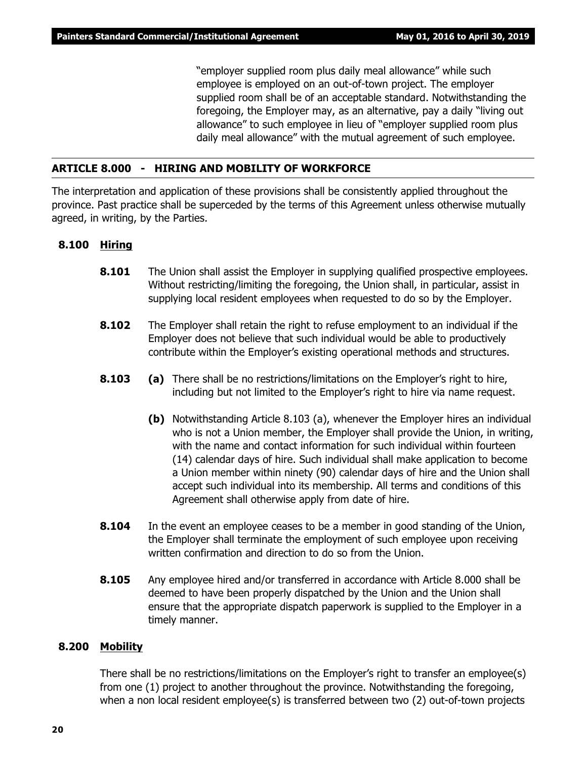"employer supplied room plus daily meal allowance" while such employee is employed on an out-of-town project. The employer supplied room shall be of an acceptable standard. Notwithstanding the foregoing, the Employer may, as an alternative, pay a daily "living out allowance" to such employee in lieu of "employer supplied room plus daily meal allowance" with the mutual agreement of such employee.

## ARTICLE 8.000 - HIRING AND MOBILITY OF WORKFORCE

The interpretation and application of these provisions shall be consistently applied throughout the province. Past practice shall be superceded by the terms of this Agreement unless otherwise mutually agreed, in writing, by the Parties.

### 8.100 Hiring

**8.101** The Union shall assist the Employer in supplying qualified prospective employees. Without restricting/limiting the foregoing, the Union shall, in particular, assist in supplying local resident employees when requested to do so by the Employer.

**8.102** The Employer shall retain the right to refuse employment to an individual if the Employer does not believe that such individual would be able to productively contribute within the Employer's existing operational methods and structures.

**8.103** **(a)** There shall be no restrictions/limitations on the Employer's right to hire, including but not limited to the Employer's right to hire via name request.

**(b)** Notwithstanding Article 8.103 (a), whenever the Employer hires an individual who is not a Union member, the Employer shall provide the Union, in writing, with the name and contact information for such individual within fourteen (14) calendar days of hire. Such individual shall make application to become a Union member within ninety (90) calendar days of hire and the Union shall accept such individual into its membership. All terms and conditions of this Agreement shall otherwise apply from date of hire.

**8.104** In the event an employee ceases to be a member in good standing of the Union, the Employer shall terminate the employment of such employee upon receiving written confirmation and direction to do so from the Union.

**8.105** Any employee hired and/or transferred in accordance with Article 8.000 shall be deemed to have been properly dispatched by the Union and the Union shall ensure that the appropriate dispatch paperwork is supplied to the Employer in a timely manner.

### 8.200 Mobility

There shall be no restrictions/limitations on the Employer's right to transfer an employee(s) from one (1) project to another throughout the province. Notwithstanding the foregoing, when a non local resident employee(s) is transferred between two (2) out-of-town projects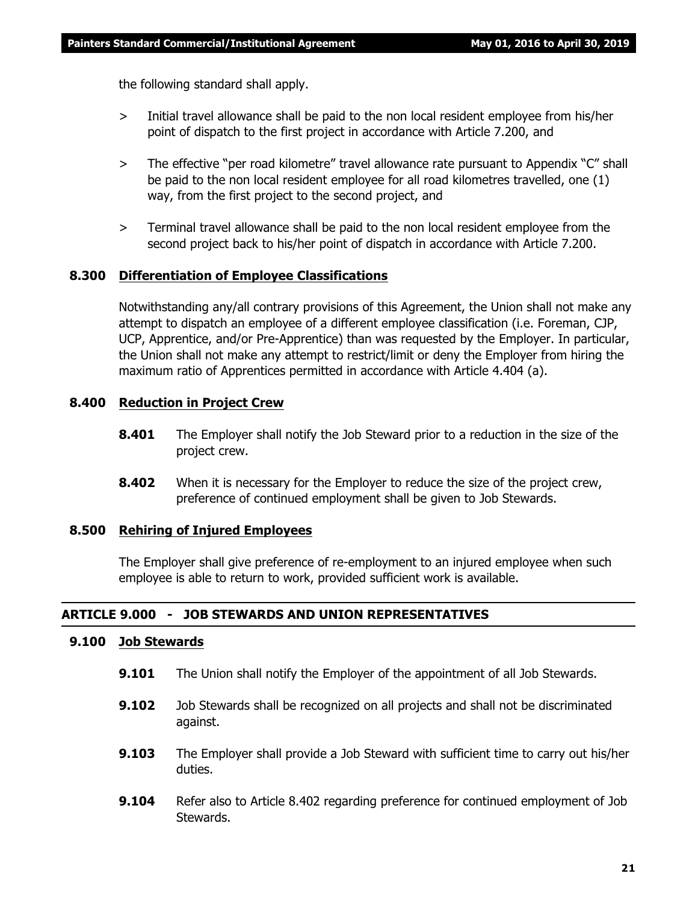the following standard shall apply.

> Initial travel allowance shall be paid to the non local resident employee from his/her point of dispatch to the first project in accordance with Article 7.200, and

> The effective "per road kilometre" travel allowance rate pursuant to Appendix "C" shall be paid to the non local resident employee for all road kilometres travelled, one (1) way, from the first project to the second project, and

> Terminal travel allowance shall be paid to the non local resident employee from the second project back to his/her point of dispatch in accordance with Article 7.200.

### 8.300 Differentiation of Employee Classifications

Notwithstanding any/all contrary provisions of this Agreement, the Union shall not make any attempt to dispatch an employee of a different employee classification (i.e. Foreman, CJP, UCP, Apprentice, and/or Pre-Apprentice) than was requested by the Employer. In particular, the Union shall not make any attempt to restrict/limit or deny the Employer from hiring the maximum ratio of Apprentices permitted in accordance with Article 4.404 (a).

### 8.400 Reduction in Project Crew

**8.401** The Employer shall notify the Job Steward prior to a reduction in the size of the project crew.

**8.402** When it is necessary for the Employer to reduce the size of the project crew, preference of continued employment shall be given to Job Stewards.

### 8.500 Rehiring of Injured Employees

The Employer shall give preference of re-employment to an injured employee when such employee is able to return to work, provided sufficient work is available.

## ARTICLE 9.000 - JOB STEWARDS AND UNION REPRESENTATIVES

### 9.100 Job Stewards

**9.101** The Union shall notify the Employer of the appointment of all Job Stewards.

**9.102** Job Stewards shall be recognized on all projects and shall not be discriminated against.

**9.103** The Employer shall provide a Job Steward with sufficient time to carry out his/her duties.

**9.104** Refer also to Article 8.402 regarding preference for continued employment of Job Stewards.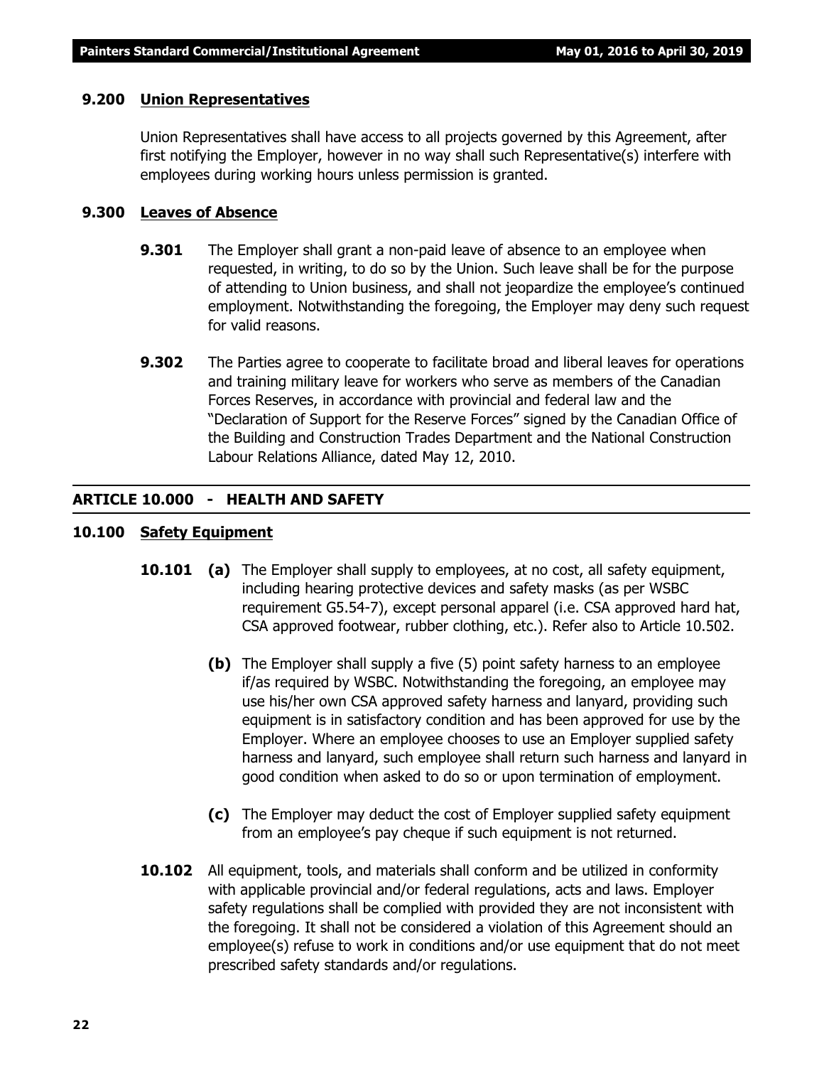### 9.200 Union Representatives

Union Representatives shall have access to all projects governed by this Agreement, after first notifying the Employer, however in no way shall such Representative(s) interfere with employees during working hours unless permission is granted.

### 9.300 Leaves of Absence

**9.301** The Employer shall grant a non-paid leave of absence to an employee when requested, in writing, to do so by the Union. Such leave shall be for the purpose of attending to Union business, and shall not jeopardize the employee's continued employment. Notwithstanding the foregoing, the Employer may deny such request for valid reasons.

**9.302** The Parties agree to cooperate to facilitate broad and liberal leaves for operations and training military leave for workers who serve as members of the Canadian Forces Reserves, in accordance with provincial and federal law and the "Declaration of Support for the Reserve Forces" signed by the Canadian Office of the Building and Construction Trades Department and the National Construction Labour Relations Alliance, dated May 12, 2010.

## ARTICLE 10.000 - HEALTH AND SAFETY

### 10.100 Safety Equipment

**10.101** **(a)** The Employer shall supply to employees, at no cost, all safety equipment, including hearing protective devices and safety masks (as per WSBC requirement G5.54-7), except personal apparel (i.e. CSA approved hard hat, CSA approved footwear, rubber clothing, etc.). Refer also to Article 10.502.

**(b)** The Employer shall supply a five (5) point safety harness to an employee if/as required by WSBC. Notwithstanding the foregoing, an employee may use his/her own CSA approved safety harness and lanyard, providing such equipment is in satisfactory condition and has been approved for use by the Employer. Where an employee chooses to use an Employer supplied safety harness and lanyard, such employee shall return such harness and lanyard in good condition when asked to do so or upon termination of employment.

**(c)** The Employer may deduct the cost of Employer supplied safety equipment from an employee's pay cheque if such equipment is not returned.

**10.102** All equipment, tools, and materials shall conform and be utilized in conformity with applicable provincial and/or federal regulations, acts and laws. Employer safety regulations shall be complied with provided they are not inconsistent with the foregoing. It shall not be considered a violation of this Agreement should an employee(s) refuse to work in conditions and/or use equipment that do not meet prescribed safety standards and/or regulations.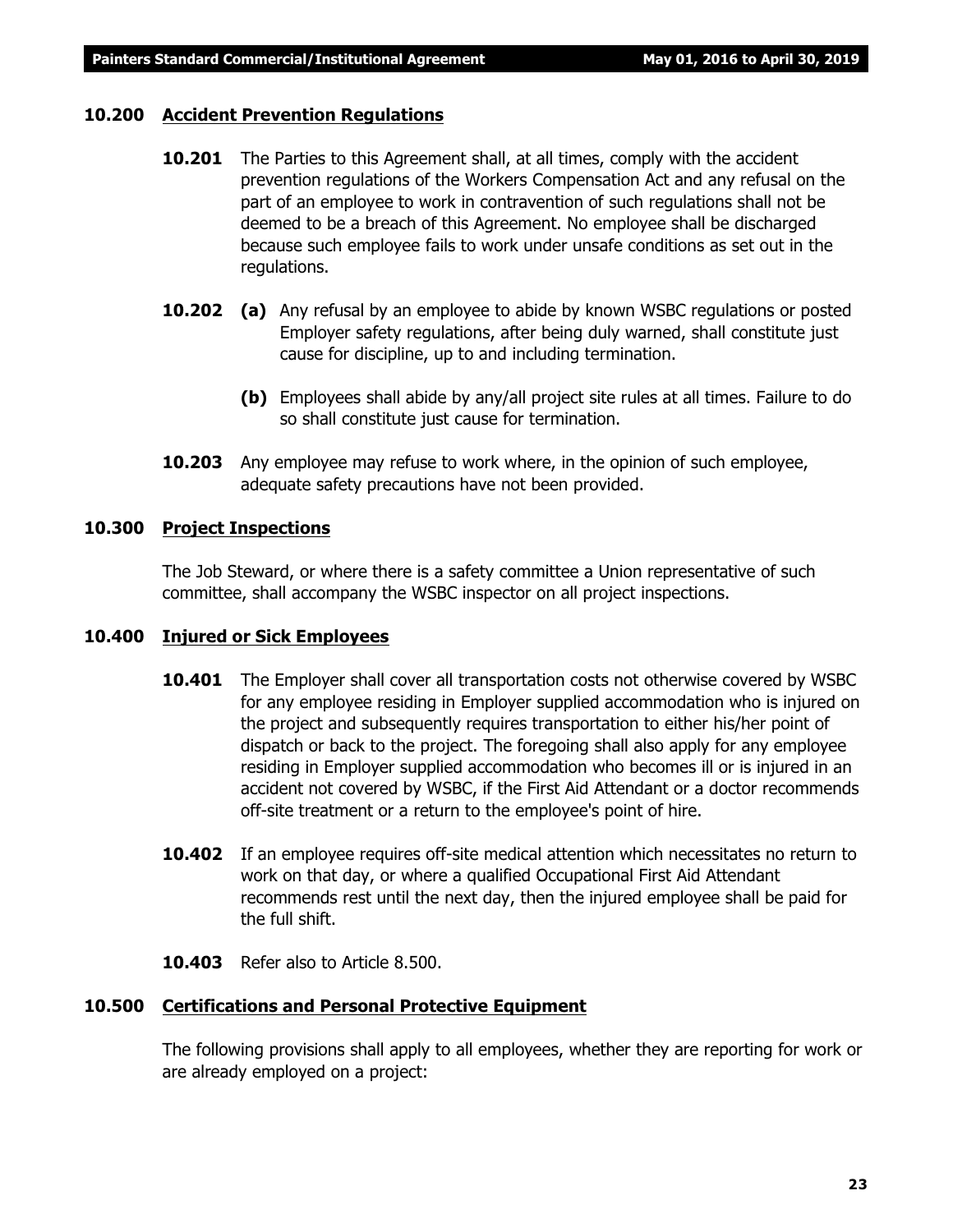### 10.200 Accident Prevention Regulations

**10.201** The Parties to this Agreement shall, at all times, comply with the accident prevention regulations of the Workers Compensation Act and any refusal on the part of an employee to work in contravention of such regulations shall not be deemed to be a breach of this Agreement. No employee shall be discharged because such employee fails to work under unsafe conditions as set out in the regulations.

**10.202** **(a)** Any refusal by an employee to abide by known WSBC regulations or posted Employer safety regulations, after being duly warned, shall constitute just cause for discipline, up to and including termination.

**(b)** Employees shall abide by any/all project site rules at all times. Failure to do so shall constitute just cause for termination.

**10.203** Any employee may refuse to work where, in the opinion of such employee, adequate safety precautions have not been provided.

### 10.300 Project Inspections

The Job Steward, or where there is a safety committee a Union representative of such committee, shall accompany the WSBC inspector on all project inspections.

### 10.400 Injured or Sick Employees

**10.401** The Employer shall cover all transportation costs not otherwise covered by WSBC for any employee residing in Employer supplied accommodation who is injured on the project and subsequently requires transportation to either his/her point of dispatch or back to the project. The foregoing shall also apply for any employee residing in Employer supplied accommodation who becomes ill or is injured in an accident not covered by WSBC, if the First Aid Attendant or a doctor recommends off-site treatment or a return to the employee's point of hire.

**10.402** If an employee requires off-site medical attention which necessitates no return to work on that day, or where a qualified Occupational First Aid Attendant recommends rest until the next day, then the injured employee shall be paid for the full shift.

**10.403** Refer also to Article 8.500.

### 10.500 Certifications and Personal Protective Equipment

The following provisions shall apply to all employees, whether they are reporting for work or are already employed on a project: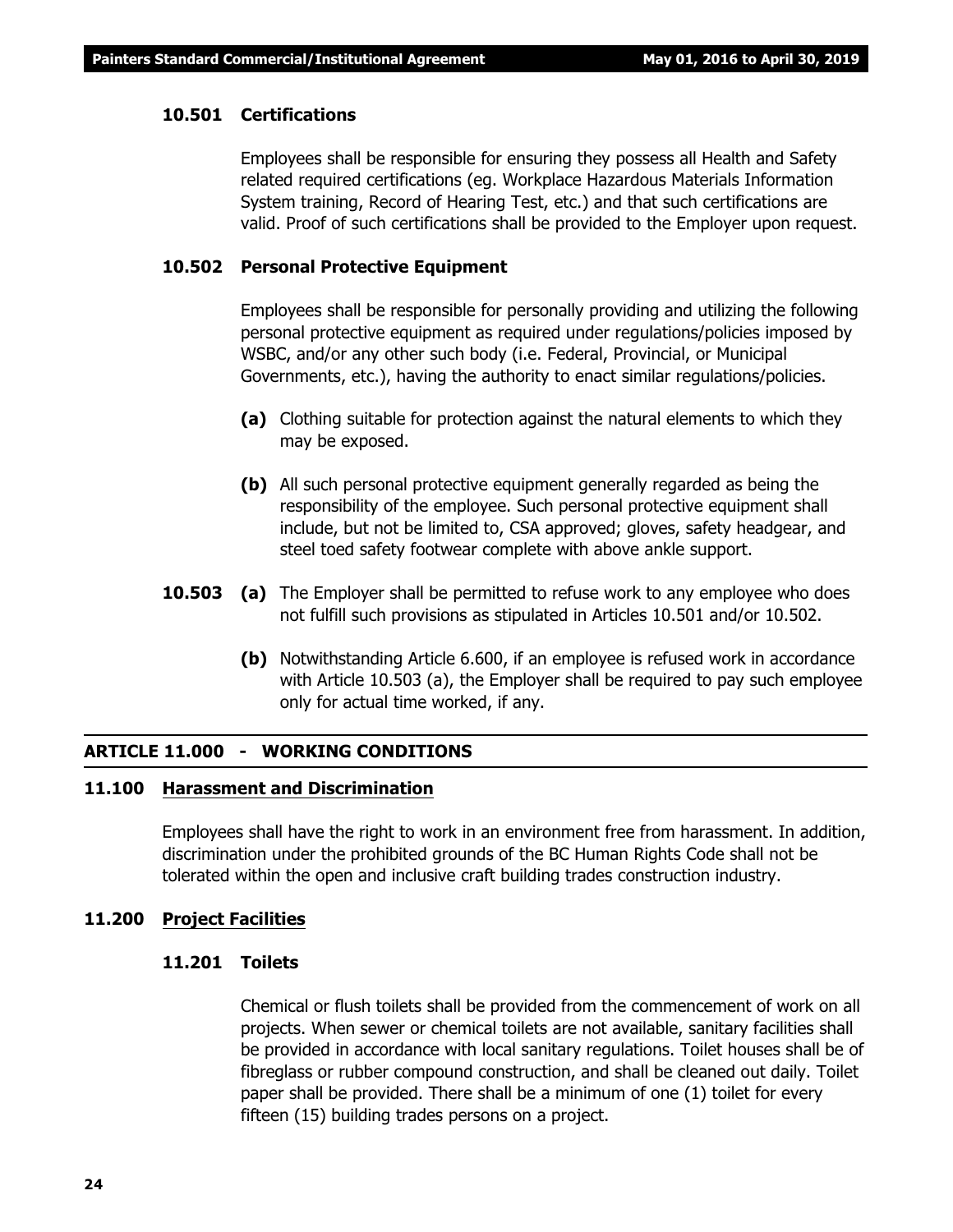**10.501 Certifications**

Employees shall be responsible for ensuring they possess all Health and Safety related required certifications (eg. Workplace Hazardous Materials Information System training, Record of Hearing Test, etc.) and that such certifications are valid. Proof of such certifications shall be provided to the Employer upon request.

**10.502 Personal Protective Equipment**

Employees shall be responsible for personally providing and utilizing the following personal protective equipment as required under regulations/policies imposed by WSBC, and/or any other such body (i.e. Federal, Provincial, or Municipal Governments, etc.), having the authority to enact similar regulations/policies.

**(a)** Clothing suitable for protection against the natural elements to which they may be exposed.

**(b)** All such personal protective equipment generally regarded as being the responsibility of the employee. Such personal protective equipment shall include, but not be limited to, CSA approved; gloves, safety headgear, and steel toed safety footwear complete with above ankle support.

**10.503 (a)** The Employer shall be permitted to refuse work to any employee who does not fulfill such provisions as stipulated in Articles 10.501 and/or 10.502.

**(b)** Notwithstanding Article 6.600, if an employee is refused work in accordance with Article 10.503 (a), the Employer shall be required to pay such employee only for actual time worked, if any.

## ARTICLE 11.000 - WORKING CONDITIONS

### 11.100 Harassment and Discrimination

Employees shall have the right to work in an environment free from harassment. In addition, discrimination under the prohibited grounds of the BC Human Rights Code shall not be tolerated within the open and inclusive craft building trades construction industry.

### 11.200 Project Facilities

**11.201 Toilets**

Chemical or flush toilets shall be provided from the commencement of work on all projects. When sewer or chemical toilets are not available, sanitary facilities shall be provided in accordance with local sanitary regulations. Toilet houses shall be of fibreglass or rubber compound construction, and shall be cleaned out daily. Toilet paper shall be provided. There shall be a minimum of one (1) toilet for every fifteen (15) building trades persons on a project.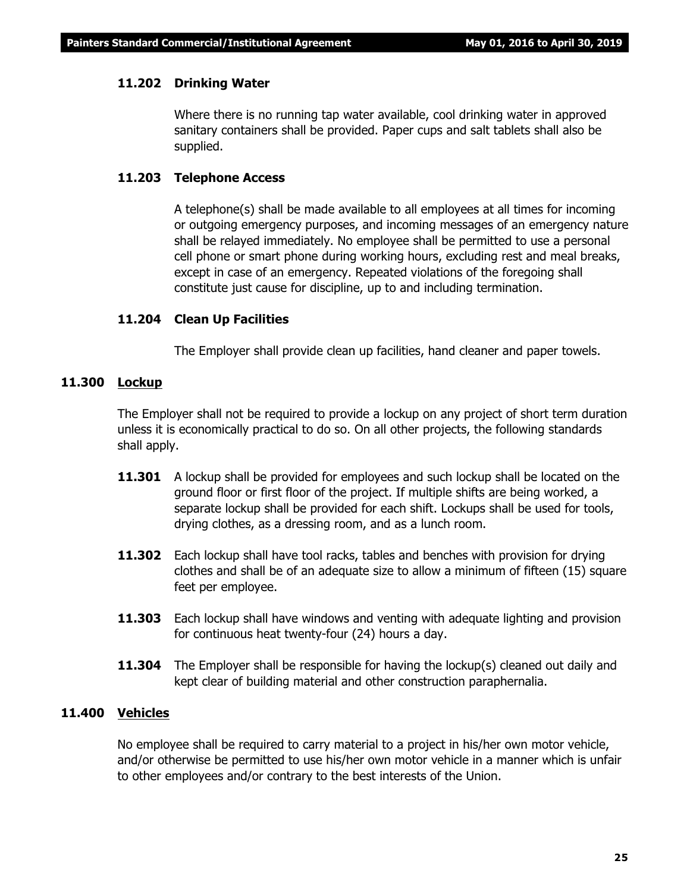### 11.202 Drinking Water

Where there is no running tap water available, cool drinking water in approved sanitary containers shall be provided. Paper cups and salt tablets shall also be supplied.

### 11.203 Telephone Access

A telephone(s) shall be made available to all employees at all times for incoming or outgoing emergency purposes, and incoming messages of an emergency nature shall be relayed immediately. No employee shall be permitted to use a personal cell phone or smart phone during working hours, excluding rest and meal breaks, except in case of an emergency. Repeated violations of the foregoing shall constitute just cause for discipline, up to and including termination.

### 11.204 Clean Up Facilities

The Employer shall provide clean up facilities, hand cleaner and paper towels.

## 11.300 Lockup

The Employer shall not be required to provide a lockup on any project of short term duration unless it is economically practical to do so. On all other projects, the following standards shall apply.

**11.301** A lockup shall be provided for employees and such lockup shall be located on the ground floor or first floor of the project. If multiple shifts are being worked, a separate lockup shall be provided for each shift. Lockups shall be used for tools, drying clothes, as a dressing room, and as a lunch room.

**11.302** Each lockup shall have tool racks, tables and benches with provision for drying clothes and shall be of an adequate size to allow a minimum of fifteen (15) square feet per employee.

**11.303** Each lockup shall have windows and venting with adequate lighting and provision for continuous heat twenty-four (24) hours a day.

**11.304** The Employer shall be responsible for having the lockup(s) cleaned out daily and kept clear of building material and other construction paraphernalia.

## 11.400 Vehicles

No employee shall be required to carry material to a project in his/her own motor vehicle, and/or otherwise be permitted to use his/her own motor vehicle in a manner which is unfair to other employees and/or contrary to the best interests of the Union.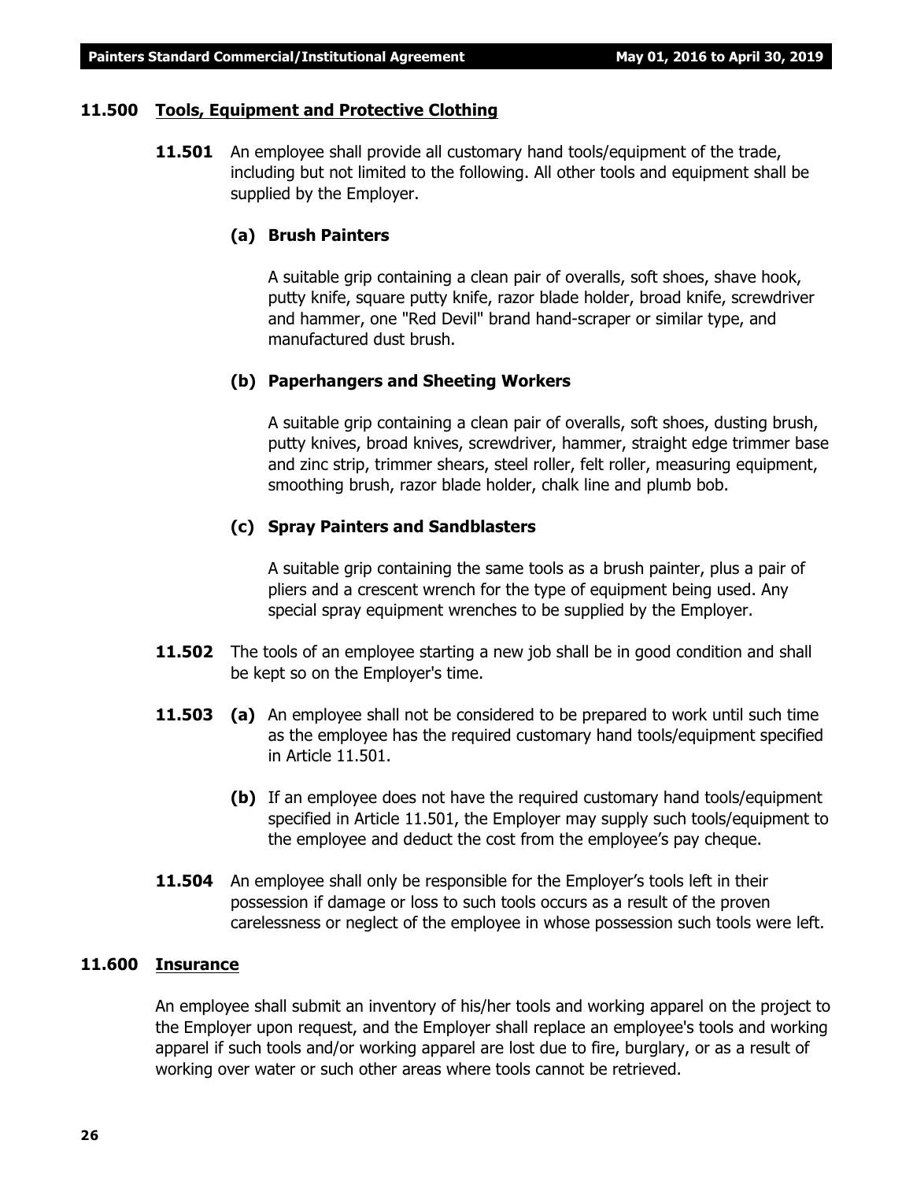## 11.500 Tools, Equipment and Protective Clothing

**11.501** An employee shall provide all customary hand tools/equipment of the trade, including but not limited to the following. All other tools and equipment shall be supplied by the Employer.

**(a) Brush Painters**

A suitable grip containing a clean pair of overalls, soft shoes, shave hook, putty knife, square putty knife, razor blade holder, broad knife, screwdriver and hammer, one "Red Devil" brand hand-scraper or similar type, and manufactured dust brush.

**(b) Paperhangers and Sheeting Workers**

A suitable grip containing a clean pair of overalls, soft shoes, dusting brush, putty knives, broad knives, screwdriver, hammer, straight edge trimmer base and zinc strip, trimmer shears, steel roller, felt roller, measuring equipment, smoothing brush, razor blade holder, chalk line and plumb bob.

**(c) Spray Painters and Sandblasters**

A suitable grip containing the same tools as a brush painter, plus a pair of pliers and a crescent wrench for the type of equipment being used. Any special spray equipment wrenches to be supplied by the Employer.

**11.502** The tools of an employee starting a new job shall be in good condition and shall be kept so on the Employer's time.

**11.503** **(a)** An employee shall not be considered to be prepared to work until such time as the employee has the required customary hand tools/equipment specified in Article 11.501.

**(b)** If an employee does not have the required customary hand tools/equipment specified in Article 11.501, the Employer may supply such tools/equipment to the employee and deduct the cost from the employee's pay cheque.

**11.504** An employee shall only be responsible for the Employer's tools left in their possession if damage or loss to such tools occurs as a result of the proven carelessness or neglect of the employee in whose possession such tools were left.

## 11.600 Insurance

An employee shall submit an inventory of his/her tools and working apparel on the project to the Employer upon request, and the Employer shall replace an employee's tools and working apparel if such tools and/or working apparel are lost due to fire, burglary, or as a result of working over water or such other areas where tools cannot be retrieved.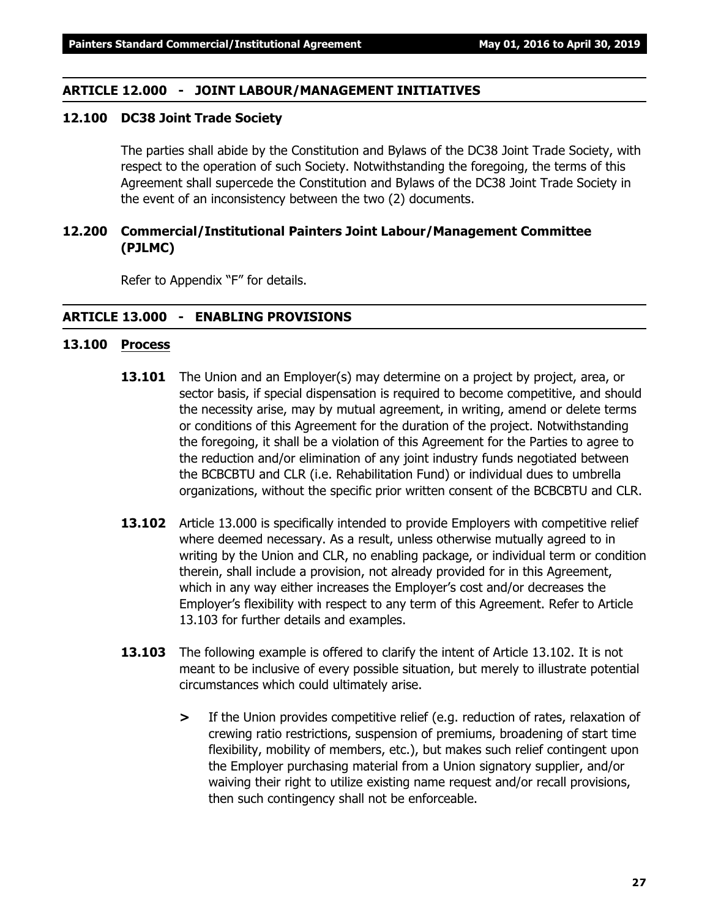## ARTICLE 12.000 - JOINT LABOUR/MANAGEMENT INITIATIVES

### 12.100 DC38 Joint Trade Society

The parties shall abide by the Constitution and Bylaws of the DC38 Joint Trade Society, with respect to the operation of such Society. Notwithstanding the foregoing, the terms of this Agreement shall supercede the Constitution and Bylaws of the DC38 Joint Trade Society in the event of an inconsistency between the two (2) documents.

### 12.200 Commercial/Institutional Painters Joint Labour/Management Committee (PJLMC)

Refer to Appendix "F" for details.

## ARTICLE 13.000 - ENABLING PROVISIONS

### 13.100 Process

**13.101** The Union and an Employer(s) may determine on a project by project, area, or sector basis, if special dispensation is required to become competitive, and should the necessity arise, may by mutual agreement, in writing, amend or delete terms or conditions of this Agreement for the duration of the project. Notwithstanding the foregoing, it shall be a violation of this Agreement for the Parties to agree to the reduction and/or elimination of any joint industry funds negotiated between the BCBCBTU and CLR (i.e. Rehabilitation Fund) or individual dues to umbrella organizations, without the specific prior written consent of the BCBCBTU and CLR.

**13.102** Article 13.000 is specifically intended to provide Employers with competitive relief where deemed necessary. As a result, unless otherwise mutually agreed to in writing by the Union and CLR, no enabling package, or individual term or condition therein, shall include a provision, not already provided for in this Agreement, which in any way either increases the Employer's cost and/or decreases the Employer's flexibility with respect to any term of this Agreement. Refer to Article 13.103 for further details and examples.

**13.103** The following example is offered to clarify the intent of Article 13.102. It is not meant to be inclusive of every possible situation, but merely to illustrate potential circumstances which could ultimately arise.

> If the Union provides competitive relief (e.g. reduction of rates, relaxation of crewing ratio restrictions, suspension of premiums, broadening of start time flexibility, mobility of members, etc.), but makes such relief contingent upon the Employer purchasing material from a Union signatory supplier, and/or waiving their right to utilize existing name request and/or recall provisions, then such contingency shall not be enforceable.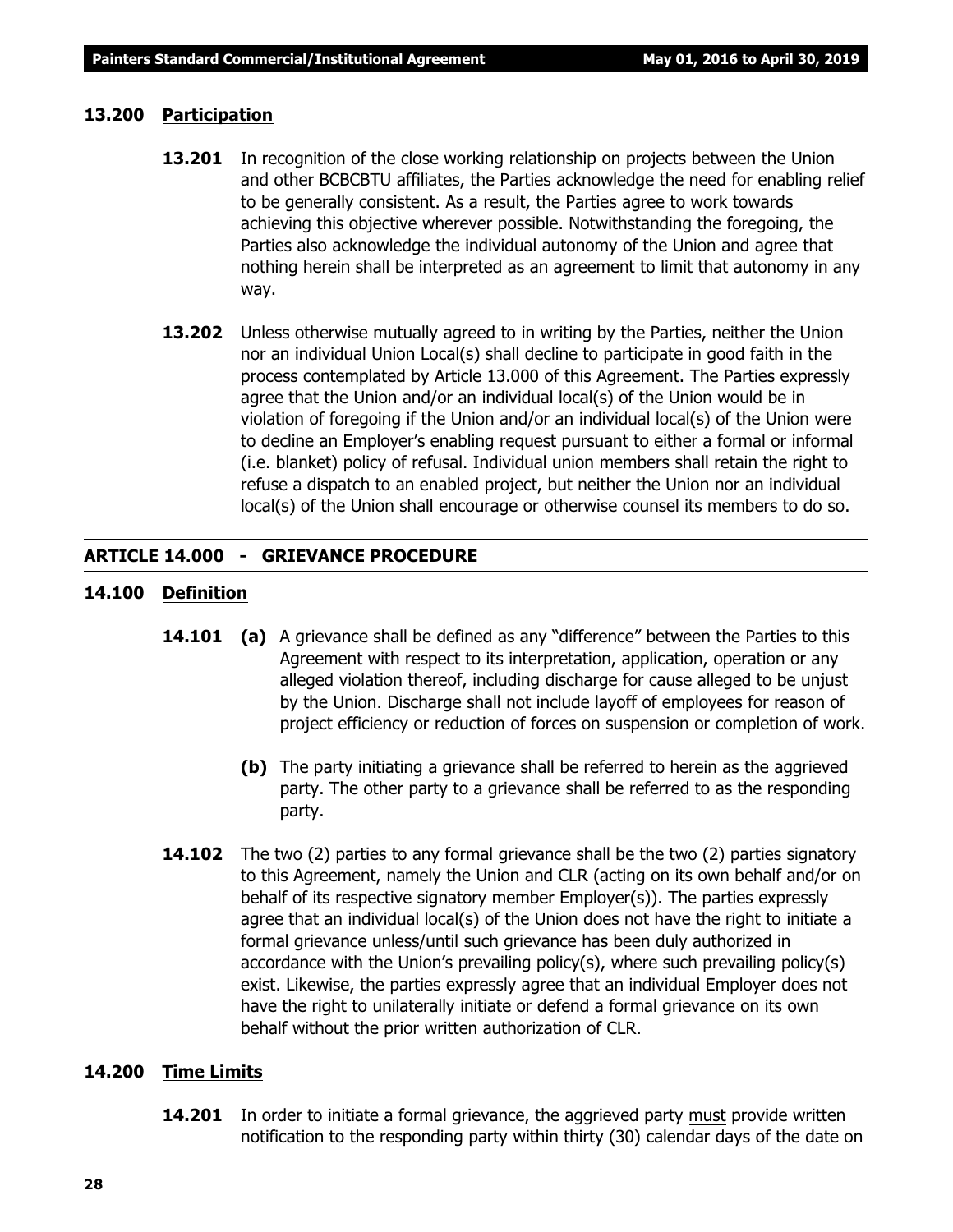### 13.200 Participation

**13.201** In recognition of the close working relationship on projects between the Union and other BCBCBTU affiliates, the Parties acknowledge the need for enabling relief to be generally consistent. As a result, the Parties agree to work towards achieving this objective wherever possible. Notwithstanding the foregoing, the Parties also acknowledge the individual autonomy of the Union and agree that nothing herein shall be interpreted as an agreement to limit that autonomy in any way.

**13.202** Unless otherwise mutually agreed to in writing by the Parties, neither the Union nor an individual Union Local(s) shall decline to participate in good faith in the process contemplated by Article 13.000 of this Agreement. The Parties expressly agree that the Union and/or an individual local(s) of the Union would be in violation of foregoing if the Union and/or an individual local(s) of the Union were to decline an Employer's enabling request pursuant to either a formal or informal (i.e. blanket) policy of refusal. Individual union members shall retain the right to refuse a dispatch to an enabled project, but neither the Union nor an individual local(s) of the Union shall encourage or otherwise counsel its members to do so.

## ARTICLE 14.000 - GRIEVANCE PROCEDURE

### 14.100 Definition

**14.101** **(a)** A grievance shall be defined as any "difference" between the Parties to this Agreement with respect to its interpretation, application, operation or any alleged violation thereof, including discharge for cause alleged to be unjust by the Union. Discharge shall not include layoff of employees for reason of project efficiency or reduction of forces on suspension or completion of work.

**(b)** The party initiating a grievance shall be referred to herein as the aggrieved party. The other party to a grievance shall be referred to as the responding party.

**14.102** The two (2) parties to any formal grievance shall be the two (2) parties signatory to this Agreement, namely the Union and CLR (acting on its own behalf and/or on behalf of its respective signatory member Employer(s)). The parties expressly agree that an individual local(s) of the Union does not have the right to initiate a formal grievance unless/until such grievance has been duly authorized in accordance with the Union's prevailing policy(s), where such prevailing policy(s) exist. Likewise, the parties expressly agree that an individual Employer does not have the right to unilaterally initiate or defend a formal grievance on its own behalf without the prior written authorization of CLR.

### 14.200 Time Limits

**14.201** In order to initiate a formal grievance, the aggrieved party must provide written notification to the responding party within thirty (30) calendar days of the date on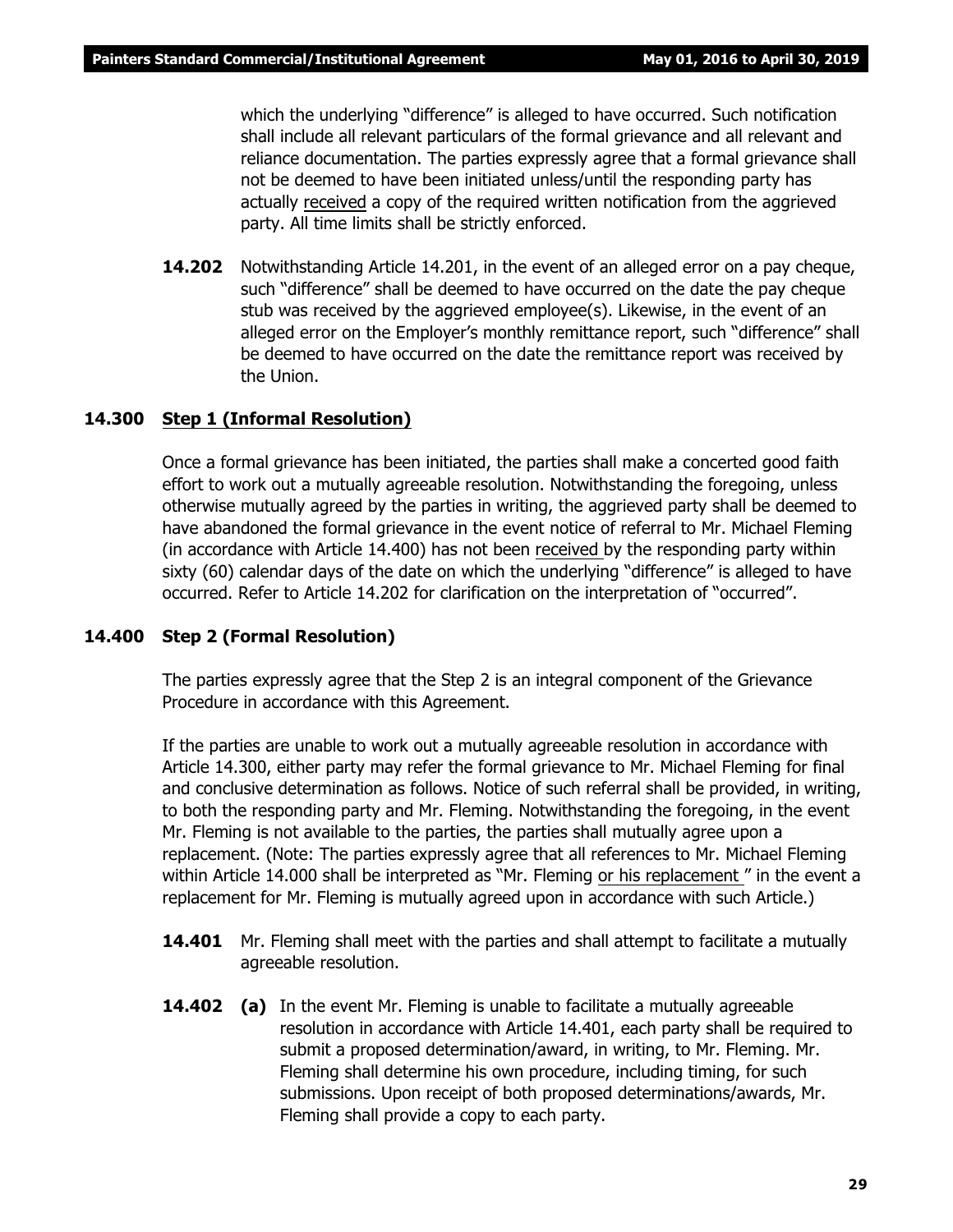which the underlying "difference" is alleged to have occurred. Such notification shall include all relevant particulars of the formal grievance and all relevant and reliance documentation. The parties expressly agree that a formal grievance shall not be deemed to have been initiated unless/until the responding party has actually received a copy of the required written notification from the aggrieved party. All time limits shall be strictly enforced.

**14.202** Notwithstanding Article 14.201, in the event of an alleged error on a pay cheque, such "difference" shall be deemed to have occurred on the date the pay cheque stub was received by the aggrieved employee(s). Likewise, in the event of an alleged error on the Employer's monthly remittance report, such "difference" shall be deemed to have occurred on the date the remittance report was received by the Union.

### 14.300 Step 1 (Informal Resolution)

Once a formal grievance has been initiated, the parties shall make a concerted good faith effort to work out a mutually agreeable resolution. Notwithstanding the foregoing, unless otherwise mutually agreed by the parties in writing, the aggrieved party shall be deemed to have abandoned the formal grievance in the event notice of referral to Mr. Michael Fleming (in accordance with Article 14.400) has not been received by the responding party within sixty (60) calendar days of the date on which the underlying "difference" is alleged to have occurred. Refer to Article 14.202 for clarification on the interpretation of "occurred".

### 14.400 Step 2 (Formal Resolution)

The parties expressly agree that the Step 2 is an integral component of the Grievance Procedure in accordance with this Agreement.

If the parties are unable to work out a mutually agreeable resolution in accordance with Article 14.300, either party may refer the formal grievance to Mr. Michael Fleming for final and conclusive determination as follows. Notice of such referral shall be provided, in writing, to both the responding party and Mr. Fleming. Notwithstanding the foregoing, in the event Mr. Fleming is not available to the parties, the parties shall mutually agree upon a replacement. (Note: The parties expressly agree that all references to Mr. Michael Fleming within Article 14.000 shall be interpreted as "Mr. Fleming or his replacement" in the event a replacement for Mr. Fleming is mutually agreed upon in accordance with such Article.)

**14.401** Mr. Fleming shall meet with the parties and shall attempt to facilitate a mutually agreeable resolution.

**14.402** **(a)** In the event Mr. Fleming is unable to facilitate a mutually agreeable resolution in accordance with Article 14.401, each party shall be required to submit a proposed determination/award, in writing, to Mr. Fleming. Mr. Fleming shall determine his own procedure, including timing, for such submissions. Upon receipt of both proposed determinations/awards, Mr. Fleming shall provide a copy to each party.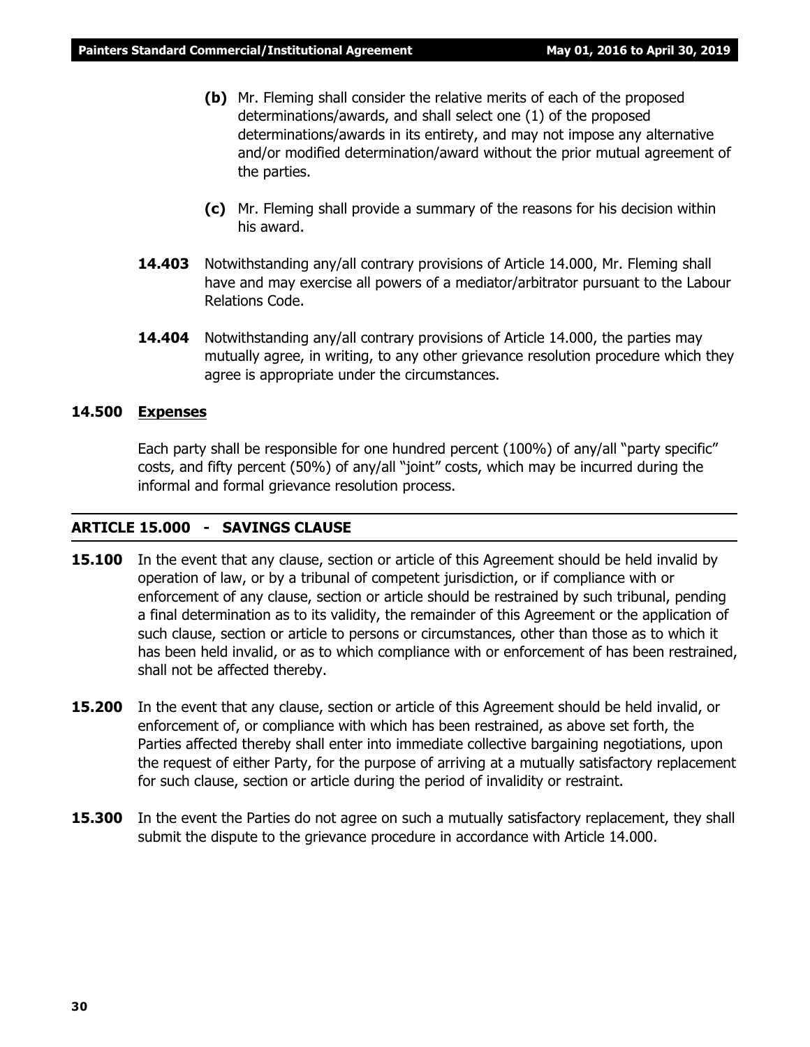**(b)** Mr. Fleming shall consider the relative merits of each of the proposed determinations/awards, and shall select one (1) of the proposed determinations/awards in its entirety, and may not impose any alternative and/or modified determination/award without the prior mutual agreement of the parties.

**(c)** Mr. Fleming shall provide a summary of the reasons for his decision within his award.

**14.403** Notwithstanding any/all contrary provisions of Article 14.000, Mr. Fleming shall have and may exercise all powers of a mediator/arbitrator pursuant to the Labour Relations Code.

**14.404** Notwithstanding any/all contrary provisions of Article 14.000, the parties may mutually agree, in writing, to any other grievance resolution procedure which they agree is appropriate under the circumstances.

**14.500 Expenses**

Each party shall be responsible for one hundred percent (100%) of any/all "party specific" costs, and fifty percent (50%) of any/all "joint" costs, which may be incurred during the informal and formal grievance resolution process.

## ARTICLE 15.000 - SAVINGS CLAUSE

**15.100** In the event that any clause, section or article of this Agreement should be held invalid by operation of law, or by a tribunal of competent jurisdiction, or if compliance with or enforcement of any clause, section or article should be restrained by such tribunal, pending a final determination as to its validity, the remainder of this Agreement or the application of such clause, section or article to persons or circumstances, other than those as to which it has been held invalid, or as to which compliance with or enforcement of has been restrained, shall not be affected thereby.

**15.200** In the event that any clause, section or article of this Agreement should be held invalid, or enforcement of, or compliance with which has been restrained, as above set forth, the Parties affected thereby shall enter into immediate collective bargaining negotiations, upon the request of either Party, for the purpose of arriving at a mutually satisfactory replacement for such clause, section or article during the period of invalidity or restraint.

**15.300** In the event the Parties do not agree on such a mutually satisfactory replacement, they shall submit the dispute to the grievance procedure in accordance with Article 14.000.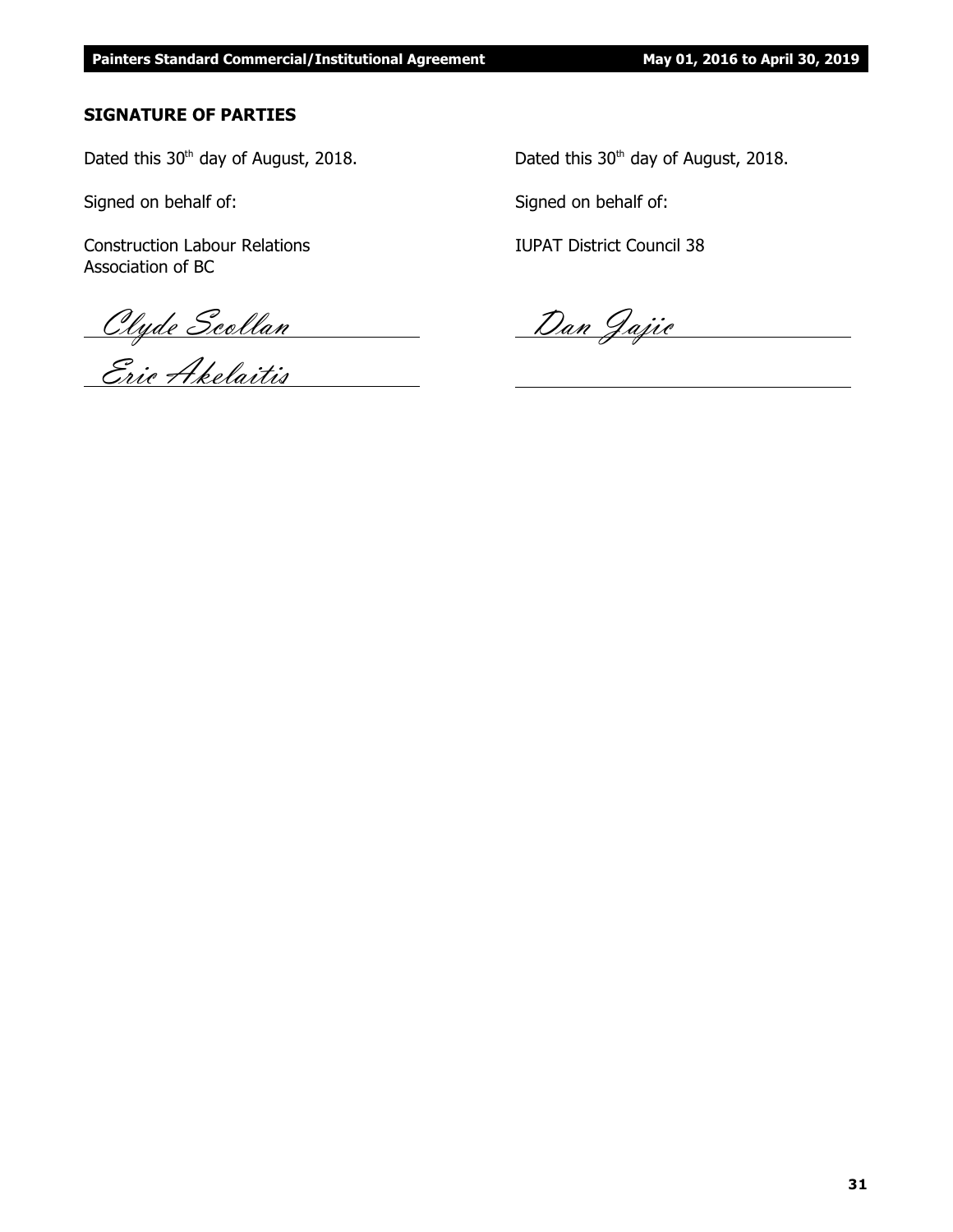## SIGNATURE OF PARTIES

Dated this 30th day of August, 2018.

Signed on behalf of:

Construction Labour Relations Association of BC

Clyde Scollan

Eric Akelaitis

Dated this 30th day of August, 2018.

Signed on behalf of:

IUPAT District Council 38

Dan Jajic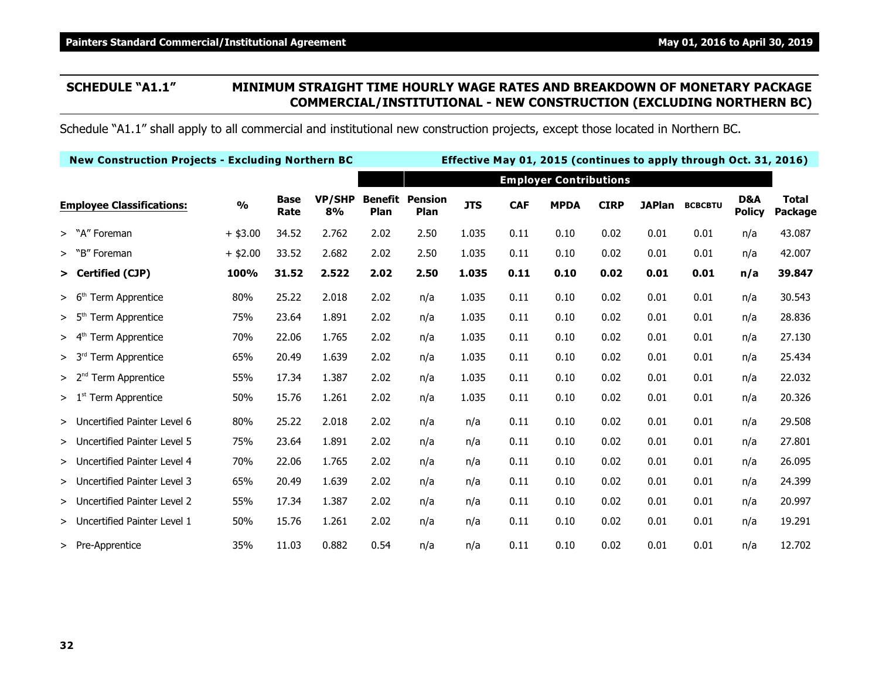## SCHEDULE "A1.1" MINIMUM STRAIGHT TIME HOURLY WAGE RATES AND BREAKDOWN OF MONETARY PACKAGE COMMERCIAL/INSTITUTIONAL - NEW CONSTRUCTION (EXCLUDING NORTHERN BC)

Schedule "A1.1" shall apply to all commercial and institutional new construction projects, except those located in Northern BC.

**New Construction Projects - Excluding Northern BC** — **Effective May 01, 2015 (continues to apply through Oct. 31, 2016)**

| | | | | | Employer Contributions | | | | | | | | | |
|---|---|---|---|---|---|---|---|---|---|---|---|---|---|---|
| **Employee Classifications:** | **%** | **Base Rate** | **VP/SHP 8%** | **Benefit Plan** | **Pension Plan** | **JTS** | **CAF** | **MPDA** | **CIRP** | **JAPlan** | **BCBCBTU** | **D&A Policy** | **Total Package** |
| > "A" Foreman | + $3.00 | 34.52 | 2.762 | 2.02 | 2.50 | 1.035 | 0.11 | 0.10 | 0.02 | 0.01 | 0.01 | n/a | 43.087 |
| > "B" Foreman | + $2.00 | 33.52 | 2.682 | 2.02 | 2.50 | 1.035 | 0.11 | 0.10 | 0.02 | 0.01 | 0.01 | n/a | 42.007 |
| **> Certified (CJP)** | **100%** | **31.52** | **2.522** | **2.02** | **2.50** | **1.035** | **0.11** | **0.10** | **0.02** | **0.01** | **0.01** | **n/a** | **39.847** |
| > 6th Term Apprentice | 80% | 25.22 | 2.018 | 2.02 | n/a | 1.035 | 0.11 | 0.10 | 0.02 | 0.01 | 0.01 | n/a | 30.543 |
| > 5th Term Apprentice | 75% | 23.64 | 1.891 | 2.02 | n/a | 1.035 | 0.11 | 0.10 | 0.02 | 0.01 | 0.01 | n/a | 28.836 |
| > 4th Term Apprentice | 70% | 22.06 | 1.765 | 2.02 | n/a | 1.035 | 0.11 | 0.10 | 0.02 | 0.01 | 0.01 | n/a | 27.130 |
| > 3rd Term Apprentice | 65% | 20.49 | 1.639 | 2.02 | n/a | 1.035 | 0.11 | 0.10 | 0.02 | 0.01 | 0.01 | n/a | 25.434 |
| > 2nd Term Apprentice | 55% | 17.34 | 1.387 | 2.02 | n/a | 1.035 | 0.11 | 0.10 | 0.02 | 0.01 | 0.01 | n/a | 22.032 |
| > 1st Term Apprentice | 50% | 15.76 | 1.261 | 2.02 | n/a | 1.035 | 0.11 | 0.10 | 0.02 | 0.01 | 0.01 | n/a | 20.326 |
| > Uncertified Painter Level 6 | 80% | 25.22 | 2.018 | 2.02 | n/a | n/a | 0.11 | 0.10 | 0.02 | 0.01 | 0.01 | n/a | 29.508 |
| > Uncertified Painter Level 5 | 75% | 23.64 | 1.891 | 2.02 | n/a | n/a | 0.11 | 0.10 | 0.02 | 0.01 | 0.01 | n/a | 27.801 |
| > Uncertified Painter Level 4 | 70% | 22.06 | 1.765 | 2.02 | n/a | n/a | 0.11 | 0.10 | 0.02 | 0.01 | 0.01 | n/a | 26.095 |
| > Uncertified Painter Level 3 | 65% | 20.49 | 1.639 | 2.02 | n/a | n/a | 0.11 | 0.10 | 0.02 | 0.01 | 0.01 | n/a | 24.399 |
| > Uncertified Painter Level 2 | 55% | 17.34 | 1.387 | 2.02 | n/a | n/a | 0.11 | 0.10 | 0.02 | 0.01 | 0.01 | n/a | 20.997 |
| > Uncertified Painter Level 1 | 50% | 15.76 | 1.261 | 2.02 | n/a | n/a | 0.11 | 0.10 | 0.02 | 0.01 | 0.01 | n/a | 19.291 |
| > Pre-Apprentice | 35% | 11.03 | 0.882 | 0.54 | n/a | n/a | 0.11 | 0.10 | 0.02 | 0.01 | 0.01 | n/a | 12.702 |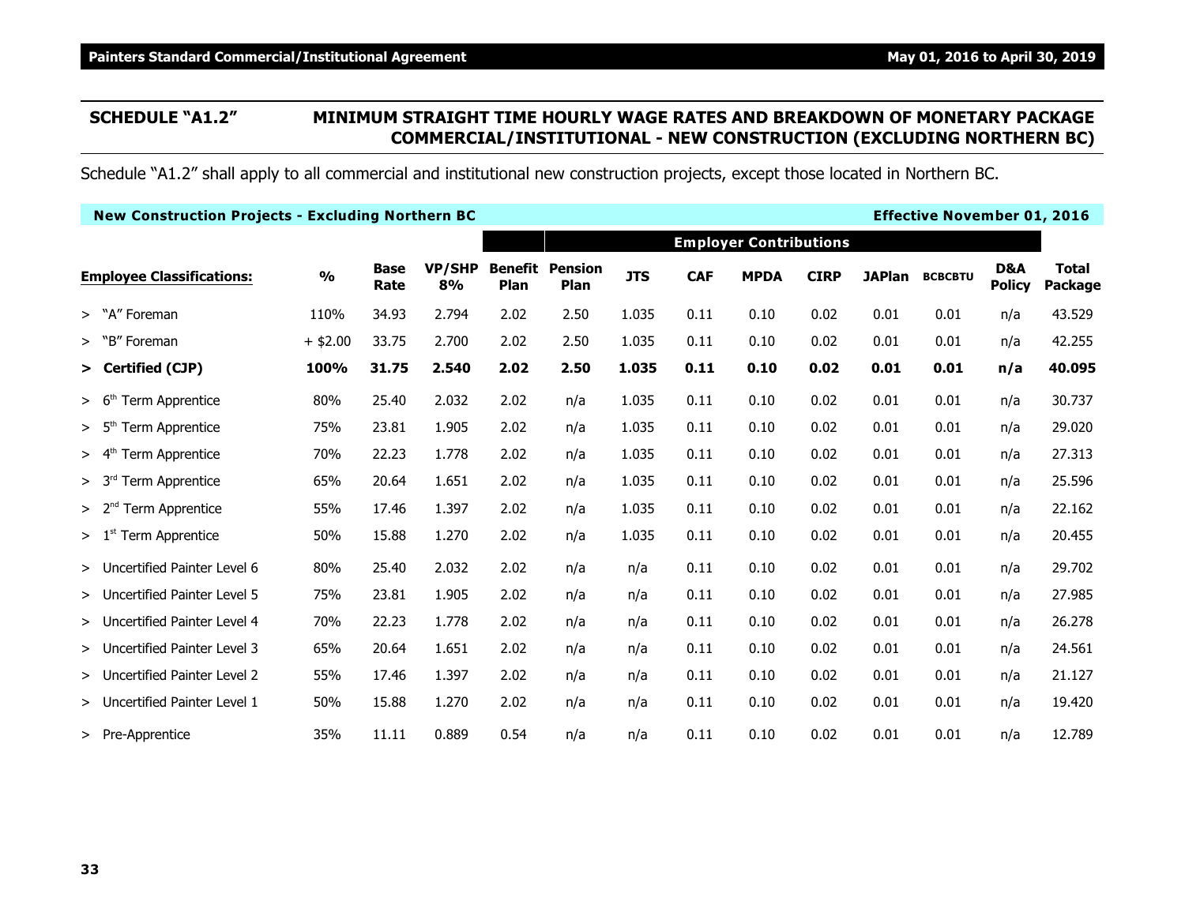## SCHEDULE "A1.2" MINIMUM STRAIGHT TIME HOURLY WAGE RATES AND BREAKDOWN OF MONETARY PACKAGE COMMERCIAL/INSTITUTIONAL - NEW CONSTRUCTION (EXCLUDING NORTHERN BC)

Schedule "A1.2" shall apply to all commercial and institutional new construction projects, except those located in Northern BC.

**New Construction Projects - Excluding Northern BC** **Effective November 01, 2016**

| Employee Classifications: | % | Base Rate | VP/SHP 8% | Benefit Plan | Employer Contributions | | | | | | | | | Total Package |
|---|---|---|---|---|---|---|---|---|---|---|---|---|---|---|
| | | | | | Pension Plan | JTS | CAF | MPDA | CIRP | JAPlan | BCBCBTU | D&A Policy | | |
| > "A" Foreman | 110% | 34.93 | 2.794 | 2.02 | 2.50 | 1.035 | 0.11 | 0.10 | 0.02 | 0.01 | 0.01 | n/a | | 43.529 |
| > "B" Foreman | + $2.00 | 33.75 | 2.700 | 2.02 | 2.50 | 1.035 | 0.11 | 0.10 | 0.02 | 0.01 | 0.01 | n/a | | 42.255 |
| **> Certified (CJP)** | **100%** | **31.75** | **2.540** | **2.02** | **2.50** | **1.035** | **0.11** | **0.10** | **0.02** | **0.01** | **0.01** | **n/a** | | **40.095** |
| > 6th Term Apprentice | 80% | 25.40 | 2.032 | 2.02 | n/a | 1.035 | 0.11 | 0.10 | 0.02 | 0.01 | 0.01 | n/a | | 30.737 |
| > 5th Term Apprentice | 75% | 23.81 | 1.905 | 2.02 | n/a | 1.035 | 0.11 | 0.10 | 0.02 | 0.01 | 0.01 | n/a | | 29.020 |
| > 4th Term Apprentice | 70% | 22.23 | 1.778 | 2.02 | n/a | 1.035 | 0.11 | 0.10 | 0.02 | 0.01 | 0.01 | n/a | | 27.313 |
| > 3rd Term Apprentice | 65% | 20.64 | 1.651 | 2.02 | n/a | 1.035 | 0.11 | 0.10 | 0.02 | 0.01 | 0.01 | n/a | | 25.596 |
| > 2nd Term Apprentice | 55% | 17.46 | 1.397 | 2.02 | n/a | 1.035 | 0.11 | 0.10 | 0.02 | 0.01 | 0.01 | n/a | | 22.162 |
| > 1st Term Apprentice | 50% | 15.88 | 1.270 | 2.02 | n/a | 1.035 | 0.11 | 0.10 | 0.02 | 0.01 | 0.01 | n/a | | 20.455 |
| > Uncertified Painter Level 6 | 80% | 25.40 | 2.032 | 2.02 | n/a | n/a | 0.11 | 0.10 | 0.02 | 0.01 | 0.01 | n/a | | 29.702 |
| > Uncertified Painter Level 5 | 75% | 23.81 | 1.905 | 2.02 | n/a | n/a | 0.11 | 0.10 | 0.02 | 0.01 | 0.01 | n/a | | 27.985 |
| > Uncertified Painter Level 4 | 70% | 22.23 | 1.778 | 2.02 | n/a | n/a | 0.11 | 0.10 | 0.02 | 0.01 | 0.01 | n/a | | 26.278 |
| > Uncertified Painter Level 3 | 65% | 20.64 | 1.651 | 2.02 | n/a | n/a | 0.11 | 0.10 | 0.02 | 0.01 | 0.01 | n/a | | 24.561 |
| > Uncertified Painter Level 2 | 55% | 17.46 | 1.397 | 2.02 | n/a | n/a | 0.11 | 0.10 | 0.02 | 0.01 | 0.01 | n/a | | 21.127 |
| > Uncertified Painter Level 1 | 50% | 15.88 | 1.270 | 2.02 | n/a | n/a | 0.11 | 0.10 | 0.02 | 0.01 | 0.01 | n/a | | 19.420 |
| > Pre-Apprentice | 35% | 11.11 | 0.889 | 0.54 | n/a | n/a | 0.11 | 0.10 | 0.02 | 0.01 | 0.01 | n/a | | 12.789 |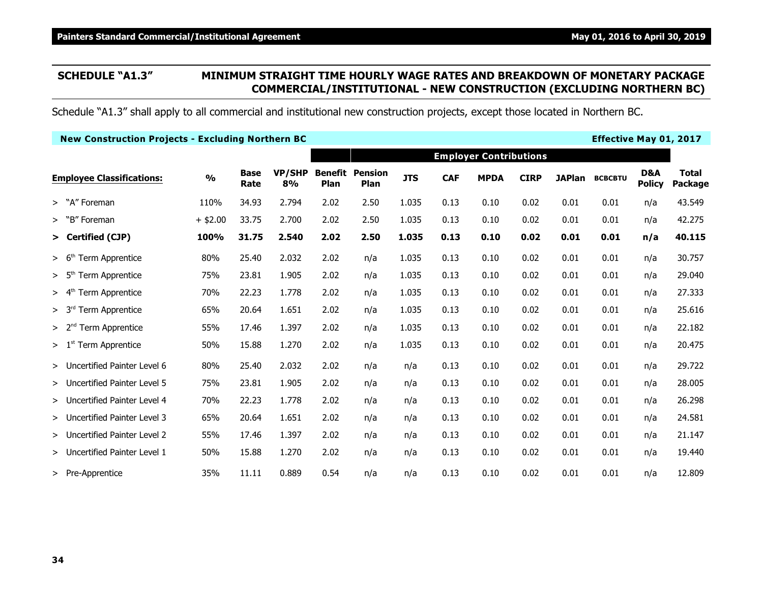## SCHEDULE "A1.3" MINIMUM STRAIGHT TIME HOURLY WAGE RATES AND BREAKDOWN OF MONETARY PACKAGE COMMERCIAL/INSTITUTIONAL - NEW CONSTRUCTION (EXCLUDING NORTHERN BC)

Schedule "A1.3" shall apply to all commercial and institutional new construction projects, except those located in Northern BC.

**New Construction Projects - Excluding Northern BC** — **Effective May 01, 2017**

| | | | | | Employer Contributions | | | | | | | | |
|---|---|---|---|---|---|---|---|---|---|---|---|---|---|
| **Employee Classifications:** | **%** | **Base Rate** | **VP/SHP 8%** | **Benefit Plan** | **Pension Plan** | **JTS** | **CAF** | **MPDA** | **CIRP** | **JAPlan** | **BCBCBTU** | **D&A Policy** | **Total Package** |
| > "A" Foreman | 110% | 34.93 | 2.794 | 2.02 | 2.50 | 1.035 | 0.13 | 0.10 | 0.02 | 0.01 | 0.01 | n/a | 43.549 |
| > "B" Foreman | + $2.00 | 33.75 | 2.700 | 2.02 | 2.50 | 1.035 | 0.13 | 0.10 | 0.02 | 0.01 | 0.01 | n/a | 42.275 |
| **> Certified (CJP)** | **100%** | **31.75** | **2.540** | **2.02** | **2.50** | **1.035** | **0.13** | **0.10** | **0.02** | **0.01** | **0.01** | **n/a** | **40.115** |
| > 6th Term Apprentice | 80% | 25.40 | 2.032 | 2.02 | n/a | 1.035 | 0.13 | 0.10 | 0.02 | 0.01 | 0.01 | n/a | 30.757 |
| > 5th Term Apprentice | 75% | 23.81 | 1.905 | 2.02 | n/a | 1.035 | 0.13 | 0.10 | 0.02 | 0.01 | 0.01 | n/a | 29.040 |
| > 4th Term Apprentice | 70% | 22.23 | 1.778 | 2.02 | n/a | 1.035 | 0.13 | 0.10 | 0.02 | 0.01 | 0.01 | n/a | 27.333 |
| > 3rd Term Apprentice | 65% | 20.64 | 1.651 | 2.02 | n/a | 1.035 | 0.13 | 0.10 | 0.02 | 0.01 | 0.01 | n/a | 25.616 |
| > 2nd Term Apprentice | 55% | 17.46 | 1.397 | 2.02 | n/a | 1.035 | 0.13 | 0.10 | 0.02 | 0.01 | 0.01 | n/a | 22.182 |
| > 1st Term Apprentice | 50% | 15.88 | 1.270 | 2.02 | n/a | 1.035 | 0.13 | 0.10 | 0.02 | 0.01 | 0.01 | n/a | 20.475 |
| > Uncertified Painter Level 6 | 80% | 25.40 | 2.032 | 2.02 | n/a | n/a | 0.13 | 0.10 | 0.02 | 0.01 | 0.01 | n/a | 29.722 |
| > Uncertified Painter Level 5 | 75% | 23.81 | 1.905 | 2.02 | n/a | n/a | 0.13 | 0.10 | 0.02 | 0.01 | 0.01 | n/a | 28.005 |
| > Uncertified Painter Level 4 | 70% | 22.23 | 1.778 | 2.02 | n/a | n/a | 0.13 | 0.10 | 0.02 | 0.01 | 0.01 | n/a | 26.298 |
| > Uncertified Painter Level 3 | 65% | 20.64 | 1.651 | 2.02 | n/a | n/a | 0.13 | 0.10 | 0.02 | 0.01 | 0.01 | n/a | 24.581 |
| > Uncertified Painter Level 2 | 55% | 17.46 | 1.397 | 2.02 | n/a | n/a | 0.13 | 0.10 | 0.02 | 0.01 | 0.01 | n/a | 21.147 |
| > Uncertified Painter Level 1 | 50% | 15.88 | 1.270 | 2.02 | n/a | n/a | 0.13 | 0.10 | 0.02 | 0.01 | 0.01 | n/a | 19.440 |
| > Pre-Apprentice | 35% | 11.11 | 0.889 | 0.54 | n/a | n/a | 0.13 | 0.10 | 0.02 | 0.01 | 0.01 | n/a | 12.809 |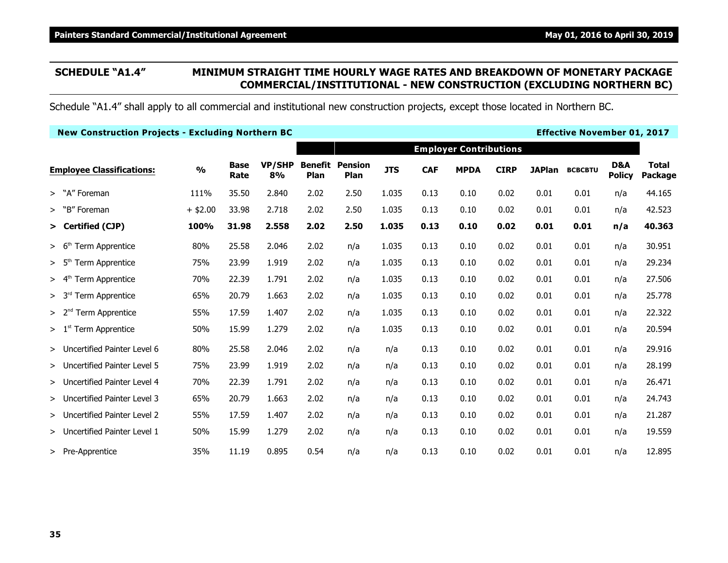## SCHEDULE "A1.4" MINIMUM STRAIGHT TIME HOURLY WAGE RATES AND BREAKDOWN OF MONETARY PACKAGE COMMERCIAL/INSTITUTIONAL - NEW CONSTRUCTION (EXCLUDING NORTHERN BC)

Schedule "A1.4" shall apply to all commercial and institutional new construction projects, except those located in Northern BC.

**New Construction Projects - Excluding Northern BC** **Effective November 01, 2017**

| | | | | | Employer Contributions | | | | | | | | | |
|---|---|---|---|---|---|---|---|---|---|---|---|---|---|---|
| **Employee Classifications:** | **%** | **Base Rate** | **VP/SHP 8%** | **Benefit Plan** | **Pension Plan** | **JTS** | **CAF** | **MPDA** | **CIRP** | **JAPlan** | **BCBCBTU** | **D&A Policy** | **Total Package** |
| > "A" Foreman | 111% | 35.50 | 2.840 | 2.02 | 2.50 | 1.035 | 0.13 | 0.10 | 0.02 | 0.01 | 0.01 | n/a | 44.165 |
| > "B" Foreman | + $2.00 | 33.98 | 2.718 | 2.02 | 2.50 | 1.035 | 0.13 | 0.10 | 0.02 | 0.01 | 0.01 | n/a | 42.523 |
| **> Certified (CJP)** | **100%** | **31.98** | **2.558** | **2.02** | **2.50** | **1.035** | **0.13** | **0.10** | **0.02** | **0.01** | **0.01** | **n/a** | **40.363** |
| > 6th Term Apprentice | 80% | 25.58 | 2.046 | 2.02 | n/a | 1.035 | 0.13 | 0.10 | 0.02 | 0.01 | 0.01 | n/a | 30.951 |
| > 5th Term Apprentice | 75% | 23.99 | 1.919 | 2.02 | n/a | 1.035 | 0.13 | 0.10 | 0.02 | 0.01 | 0.01 | n/a | 29.234 |
| > 4th Term Apprentice | 70% | 22.39 | 1.791 | 2.02 | n/a | 1.035 | 0.13 | 0.10 | 0.02 | 0.01 | 0.01 | n/a | 27.506 |
| > 3rd Term Apprentice | 65% | 20.79 | 1.663 | 2.02 | n/a | 1.035 | 0.13 | 0.10 | 0.02 | 0.01 | 0.01 | n/a | 25.778 |
| > 2nd Term Apprentice | 55% | 17.59 | 1.407 | 2.02 | n/a | 1.035 | 0.13 | 0.10 | 0.02 | 0.01 | 0.01 | n/a | 22.322 |
| > 1st Term Apprentice | 50% | 15.99 | 1.279 | 2.02 | n/a | 1.035 | 0.13 | 0.10 | 0.02 | 0.01 | 0.01 | n/a | 20.594 |
| > Uncertified Painter Level 6 | 80% | 25.58 | 2.046 | 2.02 | n/a | n/a | 0.13 | 0.10 | 0.02 | 0.01 | 0.01 | n/a | 29.916 |
| > Uncertified Painter Level 5 | 75% | 23.99 | 1.919 | 2.02 | n/a | n/a | 0.13 | 0.10 | 0.02 | 0.01 | 0.01 | n/a | 28.199 |
| > Uncertified Painter Level 4 | 70% | 22.39 | 1.791 | 2.02 | n/a | n/a | 0.13 | 0.10 | 0.02 | 0.01 | 0.01 | n/a | 26.471 |
| > Uncertified Painter Level 3 | 65% | 20.79 | 1.663 | 2.02 | n/a | n/a | 0.13 | 0.10 | 0.02 | 0.01 | 0.01 | n/a | 24.743 |
| > Uncertified Painter Level 2 | 55% | 17.59 | 1.407 | 2.02 | n/a | n/a | 0.13 | 0.10 | 0.02 | 0.01 | 0.01 | n/a | 21.287 |
| > Uncertified Painter Level 1 | 50% | 15.99 | 1.279 | 2.02 | n/a | n/a | 0.13 | 0.10 | 0.02 | 0.01 | 0.01 | n/a | 19.559 |
| > Pre-Apprentice | 35% | 11.19 | 0.895 | 0.54 | n/a | n/a | 0.13 | 0.10 | 0.02 | 0.01 | 0.01 | n/a | 12.895 |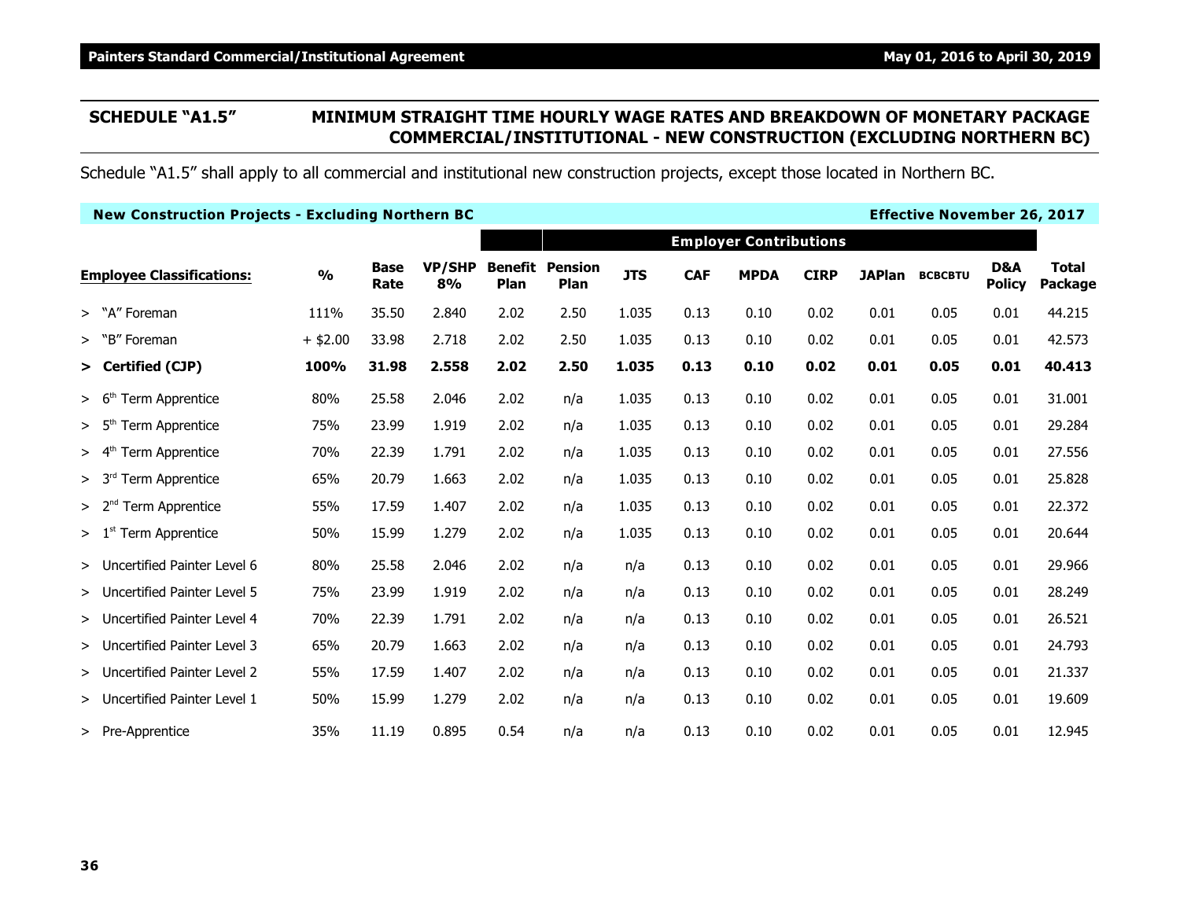## SCHEDULE "A1.5" MINIMUM STRAIGHT TIME HOURLY WAGE RATES AND BREAKDOWN OF MONETARY PACKAGE COMMERCIAL/INSTITUTIONAL - NEW CONSTRUCTION (EXCLUDING NORTHERN BC)

Schedule "A1.5" shall apply to all commercial and institutional new construction projects, except those located in Northern BC.

**New Construction Projects - Excluding Northern BC** **Effective November 26, 2017**

| Employee Classifications: | % | Base Rate | VP/SHP 8% | Benefit Plan | Employer Contributions | | | | | | | | | Total Package |
|---|---|---|---|---|---|---|---|---|---|---|---|---|---|---|
| | | | | | Pension Plan | JTS | CAF | MPDA | CIRP | JAPlan | BCBCBTU | D&A Policy | | |
| > "A" Foreman | 111% | 35.50 | 2.840 | 2.02 | 2.50 | 1.035 | 0.13 | 0.10 | 0.02 | 0.01 | 0.05 | 0.01 | | 44.215 |
| > "B" Foreman | + $2.00 | 33.98 | 2.718 | 2.02 | 2.50 | 1.035 | 0.13 | 0.10 | 0.02 | 0.01 | 0.05 | 0.01 | | 42.573 |
| **> Certified (CJP)** | **100%** | **31.98** | **2.558** | **2.02** | **2.50** | **1.035** | **0.13** | **0.10** | **0.02** | **0.01** | **0.05** | **0.01** | | **40.413** |
| > 6th Term Apprentice | 80% | 25.58 | 2.046 | 2.02 | n/a | 1.035 | 0.13 | 0.10 | 0.02 | 0.01 | 0.05 | 0.01 | | 31.001 |
| > 5th Term Apprentice | 75% | 23.99 | 1.919 | 2.02 | n/a | 1.035 | 0.13 | 0.10 | 0.02 | 0.01 | 0.05 | 0.01 | | 29.284 |
| > 4th Term Apprentice | 70% | 22.39 | 1.791 | 2.02 | n/a | 1.035 | 0.13 | 0.10 | 0.02 | 0.01 | 0.05 | 0.01 | | 27.556 |
| > 3rd Term Apprentice | 65% | 20.79 | 1.663 | 2.02 | n/a | 1.035 | 0.13 | 0.10 | 0.02 | 0.01 | 0.05 | 0.01 | | 25.828 |
| > 2nd Term Apprentice | 55% | 17.59 | 1.407 | 2.02 | n/a | 1.035 | 0.13 | 0.10 | 0.02 | 0.01 | 0.05 | 0.01 | | 22.372 |
| > 1st Term Apprentice | 50% | 15.99 | 1.279 | 2.02 | n/a | 1.035 | 0.13 | 0.10 | 0.02 | 0.01 | 0.05 | 0.01 | | 20.644 |
| > Uncertified Painter Level 6 | 80% | 25.58 | 2.046 | 2.02 | n/a | n/a | 0.13 | 0.10 | 0.02 | 0.01 | 0.05 | 0.01 | | 29.966 |
| > Uncertified Painter Level 5 | 75% | 23.99 | 1.919 | 2.02 | n/a | n/a | 0.13 | 0.10 | 0.02 | 0.01 | 0.05 | 0.01 | | 28.249 |
| > Uncertified Painter Level 4 | 70% | 22.39 | 1.791 | 2.02 | n/a | n/a | 0.13 | 0.10 | 0.02 | 0.01 | 0.05 | 0.01 | | 26.521 |
| > Uncertified Painter Level 3 | 65% | 20.79 | 1.663 | 2.02 | n/a | n/a | 0.13 | 0.10 | 0.02 | 0.01 | 0.05 | 0.01 | | 24.793 |
| > Uncertified Painter Level 2 | 55% | 17.59 | 1.407 | 2.02 | n/a | n/a | 0.13 | 0.10 | 0.02 | 0.01 | 0.05 | 0.01 | | 21.337 |
| > Uncertified Painter Level 1 | 50% | 15.99 | 1.279 | 2.02 | n/a | n/a | 0.13 | 0.10 | 0.02 | 0.01 | 0.05 | 0.01 | | 19.609 |
| > Pre-Apprentice | 35% | 11.19 | 0.895 | 0.54 | n/a | n/a | 0.13 | 0.10 | 0.02 | 0.01 | 0.05 | 0.01 | | 12.945 |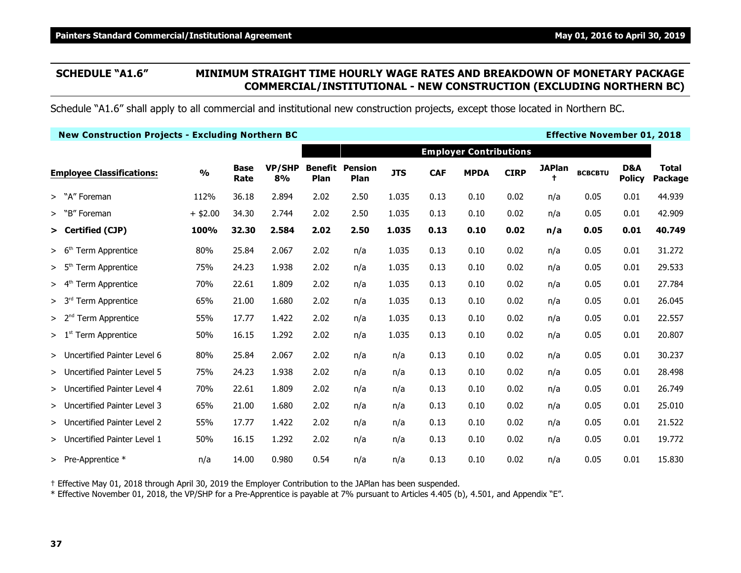## SCHEDULE "A1.6" MINIMUM STRAIGHT TIME HOURLY WAGE RATES AND BREAKDOWN OF MONETARY PACKAGE COMMERCIAL/INSTITUTIONAL - NEW CONSTRUCTION (EXCLUDING NORTHERN BC)

Schedule "A1.6" shall apply to all commercial and institutional new construction projects, except those located in Northern BC.

**New Construction Projects - Excluding Northern BC** — **Effective November 01, 2018**

| | | | | | Employer Contributions | | | | | | | | |
|---|---|---|---|---|---|---|---|---|---|---|---|---|---|
| **Employee Classifications:** | **%** | **Base Rate** | **VP/SHP 8%** | **Benefit Plan** | **Pension Plan** | **JTS** | **CAF** | **MPDA** | **CIRP** | **JAPlan †** | **BCBCBTU** | **D&A Policy** | **Total Package** |
| > "A" Foreman | 112% | 36.18 | 2.894 | 2.02 | 2.50 | 1.035 | 0.13 | 0.10 | 0.02 | n/a | 0.05 | 0.01 | 44.939 |
| > "B" Foreman | + $2.00 | 34.30 | 2.744 | 2.02 | 2.50 | 1.035 | 0.13 | 0.10 | 0.02 | n/a | 0.05 | 0.01 | 42.909 |
| **> Certified (CJP)** | **100%** | **32.30** | **2.584** | **2.02** | **2.50** | **1.035** | **0.13** | **0.10** | **0.02** | **n/a** | **0.05** | **0.01** | **40.749** |
| > 6th Term Apprentice | 80% | 25.84 | 2.067 | 2.02 | n/a | 1.035 | 0.13 | 0.10 | 0.02 | n/a | 0.05 | 0.01 | 31.272 |
| > 5th Term Apprentice | 75% | 24.23 | 1.938 | 2.02 | n/a | 1.035 | 0.13 | 0.10 | 0.02 | n/a | 0.05 | 0.01 | 29.533 |
| > 4th Term Apprentice | 70% | 22.61 | 1.809 | 2.02 | n/a | 1.035 | 0.13 | 0.10 | 0.02 | n/a | 0.05 | 0.01 | 27.784 |
| > 3rd Term Apprentice | 65% | 21.00 | 1.680 | 2.02 | n/a | 1.035 | 0.13 | 0.10 | 0.02 | n/a | 0.05 | 0.01 | 26.045 |
| > 2nd Term Apprentice | 55% | 17.77 | 1.422 | 2.02 | n/a | 1.035 | 0.13 | 0.10 | 0.02 | n/a | 0.05 | 0.01 | 22.557 |
| > 1st Term Apprentice | 50% | 16.15 | 1.292 | 2.02 | n/a | 1.035 | 0.13 | 0.10 | 0.02 | n/a | 0.05 | 0.01 | 20.807 |
| > Uncertified Painter Level 6 | 80% | 25.84 | 2.067 | 2.02 | n/a | n/a | 0.13 | 0.10 | 0.02 | n/a | 0.05 | 0.01 | 30.237 |
| > Uncertified Painter Level 5 | 75% | 24.23 | 1.938 | 2.02 | n/a | n/a | 0.13 | 0.10 | 0.02 | n/a | 0.05 | 0.01 | 28.498 |
| > Uncertified Painter Level 4 | 70% | 22.61 | 1.809 | 2.02 | n/a | n/a | 0.13 | 0.10 | 0.02 | n/a | 0.05 | 0.01 | 26.749 |
| > Uncertified Painter Level 3 | 65% | 21.00 | 1.680 | 2.02 | n/a | n/a | 0.13 | 0.10 | 0.02 | n/a | 0.05 | 0.01 | 25.010 |
| > Uncertified Painter Level 2 | 55% | 17.77 | 1.422 | 2.02 | n/a | n/a | 0.13 | 0.10 | 0.02 | n/a | 0.05 | 0.01 | 21.522 |
| > Uncertified Painter Level 1 | 50% | 16.15 | 1.292 | 2.02 | n/a | n/a | 0.13 | 0.10 | 0.02 | n/a | 0.05 | 0.01 | 19.772 |
| > Pre-Apprentice * | n/a | 14.00 | 0.980 | 0.54 | n/a | n/a | 0.13 | 0.10 | 0.02 | n/a | 0.05 | 0.01 | 15.830 |

† Effective May 01, 2018 through April 30, 2019 the Employer Contribution to the JAPlan has been suspended.

* Effective November 01, 2018, the VP/SHP for a Pre-Apprentice is payable at 7% pursuant to Articles 4.405 (b), 4.501, and Appendix "E".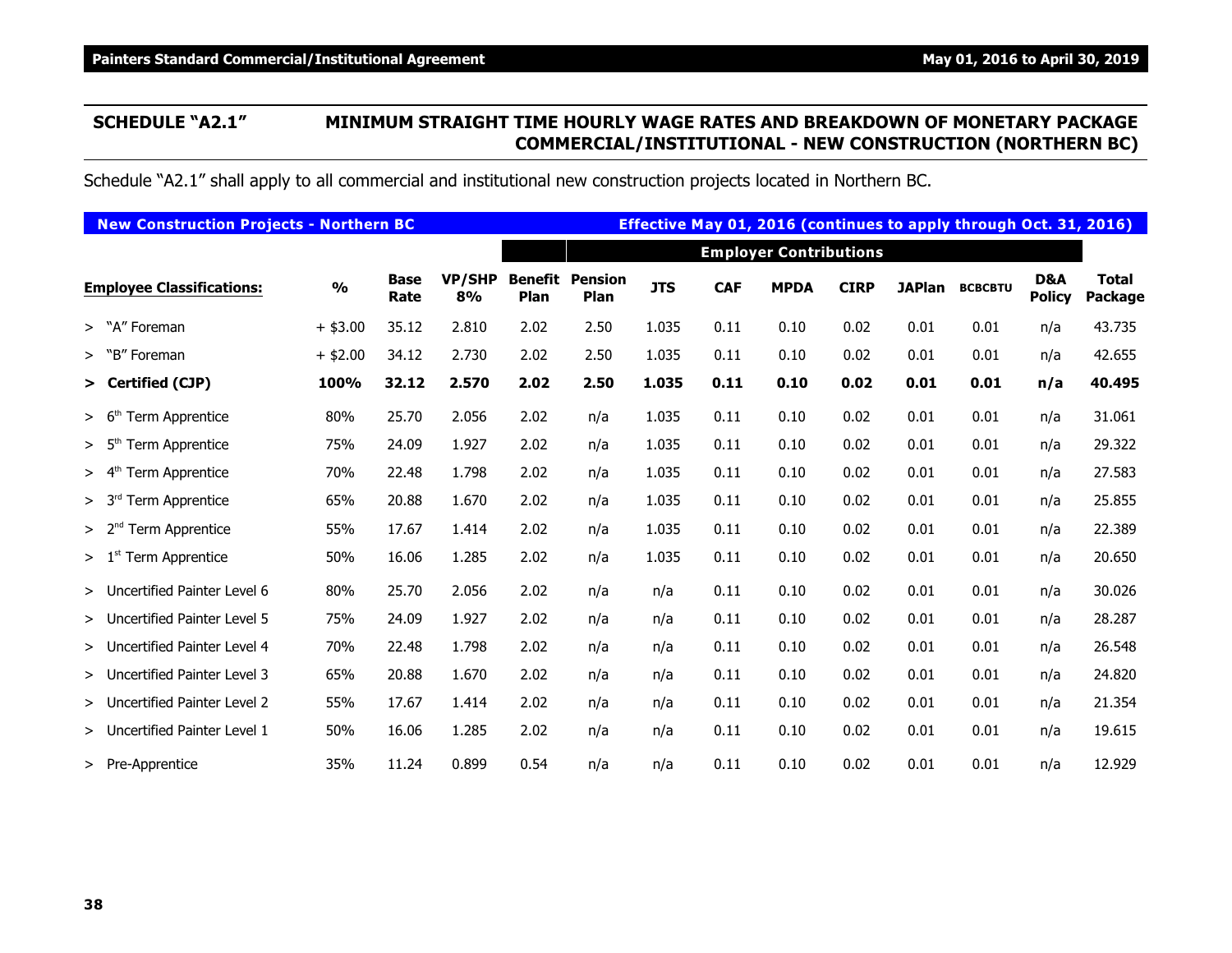## SCHEDULE "A2.1" MINIMUM STRAIGHT TIME HOURLY WAGE RATES AND BREAKDOWN OF MONETARY PACKAGE COMMERCIAL/INSTITUTIONAL - NEW CONSTRUCTION (NORTHERN BC)

Schedule "A2.1" shall apply to all commercial and institutional new construction projects located in Northern BC.

**New Construction Projects - Northern BC** — **Effective May 01, 2016 (continues to apply through Oct. 31, 2016)**

| | | | | | Employer Contributions | | | | | | | | | |
|---|---|---|---|---|---|---|---|---|---|---|---|---|---|---|
| **Employee Classifications:** | **%** | **Base Rate** | **VP/SHP 8%** | **Benefit Plan** | **Pension Plan** | **JTS** | **CAF** | **MPDA** | **CIRP** | **JAPlan** | **BCBCBTU** | **D&A Policy** | **Total Package** |
| > "A" Foreman | + $3.00 | 35.12 | 2.810 | 2.02 | 2.50 | 1.035 | 0.11 | 0.10 | 0.02 | 0.01 | 0.01 | n/a | 43.735 |
| > "B" Foreman | + $2.00 | 34.12 | 2.730 | 2.02 | 2.50 | 1.035 | 0.11 | 0.10 | 0.02 | 0.01 | 0.01 | n/a | 42.655 |
| **> Certified (CJP)** | **100%** | **32.12** | **2.570** | **2.02** | **2.50** | **1.035** | **0.11** | **0.10** | **0.02** | **0.01** | **0.01** | **n/a** | **40.495** |
| > 6th Term Apprentice | 80% | 25.70 | 2.056 | 2.02 | n/a | 1.035 | 0.11 | 0.10 | 0.02 | 0.01 | 0.01 | n/a | 31.061 |
| > 5th Term Apprentice | 75% | 24.09 | 1.927 | 2.02 | n/a | 1.035 | 0.11 | 0.10 | 0.02 | 0.01 | 0.01 | n/a | 29.322 |
| > 4th Term Apprentice | 70% | 22.48 | 1.798 | 2.02 | n/a | 1.035 | 0.11 | 0.10 | 0.02 | 0.01 | 0.01 | n/a | 27.583 |
| > 3rd Term Apprentice | 65% | 20.88 | 1.670 | 2.02 | n/a | 1.035 | 0.11 | 0.10 | 0.02 | 0.01 | 0.01 | n/a | 25.855 |
| > 2nd Term Apprentice | 55% | 17.67 | 1.414 | 2.02 | n/a | 1.035 | 0.11 | 0.10 | 0.02 | 0.01 | 0.01 | n/a | 22.389 |
| > 1st Term Apprentice | 50% | 16.06 | 1.285 | 2.02 | n/a | 1.035 | 0.11 | 0.10 | 0.02 | 0.01 | 0.01 | n/a | 20.650 |
| > Uncertified Painter Level 6 | 80% | 25.70 | 2.056 | 2.02 | n/a | n/a | 0.11 | 0.10 | 0.02 | 0.01 | 0.01 | n/a | 30.026 |
| > Uncertified Painter Level 5 | 75% | 24.09 | 1.927 | 2.02 | n/a | n/a | 0.11 | 0.10 | 0.02 | 0.01 | 0.01 | n/a | 28.287 |
| > Uncertified Painter Level 4 | 70% | 22.48 | 1.798 | 2.02 | n/a | n/a | 0.11 | 0.10 | 0.02 | 0.01 | 0.01 | n/a | 26.548 |
| > Uncertified Painter Level 3 | 65% | 20.88 | 1.670 | 2.02 | n/a | n/a | 0.11 | 0.10 | 0.02 | 0.01 | 0.01 | n/a | 24.820 |
| > Uncertified Painter Level 2 | 55% | 17.67 | 1.414 | 2.02 | n/a | n/a | 0.11 | 0.10 | 0.02 | 0.01 | 0.01 | n/a | 21.354 |
| > Uncertified Painter Level 1 | 50% | 16.06 | 1.285 | 2.02 | n/a | n/a | 0.11 | 0.10 | 0.02 | 0.01 | 0.01 | n/a | 19.615 |
| > Pre-Apprentice | 35% | 11.24 | 0.899 | 0.54 | n/a | n/a | 0.11 | 0.10 | 0.02 | 0.01 | 0.01 | n/a | 12.929 |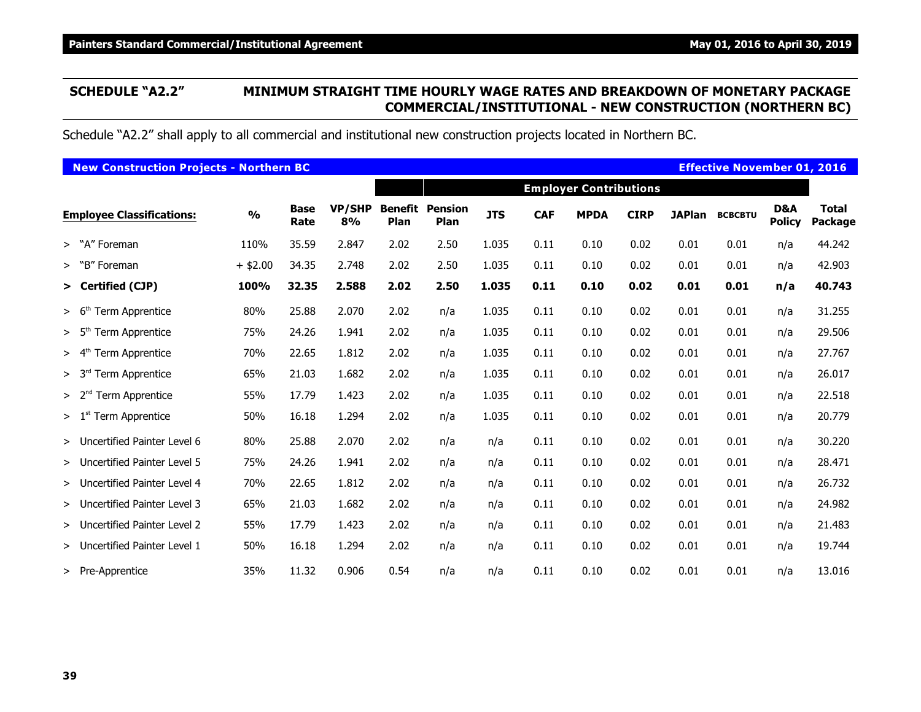## SCHEDULE "A2.2" MINIMUM STRAIGHT TIME HOURLY WAGE RATES AND BREAKDOWN OF MONETARY PACKAGE COMMERCIAL/INSTITUTIONAL - NEW CONSTRUCTION (NORTHERN BC)

Schedule "A2.2" shall apply to all commercial and institutional new construction projects located in Northern BC.

**New Construction Projects - Northern BC** — **Effective November 01, 2016**

| | | | | | Employer Contributions | | | | | | | | | |
|---|---|---|---|---|---|---|---|---|---|---|---|---|---|---|
| **Employee Classifications:** | **%** | **Base Rate** | **VP/SHP 8%** | **Benefit Plan** | **Pension Plan** | **JTS** | **CAF** | **MPDA** | **CIRP** | **JAPlan** | **BCBCBTU** | **D&A Policy** | **Total Package** |
| > "A" Foreman | 110% | 35.59 | 2.847 | 2.02 | 2.50 | 1.035 | 0.11 | 0.10 | 0.02 | 0.01 | 0.01 | n/a | 44.242 |
| > "B" Foreman | + $2.00 | 34.35 | 2.748 | 2.02 | 2.50 | 1.035 | 0.11 | 0.10 | 0.02 | 0.01 | 0.01 | n/a | 42.903 |
| **> Certified (CJP)** | **100%** | **32.35** | **2.588** | **2.02** | **2.50** | **1.035** | **0.11** | **0.10** | **0.02** | **0.01** | **0.01** | **n/a** | **40.743** |
| > 6th Term Apprentice | 80% | 25.88 | 2.070 | 2.02 | n/a | 1.035 | 0.11 | 0.10 | 0.02 | 0.01 | 0.01 | n/a | 31.255 |
| > 5th Term Apprentice | 75% | 24.26 | 1.941 | 2.02 | n/a | 1.035 | 0.11 | 0.10 | 0.02 | 0.01 | 0.01 | n/a | 29.506 |
| > 4th Term Apprentice | 70% | 22.65 | 1.812 | 2.02 | n/a | 1.035 | 0.11 | 0.10 | 0.02 | 0.01 | 0.01 | n/a | 27.767 |
| > 3rd Term Apprentice | 65% | 21.03 | 1.682 | 2.02 | n/a | 1.035 | 0.11 | 0.10 | 0.02 | 0.01 | 0.01 | n/a | 26.017 |
| > 2nd Term Apprentice | 55% | 17.79 | 1.423 | 2.02 | n/a | 1.035 | 0.11 | 0.10 | 0.02 | 0.01 | 0.01 | n/a | 22.518 |
| > 1st Term Apprentice | 50% | 16.18 | 1.294 | 2.02 | n/a | 1.035 | 0.11 | 0.10 | 0.02 | 0.01 | 0.01 | n/a | 20.779 |
| > Uncertified Painter Level 6 | 80% | 25.88 | 2.070 | 2.02 | n/a | n/a | 0.11 | 0.10 | 0.02 | 0.01 | 0.01 | n/a | 30.220 |
| > Uncertified Painter Level 5 | 75% | 24.26 | 1.941 | 2.02 | n/a | n/a | 0.11 | 0.10 | 0.02 | 0.01 | 0.01 | n/a | 28.471 |
| > Uncertified Painter Level 4 | 70% | 22.65 | 1.812 | 2.02 | n/a | n/a | 0.11 | 0.10 | 0.02 | 0.01 | 0.01 | n/a | 26.732 |
| > Uncertified Painter Level 3 | 65% | 21.03 | 1.682 | 2.02 | n/a | n/a | 0.11 | 0.10 | 0.02 | 0.01 | 0.01 | n/a | 24.982 |
| > Uncertified Painter Level 2 | 55% | 17.79 | 1.423 | 2.02 | n/a | n/a | 0.11 | 0.10 | 0.02 | 0.01 | 0.01 | n/a | 21.483 |
| > Uncertified Painter Level 1 | 50% | 16.18 | 1.294 | 2.02 | n/a | n/a | 0.11 | 0.10 | 0.02 | 0.01 | 0.01 | n/a | 19.744 |
| > Pre-Apprentice | 35% | 11.32 | 0.906 | 0.54 | n/a | n/a | 0.11 | 0.10 | 0.02 | 0.01 | 0.01 | n/a | 13.016 |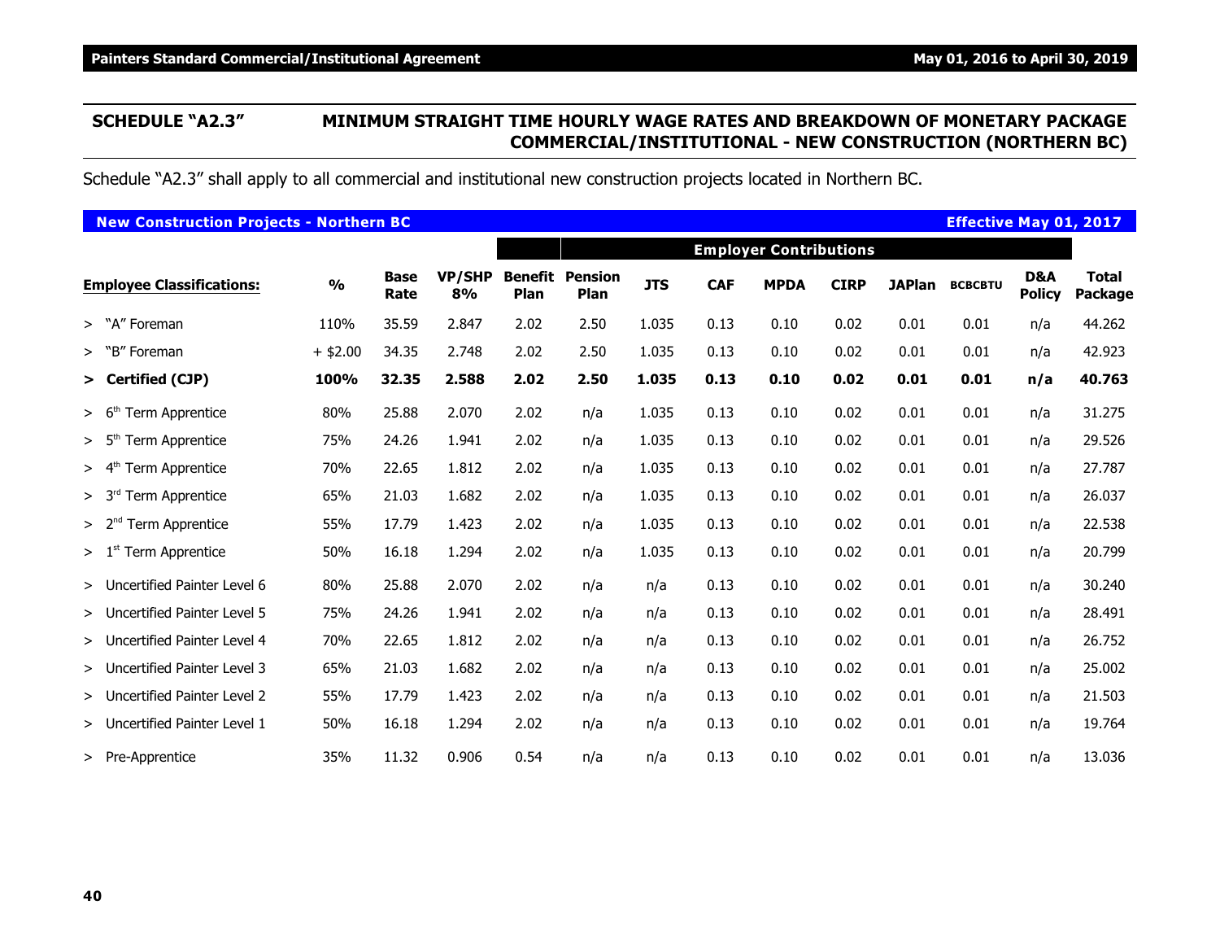## SCHEDULE "A2.3" MINIMUM STRAIGHT TIME HOURLY WAGE RATES AND BREAKDOWN OF MONETARY PACKAGE COMMERCIAL/INSTITUTIONAL - NEW CONSTRUCTION (NORTHERN BC)

Schedule "A2.3" shall apply to all commercial and institutional new construction projects located in Northern BC.

**New Construction Projects - Northern BC** — **Effective May 01, 2017**

| | | | | | Employer Contributions | | | | | | | | |
|---|---|---|---|---|---|---|---|---|---|---|---|---|---|
| **Employee Classifications:** | **%** | **Base Rate** | **VP/SHP 8%** | **Benefit Plan** | **Pension Plan** | **JTS** | **CAF** | **MPDA** | **CIRP** | **JAPlan** | **BCBCBTU** | **D&A Policy** | **Total Package** |
| > "A" Foreman | 110% | 35.59 | 2.847 | 2.02 | 2.50 | 1.035 | 0.13 | 0.10 | 0.02 | 0.01 | 0.01 | n/a | 44.262 |
| > "B" Foreman | + $2.00 | 34.35 | 2.748 | 2.02 | 2.50 | 1.035 | 0.13 | 0.10 | 0.02 | 0.01 | 0.01 | n/a | 42.923 |
| **> Certified (CJP)** | **100%** | **32.35** | **2.588** | **2.02** | **2.50** | **1.035** | **0.13** | **0.10** | **0.02** | **0.01** | **0.01** | **n/a** | **40.763** |
| > 6th Term Apprentice | 80% | 25.88 | 2.070 | 2.02 | n/a | 1.035 | 0.13 | 0.10 | 0.02 | 0.01 | 0.01 | n/a | 31.275 |
| > 5th Term Apprentice | 75% | 24.26 | 1.941 | 2.02 | n/a | 1.035 | 0.13 | 0.10 | 0.02 | 0.01 | 0.01 | n/a | 29.526 |
| > 4th Term Apprentice | 70% | 22.65 | 1.812 | 2.02 | n/a | 1.035 | 0.13 | 0.10 | 0.02 | 0.01 | 0.01 | n/a | 27.787 |
| > 3rd Term Apprentice | 65% | 21.03 | 1.682 | 2.02 | n/a | 1.035 | 0.13 | 0.10 | 0.02 | 0.01 | 0.01 | n/a | 26.037 |
| > 2nd Term Apprentice | 55% | 17.79 | 1.423 | 2.02 | n/a | 1.035 | 0.13 | 0.10 | 0.02 | 0.01 | 0.01 | n/a | 22.538 |
| > 1st Term Apprentice | 50% | 16.18 | 1.294 | 2.02 | n/a | 1.035 | 0.13 | 0.10 | 0.02 | 0.01 | 0.01 | n/a | 20.799 |
| > Uncertified Painter Level 6 | 80% | 25.88 | 2.070 | 2.02 | n/a | n/a | 0.13 | 0.10 | 0.02 | 0.01 | 0.01 | n/a | 30.240 |
| > Uncertified Painter Level 5 | 75% | 24.26 | 1.941 | 2.02 | n/a | n/a | 0.13 | 0.10 | 0.02 | 0.01 | 0.01 | n/a | 28.491 |
| > Uncertified Painter Level 4 | 70% | 22.65 | 1.812 | 2.02 | n/a | n/a | 0.13 | 0.10 | 0.02 | 0.01 | 0.01 | n/a | 26.752 |
| > Uncertified Painter Level 3 | 65% | 21.03 | 1.682 | 2.02 | n/a | n/a | 0.13 | 0.10 | 0.02 | 0.01 | 0.01 | n/a | 25.002 |
| > Uncertified Painter Level 2 | 55% | 17.79 | 1.423 | 2.02 | n/a | n/a | 0.13 | 0.10 | 0.02 | 0.01 | 0.01 | n/a | 21.503 |
| > Uncertified Painter Level 1 | 50% | 16.18 | 1.294 | 2.02 | n/a | n/a | 0.13 | 0.10 | 0.02 | 0.01 | 0.01 | n/a | 19.764 |
| > Pre-Apprentice | 35% | 11.32 | 0.906 | 0.54 | n/a | n/a | 0.13 | 0.10 | 0.02 | 0.01 | 0.01 | n/a | 13.036 |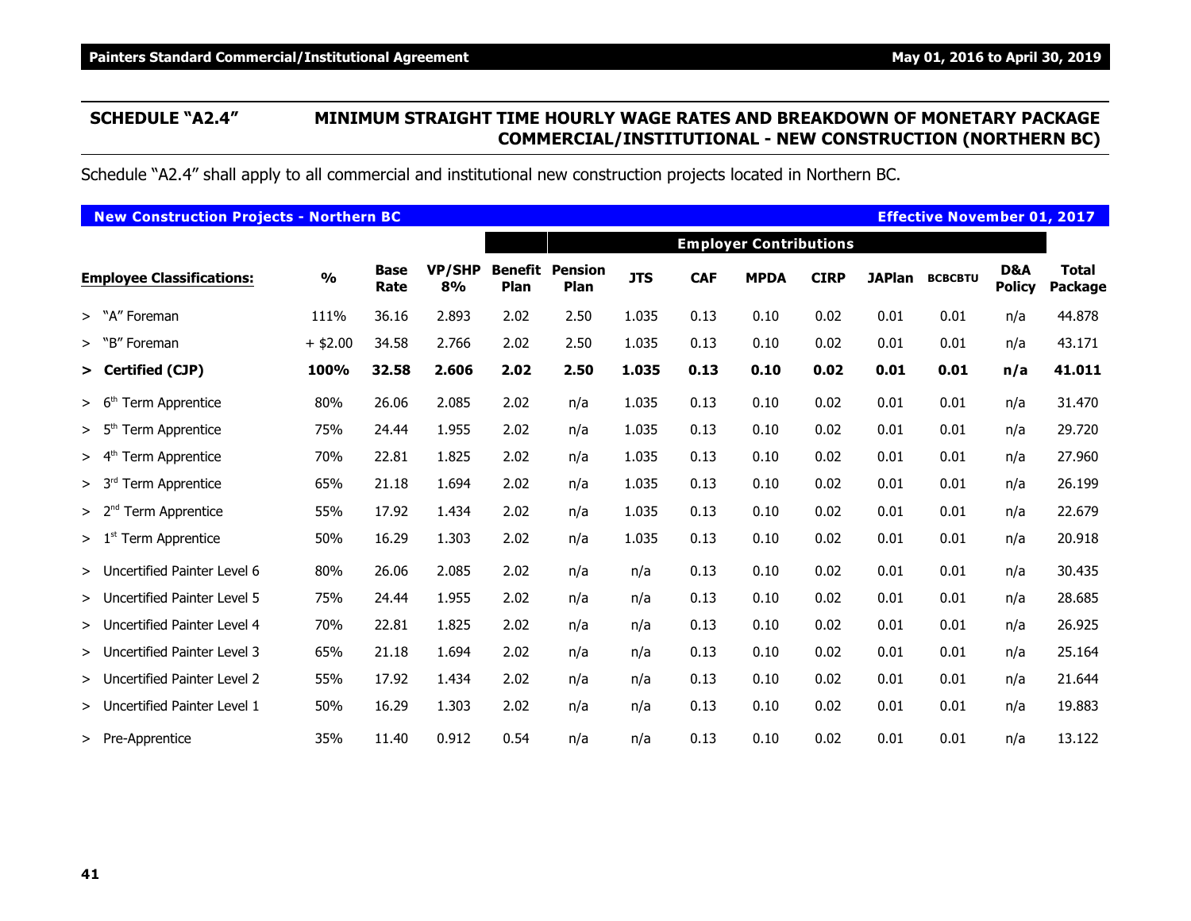## SCHEDULE "A2.4" MINIMUM STRAIGHT TIME HOURLY WAGE RATES AND BREAKDOWN OF MONETARY PACKAGE COMMERCIAL/INSTITUTIONAL - NEW CONSTRUCTION (NORTHERN BC)

Schedule "A2.4" shall apply to all commercial and institutional new construction projects located in Northern BC.

**New Construction Projects - Northern BC** — **Effective November 01, 2017**

| | | | | | Employer Contributions | | | | | | | | |
|---|---|---|---|---|---|---|---|---|---|---|---|---|---|
| **Employee Classifications:** | **%** | **Base Rate** | **VP/SHP 8%** | **Benefit Plan** | **Pension Plan** | **JTS** | **CAF** | **MPDA** | **CIRP** | **JAPlan** | **BCBCBTU** | **D&A Policy** | **Total Package** |
| > "A" Foreman | 111% | 36.16 | 2.893 | 2.02 | 2.50 | 1.035 | 0.13 | 0.10 | 0.02 | 0.01 | 0.01 | n/a | 44.878 |
| > "B" Foreman | + $2.00 | 34.58 | 2.766 | 2.02 | 2.50 | 1.035 | 0.13 | 0.10 | 0.02 | 0.01 | 0.01 | n/a | 43.171 |
| **> Certified (CJP)** | **100%** | **32.58** | **2.606** | **2.02** | **2.50** | **1.035** | **0.13** | **0.10** | **0.02** | **0.01** | **0.01** | **n/a** | **41.011** |
| > 6th Term Apprentice | 80% | 26.06 | 2.085 | 2.02 | n/a | 1.035 | 0.13 | 0.10 | 0.02 | 0.01 | 0.01 | n/a | 31.470 |
| > 5th Term Apprentice | 75% | 24.44 | 1.955 | 2.02 | n/a | 1.035 | 0.13 | 0.10 | 0.02 | 0.01 | 0.01 | n/a | 29.720 |
| > 4th Term Apprentice | 70% | 22.81 | 1.825 | 2.02 | n/a | 1.035 | 0.13 | 0.10 | 0.02 | 0.01 | 0.01 | n/a | 27.960 |
| > 3rd Term Apprentice | 65% | 21.18 | 1.694 | 2.02 | n/a | 1.035 | 0.13 | 0.10 | 0.02 | 0.01 | 0.01 | n/a | 26.199 |
| > 2nd Term Apprentice | 55% | 17.92 | 1.434 | 2.02 | n/a | 1.035 | 0.13 | 0.10 | 0.02 | 0.01 | 0.01 | n/a | 22.679 |
| > 1st Term Apprentice | 50% | 16.29 | 1.303 | 2.02 | n/a | 1.035 | 0.13 | 0.10 | 0.02 | 0.01 | 0.01 | n/a | 20.918 |
| > Uncertified Painter Level 6 | 80% | 26.06 | 2.085 | 2.02 | n/a | n/a | 0.13 | 0.10 | 0.02 | 0.01 | 0.01 | n/a | 30.435 |
| > Uncertified Painter Level 5 | 75% | 24.44 | 1.955 | 2.02 | n/a | n/a | 0.13 | 0.10 | 0.02 | 0.01 | 0.01 | n/a | 28.685 |
| > Uncertified Painter Level 4 | 70% | 22.81 | 1.825 | 2.02 | n/a | n/a | 0.13 | 0.10 | 0.02 | 0.01 | 0.01 | n/a | 26.925 |
| > Uncertified Painter Level 3 | 65% | 21.18 | 1.694 | 2.02 | n/a | n/a | 0.13 | 0.10 | 0.02 | 0.01 | 0.01 | n/a | 25.164 |
| > Uncertified Painter Level 2 | 55% | 17.92 | 1.434 | 2.02 | n/a | n/a | 0.13 | 0.10 | 0.02 | 0.01 | 0.01 | n/a | 21.644 |
| > Uncertified Painter Level 1 | 50% | 16.29 | 1.303 | 2.02 | n/a | n/a | 0.13 | 0.10 | 0.02 | 0.01 | 0.01 | n/a | 19.883 |
| > Pre-Apprentice | 35% | 11.40 | 0.912 | 0.54 | n/a | n/a | 0.13 | 0.10 | 0.02 | 0.01 | 0.01 | n/a | 13.122 |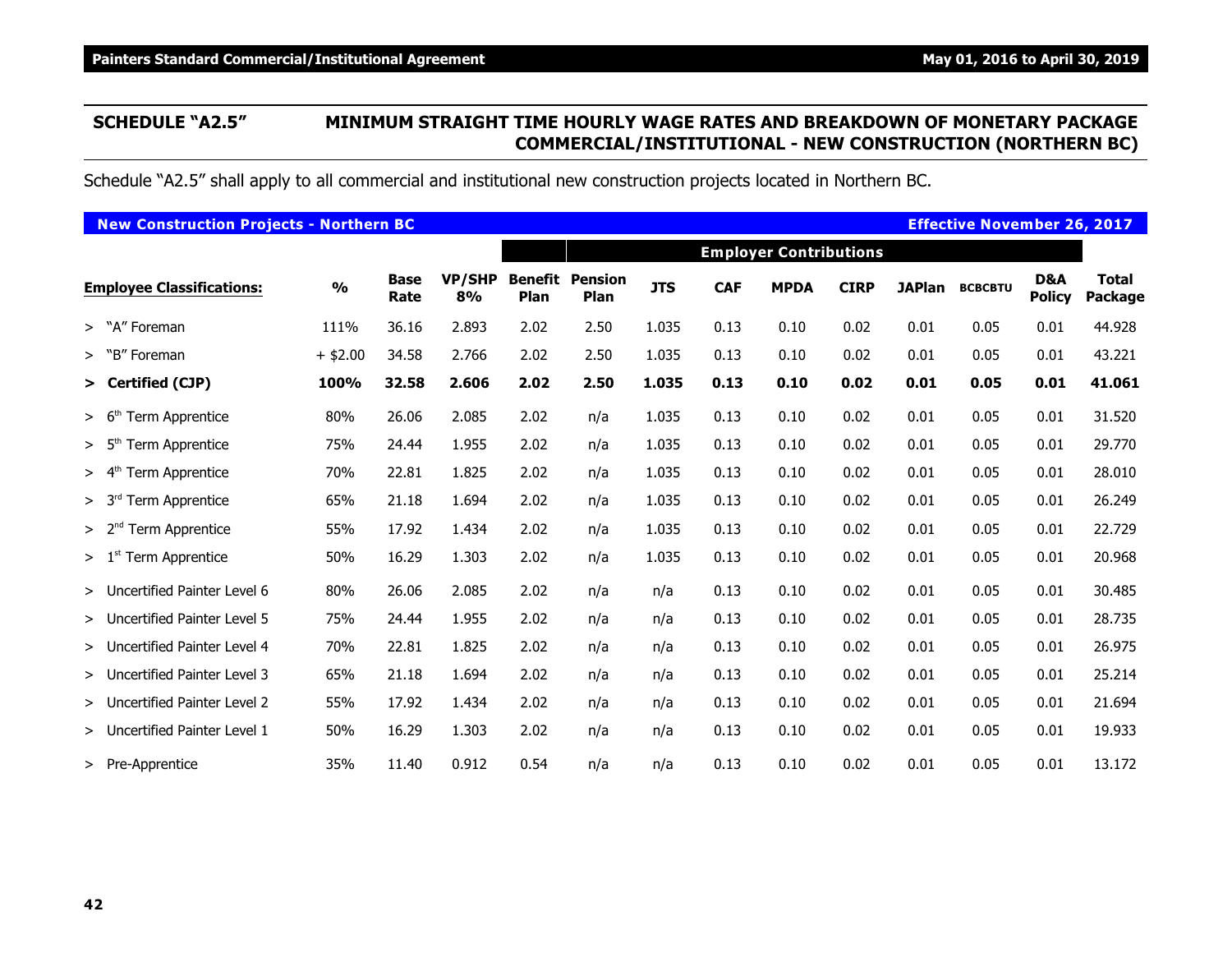## SCHEDULE "A2.5" MINIMUM STRAIGHT TIME HOURLY WAGE RATES AND BREAKDOWN OF MONETARY PACKAGE COMMERCIAL/INSTITUTIONAL - NEW CONSTRUCTION (NORTHERN BC)

Schedule "A2.5" shall apply to all commercial and institutional new construction projects located in Northern BC.

**New Construction Projects - Northern BC** — **Effective November 26, 2017**

| Employee Classifications: | % | Base Rate | VP/SHP 8% | Benefit Plan | Employer Contributions | | | | | | | | Total Package |
|---|---|---|---|---|---|---|---|---|---|---|---|---|---|
| | | | | | Pension Plan | JTS | CAF | MPDA | CIRP | JAPlan | BCBCBTU | D&A Policy | |
| > "A" Foreman | 111% | 36.16 | 2.893 | 2.02 | 2.50 | 1.035 | 0.13 | 0.10 | 0.02 | 0.01 | 0.05 | 0.01 | 44.928 |
| > "B" Foreman | + $2.00 | 34.58 | 2.766 | 2.02 | 2.50 | 1.035 | 0.13 | 0.10 | 0.02 | 0.01 | 0.05 | 0.01 | 43.221 |
| **> Certified (CJP)** | **100%** | **32.58** | **2.606** | **2.02** | **2.50** | **1.035** | **0.13** | **0.10** | **0.02** | **0.01** | **0.05** | **0.01** | **41.061** |
| > 6th Term Apprentice | 80% | 26.06 | 2.085 | 2.02 | n/a | 1.035 | 0.13 | 0.10 | 0.02 | 0.01 | 0.05 | 0.01 | 31.520 |
| > 5th Term Apprentice | 75% | 24.44 | 1.955 | 2.02 | n/a | 1.035 | 0.13 | 0.10 | 0.02 | 0.01 | 0.05 | 0.01 | 29.770 |
| > 4th Term Apprentice | 70% | 22.81 | 1.825 | 2.02 | n/a | 1.035 | 0.13 | 0.10 | 0.02 | 0.01 | 0.05 | 0.01 | 28.010 |
| > 3rd Term Apprentice | 65% | 21.18 | 1.694 | 2.02 | n/a | 1.035 | 0.13 | 0.10 | 0.02 | 0.01 | 0.05 | 0.01 | 26.249 |
| > 2nd Term Apprentice | 55% | 17.92 | 1.434 | 2.02 | n/a | 1.035 | 0.13 | 0.10 | 0.02 | 0.01 | 0.05 | 0.01 | 22.729 |
| > 1st Term Apprentice | 50% | 16.29 | 1.303 | 2.02 | n/a | 1.035 | 0.13 | 0.10 | 0.02 | 0.01 | 0.05 | 0.01 | 20.968 |
| > Uncertified Painter Level 6 | 80% | 26.06 | 2.085 | 2.02 | n/a | n/a | 0.13 | 0.10 | 0.02 | 0.01 | 0.05 | 0.01 | 30.485 |
| > Uncertified Painter Level 5 | 75% | 24.44 | 1.955 | 2.02 | n/a | n/a | 0.13 | 0.10 | 0.02 | 0.01 | 0.05 | 0.01 | 28.735 |
| > Uncertified Painter Level 4 | 70% | 22.81 | 1.825 | 2.02 | n/a | n/a | 0.13 | 0.10 | 0.02 | 0.01 | 0.05 | 0.01 | 26.975 |
| > Uncertified Painter Level 3 | 65% | 21.18 | 1.694 | 2.02 | n/a | n/a | 0.13 | 0.10 | 0.02 | 0.01 | 0.05 | 0.01 | 25.214 |
| > Uncertified Painter Level 2 | 55% | 17.92 | 1.434 | 2.02 | n/a | n/a | 0.13 | 0.10 | 0.02 | 0.01 | 0.05 | 0.01 | 21.694 |
| > Uncertified Painter Level 1 | 50% | 16.29 | 1.303 | 2.02 | n/a | n/a | 0.13 | 0.10 | 0.02 | 0.01 | 0.05 | 0.01 | 19.933 |
| > Pre-Apprentice | 35% | 11.40 | 0.912 | 0.54 | n/a | n/a | 0.13 | 0.10 | 0.02 | 0.01 | 0.05 | 0.01 | 13.172 |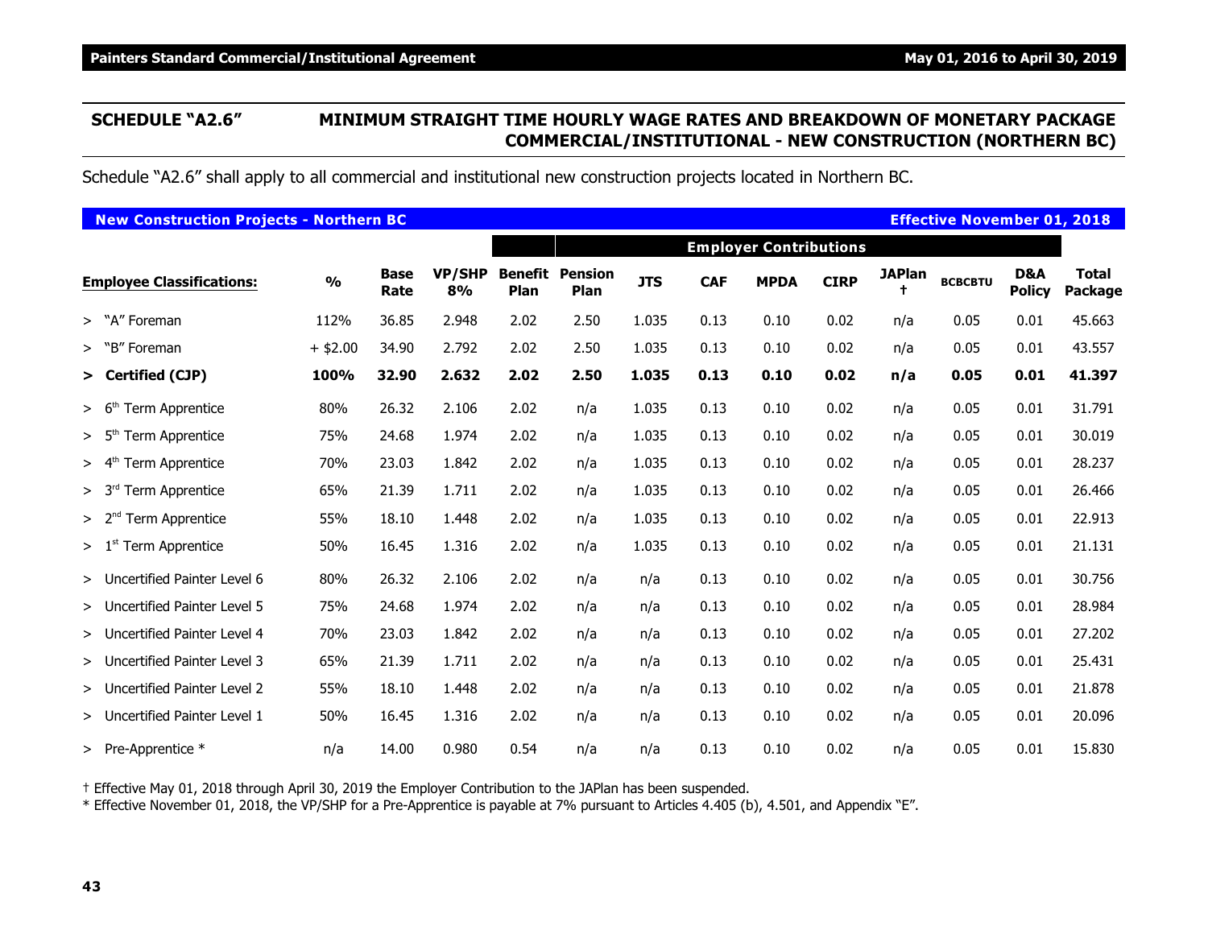## SCHEDULE "A2.6" MINIMUM STRAIGHT TIME HOURLY WAGE RATES AND BREAKDOWN OF MONETARY PACKAGE COMMERCIAL/INSTITUTIONAL - NEW CONSTRUCTION (NORTHERN BC)

Schedule "A2.6" shall apply to all commercial and institutional new construction projects located in Northern BC.

**New Construction Projects - Northern BC** **Effective November 01, 2018**

| | | | | | Employer Contributions | | | | | | | | | |
|---|---|---|---|---|---|---|---|---|---|---|---|---|---|---|
| **Employee Classifications:** | **%** | **Base Rate** | **VP/SHP 8%** | **Benefit Plan** | **Pension Plan** | **JTS** | **CAF** | **MPDA** | **CIRP** | **JAPlan †** | **BCBCBTU** | **D&A Policy** | **Total Package** |
| > "A" Foreman | 112% | 36.85 | 2.948 | 2.02 | 2.50 | 1.035 | 0.13 | 0.10 | 0.02 | n/a | 0.05 | 0.01 | 45.663 |
| > "B" Foreman | + $2.00 | 34.90 | 2.792 | 2.02 | 2.50 | 1.035 | 0.13 | 0.10 | 0.02 | n/a | 0.05 | 0.01 | 43.557 |
| **> Certified (CJP)** | **100%** | **32.90** | **2.632** | **2.02** | **2.50** | **1.035** | **0.13** | **0.10** | **0.02** | **n/a** | **0.05** | **0.01** | **41.397** |
| > 6th Term Apprentice | 80% | 26.32 | 2.106 | 2.02 | n/a | 1.035 | 0.13 | 0.10 | 0.02 | n/a | 0.05 | 0.01 | 31.791 |
| > 5th Term Apprentice | 75% | 24.68 | 1.974 | 2.02 | n/a | 1.035 | 0.13 | 0.10 | 0.02 | n/a | 0.05 | 0.01 | 30.019 |
| > 4th Term Apprentice | 70% | 23.03 | 1.842 | 2.02 | n/a | 1.035 | 0.13 | 0.10 | 0.02 | n/a | 0.05 | 0.01 | 28.237 |
| > 3rd Term Apprentice | 65% | 21.39 | 1.711 | 2.02 | n/a | 1.035 | 0.13 | 0.10 | 0.02 | n/a | 0.05 | 0.01 | 26.466 |
| > 2nd Term Apprentice | 55% | 18.10 | 1.448 | 2.02 | n/a | 1.035 | 0.13 | 0.10 | 0.02 | n/a | 0.05 | 0.01 | 22.913 |
| > 1st Term Apprentice | 50% | 16.45 | 1.316 | 2.02 | n/a | 1.035 | 0.13 | 0.10 | 0.02 | n/a | 0.05 | 0.01 | 21.131 |
| > Uncertified Painter Level 6 | 80% | 26.32 | 2.106 | 2.02 | n/a | n/a | 0.13 | 0.10 | 0.02 | n/a | 0.05 | 0.01 | 30.756 |
| > Uncertified Painter Level 5 | 75% | 24.68 | 1.974 | 2.02 | n/a | n/a | 0.13 | 0.10 | 0.02 | n/a | 0.05 | 0.01 | 28.984 |
| > Uncertified Painter Level 4 | 70% | 23.03 | 1.842 | 2.02 | n/a | n/a | 0.13 | 0.10 | 0.02 | n/a | 0.05 | 0.01 | 27.202 |
| > Uncertified Painter Level 3 | 65% | 21.39 | 1.711 | 2.02 | n/a | n/a | 0.13 | 0.10 | 0.02 | n/a | 0.05 | 0.01 | 25.431 |
| > Uncertified Painter Level 2 | 55% | 18.10 | 1.448 | 2.02 | n/a | n/a | 0.13 | 0.10 | 0.02 | n/a | 0.05 | 0.01 | 21.878 |
| > Uncertified Painter Level 1 | 50% | 16.45 | 1.316 | 2.02 | n/a | n/a | 0.13 | 0.10 | 0.02 | n/a | 0.05 | 0.01 | 20.096 |
| > Pre-Apprentice * | n/a | 14.00 | 0.980 | 0.54 | n/a | n/a | 0.13 | 0.10 | 0.02 | n/a | 0.05 | 0.01 | 15.830 |

† Effective May 01, 2018 through April 30, 2019 the Employer Contribution to the JAPlan has been suspended.
* Effective November 01, 2018, the VP/SHP for a Pre-Apprentice is payable at 7% pursuant to Articles 4.405 (b), 4.501, and Appendix "E".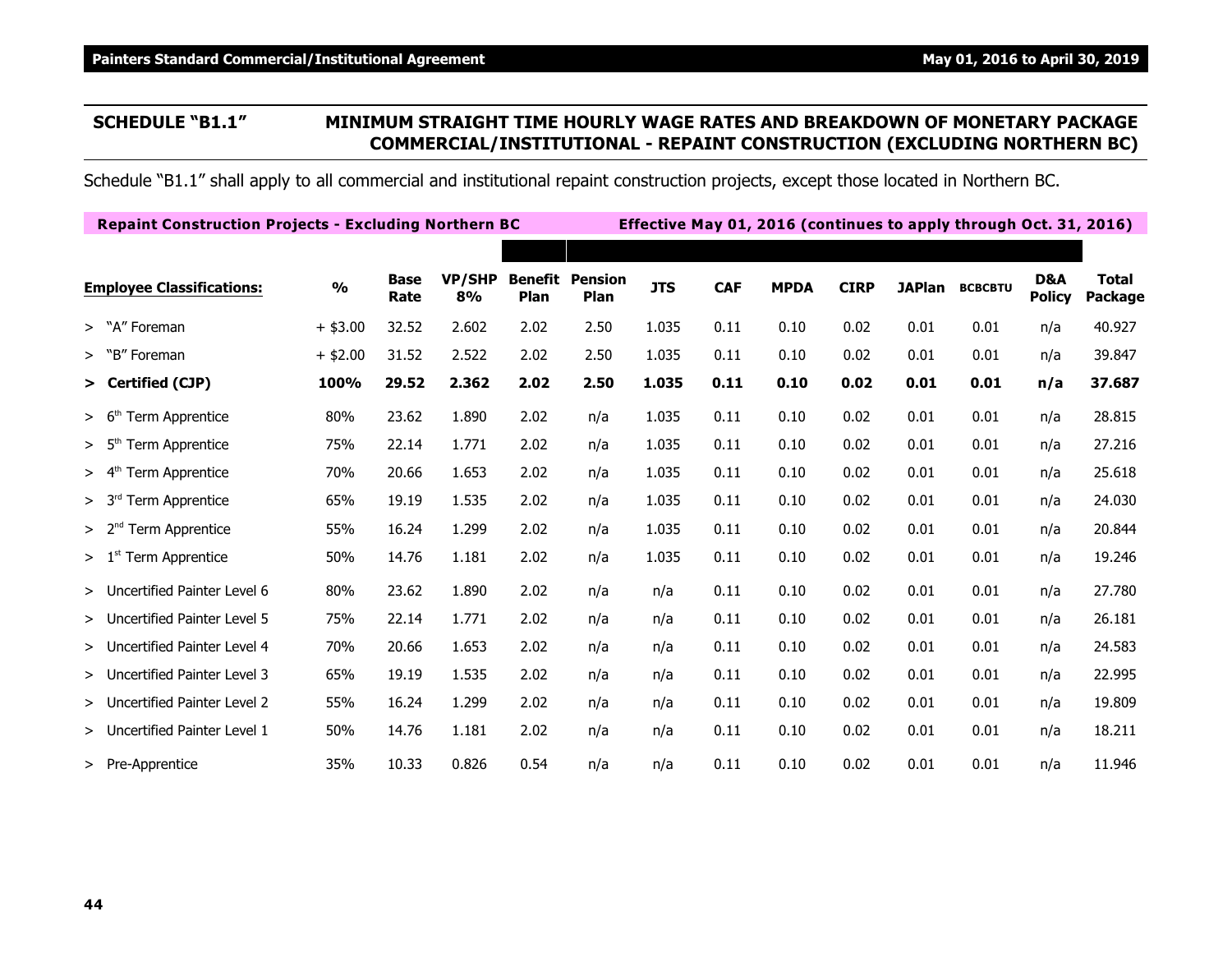## SCHEDULE "B1.1" MINIMUM STRAIGHT TIME HOURLY WAGE RATES AND BREAKDOWN OF MONETARY PACKAGE COMMERCIAL/INSTITUTIONAL - REPAINT CONSTRUCTION (EXCLUDING NORTHERN BC)

Schedule "B1.1" shall apply to all commercial and institutional repaint construction projects, except those located in Northern BC.

**Repaint Construction Projects - Excluding Northern BC** **Effective May 01, 2016 (continues to apply through Oct. 31, 2016)**

| Employee Classifications: | % | Base Rate | VP/SHP 8% | Benefit Plan | Pension Plan | JTS | CAF | MPDA | CIRP | JAPlan | BCBCBTU | D&A Policy | Total Package |
|---|---|---|---|---|---|---|---|---|---|---|---|---|---|
| > "A" Foreman | + $3.00 | 32.52 | 2.602 | 2.02 | 2.50 | 1.035 | 0.11 | 0.10 | 0.02 | 0.01 | 0.01 | n/a | 40.927 |
| > "B" Foreman | + $2.00 | 31.52 | 2.522 | 2.02 | 2.50 | 1.035 | 0.11 | 0.10 | 0.02 | 0.01 | 0.01 | n/a | 39.847 |
| **> Certified (CJP)** | **100%** | **29.52** | **2.362** | **2.02** | **2.50** | **1.035** | **0.11** | **0.10** | **0.02** | **0.01** | **0.01** | **n/a** | **37.687** |
| > 6th Term Apprentice | 80% | 23.62 | 1.890 | 2.02 | n/a | 1.035 | 0.11 | 0.10 | 0.02 | 0.01 | 0.01 | n/a | 28.815 |
| > 5th Term Apprentice | 75% | 22.14 | 1.771 | 2.02 | n/a | 1.035 | 0.11 | 0.10 | 0.02 | 0.01 | 0.01 | n/a | 27.216 |
| > 4th Term Apprentice | 70% | 20.66 | 1.653 | 2.02 | n/a | 1.035 | 0.11 | 0.10 | 0.02 | 0.01 | 0.01 | n/a | 25.618 |
| > 3rd Term Apprentice | 65% | 19.19 | 1.535 | 2.02 | n/a | 1.035 | 0.11 | 0.10 | 0.02 | 0.01 | 0.01 | n/a | 24.030 |
| > 2nd Term Apprentice | 55% | 16.24 | 1.299 | 2.02 | n/a | 1.035 | 0.11 | 0.10 | 0.02 | 0.01 | 0.01 | n/a | 20.844 |
| > 1st Term Apprentice | 50% | 14.76 | 1.181 | 2.02 | n/a | 1.035 | 0.11 | 0.10 | 0.02 | 0.01 | 0.01 | n/a | 19.246 |
| > Uncertified Painter Level 6 | 80% | 23.62 | 1.890 | 2.02 | n/a | n/a | 0.11 | 0.10 | 0.02 | 0.01 | 0.01 | n/a | 27.780 |
| > Uncertified Painter Level 5 | 75% | 22.14 | 1.771 | 2.02 | n/a | n/a | 0.11 | 0.10 | 0.02 | 0.01 | 0.01 | n/a | 26.181 |
| > Uncertified Painter Level 4 | 70% | 20.66 | 1.653 | 2.02 | n/a | n/a | 0.11 | 0.10 | 0.02 | 0.01 | 0.01 | n/a | 24.583 |
| > Uncertified Painter Level 3 | 65% | 19.19 | 1.535 | 2.02 | n/a | n/a | 0.11 | 0.10 | 0.02 | 0.01 | 0.01 | n/a | 22.995 |
| > Uncertified Painter Level 2 | 55% | 16.24 | 1.299 | 2.02 | n/a | n/a | 0.11 | 0.10 | 0.02 | 0.01 | 0.01 | n/a | 19.809 |
| > Uncertified Painter Level 1 | 50% | 14.76 | 1.181 | 2.02 | n/a | n/a | 0.11 | 0.10 | 0.02 | 0.01 | 0.01 | n/a | 18.211 |
| > Pre-Apprentice | 35% | 10.33 | 0.826 | 0.54 | n/a | n/a | 0.11 | 0.10 | 0.02 | 0.01 | 0.01 | n/a | 11.946 |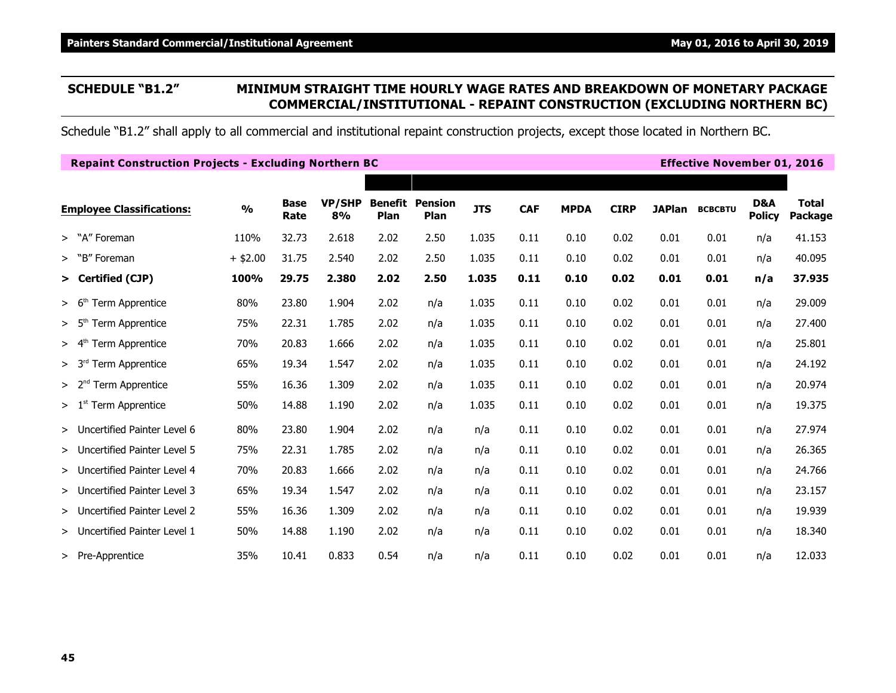## SCHEDULE "B1.2" MINIMUM STRAIGHT TIME HOURLY WAGE RATES AND BREAKDOWN OF MONETARY PACKAGE COMMERCIAL/INSTITUTIONAL - REPAINT CONSTRUCTION (EXCLUDING NORTHERN BC)

Schedule "B1.2" shall apply to all commercial and institutional repaint construction projects, except those located in Northern BC.

**Repaint Construction Projects - Excluding Northern BC** **Effective November 01, 2016**

| Employee Classifications: | % | Base Rate | VP/SHP 8% | Benefit Plan | Pension Plan | JTS | CAF | MPDA | CIRP | JAPlan | BCBCBTU | D&A Policy | Total Package |
|---|---|---|---|---|---|---|---|---|---|---|---|---|---|
| > "A" Foreman | 110% | 32.73 | 2.618 | 2.02 | 2.50 | 1.035 | 0.11 | 0.10 | 0.02 | 0.01 | 0.01 | n/a | 41.153 |
| > "B" Foreman | + $2.00 | 31.75 | 2.540 | 2.02 | 2.50 | 1.035 | 0.11 | 0.10 | 0.02 | 0.01 | 0.01 | n/a | 40.095 |
| **> Certified (CJP)** | **100%** | **29.75** | **2.380** | **2.02** | **2.50** | **1.035** | **0.11** | **0.10** | **0.02** | **0.01** | **0.01** | **n/a** | **37.935** |
| > 6th Term Apprentice | 80% | 23.80 | 1.904 | 2.02 | n/a | 1.035 | 0.11 | 0.10 | 0.02 | 0.01 | 0.01 | n/a | 29.009 |
| > 5th Term Apprentice | 75% | 22.31 | 1.785 | 2.02 | n/a | 1.035 | 0.11 | 0.10 | 0.02 | 0.01 | 0.01 | n/a | 27.400 |
| > 4th Term Apprentice | 70% | 20.83 | 1.666 | 2.02 | n/a | 1.035 | 0.11 | 0.10 | 0.02 | 0.01 | 0.01 | n/a | 25.801 |
| > 3rd Term Apprentice | 65% | 19.34 | 1.547 | 2.02 | n/a | 1.035 | 0.11 | 0.10 | 0.02 | 0.01 | 0.01 | n/a | 24.192 |
| > 2nd Term Apprentice | 55% | 16.36 | 1.309 | 2.02 | n/a | 1.035 | 0.11 | 0.10 | 0.02 | 0.01 | 0.01 | n/a | 20.974 |
| > 1st Term Apprentice | 50% | 14.88 | 1.190 | 2.02 | n/a | 1.035 | 0.11 | 0.10 | 0.02 | 0.01 | 0.01 | n/a | 19.375 |
| > Uncertified Painter Level 6 | 80% | 23.80 | 1.904 | 2.02 | n/a | n/a | 0.11 | 0.10 | 0.02 | 0.01 | 0.01 | n/a | 27.974 |
| > Uncertified Painter Level 5 | 75% | 22.31 | 1.785 | 2.02 | n/a | n/a | 0.11 | 0.10 | 0.02 | 0.01 | 0.01 | n/a | 26.365 |
| > Uncertified Painter Level 4 | 70% | 20.83 | 1.666 | 2.02 | n/a | n/a | 0.11 | 0.10 | 0.02 | 0.01 | 0.01 | n/a | 24.766 |
| > Uncertified Painter Level 3 | 65% | 19.34 | 1.547 | 2.02 | n/a | n/a | 0.11 | 0.10 | 0.02 | 0.01 | 0.01 | n/a | 23.157 |
| > Uncertified Painter Level 2 | 55% | 16.36 | 1.309 | 2.02 | n/a | n/a | 0.11 | 0.10 | 0.02 | 0.01 | 0.01 | n/a | 19.939 |
| > Uncertified Painter Level 1 | 50% | 14.88 | 1.190 | 2.02 | n/a | n/a | 0.11 | 0.10 | 0.02 | 0.01 | 0.01 | n/a | 18.340 |
| > Pre-Apprentice | 35% | 10.41 | 0.833 | 0.54 | n/a | n/a | 0.11 | 0.10 | 0.02 | 0.01 | 0.01 | n/a | 12.033 |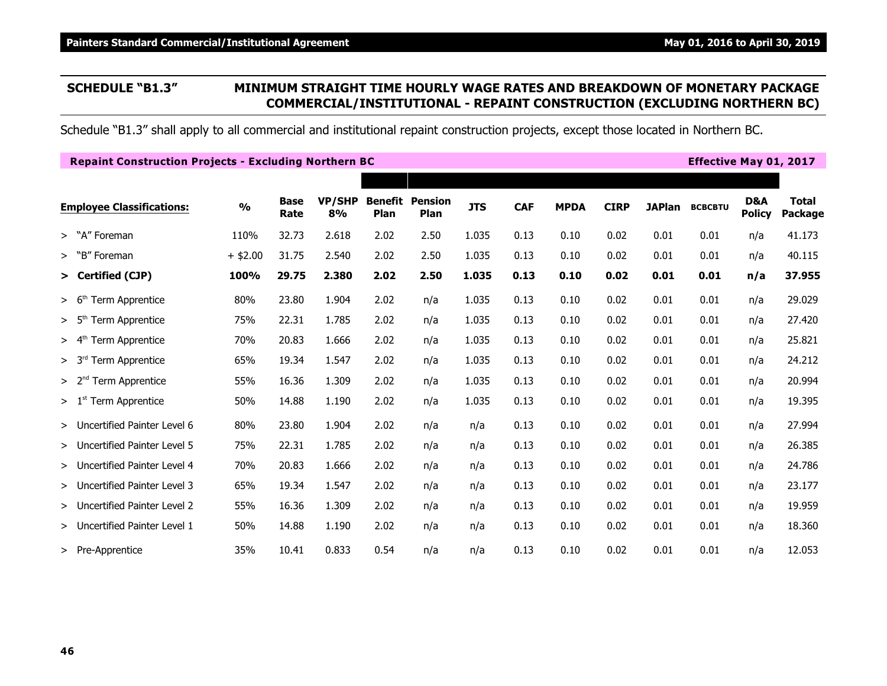## SCHEDULE "B1.3" MINIMUM STRAIGHT TIME HOURLY WAGE RATES AND BREAKDOWN OF MONETARY PACKAGE COMMERCIAL/INSTITUTIONAL - REPAINT CONSTRUCTION (EXCLUDING NORTHERN BC)

Schedule "B1.3" shall apply to all commercial and institutional repaint construction projects, except those located in Northern BC.

**Repaint Construction Projects - Excluding Northern BC** **Effective May 01, 2017**

| Employee Classifications: | % | Base Rate | VP/SHP 8% | Benefit Plan | Pension Plan | JTS | CAF | MPDA | CIRP | JAPlan | BCBCBTU | D&A Policy | Total Package |
|---|---|---|---|---|---|---|---|---|---|---|---|---|---|
| > "A" Foreman | 110% | 32.73 | 2.618 | 2.02 | 2.50 | 1.035 | 0.13 | 0.10 | 0.02 | 0.01 | 0.01 | n/a | 41.173 |
| > "B" Foreman | + $2.00 | 31.75 | 2.540 | 2.02 | 2.50 | 1.035 | 0.13 | 0.10 | 0.02 | 0.01 | 0.01 | n/a | 40.115 |
| **> Certified (CJP)** | **100%** | **29.75** | **2.380** | **2.02** | **2.50** | **1.035** | **0.13** | **0.10** | **0.02** | **0.01** | **0.01** | **n/a** | **37.955** |
| > 6th Term Apprentice | 80% | 23.80 | 1.904 | 2.02 | n/a | 1.035 | 0.13 | 0.10 | 0.02 | 0.01 | 0.01 | n/a | 29.029 |
| > 5th Term Apprentice | 75% | 22.31 | 1.785 | 2.02 | n/a | 1.035 | 0.13 | 0.10 | 0.02 | 0.01 | 0.01 | n/a | 27.420 |
| > 4th Term Apprentice | 70% | 20.83 | 1.666 | 2.02 | n/a | 1.035 | 0.13 | 0.10 | 0.02 | 0.01 | 0.01 | n/a | 25.821 |
| > 3rd Term Apprentice | 65% | 19.34 | 1.547 | 2.02 | n/a | 1.035 | 0.13 | 0.10 | 0.02 | 0.01 | 0.01 | n/a | 24.212 |
| > 2nd Term Apprentice | 55% | 16.36 | 1.309 | 2.02 | n/a | 1.035 | 0.13 | 0.10 | 0.02 | 0.01 | 0.01 | n/a | 20.994 |
| > 1st Term Apprentice | 50% | 14.88 | 1.190 | 2.02 | n/a | 1.035 | 0.13 | 0.10 | 0.02 | 0.01 | 0.01 | n/a | 19.395 |
| > Uncertified Painter Level 6 | 80% | 23.80 | 1.904 | 2.02 | n/a | n/a | 0.13 | 0.10 | 0.02 | 0.01 | 0.01 | n/a | 27.994 |
| > Uncertified Painter Level 5 | 75% | 22.31 | 1.785 | 2.02 | n/a | n/a | 0.13 | 0.10 | 0.02 | 0.01 | 0.01 | n/a | 26.385 |
| > Uncertified Painter Level 4 | 70% | 20.83 | 1.666 | 2.02 | n/a | n/a | 0.13 | 0.10 | 0.02 | 0.01 | 0.01 | n/a | 24.786 |
| > Uncertified Painter Level 3 | 65% | 19.34 | 1.547 | 2.02 | n/a | n/a | 0.13 | 0.10 | 0.02 | 0.01 | 0.01 | n/a | 23.177 |
| > Uncertified Painter Level 2 | 55% | 16.36 | 1.309 | 2.02 | n/a | n/a | 0.13 | 0.10 | 0.02 | 0.01 | 0.01 | n/a | 19.959 |
| > Uncertified Painter Level 1 | 50% | 14.88 | 1.190 | 2.02 | n/a | n/a | 0.13 | 0.10 | 0.02 | 0.01 | 0.01 | n/a | 18.360 |
| > Pre-Apprentice | 35% | 10.41 | 0.833 | 0.54 | n/a | n/a | 0.13 | 0.10 | 0.02 | 0.01 | 0.01 | n/a | 12.053 |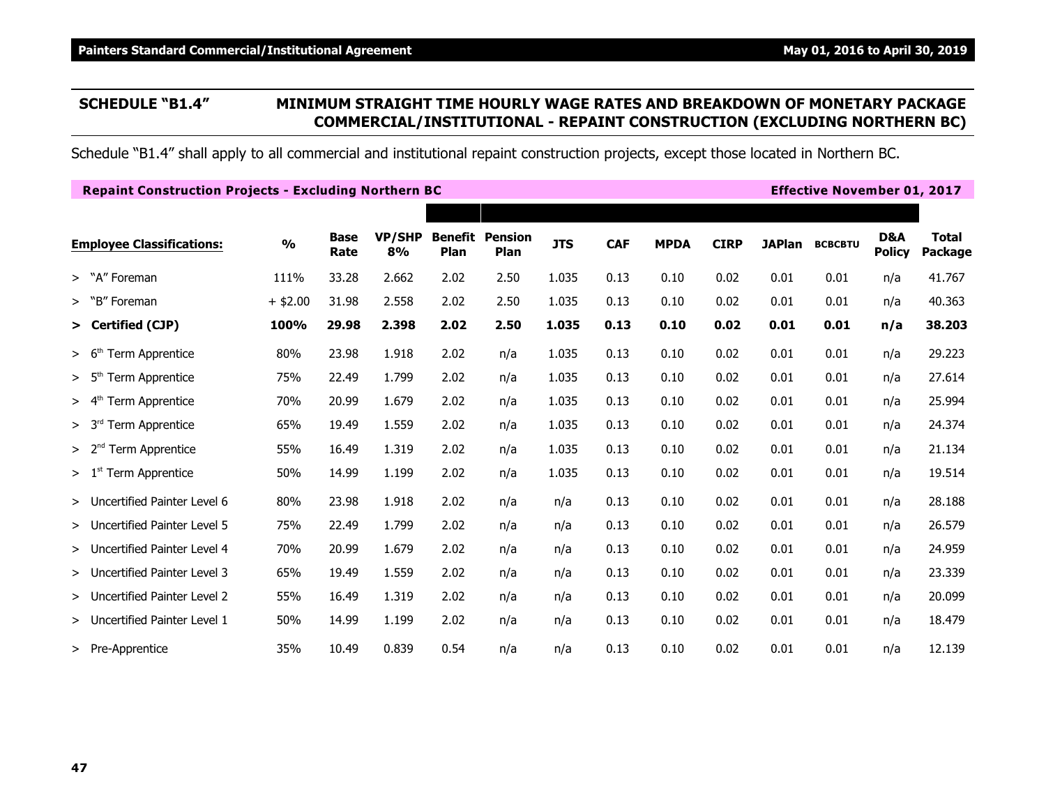## SCHEDULE "B1.4" MINIMUM STRAIGHT TIME HOURLY WAGE RATES AND BREAKDOWN OF MONETARY PACKAGE COMMERCIAL/INSTITUTIONAL - REPAINT CONSTRUCTION (EXCLUDING NORTHERN BC)

Schedule "B1.4" shall apply to all commercial and institutional repaint construction projects, except those located in Northern BC.

**Repaint Construction Projects - Excluding Northern BC** **Effective November 01, 2017**

| Employee Classifications: | % | Base Rate | VP/SHP 8% | Benefit Plan | Pension Plan | JTS | CAF | MPDA | CIRP | JAPlan | BCBCBTU | D&A Policy | Total Package |
|---|---|---|---|---|---|---|---|---|---|---|---|---|---|
| > "A" Foreman | 111% | 33.28 | 2.662 | 2.02 | 2.50 | 1.035 | 0.13 | 0.10 | 0.02 | 0.01 | 0.01 | n/a | 41.767 |
| > "B" Foreman | + $2.00 | 31.98 | 2.558 | 2.02 | 2.50 | 1.035 | 0.13 | 0.10 | 0.02 | 0.01 | 0.01 | n/a | 40.363 |
| **> Certified (CJP)** | **100%** | **29.98** | **2.398** | **2.02** | **2.50** | **1.035** | **0.13** | **0.10** | **0.02** | **0.01** | **0.01** | **n/a** | **38.203** |
| > 6th Term Apprentice | 80% | 23.98 | 1.918 | 2.02 | n/a | 1.035 | 0.13 | 0.10 | 0.02 | 0.01 | 0.01 | n/a | 29.223 |
| > 5th Term Apprentice | 75% | 22.49 | 1.799 | 2.02 | n/a | 1.035 | 0.13 | 0.10 | 0.02 | 0.01 | 0.01 | n/a | 27.614 |
| > 4th Term Apprentice | 70% | 20.99 | 1.679 | 2.02 | n/a | 1.035 | 0.13 | 0.10 | 0.02 | 0.01 | 0.01 | n/a | 25.994 |
| > 3rd Term Apprentice | 65% | 19.49 | 1.559 | 2.02 | n/a | 1.035 | 0.13 | 0.10 | 0.02 | 0.01 | 0.01 | n/a | 24.374 |
| > 2nd Term Apprentice | 55% | 16.49 | 1.319 | 2.02 | n/a | 1.035 | 0.13 | 0.10 | 0.02 | 0.01 | 0.01 | n/a | 21.134 |
| > 1st Term Apprentice | 50% | 14.99 | 1.199 | 2.02 | n/a | 1.035 | 0.13 | 0.10 | 0.02 | 0.01 | 0.01 | n/a | 19.514 |
| > Uncertified Painter Level 6 | 80% | 23.98 | 1.918 | 2.02 | n/a | n/a | 0.13 | 0.10 | 0.02 | 0.01 | 0.01 | n/a | 28.188 |
| > Uncertified Painter Level 5 | 75% | 22.49 | 1.799 | 2.02 | n/a | n/a | 0.13 | 0.10 | 0.02 | 0.01 | 0.01 | n/a | 26.579 |
| > Uncertified Painter Level 4 | 70% | 20.99 | 1.679 | 2.02 | n/a | n/a | 0.13 | 0.10 | 0.02 | 0.01 | 0.01 | n/a | 24.959 |
| > Uncertified Painter Level 3 | 65% | 19.49 | 1.559 | 2.02 | n/a | n/a | 0.13 | 0.10 | 0.02 | 0.01 | 0.01 | n/a | 23.339 |
| > Uncertified Painter Level 2 | 55% | 16.49 | 1.319 | 2.02 | n/a | n/a | 0.13 | 0.10 | 0.02 | 0.01 | 0.01 | n/a | 20.099 |
| > Uncertified Painter Level 1 | 50% | 14.99 | 1.199 | 2.02 | n/a | n/a | 0.13 | 0.10 | 0.02 | 0.01 | 0.01 | n/a | 18.479 |
| > Pre-Apprentice | 35% | 10.49 | 0.839 | 0.54 | n/a | n/a | 0.13 | 0.10 | 0.02 | 0.01 | 0.01 | n/a | 12.139 |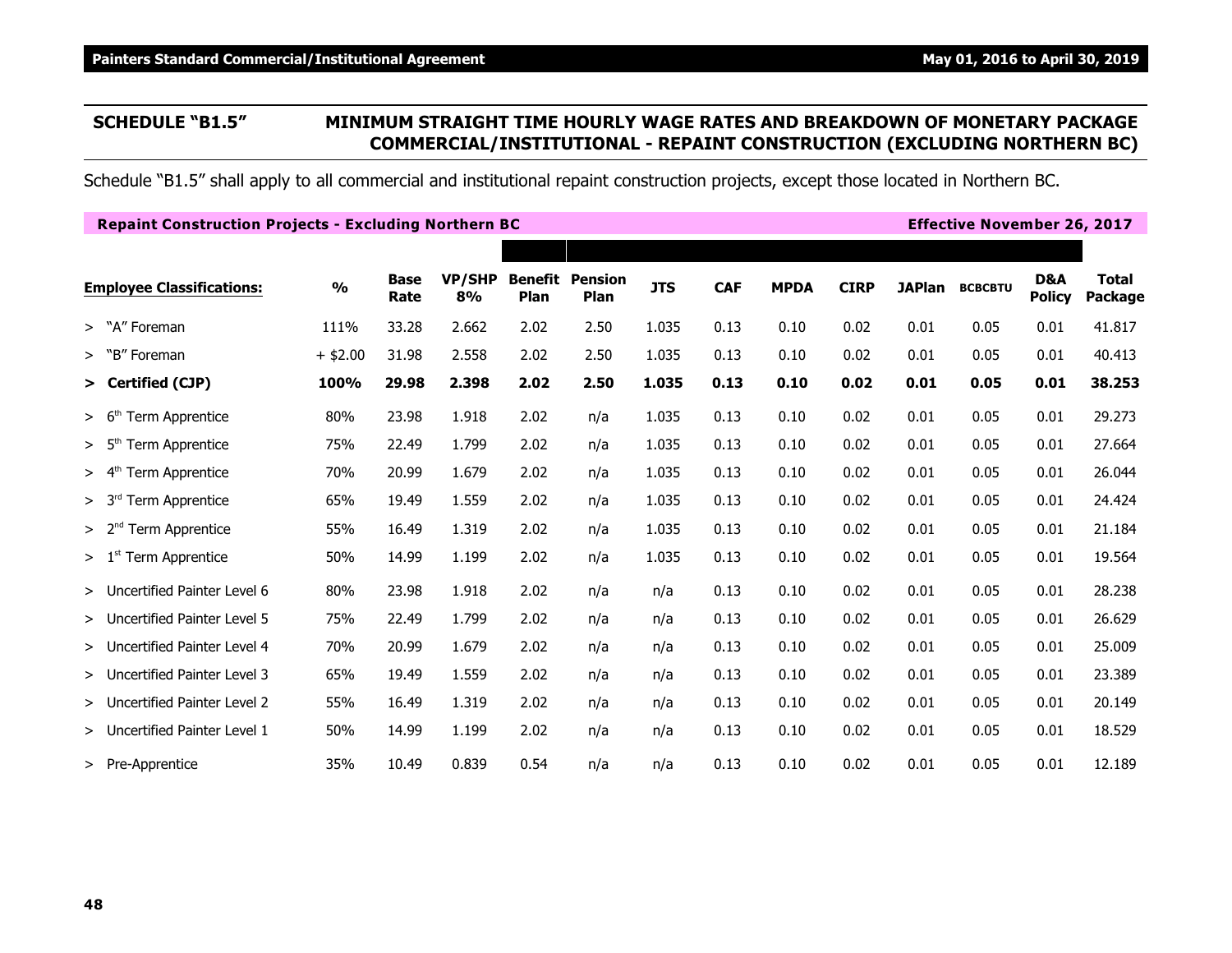## SCHEDULE "B1.5" MINIMUM STRAIGHT TIME HOURLY WAGE RATES AND BREAKDOWN OF MONETARY PACKAGE COMMERCIAL/INSTITUTIONAL - REPAINT CONSTRUCTION (EXCLUDING NORTHERN BC)

Schedule "B1.5" shall apply to all commercial and institutional repaint construction projects, except those located in Northern BC.

**Repaint Construction Projects - Excluding Northern BC** — **Effective November 26, 2017**

| Employee Classifications: | % | Base Rate | VP/SHP 8% | Benefit Plan | Pension Plan | JTS | CAF | MPDA | CIRP | JAPlan | BCBCBTU | D&A Policy | Total Package |
|---|---|---|---|---|---|---|---|---|---|---|---|---|---|
| > "A" Foreman | 111% | 33.28 | 2.662 | 2.02 | 2.50 | 1.035 | 0.13 | 0.10 | 0.02 | 0.01 | 0.05 | 0.01 | 41.817 |
| > "B" Foreman | + $2.00 | 31.98 | 2.558 | 2.02 | 2.50 | 1.035 | 0.13 | 0.10 | 0.02 | 0.01 | 0.05 | 0.01 | 40.413 |
| **> Certified (CJP)** | **100%** | **29.98** | **2.398** | **2.02** | **2.50** | **1.035** | **0.13** | **0.10** | **0.02** | **0.01** | **0.05** | **0.01** | **38.253** |
| > 6th Term Apprentice | 80% | 23.98 | 1.918 | 2.02 | n/a | 1.035 | 0.13 | 0.10 | 0.02 | 0.01 | 0.05 | 0.01 | 29.273 |
| > 5th Term Apprentice | 75% | 22.49 | 1.799 | 2.02 | n/a | 1.035 | 0.13 | 0.10 | 0.02 | 0.01 | 0.05 | 0.01 | 27.664 |
| > 4th Term Apprentice | 70% | 20.99 | 1.679 | 2.02 | n/a | 1.035 | 0.13 | 0.10 | 0.02 | 0.01 | 0.05 | 0.01 | 26.044 |
| > 3rd Term Apprentice | 65% | 19.49 | 1.559 | 2.02 | n/a | 1.035 | 0.13 | 0.10 | 0.02 | 0.01 | 0.05 | 0.01 | 24.424 |
| > 2nd Term Apprentice | 55% | 16.49 | 1.319 | 2.02 | n/a | 1.035 | 0.13 | 0.10 | 0.02 | 0.01 | 0.05 | 0.01 | 21.184 |
| > 1st Term Apprentice | 50% | 14.99 | 1.199 | 2.02 | n/a | 1.035 | 0.13 | 0.10 | 0.02 | 0.01 | 0.05 | 0.01 | 19.564 |
| > Uncertified Painter Level 6 | 80% | 23.98 | 1.918 | 2.02 | n/a | n/a | 0.13 | 0.10 | 0.02 | 0.01 | 0.05 | 0.01 | 28.238 |
| > Uncertified Painter Level 5 | 75% | 22.49 | 1.799 | 2.02 | n/a | n/a | 0.13 | 0.10 | 0.02 | 0.01 | 0.05 | 0.01 | 26.629 |
| > Uncertified Painter Level 4 | 70% | 20.99 | 1.679 | 2.02 | n/a | n/a | 0.13 | 0.10 | 0.02 | 0.01 | 0.05 | 0.01 | 25.009 |
| > Uncertified Painter Level 3 | 65% | 19.49 | 1.559 | 2.02 | n/a | n/a | 0.13 | 0.10 | 0.02 | 0.01 | 0.05 | 0.01 | 23.389 |
| > Uncertified Painter Level 2 | 55% | 16.49 | 1.319 | 2.02 | n/a | n/a | 0.13 | 0.10 | 0.02 | 0.01 | 0.05 | 0.01 | 20.149 |
| > Uncertified Painter Level 1 | 50% | 14.99 | 1.199 | 2.02 | n/a | n/a | 0.13 | 0.10 | 0.02 | 0.01 | 0.05 | 0.01 | 18.529 |
| > Pre-Apprentice | 35% | 10.49 | 0.839 | 0.54 | n/a | n/a | 0.13 | 0.10 | 0.02 | 0.01 | 0.05 | 0.01 | 12.189 |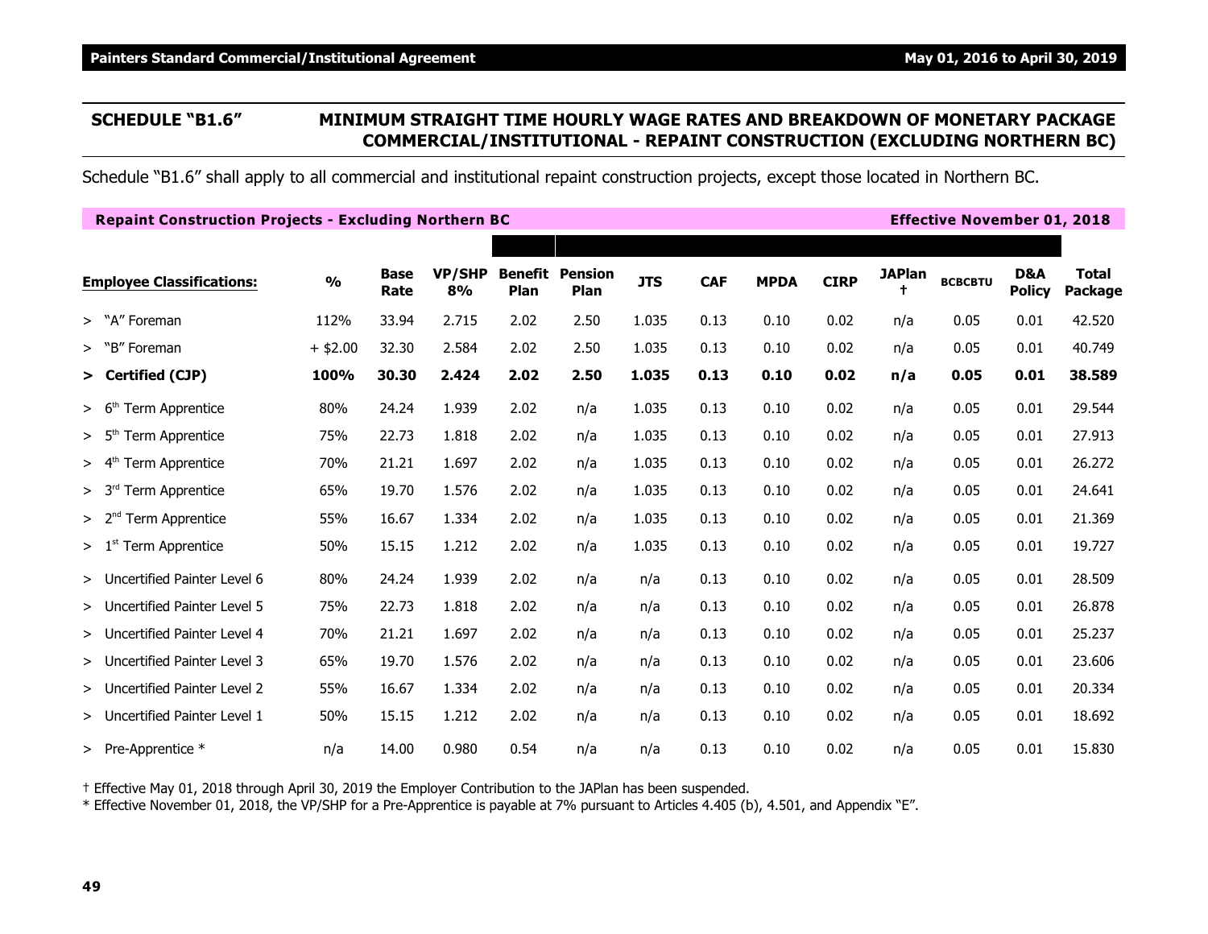## SCHEDULE "B1.6" MINIMUM STRAIGHT TIME HOURLY WAGE RATES AND BREAKDOWN OF MONETARY PACKAGE COMMERCIAL/INSTITUTIONAL - REPAINT CONSTRUCTION (EXCLUDING NORTHERN BC)

Schedule "B1.6" shall apply to all commercial and institutional repaint construction projects, except those located in Northern BC.

**Repaint Construction Projects - Excluding Northern BC** — **Effective November 01, 2018**

| Employee Classifications: | % | Base Rate | VP/SHP 8% | Benefit Plan | Pension Plan | JTS | CAF | MPDA | CIRP | JAPlan † | BCBCBTU | D&A Policy | Total Package |
|---|---|---|---|---|---|---|---|---|---|---|---|---|---|
| > "A" Foreman | 112% | 33.94 | 2.715 | 2.02 | 2.50 | 1.035 | 0.13 | 0.10 | 0.02 | n/a | 0.05 | 0.01 | 42.520 |
| > "B" Foreman | + $2.00 | 32.30 | 2.584 | 2.02 | 2.50 | 1.035 | 0.13 | 0.10 | 0.02 | n/a | 0.05 | 0.01 | 40.749 |
| **> Certified (CJP)** | **100%** | **30.30** | **2.424** | **2.02** | **2.50** | **1.035** | **0.13** | **0.10** | **0.02** | **n/a** | **0.05** | **0.01** | **38.589** |
| > 6th Term Apprentice | 80% | 24.24 | 1.939 | 2.02 | n/a | 1.035 | 0.13 | 0.10 | 0.02 | n/a | 0.05 | 0.01 | 29.544 |
| > 5th Term Apprentice | 75% | 22.73 | 1.818 | 2.02 | n/a | 1.035 | 0.13 | 0.10 | 0.02 | n/a | 0.05 | 0.01 | 27.913 |
| > 4th Term Apprentice | 70% | 21.21 | 1.697 | 2.02 | n/a | 1.035 | 0.13 | 0.10 | 0.02 | n/a | 0.05 | 0.01 | 26.272 |
| > 3rd Term Apprentice | 65% | 19.70 | 1.576 | 2.02 | n/a | 1.035 | 0.13 | 0.10 | 0.02 | n/a | 0.05 | 0.01 | 24.641 |
| > 2nd Term Apprentice | 55% | 16.67 | 1.334 | 2.02 | n/a | 1.035 | 0.13 | 0.10 | 0.02 | n/a | 0.05 | 0.01 | 21.369 |
| > 1st Term Apprentice | 50% | 15.15 | 1.212 | 2.02 | n/a | 1.035 | 0.13 | 0.10 | 0.02 | n/a | 0.05 | 0.01 | 19.727 |
| > Uncertified Painter Level 6 | 80% | 24.24 | 1.939 | 2.02 | n/a | n/a | 0.13 | 0.10 | 0.02 | n/a | 0.05 | 0.01 | 28.509 |
| > Uncertified Painter Level 5 | 75% | 22.73 | 1.818 | 2.02 | n/a | n/a | 0.13 | 0.10 | 0.02 | n/a | 0.05 | 0.01 | 26.878 |
| > Uncertified Painter Level 4 | 70% | 21.21 | 1.697 | 2.02 | n/a | n/a | 0.13 | 0.10 | 0.02 | n/a | 0.05 | 0.01 | 25.237 |
| > Uncertified Painter Level 3 | 65% | 19.70 | 1.576 | 2.02 | n/a | n/a | 0.13 | 0.10 | 0.02 | n/a | 0.05 | 0.01 | 23.606 |
| > Uncertified Painter Level 2 | 55% | 16.67 | 1.334 | 2.02 | n/a | n/a | 0.13 | 0.10 | 0.02 | n/a | 0.05 | 0.01 | 20.334 |
| > Uncertified Painter Level 1 | 50% | 15.15 | 1.212 | 2.02 | n/a | n/a | 0.13 | 0.10 | 0.02 | n/a | 0.05 | 0.01 | 18.692 |
| > Pre-Apprentice * | n/a | 14.00 | 0.980 | 0.54 | n/a | n/a | 0.13 | 0.10 | 0.02 | n/a | 0.05 | 0.01 | 15.830 |

† Effective May 01, 2018 through April 30, 2019 the Employer Contribution to the JAPlan has been suspended.

* Effective November 01, 2018, the VP/SHP for a Pre-Apprentice is payable at 7% pursuant to Articles 4.405 (b), 4.501, and Appendix "E".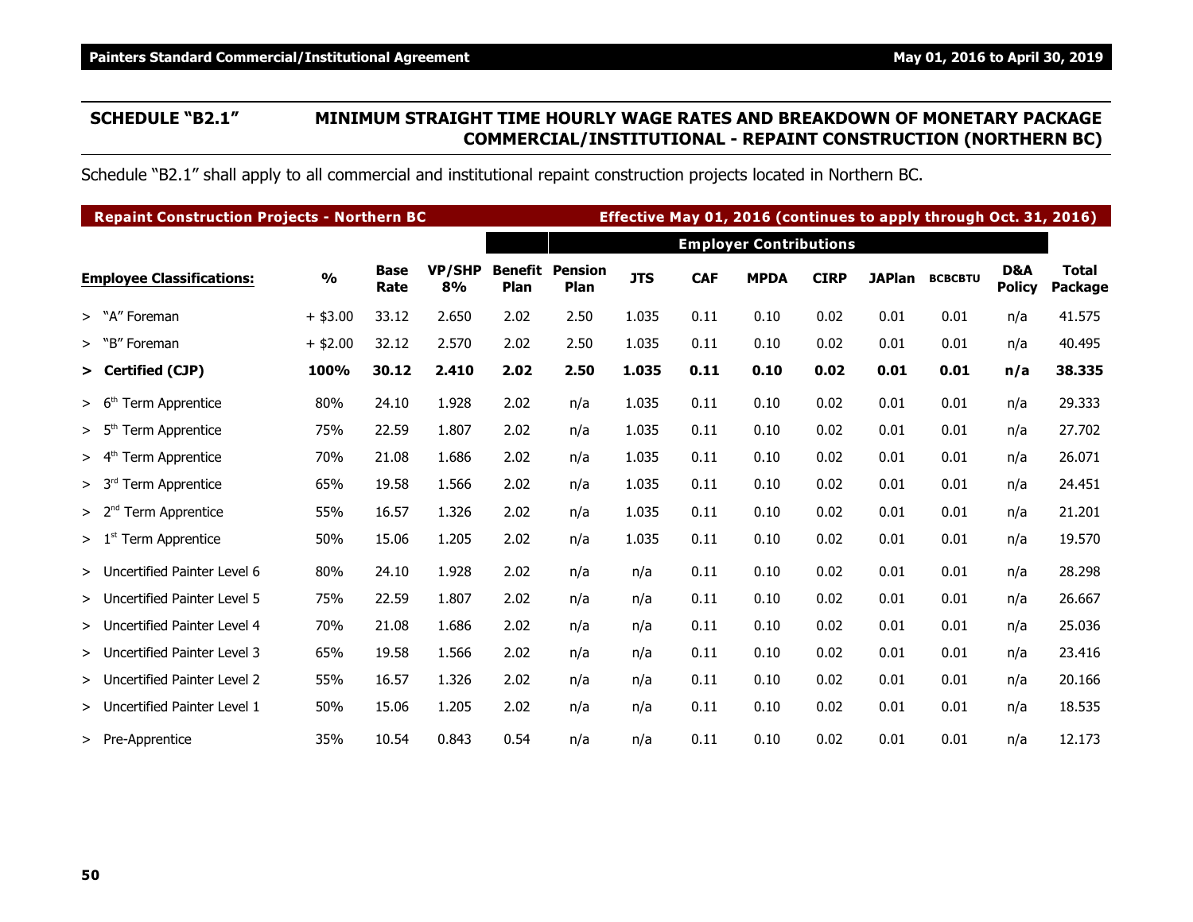## SCHEDULE "B2.1" MINIMUM STRAIGHT TIME HOURLY WAGE RATES AND BREAKDOWN OF MONETARY PACKAGE COMMERCIAL/INSTITUTIONAL - REPAINT CONSTRUCTION (NORTHERN BC)

Schedule "B2.1" shall apply to all commercial and institutional repaint construction projects located in Northern BC.

**Repaint Construction Projects - Northern BC** | **Effective May 01, 2016 (continues to apply through Oct. 31, 2016)**

| | | | | Employer Contributions | | | | | | | | | | |
|---|---|---|---|---|---|---|---|---|---|---|---|---|---|---|
| **Employee Classifications:** | **%** | **Base Rate** | **VP/SHP 8%** | **Benefit Plan** | **Pension Plan** | **JTS** | **CAF** | **MPDA** | **CIRP** | **JAPlan** | **BCBCBTU** | **D&A Policy** | **Total Package** |
| > "A" Foreman | + $3.00 | 33.12 | 2.650 | 2.02 | 2.50 | 1.035 | 0.11 | 0.10 | 0.02 | 0.01 | 0.01 | n/a | 41.575 |
| > "B" Foreman | + $2.00 | 32.12 | 2.570 | 2.02 | 2.50 | 1.035 | 0.11 | 0.10 | 0.02 | 0.01 | 0.01 | n/a | 40.495 |
| **> Certified (CJP)** | **100%** | **30.12** | **2.410** | **2.02** | **2.50** | **1.035** | **0.11** | **0.10** | **0.02** | **0.01** | **0.01** | **n/a** | **38.335** |
| > 6th Term Apprentice | 80% | 24.10 | 1.928 | 2.02 | n/a | 1.035 | 0.11 | 0.10 | 0.02 | 0.01 | 0.01 | n/a | 29.333 |
| > 5th Term Apprentice | 75% | 22.59 | 1.807 | 2.02 | n/a | 1.035 | 0.11 | 0.10 | 0.02 | 0.01 | 0.01 | n/a | 27.702 |
| > 4th Term Apprentice | 70% | 21.08 | 1.686 | 2.02 | n/a | 1.035 | 0.11 | 0.10 | 0.02 | 0.01 | 0.01 | n/a | 26.071 |
| > 3rd Term Apprentice | 65% | 19.58 | 1.566 | 2.02 | n/a | 1.035 | 0.11 | 0.10 | 0.02 | 0.01 | 0.01 | n/a | 24.451 |
| > 2nd Term Apprentice | 55% | 16.57 | 1.326 | 2.02 | n/a | 1.035 | 0.11 | 0.10 | 0.02 | 0.01 | 0.01 | n/a | 21.201 |
| > 1st Term Apprentice | 50% | 15.06 | 1.205 | 2.02 | n/a | 1.035 | 0.11 | 0.10 | 0.02 | 0.01 | 0.01 | n/a | 19.570 |
| > Uncertified Painter Level 6 | 80% | 24.10 | 1.928 | 2.02 | n/a | n/a | 0.11 | 0.10 | 0.02 | 0.01 | 0.01 | n/a | 28.298 |
| > Uncertified Painter Level 5 | 75% | 22.59 | 1.807 | 2.02 | n/a | n/a | 0.11 | 0.10 | 0.02 | 0.01 | 0.01 | n/a | 26.667 |
| > Uncertified Painter Level 4 | 70% | 21.08 | 1.686 | 2.02 | n/a | n/a | 0.11 | 0.10 | 0.02 | 0.01 | 0.01 | n/a | 25.036 |
| > Uncertified Painter Level 3 | 65% | 19.58 | 1.566 | 2.02 | n/a | n/a | 0.11 | 0.10 | 0.02 | 0.01 | 0.01 | n/a | 23.416 |
| > Uncertified Painter Level 2 | 55% | 16.57 | 1.326 | 2.02 | n/a | n/a | 0.11 | 0.10 | 0.02 | 0.01 | 0.01 | n/a | 20.166 |
| > Uncertified Painter Level 1 | 50% | 15.06 | 1.205 | 2.02 | n/a | n/a | 0.11 | 0.10 | 0.02 | 0.01 | 0.01 | n/a | 18.535 |
| > Pre-Apprentice | 35% | 10.54 | 0.843 | 0.54 | n/a | n/a | 0.11 | 0.10 | 0.02 | 0.01 | 0.01 | n/a | 12.173 |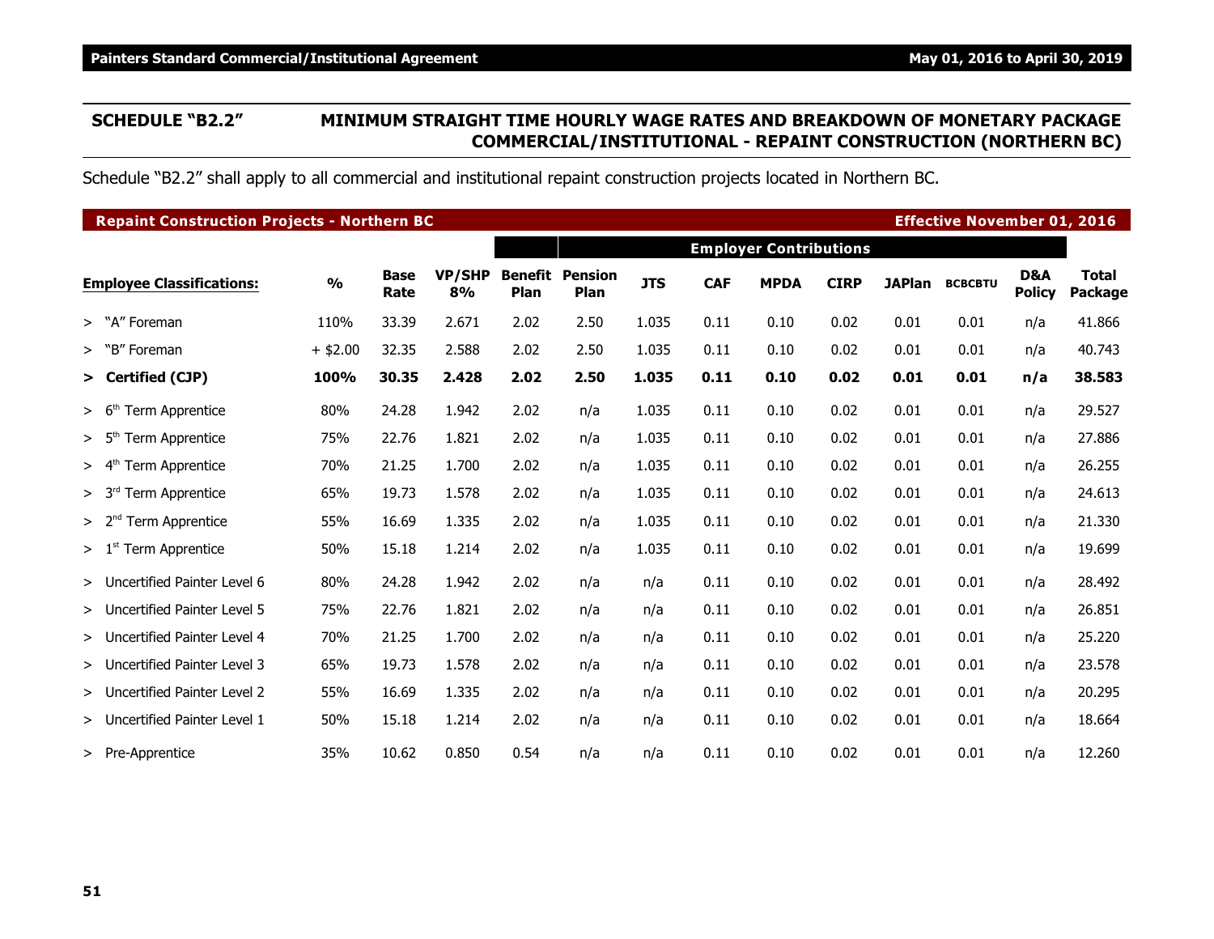## SCHEDULE "B2.2" MINIMUM STRAIGHT TIME HOURLY WAGE RATES AND BREAKDOWN OF MONETARY PACKAGE COMMERCIAL/INSTITUTIONAL - REPAINT CONSTRUCTION (NORTHERN BC)

Schedule "B2.2" shall apply to all commercial and institutional repaint construction projects located in Northern BC.

**Repaint Construction Projects - Northern BC** — **Effective November 01, 2016**

| Employee Classifications: | % | Base Rate | VP/SHP 8% | Benefit Plan | Employer Contributions | | | | | | | | | Total Package |
|---|---|---|---|---|---|---|---|---|---|---|---|---|---|---|
| | | | | | Pension Plan | JTS | CAF | MPDA | CIRP | JAPlan | BCBCBTU | D&A Policy | | |
| > "A" Foreman | 110% | 33.39 | 2.671 | 2.02 | 2.50 | 1.035 | 0.11 | 0.10 | 0.02 | 0.01 | 0.01 | n/a | | 41.866 |
| > "B" Foreman | + $2.00 | 32.35 | 2.588 | 2.02 | 2.50 | 1.035 | 0.11 | 0.10 | 0.02 | 0.01 | 0.01 | n/a | | 40.743 |
| **> Certified (CJP)** | **100%** | **30.35** | **2.428** | **2.02** | **2.50** | **1.035** | **0.11** | **0.10** | **0.02** | **0.01** | **0.01** | **n/a** | | **38.583** |
| > 6th Term Apprentice | 80% | 24.28 | 1.942 | 2.02 | n/a | 1.035 | 0.11 | 0.10 | 0.02 | 0.01 | 0.01 | n/a | | 29.527 |
| > 5th Term Apprentice | 75% | 22.76 | 1.821 | 2.02 | n/a | 1.035 | 0.11 | 0.10 | 0.02 | 0.01 | 0.01 | n/a | | 27.886 |
| > 4th Term Apprentice | 70% | 21.25 | 1.700 | 2.02 | n/a | 1.035 | 0.11 | 0.10 | 0.02 | 0.01 | 0.01 | n/a | | 26.255 |
| > 3rd Term Apprentice | 65% | 19.73 | 1.578 | 2.02 | n/a | 1.035 | 0.11 | 0.10 | 0.02 | 0.01 | 0.01 | n/a | | 24.613 |
| > 2nd Term Apprentice | 55% | 16.69 | 1.335 | 2.02 | n/a | 1.035 | 0.11 | 0.10 | 0.02 | 0.01 | 0.01 | n/a | | 21.330 |
| > 1st Term Apprentice | 50% | 15.18 | 1.214 | 2.02 | n/a | 1.035 | 0.11 | 0.10 | 0.02 | 0.01 | 0.01 | n/a | | 19.699 |
| > Uncertified Painter Level 6 | 80% | 24.28 | 1.942 | 2.02 | n/a | n/a | 0.11 | 0.10 | 0.02 | 0.01 | 0.01 | n/a | | 28.492 |
| > Uncertified Painter Level 5 | 75% | 22.76 | 1.821 | 2.02 | n/a | n/a | 0.11 | 0.10 | 0.02 | 0.01 | 0.01 | n/a | | 26.851 |
| > Uncertified Painter Level 4 | 70% | 21.25 | 1.700 | 2.02 | n/a | n/a | 0.11 | 0.10 | 0.02 | 0.01 | 0.01 | n/a | | 25.220 |
| > Uncertified Painter Level 3 | 65% | 19.73 | 1.578 | 2.02 | n/a | n/a | 0.11 | 0.10 | 0.02 | 0.01 | 0.01 | n/a | | 23.578 |
| > Uncertified Painter Level 2 | 55% | 16.69 | 1.335 | 2.02 | n/a | n/a | 0.11 | 0.10 | 0.02 | 0.01 | 0.01 | n/a | | 20.295 |
| > Uncertified Painter Level 1 | 50% | 15.18 | 1.214 | 2.02 | n/a | n/a | 0.11 | 0.10 | 0.02 | 0.01 | 0.01 | n/a | | 18.664 |
| > Pre-Apprentice | 35% | 10.62 | 0.850 | 0.54 | n/a | n/a | 0.11 | 0.10 | 0.02 | 0.01 | 0.01 | n/a | | 12.260 |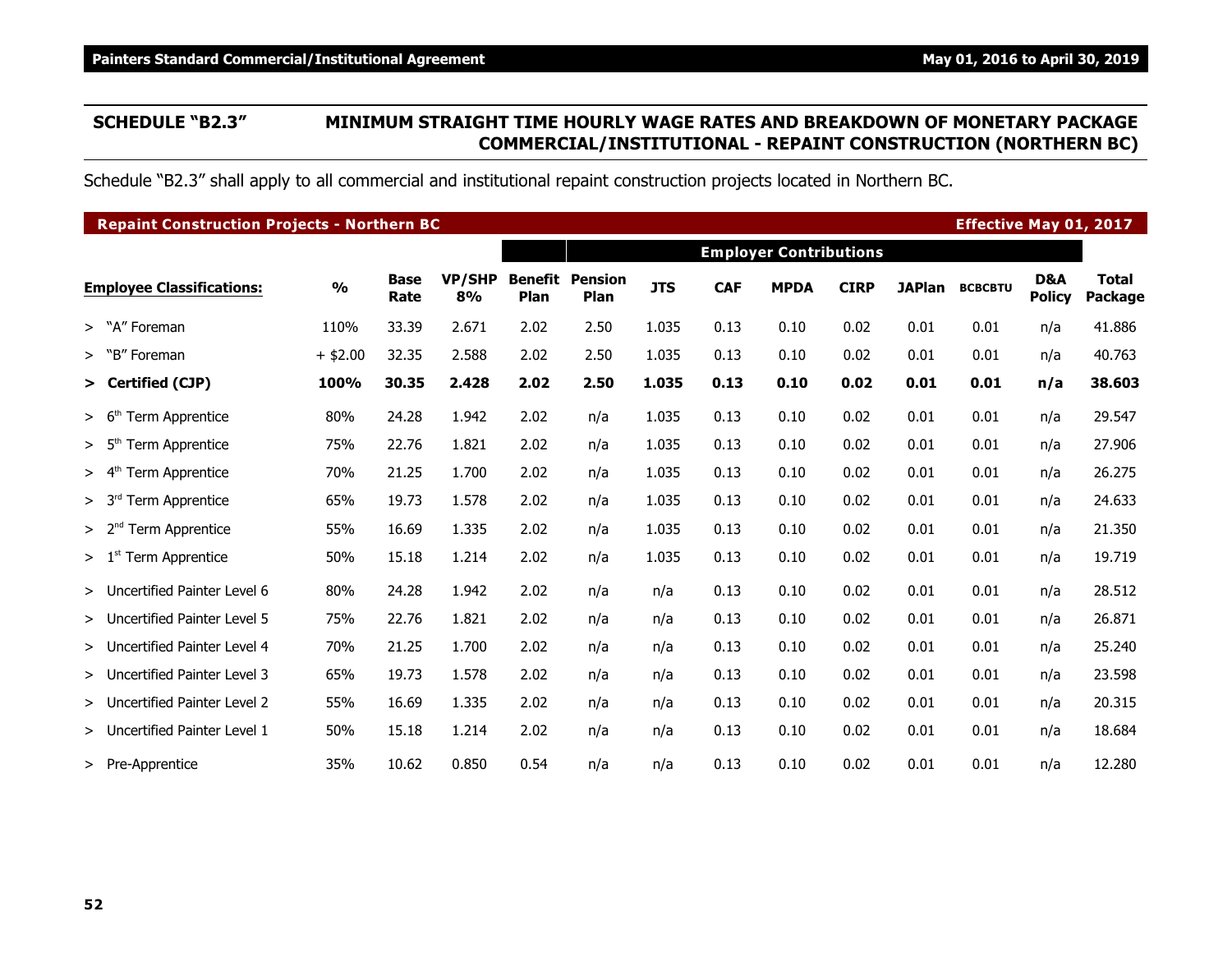## SCHEDULE "B2.3" MINIMUM STRAIGHT TIME HOURLY WAGE RATES AND BREAKDOWN OF MONETARY PACKAGE COMMERCIAL/INSTITUTIONAL - REPAINT CONSTRUCTION (NORTHERN BC)

Schedule "B2.3" shall apply to all commercial and institutional repaint construction projects located in Northern BC.

**Repaint Construction Projects - Northern BC** — **Effective May 01, 2017**

| | | | | | Employer Contributions | | | | | | | | |
|---|---|---|---|---|---|---|---|---|---|---|---|---|---|
| **Employee Classifications:** | **%** | **Base Rate** | **VP/SHP 8%** | **Benefit Plan** | **Pension Plan** | **JTS** | **CAF** | **MPDA** | **CIRP** | **JAPlan** | **BCBCBTU** | **D&A Policy** | **Total Package** |
| > "A" Foreman | 110% | 33.39 | 2.671 | 2.02 | 2.50 | 1.035 | 0.13 | 0.10 | 0.02 | 0.01 | 0.01 | n/a | 41.886 |
| > "B" Foreman | + $2.00 | 32.35 | 2.588 | 2.02 | 2.50 | 1.035 | 0.13 | 0.10 | 0.02 | 0.01 | 0.01 | n/a | 40.763 |
| **> Certified (CJP)** | **100%** | **30.35** | **2.428** | **2.02** | **2.50** | **1.035** | **0.13** | **0.10** | **0.02** | **0.01** | **0.01** | **n/a** | **38.603** |
| > 6th Term Apprentice | 80% | 24.28 | 1.942 | 2.02 | n/a | 1.035 | 0.13 | 0.10 | 0.02 | 0.01 | 0.01 | n/a | 29.547 |
| > 5th Term Apprentice | 75% | 22.76 | 1.821 | 2.02 | n/a | 1.035 | 0.13 | 0.10 | 0.02 | 0.01 | 0.01 | n/a | 27.906 |
| > 4th Term Apprentice | 70% | 21.25 | 1.700 | 2.02 | n/a | 1.035 | 0.13 | 0.10 | 0.02 | 0.01 | 0.01 | n/a | 26.275 |
| > 3rd Term Apprentice | 65% | 19.73 | 1.578 | 2.02 | n/a | 1.035 | 0.13 | 0.10 | 0.02 | 0.01 | 0.01 | n/a | 24.633 |
| > 2nd Term Apprentice | 55% | 16.69 | 1.335 | 2.02 | n/a | 1.035 | 0.13 | 0.10 | 0.02 | 0.01 | 0.01 | n/a | 21.350 |
| > 1st Term Apprentice | 50% | 15.18 | 1.214 | 2.02 | n/a | 1.035 | 0.13 | 0.10 | 0.02 | 0.01 | 0.01 | n/a | 19.719 |
| > Uncertified Painter Level 6 | 80% | 24.28 | 1.942 | 2.02 | n/a | n/a | 0.13 | 0.10 | 0.02 | 0.01 | 0.01 | n/a | 28.512 |
| > Uncertified Painter Level 5 | 75% | 22.76 | 1.821 | 2.02 | n/a | n/a | 0.13 | 0.10 | 0.02 | 0.01 | 0.01 | n/a | 26.871 |
| > Uncertified Painter Level 4 | 70% | 21.25 | 1.700 | 2.02 | n/a | n/a | 0.13 | 0.10 | 0.02 | 0.01 | 0.01 | n/a | 25.240 |
| > Uncertified Painter Level 3 | 65% | 19.73 | 1.578 | 2.02 | n/a | n/a | 0.13 | 0.10 | 0.02 | 0.01 | 0.01 | n/a | 23.598 |
| > Uncertified Painter Level 2 | 55% | 16.69 | 1.335 | 2.02 | n/a | n/a | 0.13 | 0.10 | 0.02 | 0.01 | 0.01 | n/a | 20.315 |
| > Uncertified Painter Level 1 | 50% | 15.18 | 1.214 | 2.02 | n/a | n/a | 0.13 | 0.10 | 0.02 | 0.01 | 0.01 | n/a | 18.684 |
| > Pre-Apprentice | 35% | 10.62 | 0.850 | 0.54 | n/a | n/a | 0.13 | 0.10 | 0.02 | 0.01 | 0.01 | n/a | 12.280 |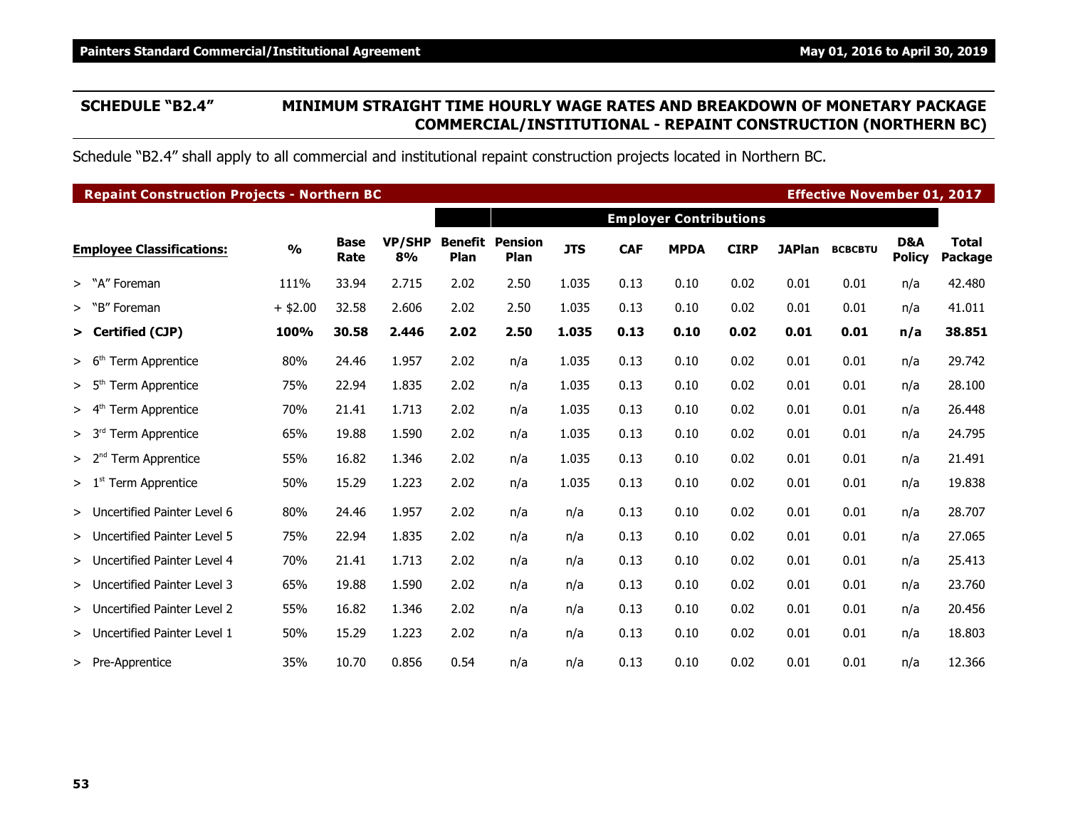## SCHEDULE "B2.4" MINIMUM STRAIGHT TIME HOURLY WAGE RATES AND BREAKDOWN OF MONETARY PACKAGE COMMERCIAL/INSTITUTIONAL - REPAINT CONSTRUCTION (NORTHERN BC)

Schedule "B2.4" shall apply to all commercial and institutional repaint construction projects located in Northern BC.

**Repaint Construction Projects - Northern BC** — **Effective November 01, 2017**

| Employee Classifications: | % | Base Rate | VP/SHP 8% | Benefit Plan | Employer Contributions | | | | | | | | | Total Package |
|---|---|---|---|---|---|---|---|---|---|---|---|---|---|---|
| | | | | | Pension Plan | JTS | CAF | MPDA | CIRP | JAPlan | BCBCBTU | D&A Policy | | |
| > "A" Foreman | 111% | 33.94 | 2.715 | 2.02 | 2.50 | 1.035 | 0.13 | 0.10 | 0.02 | 0.01 | 0.01 | n/a | | 42.480 |
| > "B" Foreman | + $2.00 | 32.58 | 2.606 | 2.02 | 2.50 | 1.035 | 0.13 | 0.10 | 0.02 | 0.01 | 0.01 | n/a | | 41.011 |
| **> Certified (CJP)** | **100%** | **30.58** | **2.446** | **2.02** | **2.50** | **1.035** | **0.13** | **0.10** | **0.02** | **0.01** | **0.01** | **n/a** | | **38.851** |
| > 6th Term Apprentice | 80% | 24.46 | 1.957 | 2.02 | n/a | 1.035 | 0.13 | 0.10 | 0.02 | 0.01 | 0.01 | n/a | | 29.742 |
| > 5th Term Apprentice | 75% | 22.94 | 1.835 | 2.02 | n/a | 1.035 | 0.13 | 0.10 | 0.02 | 0.01 | 0.01 | n/a | | 28.100 |
| > 4th Term Apprentice | 70% | 21.41 | 1.713 | 2.02 | n/a | 1.035 | 0.13 | 0.10 | 0.02 | 0.01 | 0.01 | n/a | | 26.448 |
| > 3rd Term Apprentice | 65% | 19.88 | 1.590 | 2.02 | n/a | 1.035 | 0.13 | 0.10 | 0.02 | 0.01 | 0.01 | n/a | | 24.795 |
| > 2nd Term Apprentice | 55% | 16.82 | 1.346 | 2.02 | n/a | 1.035 | 0.13 | 0.10 | 0.02 | 0.01 | 0.01 | n/a | | 21.491 |
| > 1st Term Apprentice | 50% | 15.29 | 1.223 | 2.02 | n/a | 1.035 | 0.13 | 0.10 | 0.02 | 0.01 | 0.01 | n/a | | 19.838 |
| > Uncertified Painter Level 6 | 80% | 24.46 | 1.957 | 2.02 | n/a | n/a | 0.13 | 0.10 | 0.02 | 0.01 | 0.01 | n/a | | 28.707 |
| > Uncertified Painter Level 5 | 75% | 22.94 | 1.835 | 2.02 | n/a | n/a | 0.13 | 0.10 | 0.02 | 0.01 | 0.01 | n/a | | 27.065 |
| > Uncertified Painter Level 4 | 70% | 21.41 | 1.713 | 2.02 | n/a | n/a | 0.13 | 0.10 | 0.02 | 0.01 | 0.01 | n/a | | 25.413 |
| > Uncertified Painter Level 3 | 65% | 19.88 | 1.590 | 2.02 | n/a | n/a | 0.13 | 0.10 | 0.02 | 0.01 | 0.01 | n/a | | 23.760 |
| > Uncertified Painter Level 2 | 55% | 16.82 | 1.346 | 2.02 | n/a | n/a | 0.13 | 0.10 | 0.02 | 0.01 | 0.01 | n/a | | 20.456 |
| > Uncertified Painter Level 1 | 50% | 15.29 | 1.223 | 2.02 | n/a | n/a | 0.13 | 0.10 | 0.02 | 0.01 | 0.01 | n/a | | 18.803 |
| > Pre-Apprentice | 35% | 10.70 | 0.856 | 0.54 | n/a | n/a | 0.13 | 0.10 | 0.02 | 0.01 | 0.01 | n/a | | 12.366 |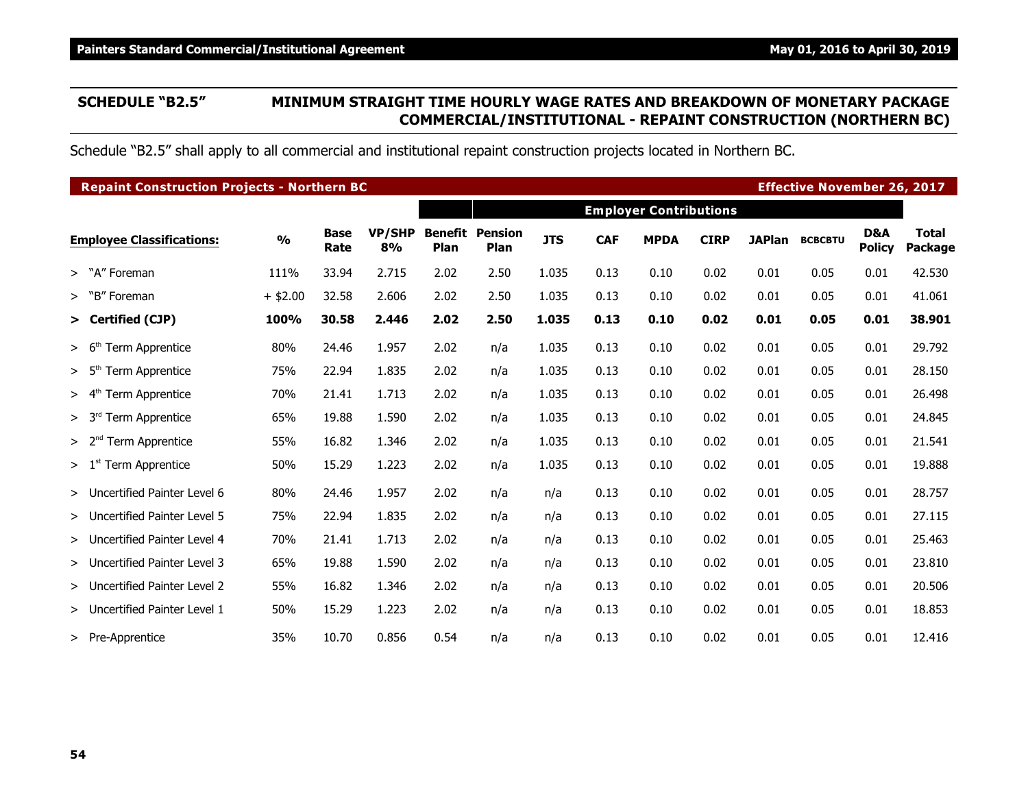## SCHEDULE "B2.5" MINIMUM STRAIGHT TIME HOURLY WAGE RATES AND BREAKDOWN OF MONETARY PACKAGE COMMERCIAL/INSTITUTIONAL - REPAINT CONSTRUCTION (NORTHERN BC)

Schedule "B2.5" shall apply to all commercial and institutional repaint construction projects located in Northern BC.

**Repaint Construction Projects - Northern BC** — **Effective November 26, 2017**

| | | | | | Employer Contributions | | | | | | | | |
|---|---|---|---|---|---|---|---|---|---|---|---|---|---|
| **Employee Classifications:** | **%** | **Base Rate** | **VP/SHP 8%** | **Benefit Plan** | **Pension Plan** | **JTS** | **CAF** | **MPDA** | **CIRP** | **JAPlan** | **BCBCBTU** | **D&A Policy** | **Total Package** |
| > "A" Foreman | 111% | 33.94 | 2.715 | 2.02 | 2.50 | 1.035 | 0.13 | 0.10 | 0.02 | 0.01 | 0.05 | 0.01 | 42.530 |
| > "B" Foreman | + $2.00 | 32.58 | 2.606 | 2.02 | 2.50 | 1.035 | 0.13 | 0.10 | 0.02 | 0.01 | 0.05 | 0.01 | 41.061 |
| **> Certified (CJP)** | **100%** | **30.58** | **2.446** | **2.02** | **2.50** | **1.035** | **0.13** | **0.10** | **0.02** | **0.01** | **0.05** | **0.01** | **38.901** |
| > 6th Term Apprentice | 80% | 24.46 | 1.957 | 2.02 | n/a | 1.035 | 0.13 | 0.10 | 0.02 | 0.01 | 0.05 | 0.01 | 29.792 |
| > 5th Term Apprentice | 75% | 22.94 | 1.835 | 2.02 | n/a | 1.035 | 0.13 | 0.10 | 0.02 | 0.01 | 0.05 | 0.01 | 28.150 |
| > 4th Term Apprentice | 70% | 21.41 | 1.713 | 2.02 | n/a | 1.035 | 0.13 | 0.10 | 0.02 | 0.01 | 0.05 | 0.01 | 26.498 |
| > 3rd Term Apprentice | 65% | 19.88 | 1.590 | 2.02 | n/a | 1.035 | 0.13 | 0.10 | 0.02 | 0.01 | 0.05 | 0.01 | 24.845 |
| > 2nd Term Apprentice | 55% | 16.82 | 1.346 | 2.02 | n/a | 1.035 | 0.13 | 0.10 | 0.02 | 0.01 | 0.05 | 0.01 | 21.541 |
| > 1st Term Apprentice | 50% | 15.29 | 1.223 | 2.02 | n/a | 1.035 | 0.13 | 0.10 | 0.02 | 0.01 | 0.05 | 0.01 | 19.888 |
| > Uncertified Painter Level 6 | 80% | 24.46 | 1.957 | 2.02 | n/a | n/a | 0.13 | 0.10 | 0.02 | 0.01 | 0.05 | 0.01 | 28.757 |
| > Uncertified Painter Level 5 | 75% | 22.94 | 1.835 | 2.02 | n/a | n/a | 0.13 | 0.10 | 0.02 | 0.01 | 0.05 | 0.01 | 27.115 |
| > Uncertified Painter Level 4 | 70% | 21.41 | 1.713 | 2.02 | n/a | n/a | 0.13 | 0.10 | 0.02 | 0.01 | 0.05 | 0.01 | 25.463 |
| > Uncertified Painter Level 3 | 65% | 19.88 | 1.590 | 2.02 | n/a | n/a | 0.13 | 0.10 | 0.02 | 0.01 | 0.05 | 0.01 | 23.810 |
| > Uncertified Painter Level 2 | 55% | 16.82 | 1.346 | 2.02 | n/a | n/a | 0.13 | 0.10 | 0.02 | 0.01 | 0.05 | 0.01 | 20.506 |
| > Uncertified Painter Level 1 | 50% | 15.29 | 1.223 | 2.02 | n/a | n/a | 0.13 | 0.10 | 0.02 | 0.01 | 0.05 | 0.01 | 18.853 |
| > Pre-Apprentice | 35% | 10.70 | 0.856 | 0.54 | n/a | n/a | 0.13 | 0.10 | 0.02 | 0.01 | 0.05 | 0.01 | 12.416 |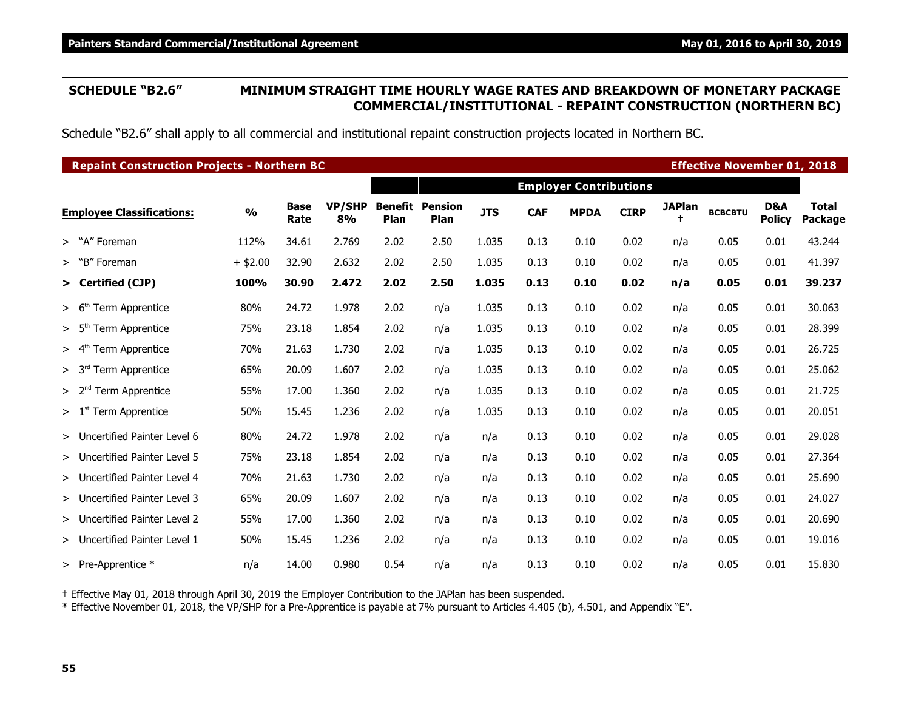## SCHEDULE "B2.6" MINIMUM STRAIGHT TIME HOURLY WAGE RATES AND BREAKDOWN OF MONETARY PACKAGE COMMERCIAL/INSTITUTIONAL - REPAINT CONSTRUCTION (NORTHERN BC)

Schedule "B2.6" shall apply to all commercial and institutional repaint construction projects located in Northern BC.

**Repaint Construction Projects - Northern BC** **Effective November 01, 2018**

| Employee Classifications: | % | Base Rate | VP/SHP 8% | Benefit Plan | Employer Contributions | | | | | | | | | Total Package |
|---|---|---|---|---|---|---|---|---|---|---|---|---|---|---|
| | | | | | Pension Plan | JTS | CAF | MPDA | CIRP | JAPlan † | BCBCBTU | D&A Policy | | |
| > "A" Foreman | 112% | 34.61 | 2.769 | 2.02 | 2.50 | 1.035 | 0.13 | 0.10 | 0.02 | n/a | 0.05 | 0.01 | | 43.244 |
| > "B" Foreman | + $2.00 | 32.90 | 2.632 | 2.02 | 2.50 | 1.035 | 0.13 | 0.10 | 0.02 | n/a | 0.05 | 0.01 | | 41.397 |
| **> Certified (CJP)** | **100%** | **30.90** | **2.472** | **2.02** | **2.50** | **1.035** | **0.13** | **0.10** | **0.02** | **n/a** | **0.05** | **0.01** | | **39.237** |
| > 6th Term Apprentice | 80% | 24.72 | 1.978 | 2.02 | n/a | 1.035 | 0.13 | 0.10 | 0.02 | n/a | 0.05 | 0.01 | | 30.063 |
| > 5th Term Apprentice | 75% | 23.18 | 1.854 | 2.02 | n/a | 1.035 | 0.13 | 0.10 | 0.02 | n/a | 0.05 | 0.01 | | 28.399 |
| > 4th Term Apprentice | 70% | 21.63 | 1.730 | 2.02 | n/a | 1.035 | 0.13 | 0.10 | 0.02 | n/a | 0.05 | 0.01 | | 26.725 |
| > 3rd Term Apprentice | 65% | 20.09 | 1.607 | 2.02 | n/a | 1.035 | 0.13 | 0.10 | 0.02 | n/a | 0.05 | 0.01 | | 25.062 |
| > 2nd Term Apprentice | 55% | 17.00 | 1.360 | 2.02 | n/a | 1.035 | 0.13 | 0.10 | 0.02 | n/a | 0.05 | 0.01 | | 21.725 |
| > 1st Term Apprentice | 50% | 15.45 | 1.236 | 2.02 | n/a | 1.035 | 0.13 | 0.10 | 0.02 | n/a | 0.05 | 0.01 | | 20.051 |
| > Uncertified Painter Level 6 | 80% | 24.72 | 1.978 | 2.02 | n/a | n/a | 0.13 | 0.10 | 0.02 | n/a | 0.05 | 0.01 | | 29.028 |
| > Uncertified Painter Level 5 | 75% | 23.18 | 1.854 | 2.02 | n/a | n/a | 0.13 | 0.10 | 0.02 | n/a | 0.05 | 0.01 | | 27.364 |
| > Uncertified Painter Level 4 | 70% | 21.63 | 1.730 | 2.02 | n/a | n/a | 0.13 | 0.10 | 0.02 | n/a | 0.05 | 0.01 | | 25.690 |
| > Uncertified Painter Level 3 | 65% | 20.09 | 1.607 | 2.02 | n/a | n/a | 0.13 | 0.10 | 0.02 | n/a | 0.05 | 0.01 | | 24.027 |
| > Uncertified Painter Level 2 | 55% | 17.00 | 1.360 | 2.02 | n/a | n/a | 0.13 | 0.10 | 0.02 | n/a | 0.05 | 0.01 | | 20.690 |
| > Uncertified Painter Level 1 | 50% | 15.45 | 1.236 | 2.02 | n/a | n/a | 0.13 | 0.10 | 0.02 | n/a | 0.05 | 0.01 | | 19.016 |
| > Pre-Apprentice * | n/a | 14.00 | 0.980 | 0.54 | n/a | n/a | 0.13 | 0.10 | 0.02 | n/a | 0.05 | 0.01 | | 15.830 |

† Effective May 01, 2018 through April 30, 2019 the Employer Contribution to the JAPlan has been suspended.

* Effective November 01, 2018, the VP/SHP for a Pre-Apprentice is payable at 7% pursuant to Articles 4.405 (b), 4.501, and Appendix "E".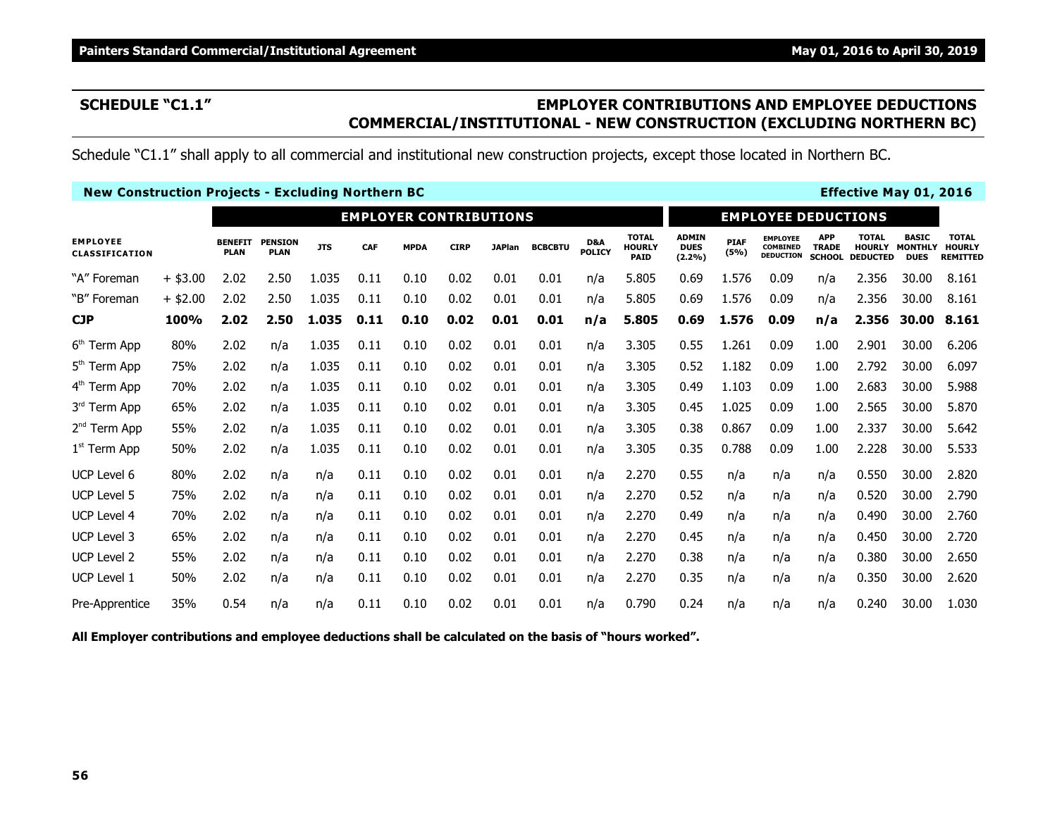## SCHEDULE "C1.1"

## EMPLOYER CONTRIBUTIONS AND EMPLOYEE DEDUCTIONS COMMERCIAL/INSTITUTIONAL - NEW CONSTRUCTION (EXCLUDING NORTHERN BC)

Schedule "C1.1" shall apply to all commercial and institutional new construction projects, except those located in Northern BC.

**New Construction Projects - Excluding Northern BC** **Effective May 01, 2016**

| | | EMPLOYER CONTRIBUTIONS | | | | | | | | | | EMPLOYEE DEDUCTIONS | | | | | | |
|---|---|---|---|---|---|---|---|---|---|---|---|---|---|---|---|---|---|---|
| EMPLOYEE CLASSIFICATION | | BENEFIT PLAN | PENSION PLAN | JTS | CAF | MPDA | CIRP | JAPlan | BCBCBTU | D&A POLICY | TOTAL HOURLY PAID | ADMIN DUES (2.2%) | PIAF (5%) | EMPLOYEE COMBINED DEDUCTION | APP TRADE SCHOOL | TOTAL HOURLY DEDUCTED | BASIC MONTHLY DUES | TOTAL HOURLY REMITTED |
| "A" Foreman | + $3.00 | 2.02 | 2.50 | 1.035 | 0.11 | 0.10 | 0.02 | 0.01 | 0.01 | n/a | 5.805 | 0.69 | 1.576 | 0.09 | n/a | 2.356 | 30.00 | 8.161 |
| "B" Foreman | + $2.00 | 2.02 | 2.50 | 1.035 | 0.11 | 0.10 | 0.02 | 0.01 | 0.01 | n/a | 5.805 | 0.69 | 1.576 | 0.09 | n/a | 2.356 | 30.00 | 8.161 |
| **CJP** | **100%** | **2.02** | **2.50** | **1.035** | **0.11** | **0.10** | **0.02** | **0.01** | **0.01** | **n/a** | **5.805** | **0.69** | **1.576** | **0.09** | **n/a** | **2.356** | **30.00** | **8.161** |
| 6th Term App | 80% | 2.02 | n/a | 1.035 | 0.11 | 0.10 | 0.02 | 0.01 | 0.01 | n/a | 3.305 | 0.55 | 1.261 | 0.09 | 1.00 | 2.901 | 30.00 | 6.206 |
| 5th Term App | 75% | 2.02 | n/a | 1.035 | 0.11 | 0.10 | 0.02 | 0.01 | 0.01 | n/a | 3.305 | 0.52 | 1.182 | 0.09 | 1.00 | 2.792 | 30.00 | 6.097 |
| 4th Term App | 70% | 2.02 | n/a | 1.035 | 0.11 | 0.10 | 0.02 | 0.01 | 0.01 | n/a | 3.305 | 0.49 | 1.103 | 0.09 | 1.00 | 2.683 | 30.00 | 5.988 |
| 3rd Term App | 65% | 2.02 | n/a | 1.035 | 0.11 | 0.10 | 0.02 | 0.01 | 0.01 | n/a | 3.305 | 0.45 | 1.025 | 0.09 | 1.00 | 2.565 | 30.00 | 5.870 |
| 2nd Term App | 55% | 2.02 | n/a | 1.035 | 0.11 | 0.10 | 0.02 | 0.01 | 0.01 | n/a | 3.305 | 0.38 | 0.867 | 0.09 | 1.00 | 2.337 | 30.00 | 5.642 |
| 1st Term App | 50% | 2.02 | n/a | 1.035 | 0.11 | 0.10 | 0.02 | 0.01 | 0.01 | n/a | 3.305 | 0.35 | 0.788 | 0.09 | 1.00 | 2.228 | 30.00 | 5.533 |
| UCP Level 6 | 80% | 2.02 | n/a | n/a | 0.11 | 0.10 | 0.02 | 0.01 | 0.01 | n/a | 2.270 | 0.55 | n/a | n/a | n/a | 0.550 | 30.00 | 2.820 |
| UCP Level 5 | 75% | 2.02 | n/a | n/a | 0.11 | 0.10 | 0.02 | 0.01 | 0.01 | n/a | 2.270 | 0.52 | n/a | n/a | n/a | 0.520 | 30.00 | 2.790 |
| UCP Level 4 | 70% | 2.02 | n/a | n/a | 0.11 | 0.10 | 0.02 | 0.01 | 0.01 | n/a | 2.270 | 0.49 | n/a | n/a | n/a | 0.490 | 30.00 | 2.760 |
| UCP Level 3 | 65% | 2.02 | n/a | n/a | 0.11 | 0.10 | 0.02 | 0.01 | 0.01 | n/a | 2.270 | 0.45 | n/a | n/a | n/a | 0.450 | 30.00 | 2.720 |
| UCP Level 2 | 55% | 2.02 | n/a | n/a | 0.11 | 0.10 | 0.02 | 0.01 | 0.01 | n/a | 2.270 | 0.38 | n/a | n/a | n/a | 0.380 | 30.00 | 2.650 |
| UCP Level 1 | 50% | 2.02 | n/a | n/a | 0.11 | 0.10 | 0.02 | 0.01 | 0.01 | n/a | 2.270 | 0.35 | n/a | n/a | n/a | 0.350 | 30.00 | 2.620 |
| Pre-Apprentice | 35% | 0.54 | n/a | n/a | 0.11 | 0.10 | 0.02 | 0.01 | 0.01 | n/a | 0.790 | 0.24 | n/a | n/a | n/a | 0.240 | 30.00 | 1.030 |

**All Employer contributions and employee deductions shall be calculated on the basis of "hours worked".**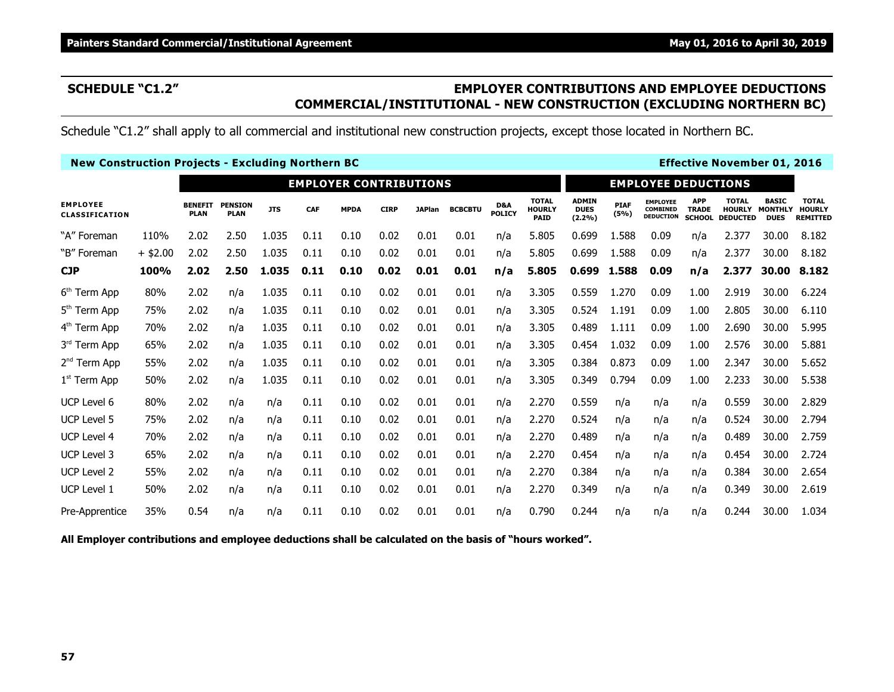## SCHEDULE "C1.2"

## EMPLOYER CONTRIBUTIONS AND EMPLOYEE DEDUCTIONS COMMERCIAL/INSTITUTIONAL - NEW CONSTRUCTION (EXCLUDING NORTHERN BC)

Schedule "C1.2" shall apply to all commercial and institutional new construction projects, except those located in Northern BC.

**New Construction Projects - Excluding Northern BC** — **Effective November 01, 2016**

| | | EMPLOYER CONTRIBUTIONS | | | | | | | | | | EMPLOYEE DEDUCTIONS | | | | | | |
|---|---|---|---|---|---|---|---|---|---|---|---|---|---|---|---|---|---|---|
| EMPLOYEE CLASSIFICATION | | BENEFIT PLAN | PENSION PLAN | JTS | CAF | MPDA | CIRP | JAPlan | BCBCBTU | D&A POLICY | TOTAL HOURLY PAID | ADMIN DUES (2.2%) | PIAF (5%) | EMPLOYEE COMBINED DEDUCTION | APP TRADE SCHOOL | TOTAL HOURLY DEDUCTED | BASIC MONTHLY DUES | TOTAL HOURLY REMITTED |
| "A" Foreman | 110% | 2.02 | 2.50 | 1.035 | 0.11 | 0.10 | 0.02 | 0.01 | 0.01 | n/a | 5.805 | 0.699 | 1.588 | 0.09 | n/a | 2.377 | 30.00 | 8.182 |
| "B" Foreman | + $2.00 | 2.02 | 2.50 | 1.035 | 0.11 | 0.10 | 0.02 | 0.01 | 0.01 | n/a | 5.805 | 0.699 | 1.588 | 0.09 | n/a | 2.377 | 30.00 | 8.182 |
| **CJP** | **100%** | **2.02** | **2.50** | **1.035** | **0.11** | **0.10** | **0.02** | **0.01** | **0.01** | **n/a** | **5.805** | **0.699** | **1.588** | **0.09** | **n/a** | **2.377** | **30.00** | **8.182** |
| 6th Term App | 80% | 2.02 | n/a | 1.035 | 0.11 | 0.10 | 0.02 | 0.01 | 0.01 | n/a | 3.305 | 0.559 | 1.270 | 0.09 | 1.00 | 2.919 | 30.00 | 6.224 |
| 5th Term App | 75% | 2.02 | n/a | 1.035 | 0.11 | 0.10 | 0.02 | 0.01 | 0.01 | n/a | 3.305 | 0.524 | 1.191 | 0.09 | 1.00 | 2.805 | 30.00 | 6.110 |
| 4th Term App | 70% | 2.02 | n/a | 1.035 | 0.11 | 0.10 | 0.02 | 0.01 | 0.01 | n/a | 3.305 | 0.489 | 1.111 | 0.09 | 1.00 | 2.690 | 30.00 | 5.995 |
| 3rd Term App | 65% | 2.02 | n/a | 1.035 | 0.11 | 0.10 | 0.02 | 0.01 | 0.01 | n/a | 3.305 | 0.454 | 1.032 | 0.09 | 1.00 | 2.576 | 30.00 | 5.881 |
| 2nd Term App | 55% | 2.02 | n/a | 1.035 | 0.11 | 0.10 | 0.02 | 0.01 | 0.01 | n/a | 3.305 | 0.384 | 0.873 | 0.09 | 1.00 | 2.347 | 30.00 | 5.652 |
| 1st Term App | 50% | 2.02 | n/a | 1.035 | 0.11 | 0.10 | 0.02 | 0.01 | 0.01 | n/a | 3.305 | 0.349 | 0.794 | 0.09 | 1.00 | 2.233 | 30.00 | 5.538 |
| UCP Level 6 | 80% | 2.02 | n/a | n/a | 0.11 | 0.10 | 0.02 | 0.01 | 0.01 | n/a | 2.270 | 0.559 | n/a | n/a | n/a | 0.559 | 30.00 | 2.829 |
| UCP Level 5 | 75% | 2.02 | n/a | n/a | 0.11 | 0.10 | 0.02 | 0.01 | 0.01 | n/a | 2.270 | 0.524 | n/a | n/a | n/a | 0.524 | 30.00 | 2.794 |
| UCP Level 4 | 70% | 2.02 | n/a | n/a | 0.11 | 0.10 | 0.02 | 0.01 | 0.01 | n/a | 2.270 | 0.489 | n/a | n/a | n/a | 0.489 | 30.00 | 2.759 |
| UCP Level 3 | 65% | 2.02 | n/a | n/a | 0.11 | 0.10 | 0.02 | 0.01 | 0.01 | n/a | 2.270 | 0.454 | n/a | n/a | n/a | 0.454 | 30.00 | 2.724 |
| UCP Level 2 | 55% | 2.02 | n/a | n/a | 0.11 | 0.10 | 0.02 | 0.01 | 0.01 | n/a | 2.270 | 0.384 | n/a | n/a | n/a | 0.384 | 30.00 | 2.654 |
| UCP Level 1 | 50% | 2.02 | n/a | n/a | 0.11 | 0.10 | 0.02 | 0.01 | 0.01 | n/a | 2.270 | 0.349 | n/a | n/a | n/a | 0.349 | 30.00 | 2.619 |
| Pre-Apprentice | 35% | 0.54 | n/a | n/a | 0.11 | 0.10 | 0.02 | 0.01 | 0.01 | n/a | 0.790 | 0.244 | n/a | n/a | n/a | 0.244 | 30.00 | 1.034 |

**All Employer contributions and employee deductions shall be calculated on the basis of "hours worked".**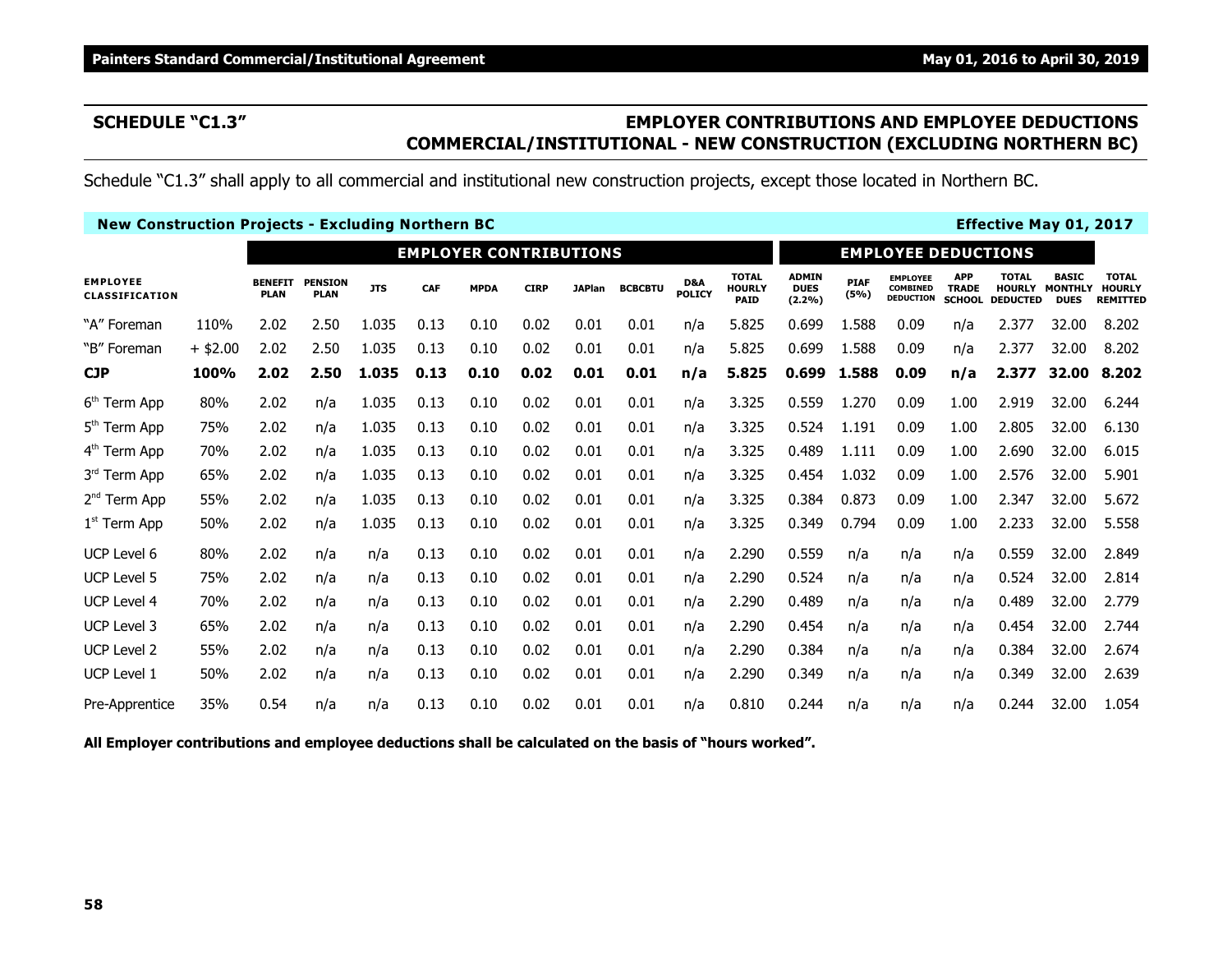## SCHEDULE "C1.3"

## EMPLOYER CONTRIBUTIONS AND EMPLOYEE DEDUCTIONS COMMERCIAL/INSTITUTIONAL - NEW CONSTRUCTION (EXCLUDING NORTHERN BC)

Schedule "C1.3" shall apply to all commercial and institutional new construction projects, except those located in Northern BC.

**New Construction Projects - Excluding Northern BC** | **Effective May 01, 2017**

| | | EMPLOYER CONTRIBUTIONS | | | | | | | | | | EMPLOYEE DEDUCTIONS | | | | | | |
|---|---|---|---|---|---|---|---|---|---|---|---|---|---|---|---|---|---|---|
| EMPLOYEE CLASSIFICATION | | BENEFIT PLAN | PENSION PLAN | JTS | CAF | MPDA | CIRP | JAPlan | BCBCBTU | D&A POLICY | TOTAL HOURLY PAID | ADMIN DUES (2.2%) | PIAF (5%) | EMPLOYEE COMBINED DEDUCTION | APP TRADE SCHOOL | TOTAL HOURLY DEDUCTED | BASIC MONTHLY DUES | TOTAL HOURLY REMITTED |
| "A" Foreman | 110% | 2.02 | 2.50 | 1.035 | 0.13 | 0.10 | 0.02 | 0.01 | 0.01 | n/a | 5.825 | 0.699 | 1.588 | 0.09 | n/a | 2.377 | 32.00 | 8.202 |
| "B" Foreman | + $2.00 | 2.02 | 2.50 | 1.035 | 0.13 | 0.10 | 0.02 | 0.01 | 0.01 | n/a | 5.825 | 0.699 | 1.588 | 0.09 | n/a | 2.377 | 32.00 | 8.202 |
| **CJP** | **100%** | **2.02** | **2.50** | **1.035** | **0.13** | **0.10** | **0.02** | **0.01** | **0.01** | **n/a** | **5.825** | **0.699** | **1.588** | **0.09** | **n/a** | **2.377** | **32.00** | **8.202** |
| 6th Term App | 80% | 2.02 | n/a | 1.035 | 0.13 | 0.10 | 0.02 | 0.01 | 0.01 | n/a | 3.325 | 0.559 | 1.270 | 0.09 | 1.00 | 2.919 | 32.00 | 6.244 |
| 5th Term App | 75% | 2.02 | n/a | 1.035 | 0.13 | 0.10 | 0.02 | 0.01 | 0.01 | n/a | 3.325 | 0.524 | 1.191 | 0.09 | 1.00 | 2.805 | 32.00 | 6.130 |
| 4th Term App | 70% | 2.02 | n/a | 1.035 | 0.13 | 0.10 | 0.02 | 0.01 | 0.01 | n/a | 3.325 | 0.489 | 1.111 | 0.09 | 1.00 | 2.690 | 32.00 | 6.015 |
| 3rd Term App | 65% | 2.02 | n/a | 1.035 | 0.13 | 0.10 | 0.02 | 0.01 | 0.01 | n/a | 3.325 | 0.454 | 1.032 | 0.09 | 1.00 | 2.576 | 32.00 | 5.901 |
| 2nd Term App | 55% | 2.02 | n/a | 1.035 | 0.13 | 0.10 | 0.02 | 0.01 | 0.01 | n/a | 3.325 | 0.384 | 0.873 | 0.09 | 1.00 | 2.347 | 32.00 | 5.672 |
| 1st Term App | 50% | 2.02 | n/a | 1.035 | 0.13 | 0.10 | 0.02 | 0.01 | 0.01 | n/a | 3.325 | 0.349 | 0.794 | 0.09 | 1.00 | 2.233 | 32.00 | 5.558 |
| UCP Level 6 | 80% | 2.02 | n/a | n/a | 0.13 | 0.10 | 0.02 | 0.01 | 0.01 | n/a | 2.290 | 0.559 | n/a | n/a | n/a | 0.559 | 32.00 | 2.849 |
| UCP Level 5 | 75% | 2.02 | n/a | n/a | 0.13 | 0.10 | 0.02 | 0.01 | 0.01 | n/a | 2.290 | 0.524 | n/a | n/a | n/a | 0.524 | 32.00 | 2.814 |
| UCP Level 4 | 70% | 2.02 | n/a | n/a | 0.13 | 0.10 | 0.02 | 0.01 | 0.01 | n/a | 2.290 | 0.489 | n/a | n/a | n/a | 0.489 | 32.00 | 2.779 |
| UCP Level 3 | 65% | 2.02 | n/a | n/a | 0.13 | 0.10 | 0.02 | 0.01 | 0.01 | n/a | 2.290 | 0.454 | n/a | n/a | n/a | 0.454 | 32.00 | 2.744 |
| UCP Level 2 | 55% | 2.02 | n/a | n/a | 0.13 | 0.10 | 0.02 | 0.01 | 0.01 | n/a | 2.290 | 0.384 | n/a | n/a | n/a | 0.384 | 32.00 | 2.674 |
| UCP Level 1 | 50% | 2.02 | n/a | n/a | 0.13 | 0.10 | 0.02 | 0.01 | 0.01 | n/a | 2.290 | 0.349 | n/a | n/a | n/a | 0.349 | 32.00 | 2.639 |
| Pre-Apprentice | 35% | 0.54 | n/a | n/a | 0.13 | 0.10 | 0.02 | 0.01 | 0.01 | n/a | 0.810 | 0.244 | n/a | n/a | n/a | 0.244 | 32.00 | 1.054 |

**All Employer contributions and employee deductions shall be calculated on the basis of "hours worked".**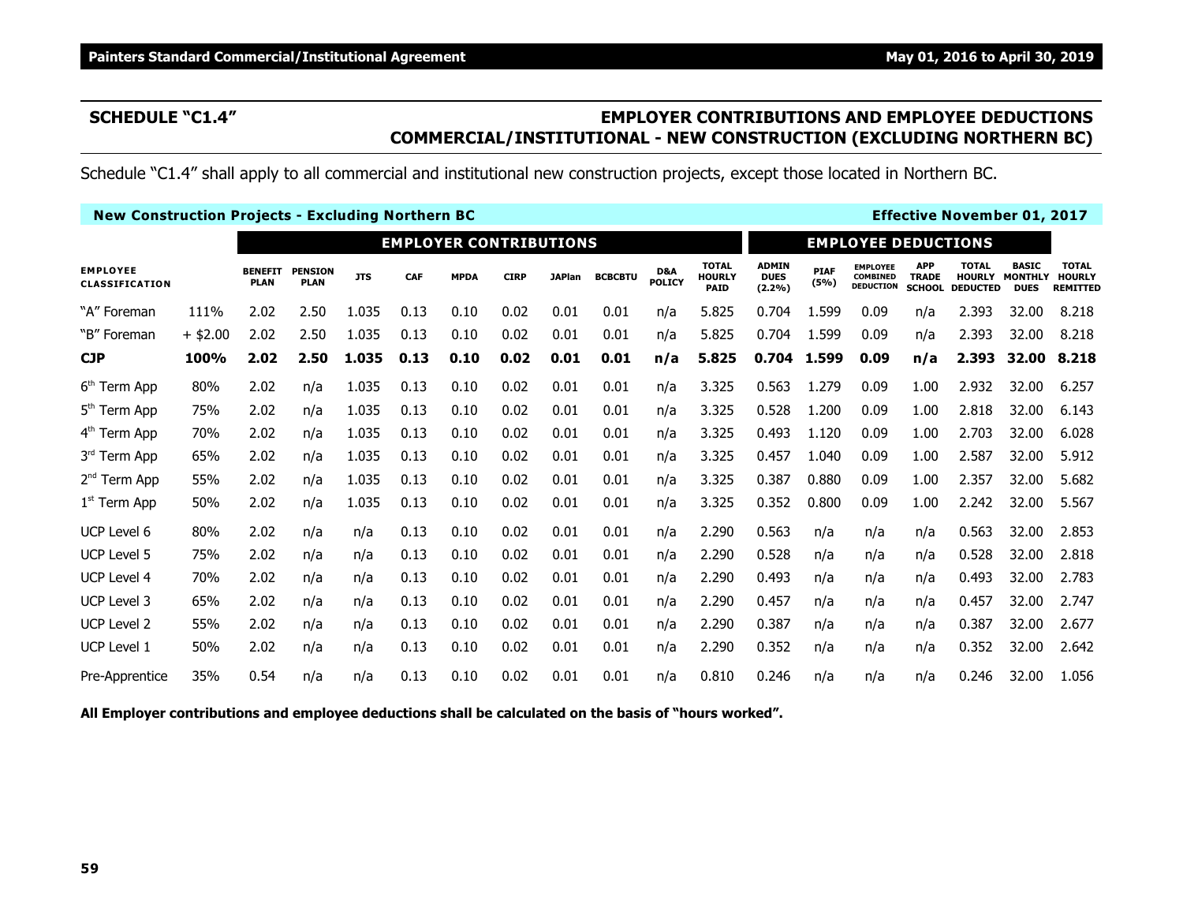## SCHEDULE "C1.4"

## EMPLOYER CONTRIBUTIONS AND EMPLOYEE DEDUCTIONS COMMERCIAL/INSTITUTIONAL - NEW CONSTRUCTION (EXCLUDING NORTHERN BC)

Schedule "C1.4" shall apply to all commercial and institutional new construction projects, except those located in Northern BC.

**New Construction Projects - Excluding Northern BC** — **Effective November 01, 2017**

| | | EMPLOYER CONTRIBUTIONS | | | | | | | | | | EMPLOYEE DEDUCTIONS | | | | | | |
|---|---|---|---|---|---|---|---|---|---|---|---|---|---|---|---|---|---|---|
| EMPLOYEE CLASSIFICATION | | BENEFIT PLAN | PENSION PLAN | JTS | CAF | MPDA | CIRP | JAPlan | BCBCBTU | D&A POLICY | TOTAL HOURLY PAID | ADMIN DUES (2.2%) | PIAF (5%) | EMPLOYEE COMBINED DEDUCTION | APP TRADE SCHOOL | TOTAL HOURLY DEDUCTED | BASIC MONTHLY DUES | TOTAL HOURLY REMITTED |
| "A" Foreman | 111% | 2.02 | 2.50 | 1.035 | 0.13 | 0.10 | 0.02 | 0.01 | 0.01 | n/a | 5.825 | 0.704 | 1.599 | 0.09 | n/a | 2.393 | 32.00 | 8.218 |
| "B" Foreman | + $2.00 | 2.02 | 2.50 | 1.035 | 0.13 | 0.10 | 0.02 | 0.01 | 0.01 | n/a | 5.825 | 0.704 | 1.599 | 0.09 | n/a | 2.393 | 32.00 | 8.218 |
| **CJP** | **100%** | **2.02** | **2.50** | **1.035** | **0.13** | **0.10** | **0.02** | **0.01** | **0.01** | **n/a** | **5.825** | **0.704** | **1.599** | **0.09** | **n/a** | **2.393** | **32.00** | **8.218** |
| 6th Term App | 80% | 2.02 | n/a | 1.035 | 0.13 | 0.10 | 0.02 | 0.01 | 0.01 | n/a | 3.325 | 0.563 | 1.279 | 0.09 | 1.00 | 2.932 | 32.00 | 6.257 |
| 5th Term App | 75% | 2.02 | n/a | 1.035 | 0.13 | 0.10 | 0.02 | 0.01 | 0.01 | n/a | 3.325 | 0.528 | 1.200 | 0.09 | 1.00 | 2.818 | 32.00 | 6.143 |
| 4th Term App | 70% | 2.02 | n/a | 1.035 | 0.13 | 0.10 | 0.02 | 0.01 | 0.01 | n/a | 3.325 | 0.493 | 1.120 | 0.09 | 1.00 | 2.703 | 32.00 | 6.028 |
| 3rd Term App | 65% | 2.02 | n/a | 1.035 | 0.13 | 0.10 | 0.02 | 0.01 | 0.01 | n/a | 3.325 | 0.457 | 1.040 | 0.09 | 1.00 | 2.587 | 32.00 | 5.912 |
| 2nd Term App | 55% | 2.02 | n/a | 1.035 | 0.13 | 0.10 | 0.02 | 0.01 | 0.01 | n/a | 3.325 | 0.387 | 0.880 | 0.09 | 1.00 | 2.357 | 32.00 | 5.682 |
| 1st Term App | 50% | 2.02 | n/a | 1.035 | 0.13 | 0.10 | 0.02 | 0.01 | 0.01 | n/a | 3.325 | 0.352 | 0.800 | 0.09 | 1.00 | 2.242 | 32.00 | 5.567 |
| UCP Level 6 | 80% | 2.02 | n/a | n/a | 0.13 | 0.10 | 0.02 | 0.01 | 0.01 | n/a | 2.290 | 0.563 | n/a | n/a | n/a | 0.563 | 32.00 | 2.853 |
| UCP Level 5 | 75% | 2.02 | n/a | n/a | 0.13 | 0.10 | 0.02 | 0.01 | 0.01 | n/a | 2.290 | 0.528 | n/a | n/a | n/a | 0.528 | 32.00 | 2.818 |
| UCP Level 4 | 70% | 2.02 | n/a | n/a | 0.13 | 0.10 | 0.02 | 0.01 | 0.01 | n/a | 2.290 | 0.493 | n/a | n/a | n/a | 0.493 | 32.00 | 2.783 |
| UCP Level 3 | 65% | 2.02 | n/a | n/a | 0.13 | 0.10 | 0.02 | 0.01 | 0.01 | n/a | 2.290 | 0.457 | n/a | n/a | n/a | 0.457 | 32.00 | 2.747 |
| UCP Level 2 | 55% | 2.02 | n/a | n/a | 0.13 | 0.10 | 0.02 | 0.01 | 0.01 | n/a | 2.290 | 0.387 | n/a | n/a | n/a | 0.387 | 32.00 | 2.677 |
| UCP Level 1 | 50% | 2.02 | n/a | n/a | 0.13 | 0.10 | 0.02 | 0.01 | 0.01 | n/a | 2.290 | 0.352 | n/a | n/a | n/a | 0.352 | 32.00 | 2.642 |
| Pre-Apprentice | 35% | 0.54 | n/a | n/a | 0.13 | 0.10 | 0.02 | 0.01 | 0.01 | n/a | 0.810 | 0.246 | n/a | n/a | n/a | 0.246 | 32.00 | 1.056 |

**All Employer contributions and employee deductions shall be calculated on the basis of "hours worked".**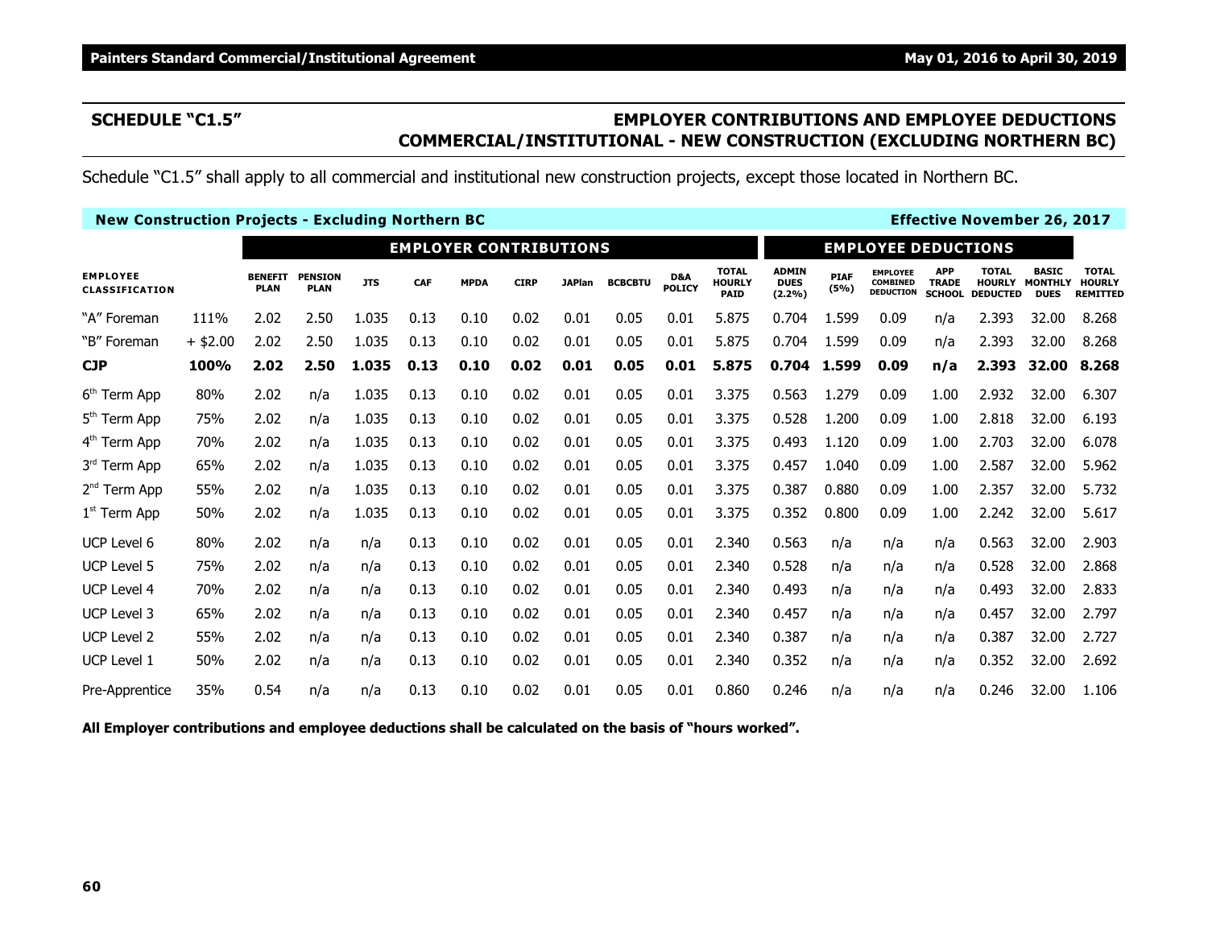## SCHEDULE "C1.5"

## EMPLOYER CONTRIBUTIONS AND EMPLOYEE DEDUCTIONS COMMERCIAL/INSTITUTIONAL - NEW CONSTRUCTION (EXCLUDING NORTHERN BC)

Schedule "C1.5" shall apply to all commercial and institutional new construction projects, except those located in Northern BC.

**New Construction Projects - Excluding Northern BC** **Effective November 26, 2017**

| | | EMPLOYER CONTRIBUTIONS | | | | | | | | | | EMPLOYEE DEDUCTIONS | | | | | | |
|---|---|---|---|---|---|---|---|---|---|---|---|---|---|---|---|---|---|---|
| **EMPLOYEE CLASSIFICATION** | | **BENEFIT PLAN** | **PENSION PLAN** | **JTS** | **CAF** | **MPDA** | **CIRP** | **JAPlan** | **BCBCTU** | **D&A POLICY** | **TOTAL HOURLY PAID** | **ADMIN DUES (2.2%)** | **PIAF (5%)** | **EMPLOYEE COMBINED DEDUCTION** | **APP TRADE SCHOOL** | **TOTAL HOURLY DEDUCTED** | **BASIC MONTHLY DUES** | **TOTAL HOURLY REMITTED** |
| "A" Foreman | 111% | 2.02 | 2.50 | 1.035 | 0.13 | 0.10 | 0.02 | 0.01 | 0.05 | 0.01 | 5.875 | 0.704 | 1.599 | 0.09 | n/a | 2.393 | 32.00 | 8.268 |
| "B" Foreman | + $2.00 | 2.02 | 2.50 | 1.035 | 0.13 | 0.10 | 0.02 | 0.01 | 0.05 | 0.01 | 5.875 | 0.704 | 1.599 | 0.09 | n/a | 2.393 | 32.00 | 8.268 |
| **CJP** | **100%** | **2.02** | **2.50** | **1.035** | **0.13** | **0.10** | **0.02** | **0.01** | **0.05** | **0.01** | **5.875** | **0.704** | **1.599** | **0.09** | **n/a** | **2.393** | **32.00** | **8.268** |
| 6th Term App | 80% | 2.02 | n/a | 1.035 | 0.13 | 0.10 | 0.02 | 0.01 | 0.05 | 0.01 | 3.375 | 0.563 | 1.279 | 0.09 | 1.00 | 2.932 | 32.00 | 6.307 |
| 5th Term App | 75% | 2.02 | n/a | 1.035 | 0.13 | 0.10 | 0.02 | 0.01 | 0.05 | 0.01 | 3.375 | 0.528 | 1.200 | 0.09 | 1.00 | 2.818 | 32.00 | 6.193 |
| 4th Term App | 70% | 2.02 | n/a | 1.035 | 0.13 | 0.10 | 0.02 | 0.01 | 0.05 | 0.01 | 3.375 | 0.493 | 1.120 | 0.09 | 1.00 | 2.703 | 32.00 | 6.078 |
| 3rd Term App | 65% | 2.02 | n/a | 1.035 | 0.13 | 0.10 | 0.02 | 0.01 | 0.05 | 0.01 | 3.375 | 0.457 | 1.040 | 0.09 | 1.00 | 2.587 | 32.00 | 5.962 |
| 2nd Term App | 55% | 2.02 | n/a | 1.035 | 0.13 | 0.10 | 0.02 | 0.01 | 0.05 | 0.01 | 3.375 | 0.387 | 0.880 | 0.09 | 1.00 | 2.357 | 32.00 | 5.732 |
| 1st Term App | 50% | 2.02 | n/a | 1.035 | 0.13 | 0.10 | 0.02 | 0.01 | 0.05 | 0.01 | 3.375 | 0.352 | 0.800 | 0.09 | 1.00 | 2.242 | 32.00 | 5.617 |
| UCP Level 6 | 80% | 2.02 | n/a | n/a | 0.13 | 0.10 | 0.02 | 0.01 | 0.05 | 0.01 | 2.340 | 0.563 | n/a | n/a | n/a | 0.563 | 32.00 | 2.903 |
| UCP Level 5 | 75% | 2.02 | n/a | n/a | 0.13 | 0.10 | 0.02 | 0.01 | 0.05 | 0.01 | 2.340 | 0.528 | n/a | n/a | n/a | 0.528 | 32.00 | 2.868 |
| UCP Level 4 | 70% | 2.02 | n/a | n/a | 0.13 | 0.10 | 0.02 | 0.01 | 0.05 | 0.01 | 2.340 | 0.493 | n/a | n/a | n/a | 0.493 | 32.00 | 2.833 |
| UCP Level 3 | 65% | 2.02 | n/a | n/a | 0.13 | 0.10 | 0.02 | 0.01 | 0.05 | 0.01 | 2.340 | 0.457 | n/a | n/a | n/a | 0.457 | 32.00 | 2.797 |
| UCP Level 2 | 55% | 2.02 | n/a | n/a | 0.13 | 0.10 | 0.02 | 0.01 | 0.05 | 0.01 | 2.340 | 0.387 | n/a | n/a | n/a | 0.387 | 32.00 | 2.727 |
| UCP Level 1 | 50% | 2.02 | n/a | n/a | 0.13 | 0.10 | 0.02 | 0.01 | 0.05 | 0.01 | 2.340 | 0.352 | n/a | n/a | n/a | 0.352 | 32.00 | 2.692 |
| Pre-Apprentice | 35% | 0.54 | n/a | n/a | 0.13 | 0.10 | 0.02 | 0.01 | 0.05 | 0.01 | 0.860 | 0.246 | n/a | n/a | n/a | 0.246 | 32.00 | 1.106 |

**All Employer contributions and employee deductions shall be calculated on the basis of "hours worked".**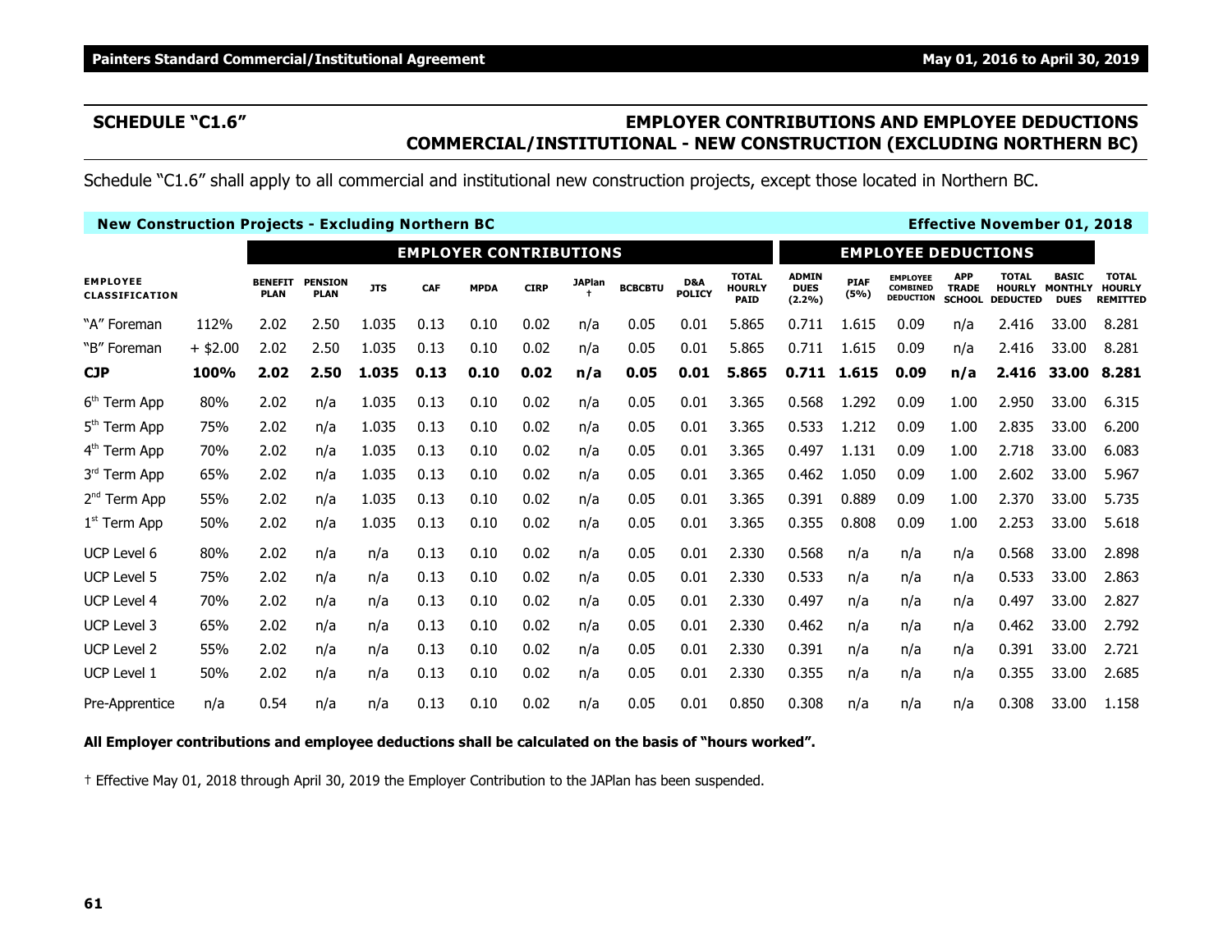## SCHEDULE "C1.6"

## EMPLOYER CONTRIBUTIONS AND EMPLOYEE DEDUCTIONS COMMERCIAL/INSTITUTIONAL - NEW CONSTRUCTION (EXCLUDING NORTHERN BC)

Schedule "C1.6" shall apply to all commercial and institutional new construction projects, except those located in Northern BC.

**New Construction Projects - Excluding Northern BC** — **Effective November 01, 2018**

| | | EMPLOYER CONTRIBUTIONS | | | | | | | | | | EMPLOYEE DEDUCTIONS | | | | | | |
|---|---|---|---|---|---|---|---|---|---|---|---|---|---|---|---|---|---|---|
| EMPLOYEE CLASSIFICATION | | BENEFIT PLAN | PENSION PLAN | JTS | CAF | MPDA | CIRP | JAPlan † | BCBCBTU | D&A POLICY | TOTAL HOURLY PAID | ADMIN DUES (2.2%) | PIAF (5%) | EMPLOYEE COMBINED DEDUCTION | APP TRADE SCHOOL | TOTAL HOURLY DEDUCTED | BASIC MONTHLY DUES | TOTAL HOURLY REMITTED |
| "A" Foreman | 112% | 2.02 | 2.50 | 1.035 | 0.13 | 0.10 | 0.02 | n/a | 0.05 | 0.01 | 5.865 | 0.711 | 1.615 | 0.09 | n/a | 2.416 | 33.00 | 8.281 |
| "B" Foreman | + $2.00 | 2.02 | 2.50 | 1.035 | 0.13 | 0.10 | 0.02 | n/a | 0.05 | 0.01 | 5.865 | 0.711 | 1.615 | 0.09 | n/a | 2.416 | 33.00 | 8.281 |
| **CJP** | **100%** | **2.02** | **2.50** | **1.035** | **0.13** | **0.10** | **0.02** | **n/a** | **0.05** | **0.01** | **5.865** | **0.711** | **1.615** | **0.09** | **n/a** | **2.416** | **33.00** | **8.281** |
| 6th Term App | 80% | 2.02 | n/a | 1.035 | 0.13 | 0.10 | 0.02 | n/a | 0.05 | 0.01 | 3.365 | 0.568 | 1.292 | 0.09 | 1.00 | 2.950 | 33.00 | 6.315 |
| 5th Term App | 75% | 2.02 | n/a | 1.035 | 0.13 | 0.10 | 0.02 | n/a | 0.05 | 0.01 | 3.365 | 0.533 | 1.212 | 0.09 | 1.00 | 2.835 | 33.00 | 6.200 |
| 4th Term App | 70% | 2.02 | n/a | 1.035 | 0.13 | 0.10 | 0.02 | n/a | 0.05 | 0.01 | 3.365 | 0.497 | 1.131 | 0.09 | 1.00 | 2.718 | 33.00 | 6.083 |
| 3rd Term App | 65% | 2.02 | n/a | 1.035 | 0.13 | 0.10 | 0.02 | n/a | 0.05 | 0.01 | 3.365 | 0.462 | 1.050 | 0.09 | 1.00 | 2.602 | 33.00 | 5.967 |
| 2nd Term App | 55% | 2.02 | n/a | 1.035 | 0.13 | 0.10 | 0.02 | n/a | 0.05 | 0.01 | 3.365 | 0.391 | 0.889 | 0.09 | 1.00 | 2.370 | 33.00 | 5.735 |
| 1st Term App | 50% | 2.02 | n/a | 1.035 | 0.13 | 0.10 | 0.02 | n/a | 0.05 | 0.01 | 3.365 | 0.355 | 0.808 | 0.09 | 1.00 | 2.253 | 33.00 | 5.618 |
| UCP Level 6 | 80% | 2.02 | n/a | n/a | 0.13 | 0.10 | 0.02 | n/a | 0.05 | 0.01 | 2.330 | 0.568 | n/a | n/a | n/a | 0.568 | 33.00 | 2.898 |
| UCP Level 5 | 75% | 2.02 | n/a | n/a | 0.13 | 0.10 | 0.02 | n/a | 0.05 | 0.01 | 2.330 | 0.533 | n/a | n/a | n/a | 0.533 | 33.00 | 2.863 |
| UCP Level 4 | 70% | 2.02 | n/a | n/a | 0.13 | 0.10 | 0.02 | n/a | 0.05 | 0.01 | 2.330 | 0.497 | n/a | n/a | n/a | 0.497 | 33.00 | 2.827 |
| UCP Level 3 | 65% | 2.02 | n/a | n/a | 0.13 | 0.10 | 0.02 | n/a | 0.05 | 0.01 | 2.330 | 0.462 | n/a | n/a | n/a | 0.462 | 33.00 | 2.792 |
| UCP Level 2 | 55% | 2.02 | n/a | n/a | 0.13 | 0.10 | 0.02 | n/a | 0.05 | 0.01 | 2.330 | 0.391 | n/a | n/a | n/a | 0.391 | 33.00 | 2.721 |
| UCP Level 1 | 50% | 2.02 | n/a | n/a | 0.13 | 0.10 | 0.02 | n/a | 0.05 | 0.01 | 2.330 | 0.355 | n/a | n/a | n/a | 0.355 | 33.00 | 2.685 |
| Pre-Apprentice | n/a | 0.54 | n/a | n/a | 0.13 | 0.10 | 0.02 | n/a | 0.05 | 0.01 | 0.850 | 0.308 | n/a | n/a | n/a | 0.308 | 33.00 | 1.158 |

**All Employer contributions and employee deductions shall be calculated on the basis of "hours worked".**

† Effective May 01, 2018 through April 30, 2019 the Employer Contribution to the JAPlan has been suspended.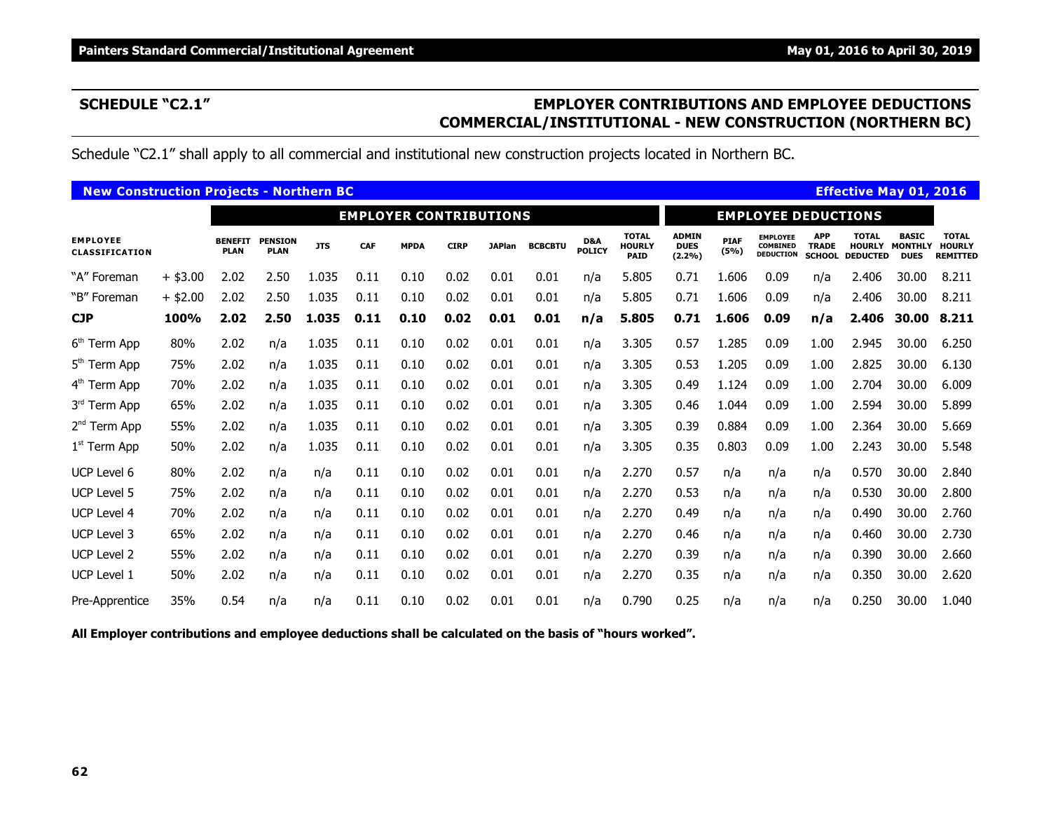## SCHEDULE "C2.1"

## EMPLOYER CONTRIBUTIONS AND EMPLOYEE DEDUCTIONS COMMERCIAL/INSTITUTIONAL - NEW CONSTRUCTION (NORTHERN BC)

Schedule "C2.1" shall apply to all commercial and institutional new construction projects located in Northern BC.

**New Construction Projects - Northern BC** — **Effective May 01, 2016**

| | | EMPLOYER CONTRIBUTIONS | | | | | | | | | | EMPLOYEE DEDUCTIONS | | | | | | |
|---|---|---|---|---|---|---|---|---|---|---|---|---|---|---|---|---|---|---|
| **EMPLOYEE CLASSIFICATION** | | **BENEFIT PLAN** | **PENSION PLAN** | **JTS** | **CAF** | **MPDA** | **CIRP** | **JAPlan** | **BCBCTU** | **D&A POLICY** | **TOTAL HOURLY PAID** | **ADMIN DUES (2.2%)** | **PIAF (5%)** | **EMPLOYEE COMBINED DEDUCTION** | **APP TRADE SCHOOL** | **TOTAL HOURLY DEDUCTED** | **BASIC MONTHLY DUES** | **TOTAL HOURLY REMITTED** |
| "A" Foreman | + $3.00 | 2.02 | 2.50 | 1.035 | 0.11 | 0.10 | 0.02 | 0.01 | 0.01 | n/a | 5.805 | 0.71 | 1.606 | 0.09 | n/a | 2.406 | 30.00 | 8.211 |
| "B" Foreman | + $2.00 | 2.02 | 2.50 | 1.035 | 0.11 | 0.10 | 0.02 | 0.01 | 0.01 | n/a | 5.805 | 0.71 | 1.606 | 0.09 | n/a | 2.406 | 30.00 | 8.211 |
| **CJP** | **100%** | **2.02** | **2.50** | **1.035** | **0.11** | **0.10** | **0.02** | **0.01** | **0.01** | **n/a** | **5.805** | **0.71** | **1.606** | **0.09** | **n/a** | **2.406** | **30.00** | **8.211** |
| 6th Term App | 80% | 2.02 | n/a | 1.035 | 0.11 | 0.10 | 0.02 | 0.01 | 0.01 | n/a | 3.305 | 0.57 | 1.285 | 0.09 | 1.00 | 2.945 | 30.00 | 6.250 |
| 5th Term App | 75% | 2.02 | n/a | 1.035 | 0.11 | 0.10 | 0.02 | 0.01 | 0.01 | n/a | 3.305 | 0.53 | 1.205 | 0.09 | 1.00 | 2.825 | 30.00 | 6.130 |
| 4th Term App | 70% | 2.02 | n/a | 1.035 | 0.11 | 0.10 | 0.02 | 0.01 | 0.01 | n/a | 3.305 | 0.49 | 1.124 | 0.09 | 1.00 | 2.704 | 30.00 | 6.009 |
| 3rd Term App | 65% | 2.02 | n/a | 1.035 | 0.11 | 0.10 | 0.02 | 0.01 | 0.01 | n/a | 3.305 | 0.46 | 1.044 | 0.09 | 1.00 | 2.594 | 30.00 | 5.899 |
| 2nd Term App | 55% | 2.02 | n/a | 1.035 | 0.11 | 0.10 | 0.02 | 0.01 | 0.01 | n/a | 3.305 | 0.39 | 0.884 | 0.09 | 1.00 | 2.364 | 30.00 | 5.669 |
| 1st Term App | 50% | 2.02 | n/a | 1.035 | 0.11 | 0.10 | 0.02 | 0.01 | 0.01 | n/a | 3.305 | 0.35 | 0.803 | 0.09 | 1.00 | 2.243 | 30.00 | 5.548 |
| UCP Level 6 | 80% | 2.02 | n/a | n/a | 0.11 | 0.10 | 0.02 | 0.01 | 0.01 | n/a | 2.270 | 0.57 | n/a | n/a | n/a | 0.570 | 30.00 | 2.840 |
| UCP Level 5 | 75% | 2.02 | n/a | n/a | 0.11 | 0.10 | 0.02 | 0.01 | 0.01 | n/a | 2.270 | 0.53 | n/a | n/a | n/a | 0.530 | 30.00 | 2.800 |
| UCP Level 4 | 70% | 2.02 | n/a | n/a | 0.11 | 0.10 | 0.02 | 0.01 | 0.01 | n/a | 2.270 | 0.49 | n/a | n/a | n/a | 0.490 | 30.00 | 2.760 |
| UCP Level 3 | 65% | 2.02 | n/a | n/a | 0.11 | 0.10 | 0.02 | 0.01 | 0.01 | n/a | 2.270 | 0.46 | n/a | n/a | n/a | 0.460 | 30.00 | 2.730 |
| UCP Level 2 | 55% | 2.02 | n/a | n/a | 0.11 | 0.10 | 0.02 | 0.01 | 0.01 | n/a | 2.270 | 0.39 | n/a | n/a | n/a | 0.390 | 30.00 | 2.660 |
| UCP Level 1 | 50% | 2.02 | n/a | n/a | 0.11 | 0.10 | 0.02 | 0.01 | 0.01 | n/a | 2.270 | 0.35 | n/a | n/a | n/a | 0.350 | 30.00 | 2.620 |
| Pre-Apprentice | 35% | 0.54 | n/a | n/a | 0.11 | 0.10 | 0.02 | 0.01 | 0.01 | n/a | 0.790 | 0.25 | n/a | n/a | n/a | 0.250 | 30.00 | 1.040 |

**All Employer contributions and employee deductions shall be calculated on the basis of "hours worked".**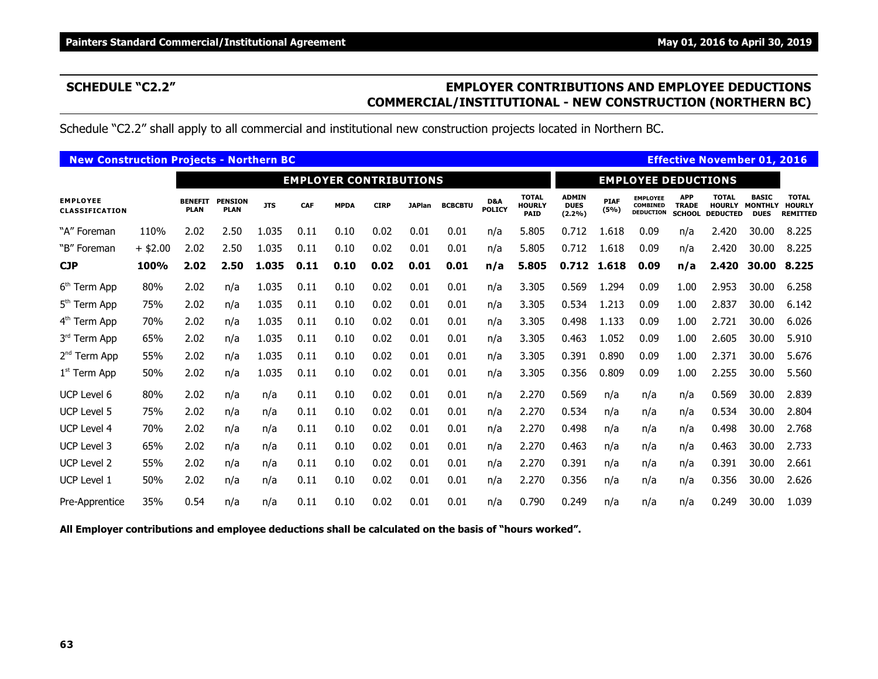## SCHEDULE "C2.2"

## EMPLOYER CONTRIBUTIONS AND EMPLOYEE DEDUCTIONS COMMERCIAL/INSTITUTIONAL - NEW CONSTRUCTION (NORTHERN BC)

Schedule "C2.2" shall apply to all commercial and institutional new construction projects located in Northern BC.

**New Construction Projects - Northern BC** — **Effective November 01, 2016**

| | | EMPLOYER CONTRIBUTIONS | | | | | | | | | | EMPLOYEE DEDUCTIONS | | | | | | |
|---|---|---|---|---|---|---|---|---|---|---|---|---|---|---|---|---|---|---|
| EMPLOYEE CLASSIFICATION | | BENEFIT PLAN | PENSION PLAN | JTS | CAF | MPDA | CIRP | JAPlan | BCBCTU | D&A POLICY | TOTAL HOURLY PAID | ADMIN DUES (2.2%) | PIAF (5%) | EMPLOYEE COMBINED DEDUCTION | APP TRADE SCHOOL | TOTAL HOURLY DEDUCTED | BASIC MONTHLY DUES | TOTAL HOURLY REMITTED |
| "A" Foreman | 110% | 2.02 | 2.50 | 1.035 | 0.11 | 0.10 | 0.02 | 0.01 | 0.01 | n/a | 5.805 | 0.712 | 1.618 | 0.09 | n/a | 2.420 | 30.00 | 8.225 |
| "B" Foreman | + $2.00 | 2.02 | 2.50 | 1.035 | 0.11 | 0.10 | 0.02 | 0.01 | 0.01 | n/a | 5.805 | 0.712 | 1.618 | 0.09 | n/a | 2.420 | 30.00 | 8.225 |
| **CJP** | **100%** | **2.02** | **2.50** | **1.035** | **0.11** | **0.10** | **0.02** | **0.01** | **0.01** | **n/a** | **5.805** | **0.712** | **1.618** | **0.09** | **n/a** | **2.420** | **30.00** | **8.225** |
| 6th Term App | 80% | 2.02 | n/a | 1.035 | 0.11 | 0.10 | 0.02 | 0.01 | 0.01 | n/a | 3.305 | 0.569 | 1.294 | 0.09 | 1.00 | 2.953 | 30.00 | 6.258 |
| 5th Term App | 75% | 2.02 | n/a | 1.035 | 0.11 | 0.10 | 0.02 | 0.01 | 0.01 | n/a | 3.305 | 0.534 | 1.213 | 0.09 | 1.00 | 2.837 | 30.00 | 6.142 |
| 4th Term App | 70% | 2.02 | n/a | 1.035 | 0.11 | 0.10 | 0.02 | 0.01 | 0.01 | n/a | 3.305 | 0.498 | 1.133 | 0.09 | 1.00 | 2.721 | 30.00 | 6.026 |
| 3rd Term App | 65% | 2.02 | n/a | 1.035 | 0.11 | 0.10 | 0.02 | 0.01 | 0.01 | n/a | 3.305 | 0.463 | 1.052 | 0.09 | 1.00 | 2.605 | 30.00 | 5.910 |
| 2nd Term App | 55% | 2.02 | n/a | 1.035 | 0.11 | 0.10 | 0.02 | 0.01 | 0.01 | n/a | 3.305 | 0.391 | 0.890 | 0.09 | 1.00 | 2.371 | 30.00 | 5.676 |
| 1st Term App | 50% | 2.02 | n/a | 1.035 | 0.11 | 0.10 | 0.02 | 0.01 | 0.01 | n/a | 3.305 | 0.356 | 0.809 | 0.09 | 1.00 | 2.255 | 30.00 | 5.560 |
| UCP Level 6 | 80% | 2.02 | n/a | n/a | 0.11 | 0.10 | 0.02 | 0.01 | 0.01 | n/a | 2.270 | 0.569 | n/a | n/a | n/a | 0.569 | 30.00 | 2.839 |
| UCP Level 5 | 75% | 2.02 | n/a | n/a | 0.11 | 0.10 | 0.02 | 0.01 | 0.01 | n/a | 2.270 | 0.534 | n/a | n/a | n/a | 0.534 | 30.00 | 2.804 |
| UCP Level 4 | 70% | 2.02 | n/a | n/a | 0.11 | 0.10 | 0.02 | 0.01 | 0.01 | n/a | 2.270 | 0.498 | n/a | n/a | n/a | 0.498 | 30.00 | 2.768 |
| UCP Level 3 | 65% | 2.02 | n/a | n/a | 0.11 | 0.10 | 0.02 | 0.01 | 0.01 | n/a | 2.270 | 0.463 | n/a | n/a | n/a | 0.463 | 30.00 | 2.733 |
| UCP Level 2 | 55% | 2.02 | n/a | n/a | 0.11 | 0.10 | 0.02 | 0.01 | 0.01 | n/a | 2.270 | 0.391 | n/a | n/a | n/a | 0.391 | 30.00 | 2.661 |
| UCP Level 1 | 50% | 2.02 | n/a | n/a | 0.11 | 0.10 | 0.02 | 0.01 | 0.01 | n/a | 2.270 | 0.356 | n/a | n/a | n/a | 0.356 | 30.00 | 2.626 |
| Pre-Apprentice | 35% | 0.54 | n/a | n/a | 0.11 | 0.10 | 0.02 | 0.01 | 0.01 | n/a | 0.790 | 0.249 | n/a | n/a | n/a | 0.249 | 30.00 | 1.039 |

**All Employer contributions and employee deductions shall be calculated on the basis of "hours worked".**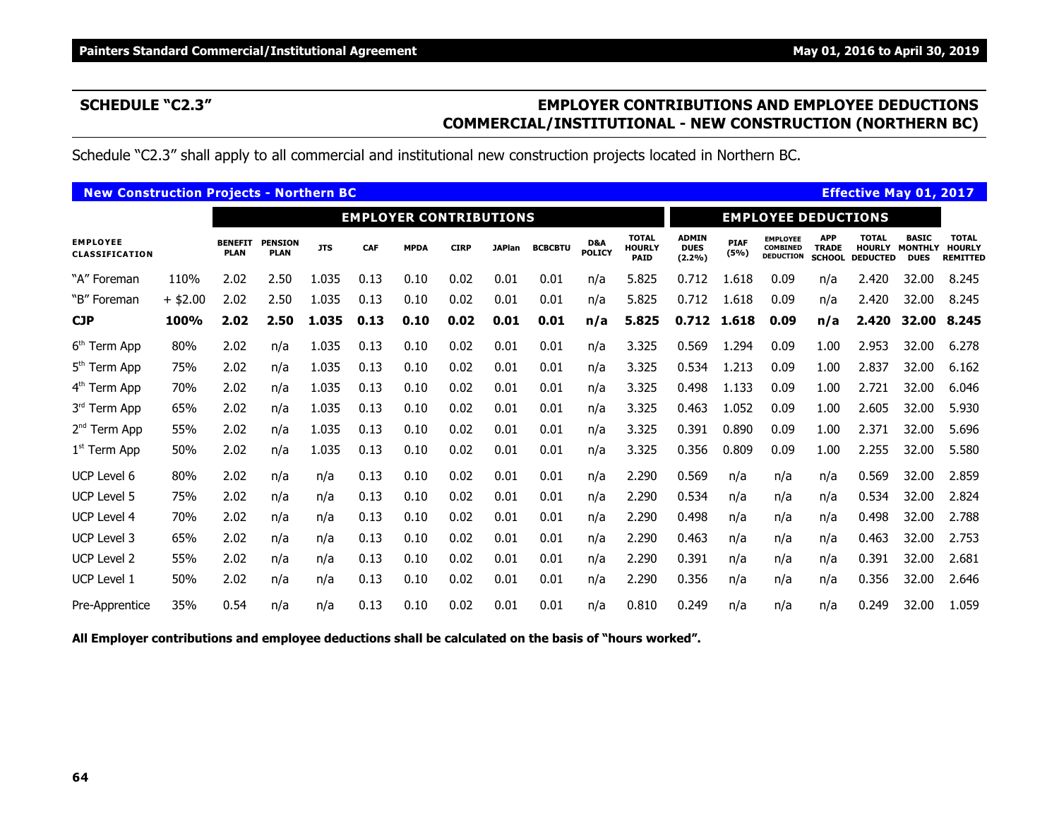## SCHEDULE "C2.3"

## EMPLOYER CONTRIBUTIONS AND EMPLOYEE DEDUCTIONS COMMERCIAL/INSTITUTIONAL - NEW CONSTRUCTION (NORTHERN BC)

Schedule "C2.3" shall apply to all commercial and institutional new construction projects located in Northern BC.

**New Construction Projects - Northern BC** **Effective May 01, 2017**

| | | EMPLOYER CONTRIBUTIONS | | | | | | | | | | EMPLOYEE DEDUCTIONS | | | | | | |
|---|---|---|---|---|---|---|---|---|---|---|---|---|---|---|---|---|---|---|
| EMPLOYEE CLASSIFICATION | | BENEFIT PLAN | PENSION PLAN | JTS | CAF | MPDA | CIRP | JAPlan | BCBCBTU | D&A POLICY | TOTAL HOURLY PAID | ADMIN DUES (2.2%) | PIAF (5%) | EMPLOYEE COMBINED DEDUCTION | APP TRADE SCHOOL | TOTAL HOURLY DEDUCTED | BASIC MONTHLY DUES | TOTAL HOURLY REMITTED |
| "A" Foreman | 110% | 2.02 | 2.50 | 1.035 | 0.13 | 0.10 | 0.02 | 0.01 | 0.01 | n/a | 5.825 | 0.712 | 1.618 | 0.09 | n/a | 2.420 | 32.00 | 8.245 |
| "B" Foreman | + $2.00 | 2.02 | 2.50 | 1.035 | 0.13 | 0.10 | 0.02 | 0.01 | 0.01 | n/a | 5.825 | 0.712 | 1.618 | 0.09 | n/a | 2.420 | 32.00 | 8.245 |
| **CJP** | **100%** | **2.02** | **2.50** | **1.035** | **0.13** | **0.10** | **0.02** | **0.01** | **0.01** | **n/a** | **5.825** | **0.712** | **1.618** | **0.09** | **n/a** | **2.420** | **32.00** | **8.245** |
| 6th Term App | 80% | 2.02 | n/a | 1.035 | 0.13 | 0.10 | 0.02 | 0.01 | 0.01 | n/a | 3.325 | 0.569 | 1.294 | 0.09 | 1.00 | 2.953 | 32.00 | 6.278 |
| 5th Term App | 75% | 2.02 | n/a | 1.035 | 0.13 | 0.10 | 0.02 | 0.01 | 0.01 | n/a | 3.325 | 0.534 | 1.213 | 0.09 | 1.00 | 2.837 | 32.00 | 6.162 |
| 4th Term App | 70% | 2.02 | n/a | 1.035 | 0.13 | 0.10 | 0.02 | 0.01 | 0.01 | n/a | 3.325 | 0.498 | 1.133 | 0.09 | 1.00 | 2.721 | 32.00 | 6.046 |
| 3rd Term App | 65% | 2.02 | n/a | 1.035 | 0.13 | 0.10 | 0.02 | 0.01 | 0.01 | n/a | 3.325 | 0.463 | 1.052 | 0.09 | 1.00 | 2.605 | 32.00 | 5.930 |
| 2nd Term App | 55% | 2.02 | n/a | 1.035 | 0.13 | 0.10 | 0.02 | 0.01 | 0.01 | n/a | 3.325 | 0.391 | 0.890 | 0.09 | 1.00 | 2.371 | 32.00 | 5.696 |
| 1st Term App | 50% | 2.02 | n/a | 1.035 | 0.13 | 0.10 | 0.02 | 0.01 | 0.01 | n/a | 3.325 | 0.356 | 0.809 | 0.09 | 1.00 | 2.255 | 32.00 | 5.580 |
| UCP Level 6 | 80% | 2.02 | n/a | n/a | 0.13 | 0.10 | 0.02 | 0.01 | 0.01 | n/a | 2.290 | 0.569 | n/a | n/a | n/a | 0.569 | 32.00 | 2.859 |
| UCP Level 5 | 75% | 2.02 | n/a | n/a | 0.13 | 0.10 | 0.02 | 0.01 | 0.01 | n/a | 2.290 | 0.534 | n/a | n/a | n/a | 0.534 | 32.00 | 2.824 |
| UCP Level 4 | 70% | 2.02 | n/a | n/a | 0.13 | 0.10 | 0.02 | 0.01 | 0.01 | n/a | 2.290 | 0.498 | n/a | n/a | n/a | 0.498 | 32.00 | 2.788 |
| UCP Level 3 | 65% | 2.02 | n/a | n/a | 0.13 | 0.10 | 0.02 | 0.01 | 0.01 | n/a | 2.290 | 0.463 | n/a | n/a | n/a | 0.463 | 32.00 | 2.753 |
| UCP Level 2 | 55% | 2.02 | n/a | n/a | 0.13 | 0.10 | 0.02 | 0.01 | 0.01 | n/a | 2.290 | 0.391 | n/a | n/a | n/a | 0.391 | 32.00 | 2.681 |
| UCP Level 1 | 50% | 2.02 | n/a | n/a | 0.13 | 0.10 | 0.02 | 0.01 | 0.01 | n/a | 2.290 | 0.356 | n/a | n/a | n/a | 0.356 | 32.00 | 2.646 |
| Pre-Apprentice | 35% | 0.54 | n/a | n/a | 0.13 | 0.10 | 0.02 | 0.01 | 0.01 | n/a | 0.810 | 0.249 | n/a | n/a | n/a | 0.249 | 32.00 | 1.059 |

**All Employer contributions and employee deductions shall be calculated on the basis of "hours worked".**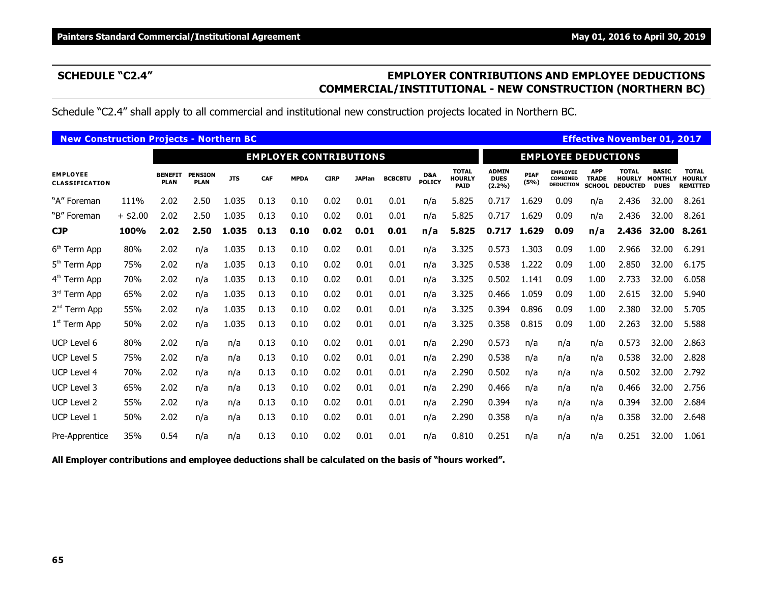## SCHEDULE "C2.4"

## EMPLOYER CONTRIBUTIONS AND EMPLOYEE DEDUCTIONS COMMERCIAL/INSTITUTIONAL - NEW CONSTRUCTION (NORTHERN BC)

Schedule "C2.4" shall apply to all commercial and institutional new construction projects located in Northern BC.

**New Construction Projects - Northern BC** — **Effective November 01, 2017**

| | | EMPLOYER CONTRIBUTIONS | | | | | | | | | | EMPLOYEE DEDUCTIONS | | | | | | |
|---|---|---|---|---|---|---|---|---|---|---|---|---|---|---|---|---|---|---|
| EMPLOYEE CLASSIFICATION | | BENEFIT PLAN | PENSION PLAN | JTS | CAF | MPDA | CIRP | JAPlan | BCBCBTU | D&A POLICY | TOTAL HOURLY PAID | ADMIN DUES (2.2%) | PIAF (5%) | EMPLOYEE COMBINED DEDUCTION | APP TRADE SCHOOL | TOTAL HOURLY DEDUCTED | BASIC MONTHLY DUES | TOTAL HOURLY REMITTED |
| "A" Foreman | 111% | 2.02 | 2.50 | 1.035 | 0.13 | 0.10 | 0.02 | 0.01 | 0.01 | n/a | 5.825 | 0.717 | 1.629 | 0.09 | n/a | 2.436 | 32.00 | 8.261 |
| "B" Foreman | + $2.00 | 2.02 | 2.50 | 1.035 | 0.13 | 0.10 | 0.02 | 0.01 | 0.01 | n/a | 5.825 | 0.717 | 1.629 | 0.09 | n/a | 2.436 | 32.00 | 8.261 |
| **CJP** | **100%** | **2.02** | **2.50** | **1.035** | **0.13** | **0.10** | **0.02** | **0.01** | **0.01** | **n/a** | **5.825** | **0.717** | **1.629** | **0.09** | **n/a** | **2.436** | **32.00** | **8.261** |
| 6th Term App | 80% | 2.02 | n/a | 1.035 | 0.13 | 0.10 | 0.02 | 0.01 | 0.01 | n/a | 3.325 | 0.573 | 1.303 | 0.09 | 1.00 | 2.966 | 32.00 | 6.291 |
| 5th Term App | 75% | 2.02 | n/a | 1.035 | 0.13 | 0.10 | 0.02 | 0.01 | 0.01 | n/a | 3.325 | 0.538 | 1.222 | 0.09 | 1.00 | 2.850 | 32.00 | 6.175 |
| 4th Term App | 70% | 2.02 | n/a | 1.035 | 0.13 | 0.10 | 0.02 | 0.01 | 0.01 | n/a | 3.325 | 0.502 | 1.141 | 0.09 | 1.00 | 2.733 | 32.00 | 6.058 |
| 3rd Term App | 65% | 2.02 | n/a | 1.035 | 0.13 | 0.10 | 0.02 | 0.01 | 0.01 | n/a | 3.325 | 0.466 | 1.059 | 0.09 | 1.00 | 2.615 | 32.00 | 5.940 |
| 2nd Term App | 55% | 2.02 | n/a | 1.035 | 0.13 | 0.10 | 0.02 | 0.01 | 0.01 | n/a | 3.325 | 0.394 | 0.896 | 0.09 | 1.00 | 2.380 | 32.00 | 5.705 |
| 1st Term App | 50% | 2.02 | n/a | 1.035 | 0.13 | 0.10 | 0.02 | 0.01 | 0.01 | n/a | 3.325 | 0.358 | 0.815 | 0.09 | 1.00 | 2.263 | 32.00 | 5.588 |
| UCP Level 6 | 80% | 2.02 | n/a | n/a | 0.13 | 0.10 | 0.02 | 0.01 | 0.01 | n/a | 2.290 | 0.573 | n/a | n/a | n/a | 0.573 | 32.00 | 2.863 |
| UCP Level 5 | 75% | 2.02 | n/a | n/a | 0.13 | 0.10 | 0.02 | 0.01 | 0.01 | n/a | 2.290 | 0.538 | n/a | n/a | n/a | 0.538 | 32.00 | 2.828 |
| UCP Level 4 | 70% | 2.02 | n/a | n/a | 0.13 | 0.10 | 0.02 | 0.01 | 0.01 | n/a | 2.290 | 0.502 | n/a | n/a | n/a | 0.502 | 32.00 | 2.792 |
| UCP Level 3 | 65% | 2.02 | n/a | n/a | 0.13 | 0.10 | 0.02 | 0.01 | 0.01 | n/a | 2.290 | 0.466 | n/a | n/a | n/a | 0.466 | 32.00 | 2.756 |
| UCP Level 2 | 55% | 2.02 | n/a | n/a | 0.13 | 0.10 | 0.02 | 0.01 | 0.01 | n/a | 2.290 | 0.394 | n/a | n/a | n/a | 0.394 | 32.00 | 2.684 |
| UCP Level 1 | 50% | 2.02 | n/a | n/a | 0.13 | 0.10 | 0.02 | 0.01 | 0.01 | n/a | 2.290 | 0.358 | n/a | n/a | n/a | 0.358 | 32.00 | 2.648 |
| Pre-Apprentice | 35% | 0.54 | n/a | n/a | 0.13 | 0.10 | 0.02 | 0.01 | 0.01 | n/a | 0.810 | 0.251 | n/a | n/a | n/a | 0.251 | 32.00 | 1.061 |

**All Employer contributions and employee deductions shall be calculated on the basis of "hours worked".**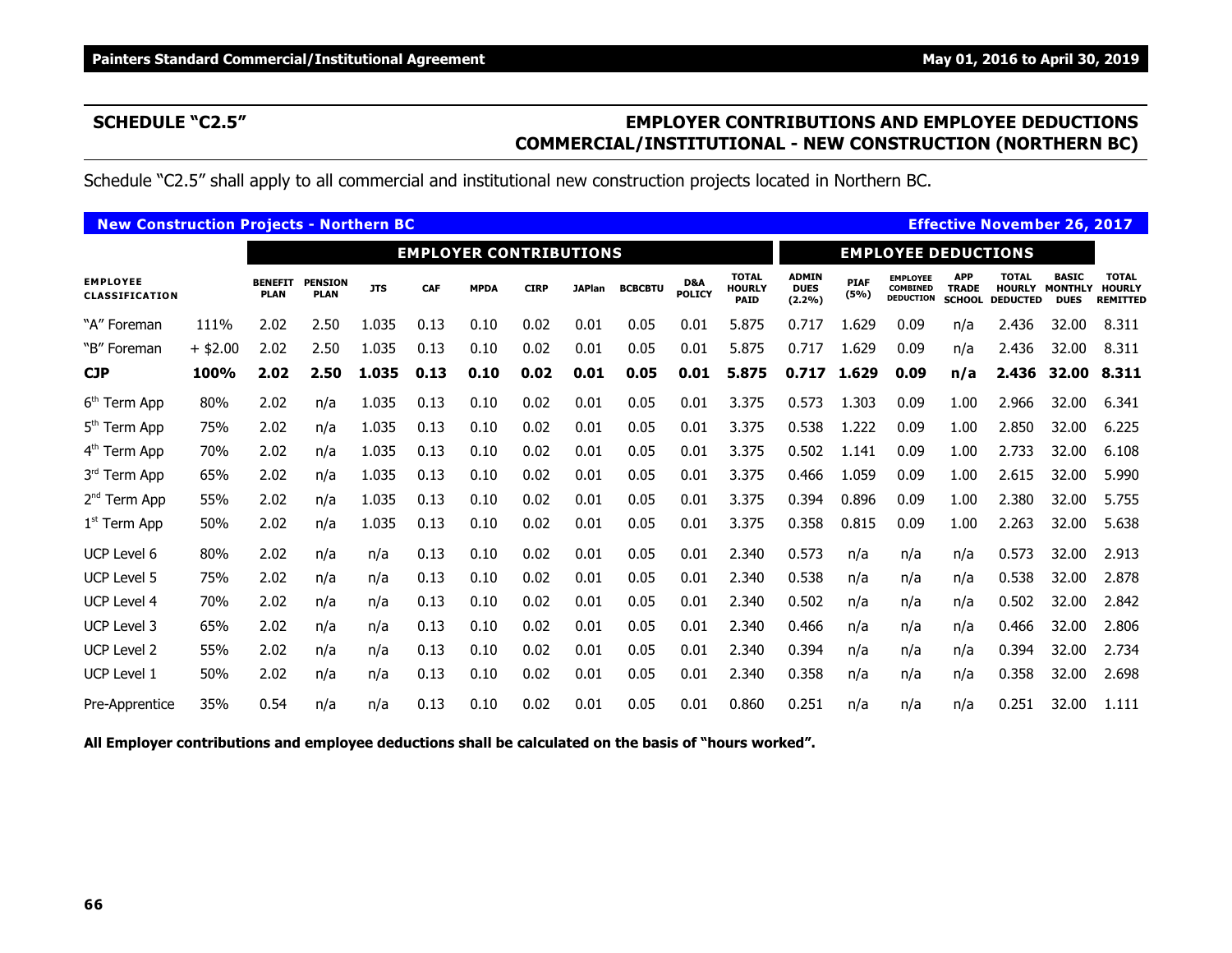## SCHEDULE "C2.5"

## EMPLOYER CONTRIBUTIONS AND EMPLOYEE DEDUCTIONS COMMERCIAL/INSTITUTIONAL - NEW CONSTRUCTION (NORTHERN BC)

Schedule "C2.5" shall apply to all commercial and institutional new construction projects located in Northern BC.

**New Construction Projects - Northern BC** — **Effective November 26, 2017**

| | | EMPLOYER CONTRIBUTIONS | | | | | | | | | | EMPLOYEE DEDUCTIONS | | | | | | |
|---|---|---|---|---|---|---|---|---|---|---|---|---|---|---|---|---|---|---|
| **EMPLOYEE CLASSIFICATION** | | **BENEFIT PLAN** | **PENSION PLAN** | **JTS** | **CAF** | **MPDA** | **CIRP** | **JAPlan** | **BCBCBTU** | **D&A POLICY** | **TOTAL HOURLY PAID** | **ADMIN DUES (2.2%)** | **PIAF (5%)** | **EMPLOYEE COMBINED DEDUCTION** | **APP TRADE SCHOOL** | **TOTAL HOURLY DEDUCTED** | **BASIC MONTHLY DUES** | **TOTAL HOURLY REMITTED** |
| "A" Foreman | 111% | 2.02 | 2.50 | 1.035 | 0.13 | 0.10 | 0.02 | 0.01 | 0.05 | 0.01 | 5.875 | 0.717 | 1.629 | 0.09 | n/a | 2.436 | 32.00 | 8.311 |
| "B" Foreman | + $2.00 | 2.02 | 2.50 | 1.035 | 0.13 | 0.10 | 0.02 | 0.01 | 0.05 | 0.01 | 5.875 | 0.717 | 1.629 | 0.09 | n/a | 2.436 | 32.00 | 8.311 |
| **CJP** | **100%** | **2.02** | **2.50** | **1.035** | **0.13** | **0.10** | **0.02** | **0.01** | **0.05** | **0.01** | **5.875** | **0.717** | **1.629** | **0.09** | **n/a** | **2.436** | **32.00** | **8.311** |
| 6th Term App | 80% | 2.02 | n/a | 1.035 | 0.13 | 0.10 | 0.02 | 0.01 | 0.05 | 0.01 | 3.375 | 0.573 | 1.303 | 0.09 | 1.00 | 2.966 | 32.00 | 6.341 |
| 5th Term App | 75% | 2.02 | n/a | 1.035 | 0.13 | 0.10 | 0.02 | 0.01 | 0.05 | 0.01 | 3.375 | 0.538 | 1.222 | 0.09 | 1.00 | 2.850 | 32.00 | 6.225 |
| 4th Term App | 70% | 2.02 | n/a | 1.035 | 0.13 | 0.10 | 0.02 | 0.01 | 0.05 | 0.01 | 3.375 | 0.502 | 1.141 | 0.09 | 1.00 | 2.733 | 32.00 | 6.108 |
| 3rd Term App | 65% | 2.02 | n/a | 1.035 | 0.13 | 0.10 | 0.02 | 0.01 | 0.05 | 0.01 | 3.375 | 0.466 | 1.059 | 0.09 | 1.00 | 2.615 | 32.00 | 5.990 |
| 2nd Term App | 55% | 2.02 | n/a | 1.035 | 0.13 | 0.10 | 0.02 | 0.01 | 0.05 | 0.01 | 3.375 | 0.394 | 0.896 | 0.09 | 1.00 | 2.380 | 32.00 | 5.755 |
| 1st Term App | 50% | 2.02 | n/a | 1.035 | 0.13 | 0.10 | 0.02 | 0.01 | 0.05 | 0.01 | 3.375 | 0.358 | 0.815 | 0.09 | 1.00 | 2.263 | 32.00 | 5.638 |
| UCP Level 6 | 80% | 2.02 | n/a | n/a | 0.13 | 0.10 | 0.02 | 0.01 | 0.05 | 0.01 | 2.340 | 0.573 | n/a | n/a | n/a | 0.573 | 32.00 | 2.913 |
| UCP Level 5 | 75% | 2.02 | n/a | n/a | 0.13 | 0.10 | 0.02 | 0.01 | 0.05 | 0.01 | 2.340 | 0.538 | n/a | n/a | n/a | 0.538 | 32.00 | 2.878 |
| UCP Level 4 | 70% | 2.02 | n/a | n/a | 0.13 | 0.10 | 0.02 | 0.01 | 0.05 | 0.01 | 2.340 | 0.502 | n/a | n/a | n/a | 0.502 | 32.00 | 2.842 |
| UCP Level 3 | 65% | 2.02 | n/a | n/a | 0.13 | 0.10 | 0.02 | 0.01 | 0.05 | 0.01 | 2.340 | 0.466 | n/a | n/a | n/a | 0.466 | 32.00 | 2.806 |
| UCP Level 2 | 55% | 2.02 | n/a | n/a | 0.13 | 0.10 | 0.02 | 0.01 | 0.05 | 0.01 | 2.340 | 0.394 | n/a | n/a | n/a | 0.394 | 32.00 | 2.734 |
| UCP Level 1 | 50% | 2.02 | n/a | n/a | 0.13 | 0.10 | 0.02 | 0.01 | 0.05 | 0.01 | 2.340 | 0.358 | n/a | n/a | n/a | 0.358 | 32.00 | 2.698 |
| Pre-Apprentice | 35% | 0.54 | n/a | n/a | 0.13 | 0.10 | 0.02 | 0.01 | 0.05 | 0.01 | 0.860 | 0.251 | n/a | n/a | n/a | 0.251 | 32.00 | 1.111 |

**All Employer contributions and employee deductions shall be calculated on the basis of "hours worked".**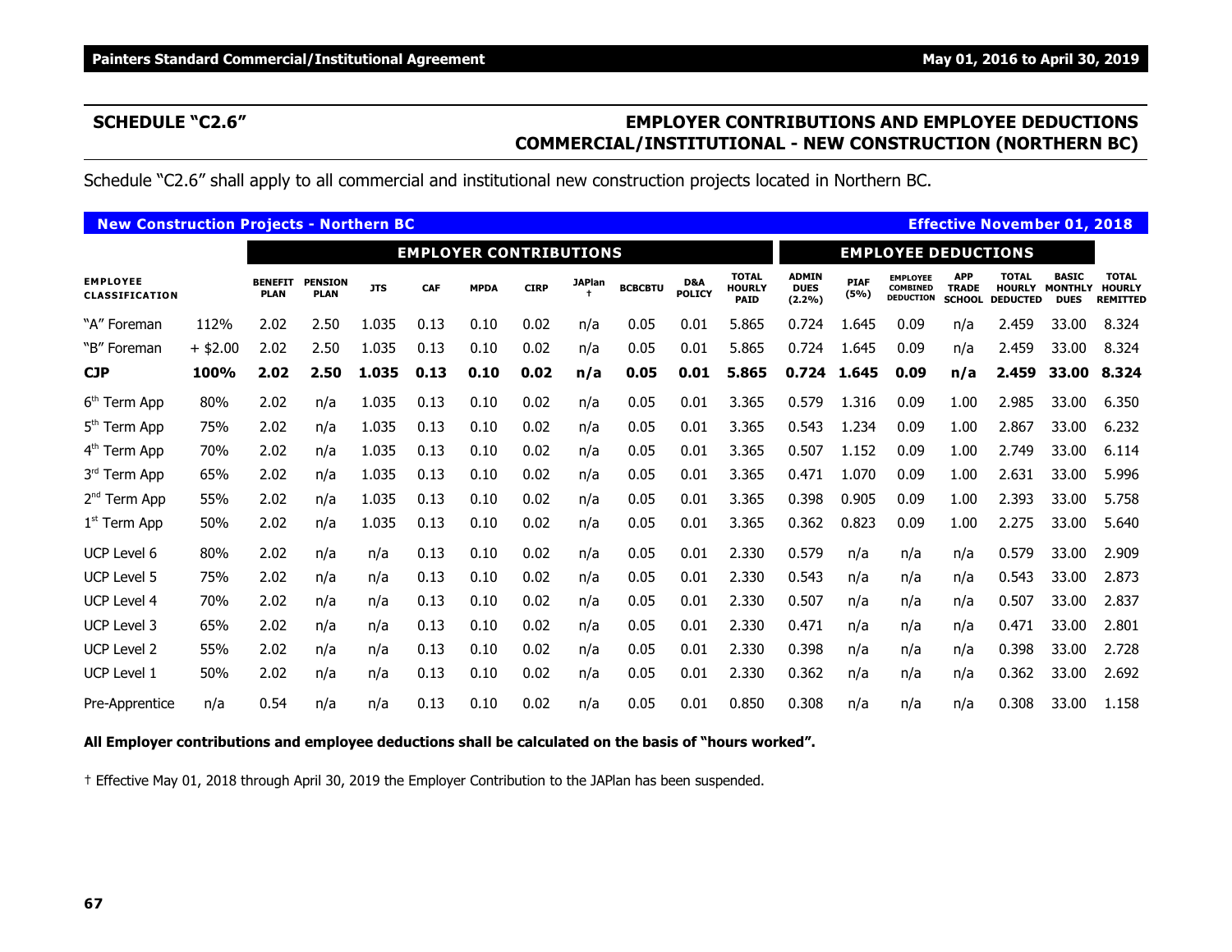## SCHEDULE "C2.6"

## EMPLOYER CONTRIBUTIONS AND EMPLOYEE DEDUCTIONS COMMERCIAL/INSTITUTIONAL - NEW CONSTRUCTION (NORTHERN BC)

Schedule "C2.6" shall apply to all commercial and institutional new construction projects located in Northern BC.

**New Construction Projects - Northern BC** — **Effective November 01, 2018**

| | | EMPLOYER CONTRIBUTIONS | | | | | | | | | | EMPLOYEE DEDUCTIONS | | | | | | |
|---|---|---|---|---|---|---|---|---|---|---|---|---|---|---|---|---|---|---|
| EMPLOYEE CLASSIFICATION | | BENEFIT PLAN | PENSION PLAN | JTS | CAF | MPDA | CIRP | JAPlan † | BCBCBTU | D&A POLICY | TOTAL HOURLY PAID | ADMIN DUES (2.2%) | PIAF (5%) | EMPLOYEE COMBINED DEDUCTION | APP TRADE SCHOOL | TOTAL HOURLY DEDUCTED | BASIC MONTHLY DUES | TOTAL HOURLY REMITTED |
| "A" Foreman | 112% | 2.02 | 2.50 | 1.035 | 0.13 | 0.10 | 0.02 | n/a | 0.05 | 0.01 | 5.865 | 0.724 | 1.645 | 0.09 | n/a | 2.459 | 33.00 | 8.324 |
| "B" Foreman | + $2.00 | 2.02 | 2.50 | 1.035 | 0.13 | 0.10 | 0.02 | n/a | 0.05 | 0.01 | 5.865 | 0.724 | 1.645 | 0.09 | n/a | 2.459 | 33.00 | 8.324 |
| **CJP** | **100%** | **2.02** | **2.50** | **1.035** | **0.13** | **0.10** | **0.02** | **n/a** | **0.05** | **0.01** | **5.865** | **0.724** | **1.645** | **0.09** | **n/a** | **2.459** | **33.00** | **8.324** |
| 6th Term App | 80% | 2.02 | n/a | 1.035 | 0.13 | 0.10 | 0.02 | n/a | 0.05 | 0.01 | 3.365 | 0.579 | 1.316 | 0.09 | 1.00 | 2.985 | 33.00 | 6.350 |
| 5th Term App | 75% | 2.02 | n/a | 1.035 | 0.13 | 0.10 | 0.02 | n/a | 0.05 | 0.01 | 3.365 | 0.543 | 1.234 | 0.09 | 1.00 | 2.867 | 33.00 | 6.232 |
| 4th Term App | 70% | 2.02 | n/a | 1.035 | 0.13 | 0.10 | 0.02 | n/a | 0.05 | 0.01 | 3.365 | 0.507 | 1.152 | 0.09 | 1.00 | 2.749 | 33.00 | 6.114 |
| 3rd Term App | 65% | 2.02 | n/a | 1.035 | 0.13 | 0.10 | 0.02 | n/a | 0.05 | 0.01 | 3.365 | 0.471 | 1.070 | 0.09 | 1.00 | 2.631 | 33.00 | 5.996 |
| 2nd Term App | 55% | 2.02 | n/a | 1.035 | 0.13 | 0.10 | 0.02 | n/a | 0.05 | 0.01 | 3.365 | 0.398 | 0.905 | 0.09 | 1.00 | 2.393 | 33.00 | 5.758 |
| 1st Term App | 50% | 2.02 | n/a | 1.035 | 0.13 | 0.10 | 0.02 | n/a | 0.05 | 0.01 | 3.365 | 0.362 | 0.823 | 0.09 | 1.00 | 2.275 | 33.00 | 5.640 |
| UCP Level 6 | 80% | 2.02 | n/a | n/a | 0.13 | 0.10 | 0.02 | n/a | 0.05 | 0.01 | 2.330 | 0.579 | n/a | n/a | n/a | 0.579 | 33.00 | 2.909 |
| UCP Level 5 | 75% | 2.02 | n/a | n/a | 0.13 | 0.10 | 0.02 | n/a | 0.05 | 0.01 | 2.330 | 0.543 | n/a | n/a | n/a | 0.543 | 33.00 | 2.873 |
| UCP Level 4 | 70% | 2.02 | n/a | n/a | 0.13 | 0.10 | 0.02 | n/a | 0.05 | 0.01 | 2.330 | 0.507 | n/a | n/a | n/a | 0.507 | 33.00 | 2.837 |
| UCP Level 3 | 65% | 2.02 | n/a | n/a | 0.13 | 0.10 | 0.02 | n/a | 0.05 | 0.01 | 2.330 | 0.471 | n/a | n/a | n/a | 0.471 | 33.00 | 2.801 |
| UCP Level 2 | 55% | 2.02 | n/a | n/a | 0.13 | 0.10 | 0.02 | n/a | 0.05 | 0.01 | 2.330 | 0.398 | n/a | n/a | n/a | 0.398 | 33.00 | 2.728 |
| UCP Level 1 | 50% | 2.02 | n/a | n/a | 0.13 | 0.10 | 0.02 | n/a | 0.05 | 0.01 | 2.330 | 0.362 | n/a | n/a | n/a | 0.362 | 33.00 | 2.692 |
| Pre-Apprentice | n/a | 0.54 | n/a | n/a | 0.13 | 0.10 | 0.02 | n/a | 0.05 | 0.01 | 0.850 | 0.308 | n/a | n/a | n/a | 0.308 | 33.00 | 1.158 |

**All Employer contributions and employee deductions shall be calculated on the basis of "hours worked".**

† Effective May 01, 2018 through April 30, 2019 the Employer Contribution to the JAPlan has been suspended.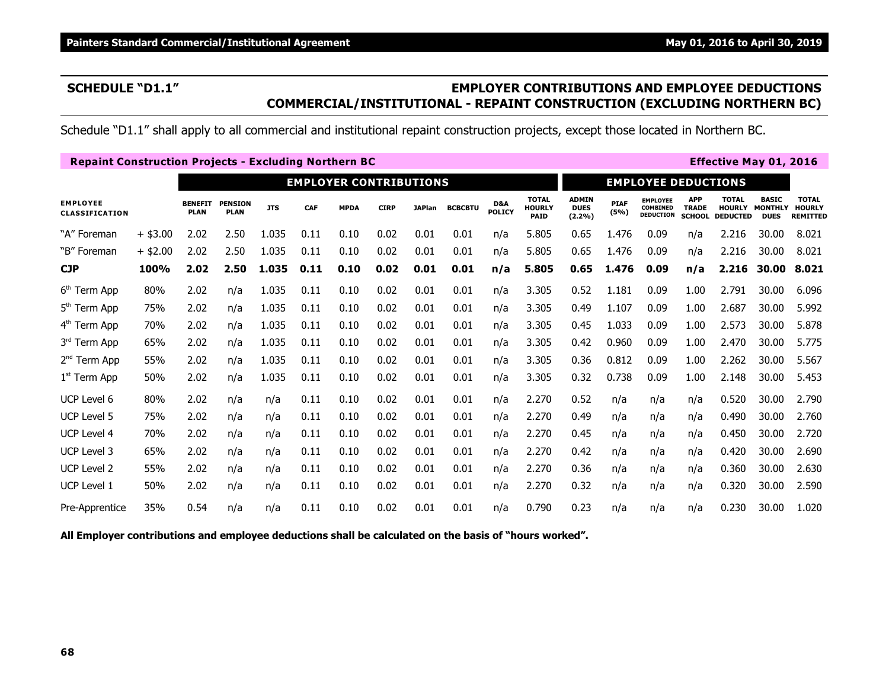## SCHEDULE "D1.1" — EMPLOYER CONTRIBUTIONS AND EMPLOYEE DEDUCTIONS COMMERCIAL/INSTITUTIONAL - REPAINT CONSTRUCTION (EXCLUDING NORTHERN BC)

Schedule "D1.1" shall apply to all commercial and institutional repaint construction projects, except those located in Northern BC.

**Repaint Construction Projects - Excluding Northern BC** — **Effective May 01, 2016**

| | | EMPLOYER CONTRIBUTIONS | | | | | | | | | | EMPLOYEE DEDUCTIONS | | | | | | |
|---|---|---|---|---|---|---|---|---|---|---|---|---|---|---|---|---|---|---|
| EMPLOYEE CLASSIFICATION | | BENEFIT PLAN | PENSION PLAN | JTS | CAF | MPDA | CIRP | JAPlan | BCBCBTU | D&A POLICY | TOTAL HOURLY PAID | ADMIN DUES (2.2%) | PIAF (5%) | EMPLOYEE COMBINED DEDUCTION | APP TRADE SCHOOL | TOTAL HOURLY DEDUCTED | BASIC MONTHLY DUES | TOTAL HOURLY REMITTED |
| "A" Foreman | + $3.00 | 2.02 | 2.50 | 1.035 | 0.11 | 0.10 | 0.02 | 0.01 | 0.01 | n/a | 5.805 | 0.65 | 1.476 | 0.09 | n/a | 2.216 | 30.00 | 8.021 |
| "B" Foreman | + $2.00 | 2.02 | 2.50 | 1.035 | 0.11 | 0.10 | 0.02 | 0.01 | 0.01 | n/a | 5.805 | 0.65 | 1.476 | 0.09 | n/a | 2.216 | 30.00 | 8.021 |
| **CJP** | **100%** | **2.02** | **2.50** | **1.035** | **0.11** | **0.10** | **0.02** | **0.01** | **0.01** | **n/a** | **5.805** | **0.65** | **1.476** | **0.09** | **n/a** | **2.216** | **30.00** | **8.021** |
| 6th Term App | 80% | 2.02 | n/a | 1.035 | 0.11 | 0.10 | 0.02 | 0.01 | 0.01 | n/a | 3.305 | 0.52 | 1.181 | 0.09 | 1.00 | 2.791 | 30.00 | 6.096 |
| 5th Term App | 75% | 2.02 | n/a | 1.035 | 0.11 | 0.10 | 0.02 | 0.01 | 0.01 | n/a | 3.305 | 0.49 | 1.107 | 0.09 | 1.00 | 2.687 | 30.00 | 5.992 |
| 4th Term App | 70% | 2.02 | n/a | 1.035 | 0.11 | 0.10 | 0.02 | 0.01 | 0.01 | n/a | 3.305 | 0.45 | 1.033 | 0.09 | 1.00 | 2.573 | 30.00 | 5.878 |
| 3rd Term App | 65% | 2.02 | n/a | 1.035 | 0.11 | 0.10 | 0.02 | 0.01 | 0.01 | n/a | 3.305 | 0.42 | 0.960 | 0.09 | 1.00 | 2.470 | 30.00 | 5.775 |
| 2nd Term App | 55% | 2.02 | n/a | 1.035 | 0.11 | 0.10 | 0.02 | 0.01 | 0.01 | n/a | 3.305 | 0.36 | 0.812 | 0.09 | 1.00 | 2.262 | 30.00 | 5.567 |
| 1st Term App | 50% | 2.02 | n/a | 1.035 | 0.11 | 0.10 | 0.02 | 0.01 | 0.01 | n/a | 3.305 | 0.32 | 0.738 | 0.09 | 1.00 | 2.148 | 30.00 | 5.453 |
| UCP Level 6 | 80% | 2.02 | n/a | n/a | 0.11 | 0.10 | 0.02 | 0.01 | 0.01 | n/a | 2.270 | 0.52 | n/a | n/a | n/a | 0.520 | 30.00 | 2.790 |
| UCP Level 5 | 75% | 2.02 | n/a | n/a | 0.11 | 0.10 | 0.02 | 0.01 | 0.01 | n/a | 2.270 | 0.49 | n/a | n/a | n/a | 0.490 | 30.00 | 2.760 |
| UCP Level 4 | 70% | 2.02 | n/a | n/a | 0.11 | 0.10 | 0.02 | 0.01 | 0.01 | n/a | 2.270 | 0.45 | n/a | n/a | n/a | 0.450 | 30.00 | 2.720 |
| UCP Level 3 | 65% | 2.02 | n/a | n/a | 0.11 | 0.10 | 0.02 | 0.01 | 0.01 | n/a | 2.270 | 0.42 | n/a | n/a | n/a | 0.420 | 30.00 | 2.690 |
| UCP Level 2 | 55% | 2.02 | n/a | n/a | 0.11 | 0.10 | 0.02 | 0.01 | 0.01 | n/a | 2.270 | 0.36 | n/a | n/a | n/a | 0.360 | 30.00 | 2.630 |
| UCP Level 1 | 50% | 2.02 | n/a | n/a | 0.11 | 0.10 | 0.02 | 0.01 | 0.01 | n/a | 2.270 | 0.32 | n/a | n/a | n/a | 0.320 | 30.00 | 2.590 |
| Pre-Apprentice | 35% | 0.54 | n/a | n/a | 0.11 | 0.10 | 0.02 | 0.01 | 0.01 | n/a | 0.790 | 0.23 | n/a | n/a | n/a | 0.230 | 30.00 | 1.020 |

**All Employer contributions and employee deductions shall be calculated on the basis of "hours worked".**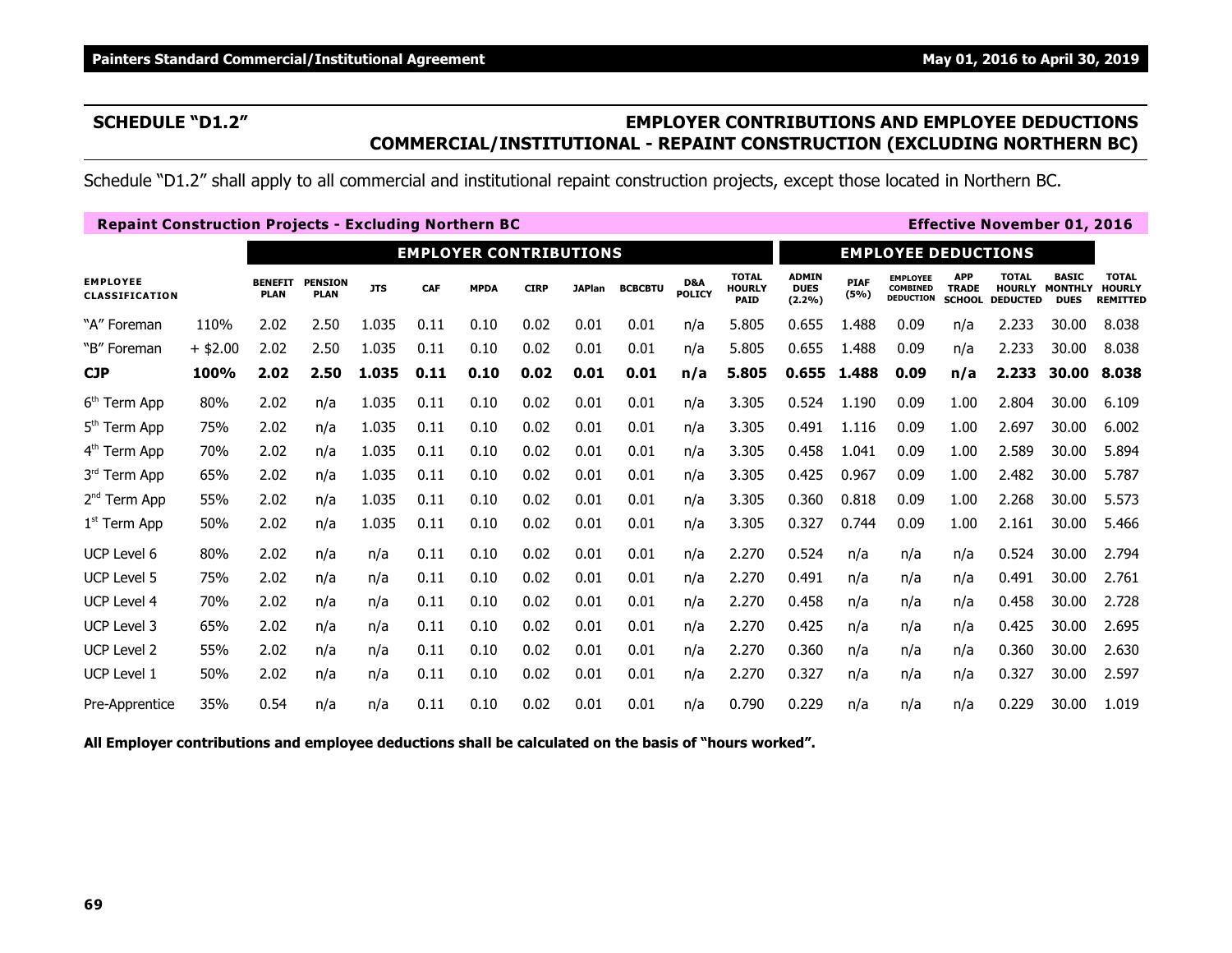## SCHEDULE "D1.2" EMPLOYER CONTRIBUTIONS AND EMPLOYEE DEDUCTIONS COMMERCIAL/INSTITUTIONAL - REPAINT CONSTRUCTION (EXCLUDING NORTHERN BC)

Schedule "D1.2" shall apply to all commercial and institutional repaint construction projects, except those located in Northern BC.

**Repaint Construction Projects - Excluding Northern BC** **Effective November 01, 2016**

| | | EMPLOYER CONTRIBUTIONS | | | | | | | | | | EMPLOYEE DEDUCTIONS | | | | | | |
|---|---|---|---|---|---|---|---|---|---|---|---|---|---|---|---|---|---|---|
| EMPLOYEE CLASSIFICATION | | BENEFIT PLAN | PENSION PLAN | JTS | CAF | MPDA | CIRP | JAPlan | BCBCBTU | D&A POLICY | TOTAL HOURLY PAID | ADMIN DUES (2.2%) | PIAF (5%) | EMPLOYEE COMBINED DEDUCTION | APP TRADE SCHOOL | TOTAL HOURLY DEDUCTED | BASIC MONTHLY DUES | TOTAL HOURLY REMITTED |
| "A" Foreman | 110% | 2.02 | 2.50 | 1.035 | 0.11 | 0.10 | 0.02 | 0.01 | 0.01 | n/a | 5.805 | 0.655 | 1.488 | 0.09 | n/a | 2.233 | 30.00 | 8.038 |
| "B" Foreman | + $2.00 | 2.02 | 2.50 | 1.035 | 0.11 | 0.10 | 0.02 | 0.01 | 0.01 | n/a | 5.805 | 0.655 | 1.488 | 0.09 | n/a | 2.233 | 30.00 | 8.038 |
| **CJP** | **100%** | **2.02** | **2.50** | **1.035** | **0.11** | **0.10** | **0.02** | **0.01** | **0.01** | **n/a** | **5.805** | **0.655** | **1.488** | **0.09** | **n/a** | **2.233** | **30.00** | **8.038** |
| 6th Term App | 80% | 2.02 | n/a | 1.035 | 0.11 | 0.10 | 0.02 | 0.01 | 0.01 | n/a | 3.305 | 0.524 | 1.190 | 0.09 | 1.00 | 2.804 | 30.00 | 6.109 |
| 5th Term App | 75% | 2.02 | n/a | 1.035 | 0.11 | 0.10 | 0.02 | 0.01 | 0.01 | n/a | 3.305 | 0.491 | 1.116 | 0.09 | 1.00 | 2.697 | 30.00 | 6.002 |
| 4th Term App | 70% | 2.02 | n/a | 1.035 | 0.11 | 0.10 | 0.02 | 0.01 | 0.01 | n/a | 3.305 | 0.458 | 1.041 | 0.09 | 1.00 | 2.589 | 30.00 | 5.894 |
| 3rd Term App | 65% | 2.02 | n/a | 1.035 | 0.11 | 0.10 | 0.02 | 0.01 | 0.01 | n/a | 3.305 | 0.425 | 0.967 | 0.09 | 1.00 | 2.482 | 30.00 | 5.787 |
| 2nd Term App | 55% | 2.02 | n/a | 1.035 | 0.11 | 0.10 | 0.02 | 0.01 | 0.01 | n/a | 3.305 | 0.360 | 0.818 | 0.09 | 1.00 | 2.268 | 30.00 | 5.573 |
| 1st Term App | 50% | 2.02 | n/a | 1.035 | 0.11 | 0.10 | 0.02 | 0.01 | 0.01 | n/a | 3.305 | 0.327 | 0.744 | 0.09 | 1.00 | 2.161 | 30.00 | 5.466 |
| UCP Level 6 | 80% | 2.02 | n/a | n/a | 0.11 | 0.10 | 0.02 | 0.01 | 0.01 | n/a | 2.270 | 0.524 | n/a | n/a | n/a | 0.524 | 30.00 | 2.794 |
| UCP Level 5 | 75% | 2.02 | n/a | n/a | 0.11 | 0.10 | 0.02 | 0.01 | 0.01 | n/a | 2.270 | 0.491 | n/a | n/a | n/a | 0.491 | 30.00 | 2.761 |
| UCP Level 4 | 70% | 2.02 | n/a | n/a | 0.11 | 0.10 | 0.02 | 0.01 | 0.01 | n/a | 2.270 | 0.458 | n/a | n/a | n/a | 0.458 | 30.00 | 2.728 |
| UCP Level 3 | 65% | 2.02 | n/a | n/a | 0.11 | 0.10 | 0.02 | 0.01 | 0.01 | n/a | 2.270 | 0.425 | n/a | n/a | n/a | 0.425 | 30.00 | 2.695 |
| UCP Level 2 | 55% | 2.02 | n/a | n/a | 0.11 | 0.10 | 0.02 | 0.01 | 0.01 | n/a | 2.270 | 0.360 | n/a | n/a | n/a | 0.360 | 30.00 | 2.630 |
| UCP Level 1 | 50% | 2.02 | n/a | n/a | 0.11 | 0.10 | 0.02 | 0.01 | 0.01 | n/a | 2.270 | 0.327 | n/a | n/a | n/a | 0.327 | 30.00 | 2.597 |
| Pre-Apprentice | 35% | 0.54 | n/a | n/a | 0.11 | 0.10 | 0.02 | 0.01 | 0.01 | n/a | 0.790 | 0.229 | n/a | n/a | n/a | 0.229 | 30.00 | 1.019 |

**All Employer contributions and employee deductions shall be calculated on the basis of "hours worked".**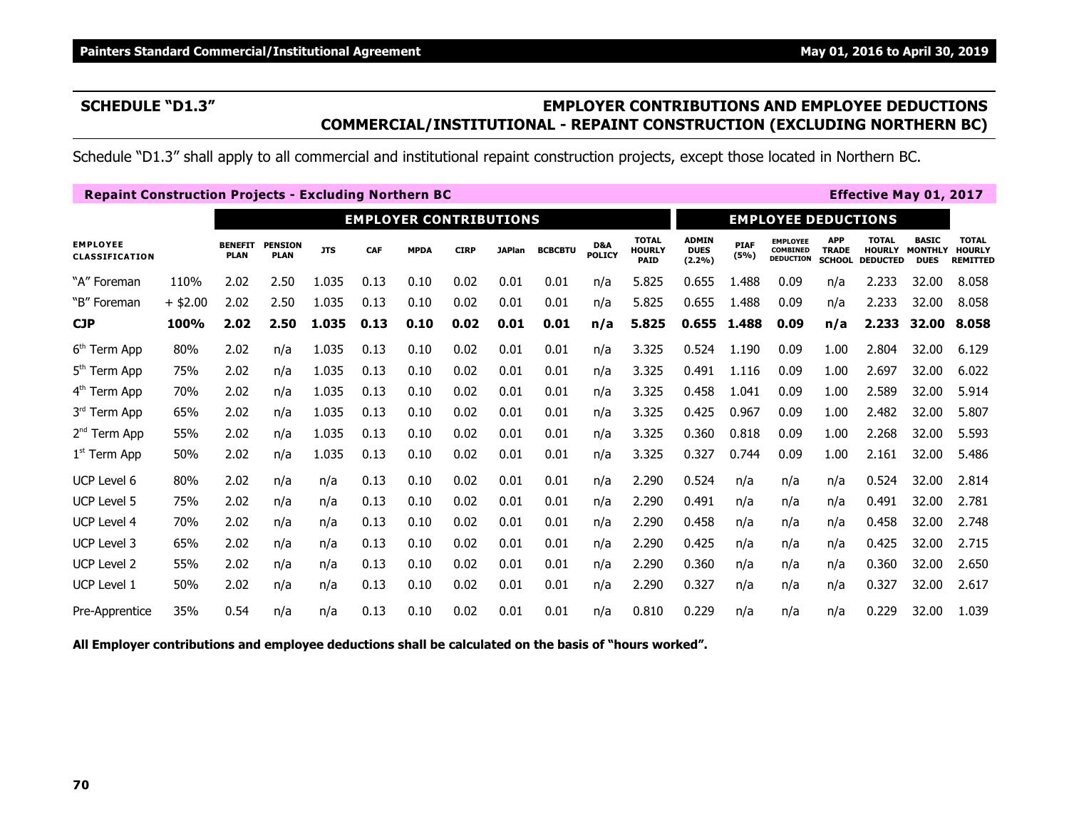## SCHEDULE "D1.3"

## EMPLOYER CONTRIBUTIONS AND EMPLOYEE DEDUCTIONS COMMERCIAL/INSTITUTIONAL - REPAINT CONSTRUCTION (EXCLUDING NORTHERN BC)

Schedule "D1.3" shall apply to all commercial and institutional repaint construction projects, except those located in Northern BC.

**Repaint Construction Projects - Excluding Northern BC** — **Effective May 01, 2017**

| | | EMPLOYER CONTRIBUTIONS | | | | | | | | | | EMPLOYEE DEDUCTIONS | | | | | | |
|---|---|---|---|---|---|---|---|---|---|---|---|---|---|---|---|---|---|---|
| EMPLOYEE CLASSIFICATION | | BENEFIT PLAN | PENSION PLAN | JTS | CAF | MPDA | CIRP | JAPlan | BCBCTU | D&A POLICY | TOTAL HOURLY PAID | ADMIN DUES (2.2%) | PIAF (5%) | EMPLOYEE COMBINED DEDUCTION | APP TRADE SCHOOL | TOTAL HOURLY DEDUCTED | BASIC MONTHLY DUES | TOTAL HOURLY REMITTED |
| "A" Foreman | 110% | 2.02 | 2.50 | 1.035 | 0.13 | 0.10 | 0.02 | 0.01 | 0.01 | n/a | 5.825 | 0.655 | 1.488 | 0.09 | n/a | 2.233 | 32.00 | 8.058 |
| "B" Foreman | + $2.00 | 2.02 | 2.50 | 1.035 | 0.13 | 0.10 | 0.02 | 0.01 | 0.01 | n/a | 5.825 | 0.655 | 1.488 | 0.09 | n/a | 2.233 | 32.00 | 8.058 |
| **CJP** | **100%** | **2.02** | **2.50** | **1.035** | **0.13** | **0.10** | **0.02** | **0.01** | **0.01** | **n/a** | **5.825** | **0.655** | **1.488** | **0.09** | **n/a** | **2.233** | **32.00** | **8.058** |
| 6th Term App | 80% | 2.02 | n/a | 1.035 | 0.13 | 0.10 | 0.02 | 0.01 | 0.01 | n/a | 3.325 | 0.524 | 1.190 | 0.09 | 1.00 | 2.804 | 32.00 | 6.129 |
| 5th Term App | 75% | 2.02 | n/a | 1.035 | 0.13 | 0.10 | 0.02 | 0.01 | 0.01 | n/a | 3.325 | 0.491 | 1.116 | 0.09 | 1.00 | 2.697 | 32.00 | 6.022 |
| 4th Term App | 70% | 2.02 | n/a | 1.035 | 0.13 | 0.10 | 0.02 | 0.01 | 0.01 | n/a | 3.325 | 0.458 | 1.041 | 0.09 | 1.00 | 2.589 | 32.00 | 5.914 |
| 3rd Term App | 65% | 2.02 | n/a | 1.035 | 0.13 | 0.10 | 0.02 | 0.01 | 0.01 | n/a | 3.325 | 0.425 | 0.967 | 0.09 | 1.00 | 2.482 | 32.00 | 5.807 |
| 2nd Term App | 55% | 2.02 | n/a | 1.035 | 0.13 | 0.10 | 0.02 | 0.01 | 0.01 | n/a | 3.325 | 0.360 | 0.818 | 0.09 | 1.00 | 2.268 | 32.00 | 5.593 |
| 1st Term App | 50% | 2.02 | n/a | 1.035 | 0.13 | 0.10 | 0.02 | 0.01 | 0.01 | n/a | 3.325 | 0.327 | 0.744 | 0.09 | 1.00 | 2.161 | 32.00 | 5.486 |
| UCP Level 6 | 80% | 2.02 | n/a | n/a | 0.13 | 0.10 | 0.02 | 0.01 | 0.01 | n/a | 2.290 | 0.524 | n/a | n/a | n/a | 0.524 | 32.00 | 2.814 |
| UCP Level 5 | 75% | 2.02 | n/a | n/a | 0.13 | 0.10 | 0.02 | 0.01 | 0.01 | n/a | 2.290 | 0.491 | n/a | n/a | n/a | 0.491 | 32.00 | 2.781 |
| UCP Level 4 | 70% | 2.02 | n/a | n/a | 0.13 | 0.10 | 0.02 | 0.01 | 0.01 | n/a | 2.290 | 0.458 | n/a | n/a | n/a | 0.458 | 32.00 | 2.748 |
| UCP Level 3 | 65% | 2.02 | n/a | n/a | 0.13 | 0.10 | 0.02 | 0.01 | 0.01 | n/a | 2.290 | 0.425 | n/a | n/a | n/a | 0.425 | 32.00 | 2.715 |
| UCP Level 2 | 55% | 2.02 | n/a | n/a | 0.13 | 0.10 | 0.02 | 0.01 | 0.01 | n/a | 2.290 | 0.360 | n/a | n/a | n/a | 0.360 | 32.00 | 2.650 |
| UCP Level 1 | 50% | 2.02 | n/a | n/a | 0.13 | 0.10 | 0.02 | 0.01 | 0.01 | n/a | 2.290 | 0.327 | n/a | n/a | n/a | 0.327 | 32.00 | 2.617 |
| Pre-Apprentice | 35% | 0.54 | n/a | n/a | 0.13 | 0.10 | 0.02 | 0.01 | 0.01 | n/a | 0.810 | 0.229 | n/a | n/a | n/a | 0.229 | 32.00 | 1.039 |

**All Employer contributions and employee deductions shall be calculated on the basis of "hours worked".**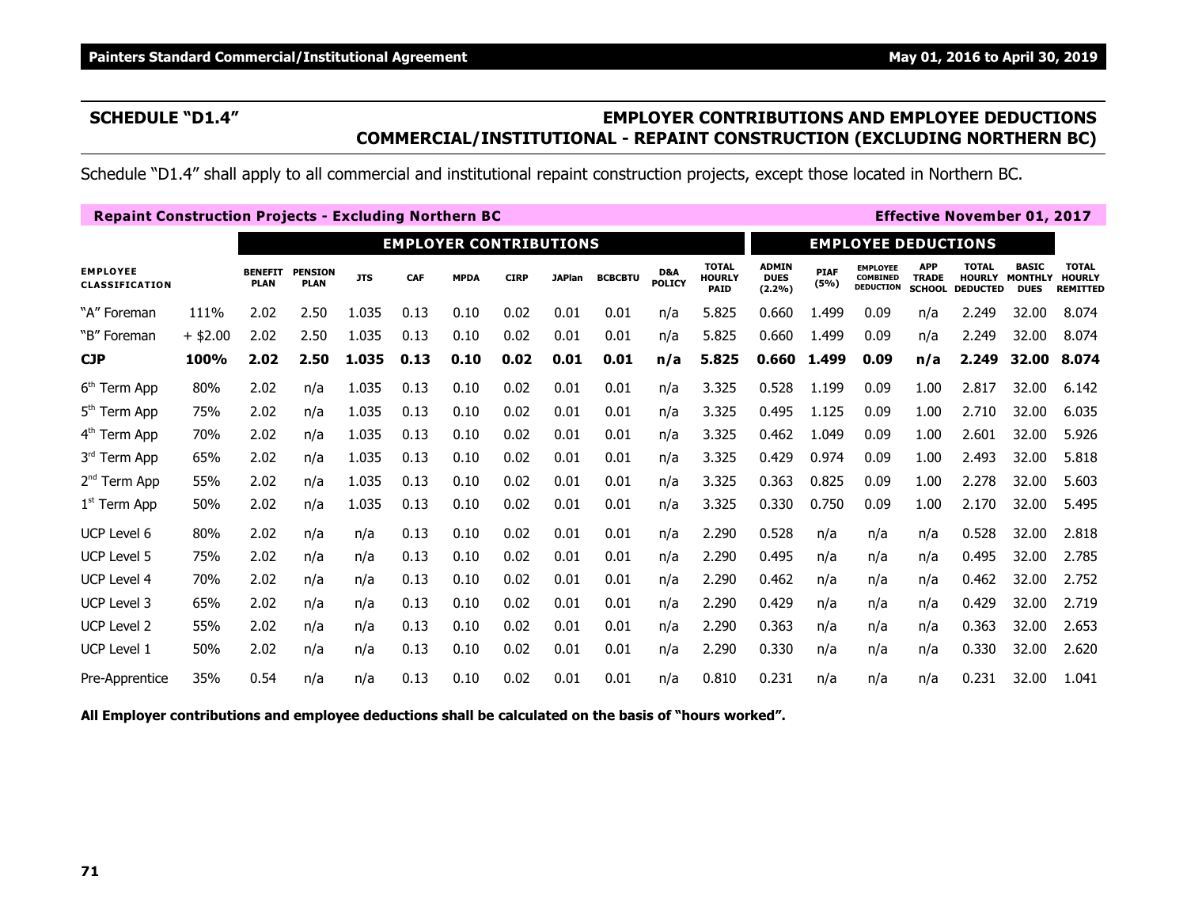## SCHEDULE "D1.4"

## EMPLOYER CONTRIBUTIONS AND EMPLOYEE DEDUCTIONS COMMERCIAL/INSTITUTIONAL - REPAINT CONSTRUCTION (EXCLUDING NORTHERN BC)

Schedule "D1.4" shall apply to all commercial and institutional repaint construction projects, except those located in Northern BC.

**Repaint Construction Projects - Excluding Northern BC** — **Effective November 01, 2017**

| | | EMPLOYER CONTRIBUTIONS | | | | | | | | | | EMPLOYEE DEDUCTIONS | | | | | | |
|---|---|---|---|---|---|---|---|---|---|---|---|---|---|---|---|---|---|---|
| EMPLOYEE CLASSIFICATION | | BENEFIT PLAN | PENSION PLAN | JTS | CAF | MPDA | CIRP | JAPlan | BCBCBTU | D&A POLICY | TOTAL HOURLY PAID | ADMIN DUES (2.2%) | PIAF (5%) | EMPLOYEE COMBINED DEDUCTION | APP TRADE SCHOOL | TOTAL HOURLY DEDUCTED | BASIC MONTHLY DUES | TOTAL HOURLY REMITTED |
| "A" Foreman | 111% | 2.02 | 2.50 | 1.035 | 0.13 | 0.10 | 0.02 | 0.01 | 0.01 | n/a | 5.825 | 0.660 | 1.499 | 0.09 | n/a | 2.249 | 32.00 | 8.074 |
| "B" Foreman | + $2.00 | 2.02 | 2.50 | 1.035 | 0.13 | 0.10 | 0.02 | 0.01 | 0.01 | n/a | 5.825 | 0.660 | 1.499 | 0.09 | n/a | 2.249 | 32.00 | 8.074 |
| **CJP** | **100%** | **2.02** | **2.50** | **1.035** | **0.13** | **0.10** | **0.02** | **0.01** | **0.01** | **n/a** | **5.825** | **0.660** | **1.499** | **0.09** | **n/a** | **2.249** | **32.00** | **8.074** |
| 6th Term App | 80% | 2.02 | n/a | 1.035 | 0.13 | 0.10 | 0.02 | 0.01 | 0.01 | n/a | 3.325 | 0.528 | 1.199 | 0.09 | 1.00 | 2.817 | 32.00 | 6.142 |
| 5th Term App | 75% | 2.02 | n/a | 1.035 | 0.13 | 0.10 | 0.02 | 0.01 | 0.01 | n/a | 3.325 | 0.495 | 1.125 | 0.09 | 1.00 | 2.710 | 32.00 | 6.035 |
| 4th Term App | 70% | 2.02 | n/a | 1.035 | 0.13 | 0.10 | 0.02 | 0.01 | 0.01 | n/a | 3.325 | 0.462 | 1.049 | 0.09 | 1.00 | 2.601 | 32.00 | 5.926 |
| 3rd Term App | 65% | 2.02 | n/a | 1.035 | 0.13 | 0.10 | 0.02 | 0.01 | 0.01 | n/a | 3.325 | 0.429 | 0.974 | 0.09 | 1.00 | 2.493 | 32.00 | 5.818 |
| 2nd Term App | 55% | 2.02 | n/a | 1.035 | 0.13 | 0.10 | 0.02 | 0.01 | 0.01 | n/a | 3.325 | 0.363 | 0.825 | 0.09 | 1.00 | 2.278 | 32.00 | 5.603 |
| 1st Term App | 50% | 2.02 | n/a | 1.035 | 0.13 | 0.10 | 0.02 | 0.01 | 0.01 | n/a | 3.325 | 0.330 | 0.750 | 0.09 | 1.00 | 2.170 | 32.00 | 5.495 |
| UCP Level 6 | 80% | 2.02 | n/a | n/a | 0.13 | 0.10 | 0.02 | 0.01 | 0.01 | n/a | 2.290 | 0.528 | n/a | n/a | n/a | 0.528 | 32.00 | 2.818 |
| UCP Level 5 | 75% | 2.02 | n/a | n/a | 0.13 | 0.10 | 0.02 | 0.01 | 0.01 | n/a | 2.290 | 0.495 | n/a | n/a | n/a | 0.495 | 32.00 | 2.785 |
| UCP Level 4 | 70% | 2.02 | n/a | n/a | 0.13 | 0.10 | 0.02 | 0.01 | 0.01 | n/a | 2.290 | 0.462 | n/a | n/a | n/a | 0.462 | 32.00 | 2.752 |
| UCP Level 3 | 65% | 2.02 | n/a | n/a | 0.13 | 0.10 | 0.02 | 0.01 | 0.01 | n/a | 2.290 | 0.429 | n/a | n/a | n/a | 0.429 | 32.00 | 2.719 |
| UCP Level 2 | 55% | 2.02 | n/a | n/a | 0.13 | 0.10 | 0.02 | 0.01 | 0.01 | n/a | 2.290 | 0.363 | n/a | n/a | n/a | 0.363 | 32.00 | 2.653 |
| UCP Level 1 | 50% | 2.02 | n/a | n/a | 0.13 | 0.10 | 0.02 | 0.01 | 0.01 | n/a | 2.290 | 0.330 | n/a | n/a | n/a | 0.330 | 32.00 | 2.620 |
| Pre-Apprentice | 35% | 0.54 | n/a | n/a | 0.13 | 0.10 | 0.02 | 0.01 | 0.01 | n/a | 0.810 | 0.231 | n/a | n/a | n/a | 0.231 | 32.00 | 1.041 |

**All Employer contributions and employee deductions shall be calculated on the basis of "hours worked".**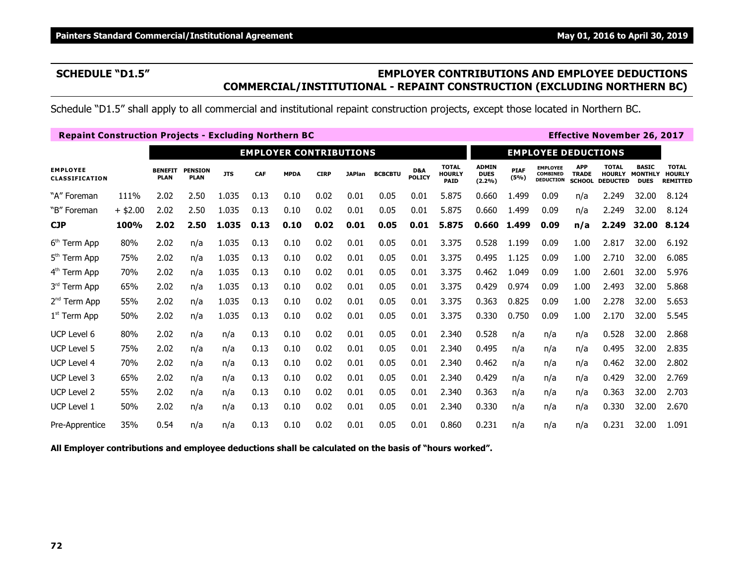## SCHEDULE "D1.5" EMPLOYER CONTRIBUTIONS AND EMPLOYEE DEDUCTIONS COMMERCIAL/INSTITUTIONAL - REPAINT CONSTRUCTION (EXCLUDING NORTHERN BC)

Schedule "D1.5" shall apply to all commercial and institutional repaint construction projects, except those located in Northern BC.

**Repaint Construction Projects - Excluding Northern BC** **Effective November 26, 2017**

| | | EMPLOYER CONTRIBUTIONS | | | | | | | | | | EMPLOYEE DEDUCTIONS | | | | | | |
|---|---|---|---|---|---|---|---|---|---|---|---|---|---|---|---|---|---|---|
| EMPLOYEE CLASSIFICATION | | BENEFIT PLAN | PENSION PLAN | JTS | CAF | MPDA | CIRP | JAPlan | BCBCTU | D&A POLICY | TOTAL HOURLY PAID | ADMIN DUES (2.2%) | PIAF (5%) | EMPLOYEE COMBINED DEDUCTION | APP TRADE SCHOOL | TOTAL HOURLY DEDUCTED | BASIC MONTHLY DUES | TOTAL HOURLY REMITTED |
| "A" Foreman | 111% | 2.02 | 2.50 | 1.035 | 0.13 | 0.10 | 0.02 | 0.01 | 0.05 | 0.01 | 5.875 | 0.660 | 1.499 | 0.09 | n/a | 2.249 | 32.00 | 8.124 |
| "B" Foreman | + $2.00 | 2.02 | 2.50 | 1.035 | 0.13 | 0.10 | 0.02 | 0.01 | 0.05 | 0.01 | 5.875 | 0.660 | 1.499 | 0.09 | n/a | 2.249 | 32.00 | 8.124 |
| **CJP** | **100%** | **2.02** | **2.50** | **1.035** | **0.13** | **0.10** | **0.02** | **0.01** | **0.05** | **0.01** | **5.875** | **0.660** | **1.499** | **0.09** | **n/a** | **2.249** | **32.00** | **8.124** |
| 6th Term App | 80% | 2.02 | n/a | 1.035 | 0.13 | 0.10 | 0.02 | 0.01 | 0.05 | 0.01 | 3.375 | 0.528 | 1.199 | 0.09 | 1.00 | 2.817 | 32.00 | 6.192 |
| 5th Term App | 75% | 2.02 | n/a | 1.035 | 0.13 | 0.10 | 0.02 | 0.01 | 0.05 | 0.01 | 3.375 | 0.495 | 1.125 | 0.09 | 1.00 | 2.710 | 32.00 | 6.085 |
| 4th Term App | 70% | 2.02 | n/a | 1.035 | 0.13 | 0.10 | 0.02 | 0.01 | 0.05 | 0.01 | 3.375 | 0.462 | 1.049 | 0.09 | 1.00 | 2.601 | 32.00 | 5.976 |
| 3rd Term App | 65% | 2.02 | n/a | 1.035 | 0.13 | 0.10 | 0.02 | 0.01 | 0.05 | 0.01 | 3.375 | 0.429 | 0.974 | 0.09 | 1.00 | 2.493 | 32.00 | 5.868 |
| 2nd Term App | 55% | 2.02 | n/a | 1.035 | 0.13 | 0.10 | 0.02 | 0.01 | 0.05 | 0.01 | 3.375 | 0.363 | 0.825 | 0.09 | 1.00 | 2.278 | 32.00 | 5.653 |
| 1st Term App | 50% | 2.02 | n/a | 1.035 | 0.13 | 0.10 | 0.02 | 0.01 | 0.05 | 0.01 | 3.375 | 0.330 | 0.750 | 0.09 | 1.00 | 2.170 | 32.00 | 5.545 |
| UCP Level 6 | 80% | 2.02 | n/a | n/a | 0.13 | 0.10 | 0.02 | 0.01 | 0.05 | 0.01 | 2.340 | 0.528 | n/a | n/a | n/a | 0.528 | 32.00 | 2.868 |
| UCP Level 5 | 75% | 2.02 | n/a | n/a | 0.13 | 0.10 | 0.02 | 0.01 | 0.05 | 0.01 | 2.340 | 0.495 | n/a | n/a | n/a | 0.495 | 32.00 | 2.835 |
| UCP Level 4 | 70% | 2.02 | n/a | n/a | 0.13 | 0.10 | 0.02 | 0.01 | 0.05 | 0.01 | 2.340 | 0.462 | n/a | n/a | n/a | 0.462 | 32.00 | 2.802 |
| UCP Level 3 | 65% | 2.02 | n/a | n/a | 0.13 | 0.10 | 0.02 | 0.01 | 0.05 | 0.01 | 2.340 | 0.429 | n/a | n/a | n/a | 0.429 | 32.00 | 2.769 |
| UCP Level 2 | 55% | 2.02 | n/a | n/a | 0.13 | 0.10 | 0.02 | 0.01 | 0.05 | 0.01 | 2.340 | 0.363 | n/a | n/a | n/a | 0.363 | 32.00 | 2.703 |
| UCP Level 1 | 50% | 2.02 | n/a | n/a | 0.13 | 0.10 | 0.02 | 0.01 | 0.05 | 0.01 | 2.340 | 0.330 | n/a | n/a | n/a | 0.330 | 32.00 | 2.670 |
| Pre-Apprentice | 35% | 0.54 | n/a | n/a | 0.13 | 0.10 | 0.02 | 0.01 | 0.05 | 0.01 | 0.860 | 0.231 | n/a | n/a | n/a | 0.231 | 32.00 | 1.091 |

**All Employer contributions and employee deductions shall be calculated on the basis of "hours worked".**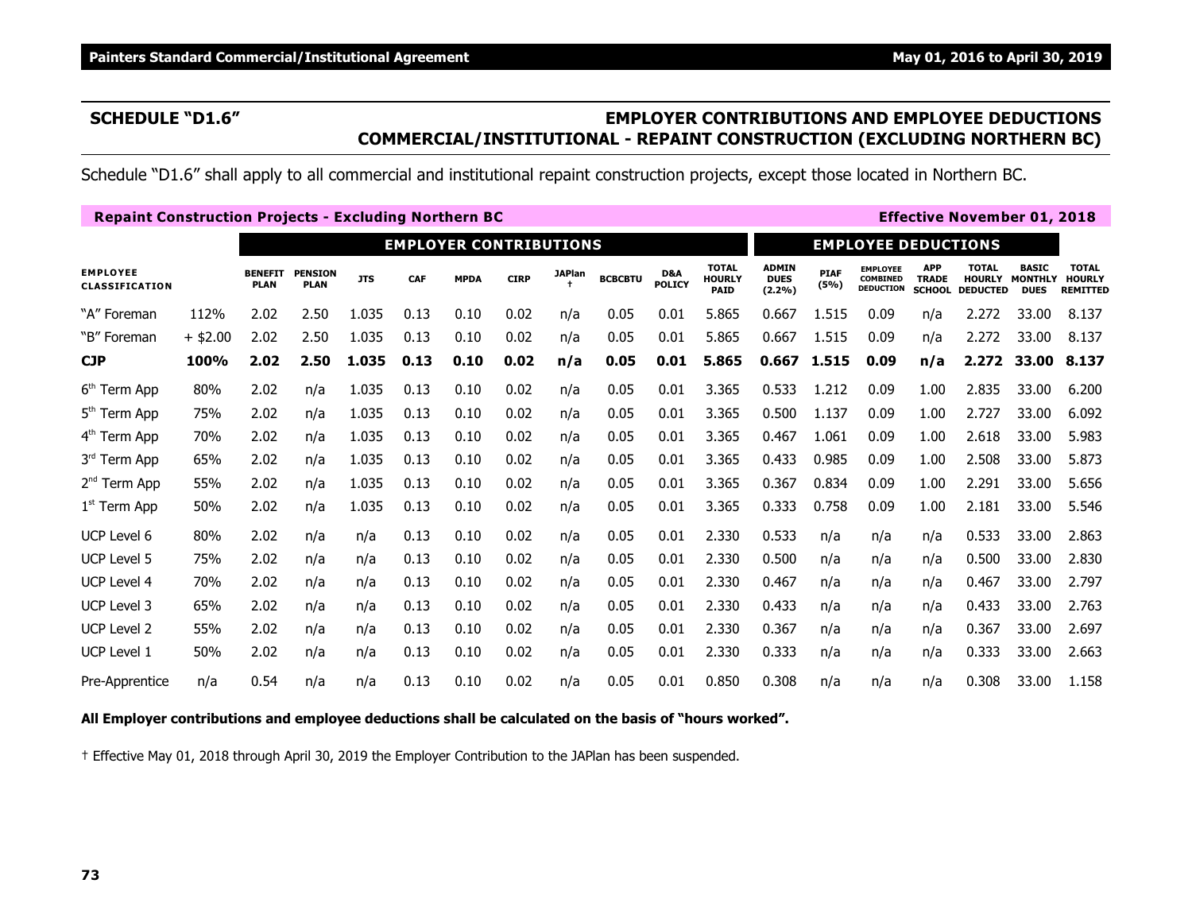## SCHEDULE "D1.6"

## EMPLOYER CONTRIBUTIONS AND EMPLOYEE DEDUCTIONS COMMERCIAL/INSTITUTIONAL - REPAINT CONSTRUCTION (EXCLUDING NORTHERN BC)

Schedule "D1.6" shall apply to all commercial and institutional repaint construction projects, except those located in Northern BC.

**Repaint Construction Projects - Excluding Northern BC** — **Effective November 01, 2018**

| | | EMPLOYER CONTRIBUTIONS | | | | | | | | | | EMPLOYEE DEDUCTIONS | | | | | | |
|---|---|---|---|---|---|---|---|---|---|---|---|---|---|---|---|---|---|---|
| EMPLOYEE CLASSIFICATION | | BENEFIT PLAN | PENSION PLAN | JTS | CAF | MPDA | CIRP | JAPlan † | BCBCBTU | D&A POLICY | TOTAL HOURLY PAID | ADMIN DUES (2.2%) | PIAF (5%) | EMPLOYEE COMBINED DEDUCTION | APP TRADE SCHOOL | TOTAL HOURLY DEDUCTED | BASIC MONTHLY DUES | TOTAL HOURLY REMITTED |
| "A" Foreman | 112% | 2.02 | 2.50 | 1.035 | 0.13 | 0.10 | 0.02 | n/a | 0.05 | 0.01 | 5.865 | 0.667 | 1.515 | 0.09 | n/a | 2.272 | 33.00 | 8.137 |
| "B" Foreman | + $2.00 | 2.02 | 2.50 | 1.035 | 0.13 | 0.10 | 0.02 | n/a | 0.05 | 0.01 | 5.865 | 0.667 | 1.515 | 0.09 | n/a | 2.272 | 33.00 | 8.137 |
| **CJP** | **100%** | **2.02** | **2.50** | **1.035** | **0.13** | **0.10** | **0.02** | **n/a** | **0.05** | **0.01** | **5.865** | **0.667** | **1.515** | **0.09** | **n/a** | **2.272** | **33.00** | **8.137** |
| 6th Term App | 80% | 2.02 | n/a | 1.035 | 0.13 | 0.10 | 0.02 | n/a | 0.05 | 0.01 | 3.365 | 0.533 | 1.212 | 0.09 | 1.00 | 2.835 | 33.00 | 6.200 |
| 5th Term App | 75% | 2.02 | n/a | 1.035 | 0.13 | 0.10 | 0.02 | n/a | 0.05 | 0.01 | 3.365 | 0.500 | 1.137 | 0.09 | 1.00 | 2.727 | 33.00 | 6.092 |
| 4th Term App | 70% | 2.02 | n/a | 1.035 | 0.13 | 0.10 | 0.02 | n/a | 0.05 | 0.01 | 3.365 | 0.467 | 1.061 | 0.09 | 1.00 | 2.618 | 33.00 | 5.983 |
| 3rd Term App | 65% | 2.02 | n/a | 1.035 | 0.13 | 0.10 | 0.02 | n/a | 0.05 | 0.01 | 3.365 | 0.433 | 0.985 | 0.09 | 1.00 | 2.508 | 33.00 | 5.873 |
| 2nd Term App | 55% | 2.02 | n/a | 1.035 | 0.13 | 0.10 | 0.02 | n/a | 0.05 | 0.01 | 3.365 | 0.367 | 0.834 | 0.09 | 1.00 | 2.291 | 33.00 | 5.656 |
| 1st Term App | 50% | 2.02 | n/a | 1.035 | 0.13 | 0.10 | 0.02 | n/a | 0.05 | 0.01 | 3.365 | 0.333 | 0.758 | 0.09 | 1.00 | 2.181 | 33.00 | 5.546 |
| UCP Level 6 | 80% | 2.02 | n/a | n/a | 0.13 | 0.10 | 0.02 | n/a | 0.05 | 0.01 | 2.330 | 0.533 | n/a | n/a | n/a | 0.533 | 33.00 | 2.863 |
| UCP Level 5 | 75% | 2.02 | n/a | n/a | 0.13 | 0.10 | 0.02 | n/a | 0.05 | 0.01 | 2.330 | 0.500 | n/a | n/a | n/a | 0.500 | 33.00 | 2.830 |
| UCP Level 4 | 70% | 2.02 | n/a | n/a | 0.13 | 0.10 | 0.02 | n/a | 0.05 | 0.01 | 2.330 | 0.467 | n/a | n/a | n/a | 0.467 | 33.00 | 2.797 |
| UCP Level 3 | 65% | 2.02 | n/a | n/a | 0.13 | 0.10 | 0.02 | n/a | 0.05 | 0.01 | 2.330 | 0.433 | n/a | n/a | n/a | 0.433 | 33.00 | 2.763 |
| UCP Level 2 | 55% | 2.02 | n/a | n/a | 0.13 | 0.10 | 0.02 | n/a | 0.05 | 0.01 | 2.330 | 0.367 | n/a | n/a | n/a | 0.367 | 33.00 | 2.697 |
| UCP Level 1 | 50% | 2.02 | n/a | n/a | 0.13 | 0.10 | 0.02 | n/a | 0.05 | 0.01 | 2.330 | 0.333 | n/a | n/a | n/a | 0.333 | 33.00 | 2.663 |
| Pre-Apprentice | n/a | 0.54 | n/a | n/a | 0.13 | 0.10 | 0.02 | n/a | 0.05 | 0.01 | 0.850 | 0.308 | n/a | n/a | n/a | 0.308 | 33.00 | 1.158 |

**All Employer contributions and employee deductions shall be calculated on the basis of "hours worked".**

† Effective May 01, 2018 through April 30, 2019 the Employer Contribution to the JAPlan has been suspended.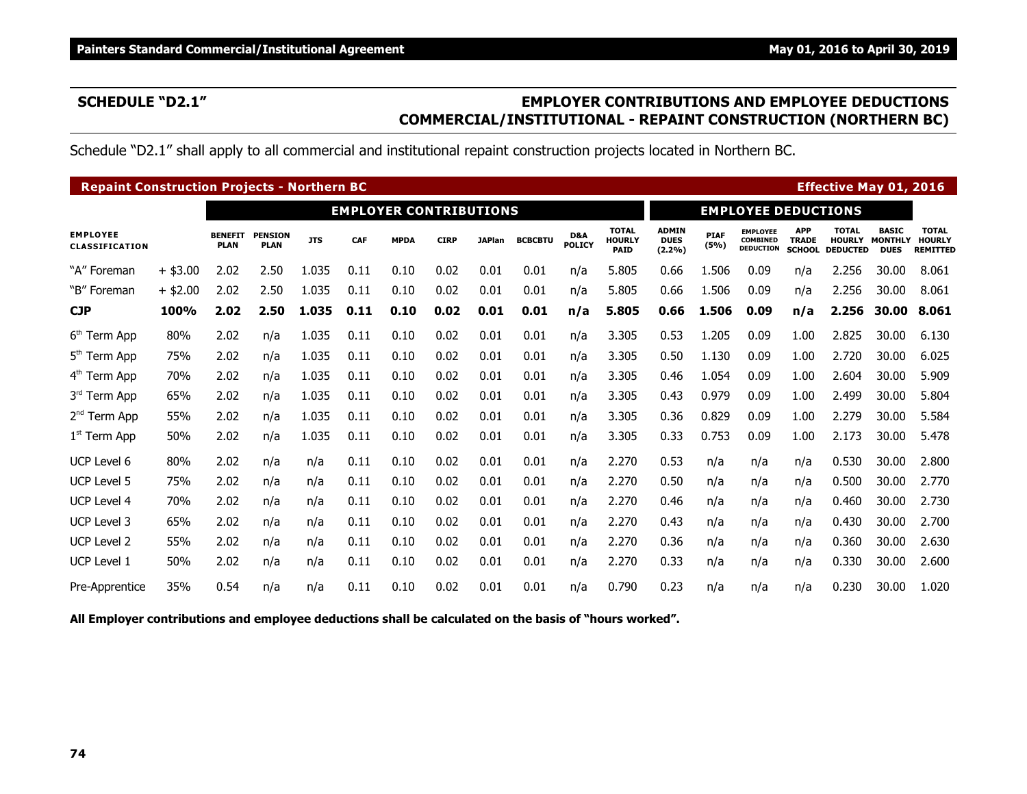## SCHEDULE "D2.1"

## EMPLOYER CONTRIBUTIONS AND EMPLOYEE DEDUCTIONS COMMERCIAL/INSTITUTIONAL - REPAINT CONSTRUCTION (NORTHERN BC)

Schedule "D2.1" shall apply to all commercial and institutional repaint construction projects located in Northern BC.

**Repaint Construction Projects - Northern BC** | **Effective May 01, 2016**

| | | EMPLOYER CONTRIBUTIONS | | | | | | | | | | EMPLOYEE DEDUCTIONS | | | | | | |
|---|---|---|---|---|---|---|---|---|---|---|---|---|---|---|---|---|---|---|
| EMPLOYEE CLASSIFICATION | | BENEFIT PLAN | PENSION PLAN | JTS | CAF | MPDA | CIRP | JAPlan | BCBCTU | D&A POLICY | TOTAL HOURLY PAID | ADMIN DUES (2.2%) | PIAF (5%) | EMPLOYEE COMBINED DEDUCTION | APP TRADE SCHOOL | TOTAL HOURLY DEDUCTED | BASIC MONTHLY DUES | TOTAL HOURLY REMITTED |
| "A" Foreman | + $3.00 | 2.02 | 2.50 | 1.035 | 0.11 | 0.10 | 0.02 | 0.01 | 0.01 | n/a | 5.805 | 0.66 | 1.506 | 0.09 | n/a | 2.256 | 30.00 | 8.061 |
| "B" Foreman | + $2.00 | 2.02 | 2.50 | 1.035 | 0.11 | 0.10 | 0.02 | 0.01 | 0.01 | n/a | 5.805 | 0.66 | 1.506 | 0.09 | n/a | 2.256 | 30.00 | 8.061 |
| **CJP** | **100%** | **2.02** | **2.50** | **1.035** | **0.11** | **0.10** | **0.02** | **0.01** | **0.01** | **n/a** | **5.805** | **0.66** | **1.506** | **0.09** | **n/a** | **2.256** | **30.00** | **8.061** |
| 6th Term App | 80% | 2.02 | n/a | 1.035 | 0.11 | 0.10 | 0.02 | 0.01 | 0.01 | n/a | 3.305 | 0.53 | 1.205 | 0.09 | 1.00 | 2.825 | 30.00 | 6.130 |
| 5th Term App | 75% | 2.02 | n/a | 1.035 | 0.11 | 0.10 | 0.02 | 0.01 | 0.01 | n/a | 3.305 | 0.50 | 1.130 | 0.09 | 1.00 | 2.720 | 30.00 | 6.025 |
| 4th Term App | 70% | 2.02 | n/a | 1.035 | 0.11 | 0.10 | 0.02 | 0.01 | 0.01 | n/a | 3.305 | 0.46 | 1.054 | 0.09 | 1.00 | 2.604 | 30.00 | 5.909 |
| 3rd Term App | 65% | 2.02 | n/a | 1.035 | 0.11 | 0.10 | 0.02 | 0.01 | 0.01 | n/a | 3.305 | 0.43 | 0.979 | 0.09 | 1.00 | 2.499 | 30.00 | 5.804 |
| 2nd Term App | 55% | 2.02 | n/a | 1.035 | 0.11 | 0.10 | 0.02 | 0.01 | 0.01 | n/a | 3.305 | 0.36 | 0.829 | 0.09 | 1.00 | 2.279 | 30.00 | 5.584 |
| 1st Term App | 50% | 2.02 | n/a | 1.035 | 0.11 | 0.10 | 0.02 | 0.01 | 0.01 | n/a | 3.305 | 0.33 | 0.753 | 0.09 | 1.00 | 2.173 | 30.00 | 5.478 |
| UCP Level 6 | 80% | 2.02 | n/a | n/a | 0.11 | 0.10 | 0.02 | 0.01 | 0.01 | n/a | 2.270 | 0.53 | n/a | n/a | n/a | 0.530 | 30.00 | 2.800 |
| UCP Level 5 | 75% | 2.02 | n/a | n/a | 0.11 | 0.10 | 0.02 | 0.01 | 0.01 | n/a | 2.270 | 0.50 | n/a | n/a | n/a | 0.500 | 30.00 | 2.770 |
| UCP Level 4 | 70% | 2.02 | n/a | n/a | 0.11 | 0.10 | 0.02 | 0.01 | 0.01 | n/a | 2.270 | 0.46 | n/a | n/a | n/a | 0.460 | 30.00 | 2.730 |
| UCP Level 3 | 65% | 2.02 | n/a | n/a | 0.11 | 0.10 | 0.02 | 0.01 | 0.01 | n/a | 2.270 | 0.43 | n/a | n/a | n/a | 0.430 | 30.00 | 2.700 |
| UCP Level 2 | 55% | 2.02 | n/a | n/a | 0.11 | 0.10 | 0.02 | 0.01 | 0.01 | n/a | 2.270 | 0.36 | n/a | n/a | n/a | 0.360 | 30.00 | 2.630 |
| UCP Level 1 | 50% | 2.02 | n/a | n/a | 0.11 | 0.10 | 0.02 | 0.01 | 0.01 | n/a | 2.270 | 0.33 | n/a | n/a | n/a | 0.330 | 30.00 | 2.600 |
| Pre-Apprentice | 35% | 0.54 | n/a | n/a | 0.11 | 0.10 | 0.02 | 0.01 | 0.01 | n/a | 0.790 | 0.23 | n/a | n/a | n/a | 0.230 | 30.00 | 1.020 |

**All Employer contributions and employee deductions shall be calculated on the basis of "hours worked".**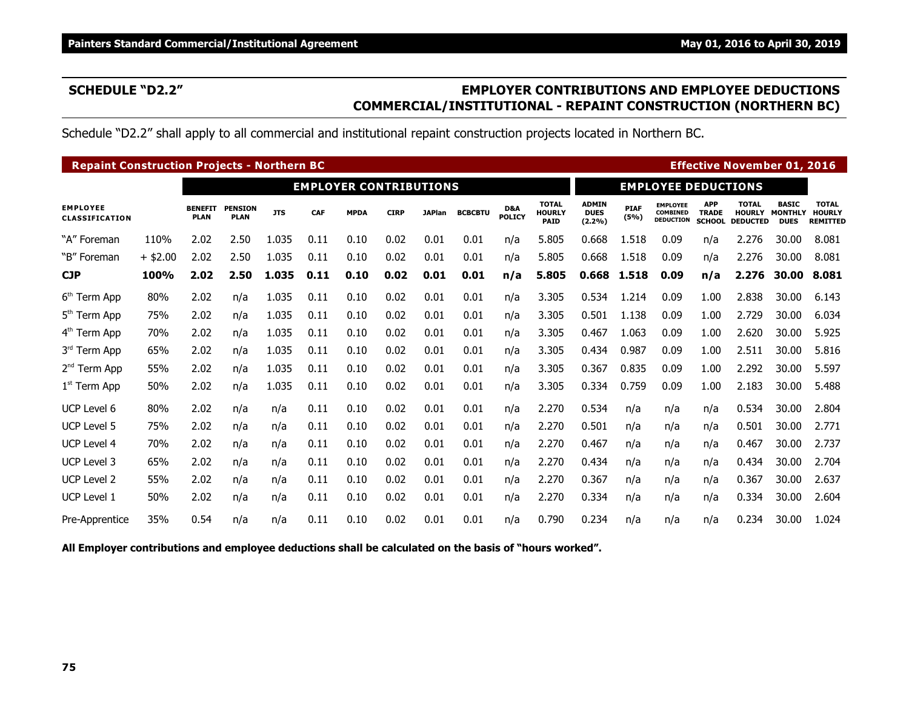## SCHEDULE "D2.2"

## EMPLOYER CONTRIBUTIONS AND EMPLOYEE DEDUCTIONS COMMERCIAL/INSTITUTIONAL - REPAINT CONSTRUCTION (NORTHERN BC)

Schedule "D2.2" shall apply to all commercial and institutional repaint construction projects located in Northern BC.

**Repaint Construction Projects - Northern BC** — **Effective November 01, 2016**

| EMPLOYEE CLASSIFICATION | | EMPLOYER CONTRIBUTIONS | | | | | | | | | | EMPLOYEE DEDUCTIONS | | | | | | |
|---|---|---|---|---|---|---|---|---|---|---|---|---|---|---|---|---|---|---|
| | | BENEFIT PLAN | PENSION PLAN | JTS | CAF | MPDA | CIRP | JAPlan | BCBCTU | D&A POLICY | TOTAL HOURLY PAID | ADMIN DUES (2.2%) | PIAF (5%) | EMPLOYEE COMBINED DEDUCTION | APP TRADE SCHOOL | TOTAL HOURLY DEDUCTED | BASIC MONTHLY DUES | TOTAL HOURLY REMITTED |
| "A" Foreman | 110% | 2.02 | 2.50 | 1.035 | 0.11 | 0.10 | 0.02 | 0.01 | 0.01 | n/a | 5.805 | 0.668 | 1.518 | 0.09 | n/a | 2.276 | 30.00 | 8.081 |
| "B" Foreman | + $2.00 | 2.02 | 2.50 | 1.035 | 0.11 | 0.10 | 0.02 | 0.01 | 0.01 | n/a | 5.805 | 0.668 | 1.518 | 0.09 | n/a | 2.276 | 30.00 | 8.081 |
| **CJP** | **100%** | **2.02** | **2.50** | **1.035** | **0.11** | **0.10** | **0.02** | **0.01** | **0.01** | **n/a** | **5.805** | **0.668** | **1.518** | **0.09** | **n/a** | **2.276** | **30.00** | **8.081** |
| 6th Term App | 80% | 2.02 | n/a | 1.035 | 0.11 | 0.10 | 0.02 | 0.01 | 0.01 | n/a | 3.305 | 0.534 | 1.214 | 0.09 | 1.00 | 2.838 | 30.00 | 6.143 |
| 5th Term App | 75% | 2.02 | n/a | 1.035 | 0.11 | 0.10 | 0.02 | 0.01 | 0.01 | n/a | 3.305 | 0.501 | 1.138 | 0.09 | 1.00 | 2.729 | 30.00 | 6.034 |
| 4th Term App | 70% | 2.02 | n/a | 1.035 | 0.11 | 0.10 | 0.02 | 0.01 | 0.01 | n/a | 3.305 | 0.467 | 1.063 | 0.09 | 1.00 | 2.620 | 30.00 | 5.925 |
| 3rd Term App | 65% | 2.02 | n/a | 1.035 | 0.11 | 0.10 | 0.02 | 0.01 | 0.01 | n/a | 3.305 | 0.434 | 0.987 | 0.09 | 1.00 | 2.511 | 30.00 | 5.816 |
| 2nd Term App | 55% | 2.02 | n/a | 1.035 | 0.11 | 0.10 | 0.02 | 0.01 | 0.01 | n/a | 3.305 | 0.367 | 0.835 | 0.09 | 1.00 | 2.292 | 30.00 | 5.597 |
| 1st Term App | 50% | 2.02 | n/a | 1.035 | 0.11 | 0.10 | 0.02 | 0.01 | 0.01 | n/a | 3.305 | 0.334 | 0.759 | 0.09 | 1.00 | 2.183 | 30.00 | 5.488 |
| UCP Level 6 | 80% | 2.02 | n/a | n/a | 0.11 | 0.10 | 0.02 | 0.01 | 0.01 | n/a | 2.270 | 0.534 | n/a | n/a | n/a | 0.534 | 30.00 | 2.804 |
| UCP Level 5 | 75% | 2.02 | n/a | n/a | 0.11 | 0.10 | 0.02 | 0.01 | 0.01 | n/a | 2.270 | 0.501 | n/a | n/a | n/a | 0.501 | 30.00 | 2.771 |
| UCP Level 4 | 70% | 2.02 | n/a | n/a | 0.11 | 0.10 | 0.02 | 0.01 | 0.01 | n/a | 2.270 | 0.467 | n/a | n/a | n/a | 0.467 | 30.00 | 2.737 |
| UCP Level 3 | 65% | 2.02 | n/a | n/a | 0.11 | 0.10 | 0.02 | 0.01 | 0.01 | n/a | 2.270 | 0.434 | n/a | n/a | n/a | 0.434 | 30.00 | 2.704 |
| UCP Level 2 | 55% | 2.02 | n/a | n/a | 0.11 | 0.10 | 0.02 | 0.01 | 0.01 | n/a | 2.270 | 0.367 | n/a | n/a | n/a | 0.367 | 30.00 | 2.637 |
| UCP Level 1 | 50% | 2.02 | n/a | n/a | 0.11 | 0.10 | 0.02 | 0.01 | 0.01 | n/a | 2.270 | 0.334 | n/a | n/a | n/a | 0.334 | 30.00 | 2.604 |
| Pre-Apprentice | 35% | 0.54 | n/a | n/a | 0.11 | 0.10 | 0.02 | 0.01 | 0.01 | n/a | 0.790 | 0.234 | n/a | n/a | n/a | 0.234 | 30.00 | 1.024 |

**All Employer contributions and employee deductions shall be calculated on the basis of "hours worked".**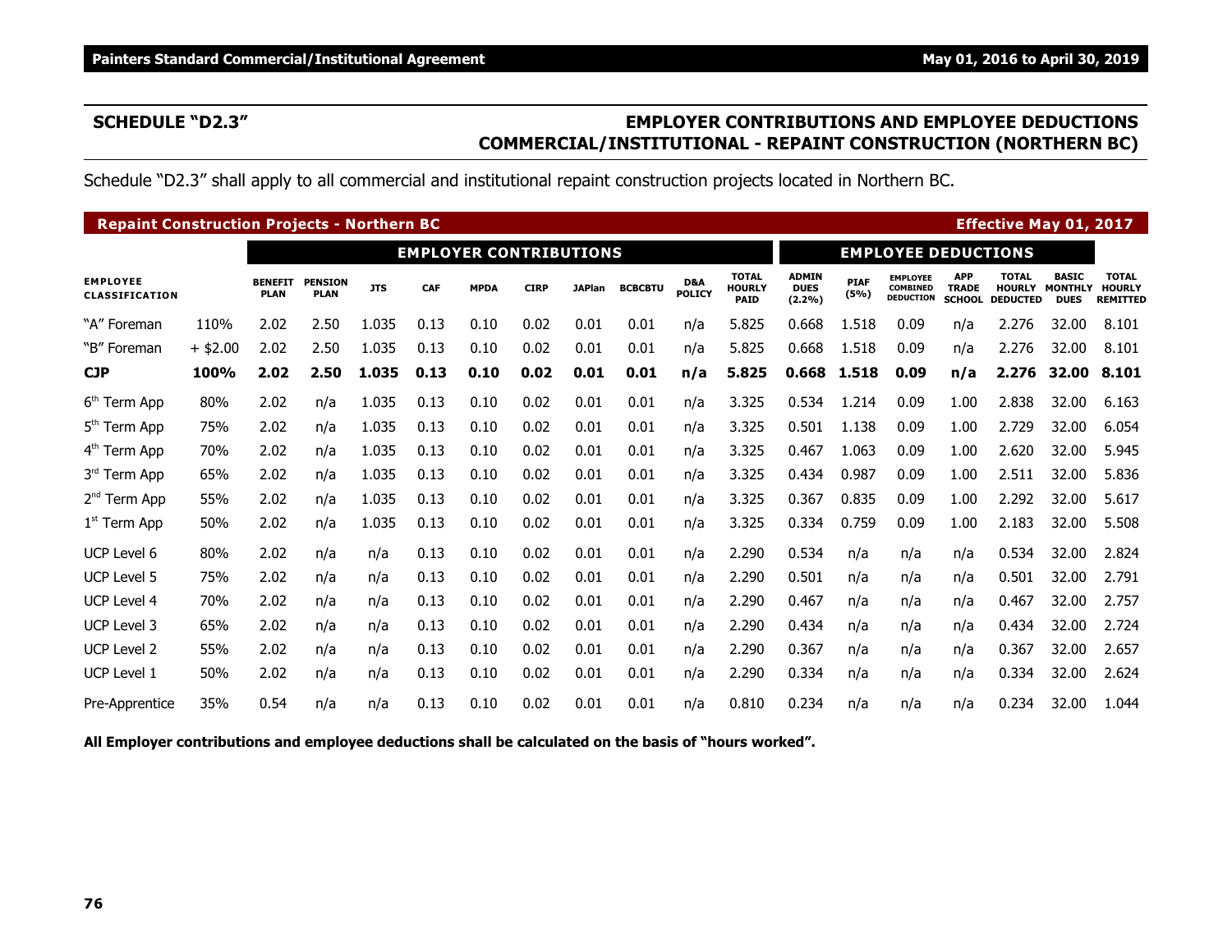## SCHEDULE "D2.3"

## EMPLOYER CONTRIBUTIONS AND EMPLOYEE DEDUCTIONS COMMERCIAL/INSTITUTIONAL - REPAINT CONSTRUCTION (NORTHERN BC)

Schedule "D2.3" shall apply to all commercial and institutional repaint construction projects located in Northern BC.

**Repaint Construction Projects - Northern BC** — **Effective May 01, 2017**

| | | EMPLOYER CONTRIBUTIONS | | | | | | | | | | EMPLOYEE DEDUCTIONS | | | | | | |
|---|---|---|---|---|---|---|---|---|---|---|---|---|---|---|---|---|---|---|
| EMPLOYEE CLASSIFICATION | | BENEFIT PLAN | PENSION PLAN | JTS | CAF | MPDA | CIRP | JAPlan | BCBCTU | D&A POLICY | TOTAL HOURLY PAID | ADMIN DUES (2.2%) | PIAF (5%) | EMPLOYEE COMBINED DEDUCTION | APP TRADE SCHOOL | TOTAL HOURLY DEDUCTED | BASIC MONTHLY DUES | TOTAL HOURLY REMITTED |
| "A" Foreman | 110% | 2.02 | 2.50 | 1.035 | 0.13 | 0.10 | 0.02 | 0.01 | 0.01 | n/a | 5.825 | 0.668 | 1.518 | 0.09 | n/a | 2.276 | 32.00 | 8.101 |
| "B" Foreman | + $2.00 | 2.02 | 2.50 | 1.035 | 0.13 | 0.10 | 0.02 | 0.01 | 0.01 | n/a | 5.825 | 0.668 | 1.518 | 0.09 | n/a | 2.276 | 32.00 | 8.101 |
| **CJP** | **100%** | **2.02** | **2.50** | **1.035** | **0.13** | **0.10** | **0.02** | **0.01** | **0.01** | **n/a** | **5.825** | **0.668** | **1.518** | **0.09** | **n/a** | **2.276** | **32.00** | **8.101** |
| 6th Term App | 80% | 2.02 | n/a | 1.035 | 0.13 | 0.10 | 0.02 | 0.01 | 0.01 | n/a | 3.325 | 0.534 | 1.214 | 0.09 | 1.00 | 2.838 | 32.00 | 6.163 |
| 5th Term App | 75% | 2.02 | n/a | 1.035 | 0.13 | 0.10 | 0.02 | 0.01 | 0.01 | n/a | 3.325 | 0.501 | 1.138 | 0.09 | 1.00 | 2.729 | 32.00 | 6.054 |
| 4th Term App | 70% | 2.02 | n/a | 1.035 | 0.13 | 0.10 | 0.02 | 0.01 | 0.01 | n/a | 3.325 | 0.467 | 1.063 | 0.09 | 1.00 | 2.620 | 32.00 | 5.945 |
| 3rd Term App | 65% | 2.02 | n/a | 1.035 | 0.13 | 0.10 | 0.02 | 0.01 | 0.01 | n/a | 3.325 | 0.434 | 0.987 | 0.09 | 1.00 | 2.511 | 32.00 | 5.836 |
| 2nd Term App | 55% | 2.02 | n/a | 1.035 | 0.13 | 0.10 | 0.02 | 0.01 | 0.01 | n/a | 3.325 | 0.367 | 0.835 | 0.09 | 1.00 | 2.292 | 32.00 | 5.617 |
| 1st Term App | 50% | 2.02 | n/a | 1.035 | 0.13 | 0.10 | 0.02 | 0.01 | 0.01 | n/a | 3.325 | 0.334 | 0.759 | 0.09 | 1.00 | 2.183 | 32.00 | 5.508 |
| UCP Level 6 | 80% | 2.02 | n/a | n/a | 0.13 | 0.10 | 0.02 | 0.01 | 0.01 | n/a | 2.290 | 0.534 | n/a | n/a | n/a | 0.534 | 32.00 | 2.824 |
| UCP Level 5 | 75% | 2.02 | n/a | n/a | 0.13 | 0.10 | 0.02 | 0.01 | 0.01 | n/a | 2.290 | 0.501 | n/a | n/a | n/a | 0.501 | 32.00 | 2.791 |
| UCP Level 4 | 70% | 2.02 | n/a | n/a | 0.13 | 0.10 | 0.02 | 0.01 | 0.01 | n/a | 2.290 | 0.467 | n/a | n/a | n/a | 0.467 | 32.00 | 2.757 |
| UCP Level 3 | 65% | 2.02 | n/a | n/a | 0.13 | 0.10 | 0.02 | 0.01 | 0.01 | n/a | 2.290 | 0.434 | n/a | n/a | n/a | 0.434 | 32.00 | 2.724 |
| UCP Level 2 | 55% | 2.02 | n/a | n/a | 0.13 | 0.10 | 0.02 | 0.01 | 0.01 | n/a | 2.290 | 0.367 | n/a | n/a | n/a | 0.367 | 32.00 | 2.657 |
| UCP Level 1 | 50% | 2.02 | n/a | n/a | 0.13 | 0.10 | 0.02 | 0.01 | 0.01 | n/a | 2.290 | 0.334 | n/a | n/a | n/a | 0.334 | 32.00 | 2.624 |
| Pre-Apprentice | 35% | 0.54 | n/a | n/a | 0.13 | 0.10 | 0.02 | 0.01 | 0.01 | n/a | 0.810 | 0.234 | n/a | n/a | n/a | 0.234 | 32.00 | 1.044 |

**All Employer contributions and employee deductions shall be calculated on the basis of "hours worked".**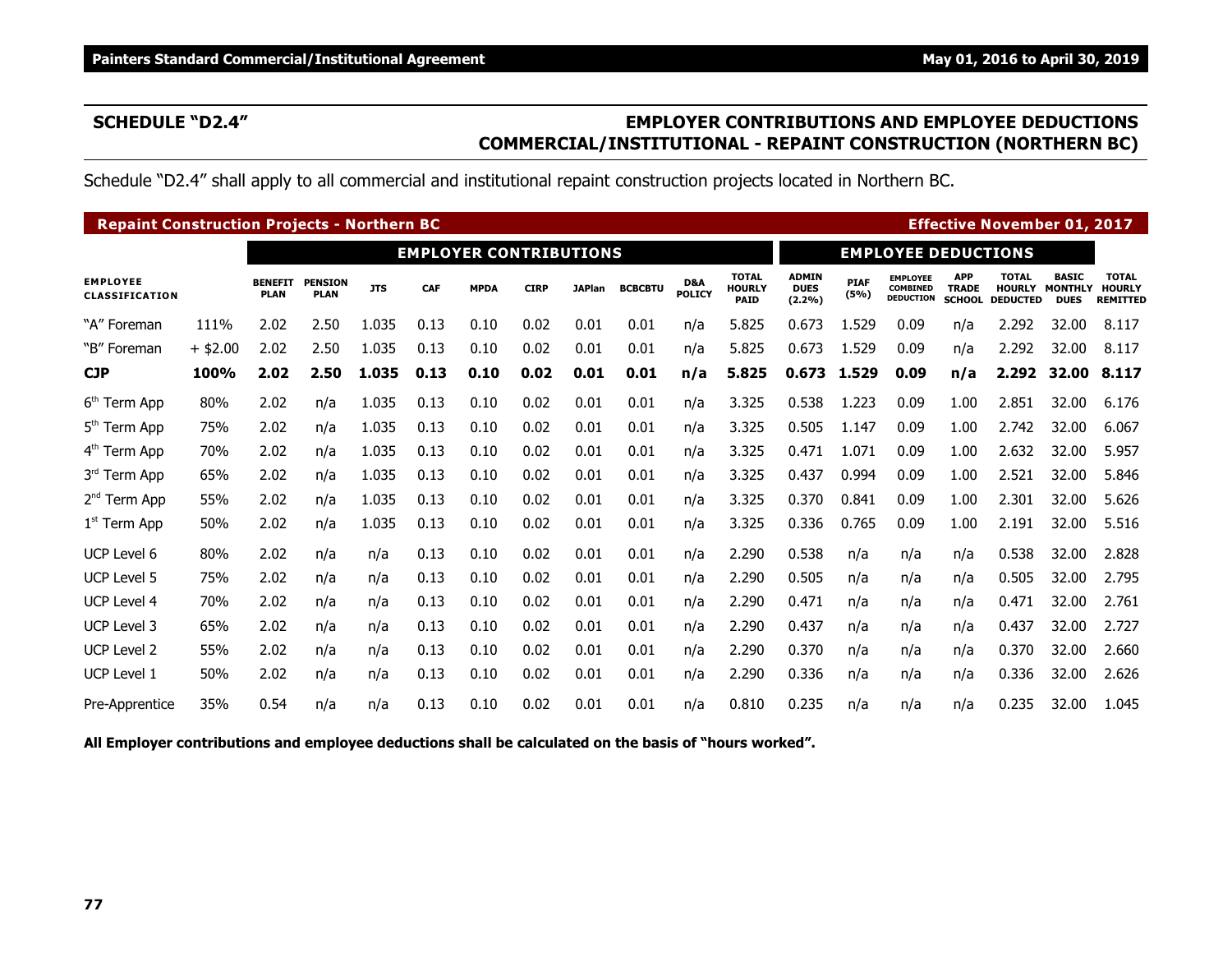## SCHEDULE "D2.4"

## EMPLOYER CONTRIBUTIONS AND EMPLOYEE DEDUCTIONS COMMERCIAL/INSTITUTIONAL - REPAINT CONSTRUCTION (NORTHERN BC)

Schedule "D2.4" shall apply to all commercial and institutional repaint construction projects located in Northern BC.

**Repaint Construction Projects - Northern BC** | **Effective November 01, 2017**

| | | EMPLOYER CONTRIBUTIONS | | | | | | | | | | EMPLOYEE DEDUCTIONS | | | | | | |
|---|---|---|---|---|---|---|---|---|---|---|---|---|---|---|---|---|---|---|
| EMPLOYEE CLASSIFICATION | | BENEFIT PLAN | PENSION PLAN | JTS | CAF | MPDA | CIRP | JAPlan | BCBCBTU | D&A POLICY | TOTAL HOURLY PAID | ADMIN DUES (2.2%) | PIAF (5%) | EMPLOYEE COMBINED DEDUCTION | APP TRADE SCHOOL | TOTAL HOURLY DEDUCTED | BASIC MONTHLY DUES | TOTAL HOURLY REMITTED |
| "A" Foreman | 111% | 2.02 | 2.50 | 1.035 | 0.13 | 0.10 | 0.02 | 0.01 | 0.01 | n/a | 5.825 | 0.673 | 1.529 | 0.09 | n/a | 2.292 | 32.00 | 8.117 |
| "B" Foreman | + $2.00 | 2.02 | 2.50 | 1.035 | 0.13 | 0.10 | 0.02 | 0.01 | 0.01 | n/a | 5.825 | 0.673 | 1.529 | 0.09 | n/a | 2.292 | 32.00 | 8.117 |
| **CJP** | **100%** | **2.02** | **2.50** | **1.035** | **0.13** | **0.10** | **0.02** | **0.01** | **0.01** | **n/a** | **5.825** | **0.673** | **1.529** | **0.09** | **n/a** | **2.292** | **32.00** | **8.117** |
| 6th Term App | 80% | 2.02 | n/a | 1.035 | 0.13 | 0.10 | 0.02 | 0.01 | 0.01 | n/a | 3.325 | 0.538 | 1.223 | 0.09 | 1.00 | 2.851 | 32.00 | 6.176 |
| 5th Term App | 75% | 2.02 | n/a | 1.035 | 0.13 | 0.10 | 0.02 | 0.01 | 0.01 | n/a | 3.325 | 0.505 | 1.147 | 0.09 | 1.00 | 2.742 | 32.00 | 6.067 |
| 4th Term App | 70% | 2.02 | n/a | 1.035 | 0.13 | 0.10 | 0.02 | 0.01 | 0.01 | n/a | 3.325 | 0.471 | 1.071 | 0.09 | 1.00 | 2.632 | 32.00 | 5.957 |
| 3rd Term App | 65% | 2.02 | n/a | 1.035 | 0.13 | 0.10 | 0.02 | 0.01 | 0.01 | n/a | 3.325 | 0.437 | 0.994 | 0.09 | 1.00 | 2.521 | 32.00 | 5.846 |
| 2nd Term App | 55% | 2.02 | n/a | 1.035 | 0.13 | 0.10 | 0.02 | 0.01 | 0.01 | n/a | 3.325 | 0.370 | 0.841 | 0.09 | 1.00 | 2.301 | 32.00 | 5.626 |
| 1st Term App | 50% | 2.02 | n/a | 1.035 | 0.13 | 0.10 | 0.02 | 0.01 | 0.01 | n/a | 3.325 | 0.336 | 0.765 | 0.09 | 1.00 | 2.191 | 32.00 | 5.516 |
| UCP Level 6 | 80% | 2.02 | n/a | n/a | 0.13 | 0.10 | 0.02 | 0.01 | 0.01 | n/a | 2.290 | 0.538 | n/a | n/a | n/a | 0.538 | 32.00 | 2.828 |
| UCP Level 5 | 75% | 2.02 | n/a | n/a | 0.13 | 0.10 | 0.02 | 0.01 | 0.01 | n/a | 2.290 | 0.505 | n/a | n/a | n/a | 0.505 | 32.00 | 2.795 |
| UCP Level 4 | 70% | 2.02 | n/a | n/a | 0.13 | 0.10 | 0.02 | 0.01 | 0.01 | n/a | 2.290 | 0.471 | n/a | n/a | n/a | 0.471 | 32.00 | 2.761 |
| UCP Level 3 | 65% | 2.02 | n/a | n/a | 0.13 | 0.10 | 0.02 | 0.01 | 0.01 | n/a | 2.290 | 0.437 | n/a | n/a | n/a | 0.437 | 32.00 | 2.727 |
| UCP Level 2 | 55% | 2.02 | n/a | n/a | 0.13 | 0.10 | 0.02 | 0.01 | 0.01 | n/a | 2.290 | 0.370 | n/a | n/a | n/a | 0.370 | 32.00 | 2.660 |
| UCP Level 1 | 50% | 2.02 | n/a | n/a | 0.13 | 0.10 | 0.02 | 0.01 | 0.01 | n/a | 2.290 | 0.336 | n/a | n/a | n/a | 0.336 | 32.00 | 2.626 |
| Pre-Apprentice | 35% | 0.54 | n/a | n/a | 0.13 | 0.10 | 0.02 | 0.01 | 0.01 | n/a | 0.810 | 0.235 | n/a | n/a | n/a | 0.235 | 32.00 | 1.045 |

**All Employer contributions and employee deductions shall be calculated on the basis of "hours worked".**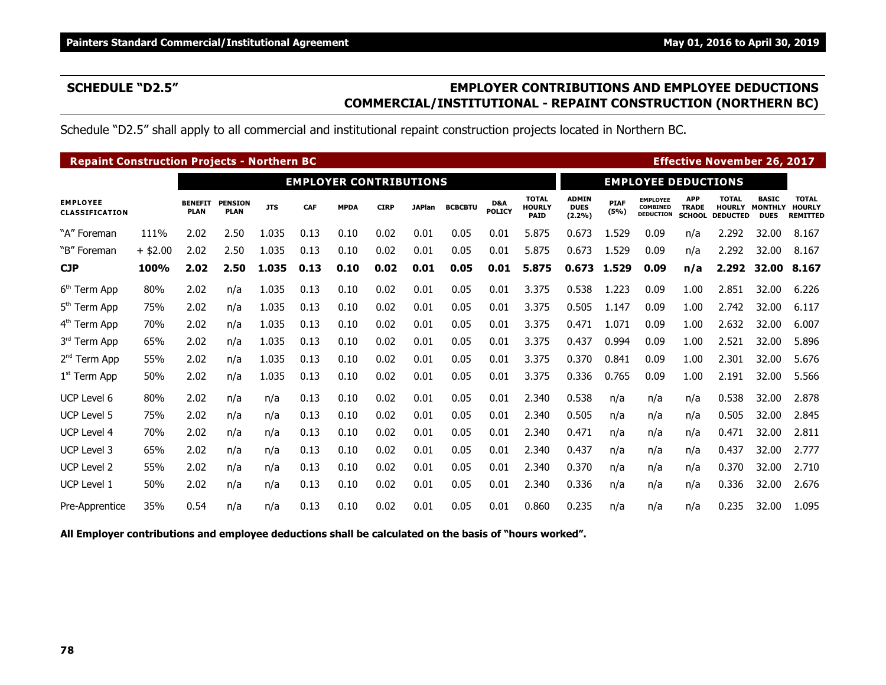## SCHEDULE "D2.5"

## EMPLOYER CONTRIBUTIONS AND EMPLOYEE DEDUCTIONS COMMERCIAL/INSTITUTIONAL - REPAINT CONSTRUCTION (NORTHERN BC)

Schedule "D2.5" shall apply to all commercial and institutional repaint construction projects located in Northern BC.

**Repaint Construction Projects - Northern BC** — **Effective November 26, 2017**

| EMPLOYEE CLASSIFICATION | | EMPLOYER CONTRIBUTIONS | | | | | | | | | | EMPLOYEE DEDUCTIONS | | | | | | |
|---|---|---|---|---|---|---|---|---|---|---|---|---|---|---|---|---|---|---|
| | | BENEFIT PLAN | PENSION PLAN | JTS | CAF | MPDA | CIRP | JAPlan | BCBCBTU | D&A POLICY | TOTAL HOURLY PAID | ADMIN DUES (2.2%) | PIAF (5%) | EMPLOYEE COMBINED DEDUCTION | APP TRADE SCHOOL | TOTAL HOURLY DEDUCTED | BASIC MONTHLY DUES | TOTAL HOURLY REMITTED |
| "A" Foreman | 111% | 2.02 | 2.50 | 1.035 | 0.13 | 0.10 | 0.02 | 0.01 | 0.05 | 0.01 | 5.875 | 0.673 | 1.529 | 0.09 | n/a | 2.292 | 32.00 | 8.167 |
| "B" Foreman | + $2.00 | 2.02 | 2.50 | 1.035 | 0.13 | 0.10 | 0.02 | 0.01 | 0.05 | 0.01 | 5.875 | 0.673 | 1.529 | 0.09 | n/a | 2.292 | 32.00 | 8.167 |
| **CJP** | **100%** | **2.02** | **2.50** | **1.035** | **0.13** | **0.10** | **0.02** | **0.01** | **0.05** | **0.01** | **5.875** | **0.673** | **1.529** | **0.09** | **n/a** | **2.292** | **32.00** | **8.167** |
| 6th Term App | 80% | 2.02 | n/a | 1.035 | 0.13 | 0.10 | 0.02 | 0.01 | 0.05 | 0.01 | 3.375 | 0.538 | 1.223 | 0.09 | 1.00 | 2.851 | 32.00 | 6.226 |
| 5th Term App | 75% | 2.02 | n/a | 1.035 | 0.13 | 0.10 | 0.02 | 0.01 | 0.05 | 0.01 | 3.375 | 0.505 | 1.147 | 0.09 | 1.00 | 2.742 | 32.00 | 6.117 |
| 4th Term App | 70% | 2.02 | n/a | 1.035 | 0.13 | 0.10 | 0.02 | 0.01 | 0.05 | 0.01 | 3.375 | 0.471 | 1.071 | 0.09 | 1.00 | 2.632 | 32.00 | 6.007 |
| 3rd Term App | 65% | 2.02 | n/a | 1.035 | 0.13 | 0.10 | 0.02 | 0.01 | 0.05 | 0.01 | 3.375 | 0.437 | 0.994 | 0.09 | 1.00 | 2.521 | 32.00 | 5.896 |
| 2nd Term App | 55% | 2.02 | n/a | 1.035 | 0.13 | 0.10 | 0.02 | 0.01 | 0.05 | 0.01 | 3.375 | 0.370 | 0.841 | 0.09 | 1.00 | 2.301 | 32.00 | 5.676 |
| 1st Term App | 50% | 2.02 | n/a | 1.035 | 0.13 | 0.10 | 0.02 | 0.01 | 0.05 | 0.01 | 3.375 | 0.336 | 0.765 | 0.09 | 1.00 | 2.191 | 32.00 | 5.566 |
| UCP Level 6 | 80% | 2.02 | n/a | n/a | 0.13 | 0.10 | 0.02 | 0.01 | 0.05 | 0.01 | 2.340 | 0.538 | n/a | n/a | n/a | 0.538 | 32.00 | 2.878 |
| UCP Level 5 | 75% | 2.02 | n/a | n/a | 0.13 | 0.10 | 0.02 | 0.01 | 0.05 | 0.01 | 2.340 | 0.505 | n/a | n/a | n/a | 0.505 | 32.00 | 2.845 |
| UCP Level 4 | 70% | 2.02 | n/a | n/a | 0.13 | 0.10 | 0.02 | 0.01 | 0.05 | 0.01 | 2.340 | 0.471 | n/a | n/a | n/a | 0.471 | 32.00 | 2.811 |
| UCP Level 3 | 65% | 2.02 | n/a | n/a | 0.13 | 0.10 | 0.02 | 0.01 | 0.05 | 0.01 | 2.340 | 0.437 | n/a | n/a | n/a | 0.437 | 32.00 | 2.777 |
| UCP Level 2 | 55% | 2.02 | n/a | n/a | 0.13 | 0.10 | 0.02 | 0.01 | 0.05 | 0.01 | 2.340 | 0.370 | n/a | n/a | n/a | 0.370 | 32.00 | 2.710 |
| UCP Level 1 | 50% | 2.02 | n/a | n/a | 0.13 | 0.10 | 0.02 | 0.01 | 0.05 | 0.01 | 2.340 | 0.336 | n/a | n/a | n/a | 0.336 | 32.00 | 2.676 |
| Pre-Apprentice | 35% | 0.54 | n/a | n/a | 0.13 | 0.10 | 0.02 | 0.01 | 0.05 | 0.01 | 0.860 | 0.235 | n/a | n/a | n/a | 0.235 | 32.00 | 1.095 |

**All Employer contributions and employee deductions shall be calculated on the basis of "hours worked".**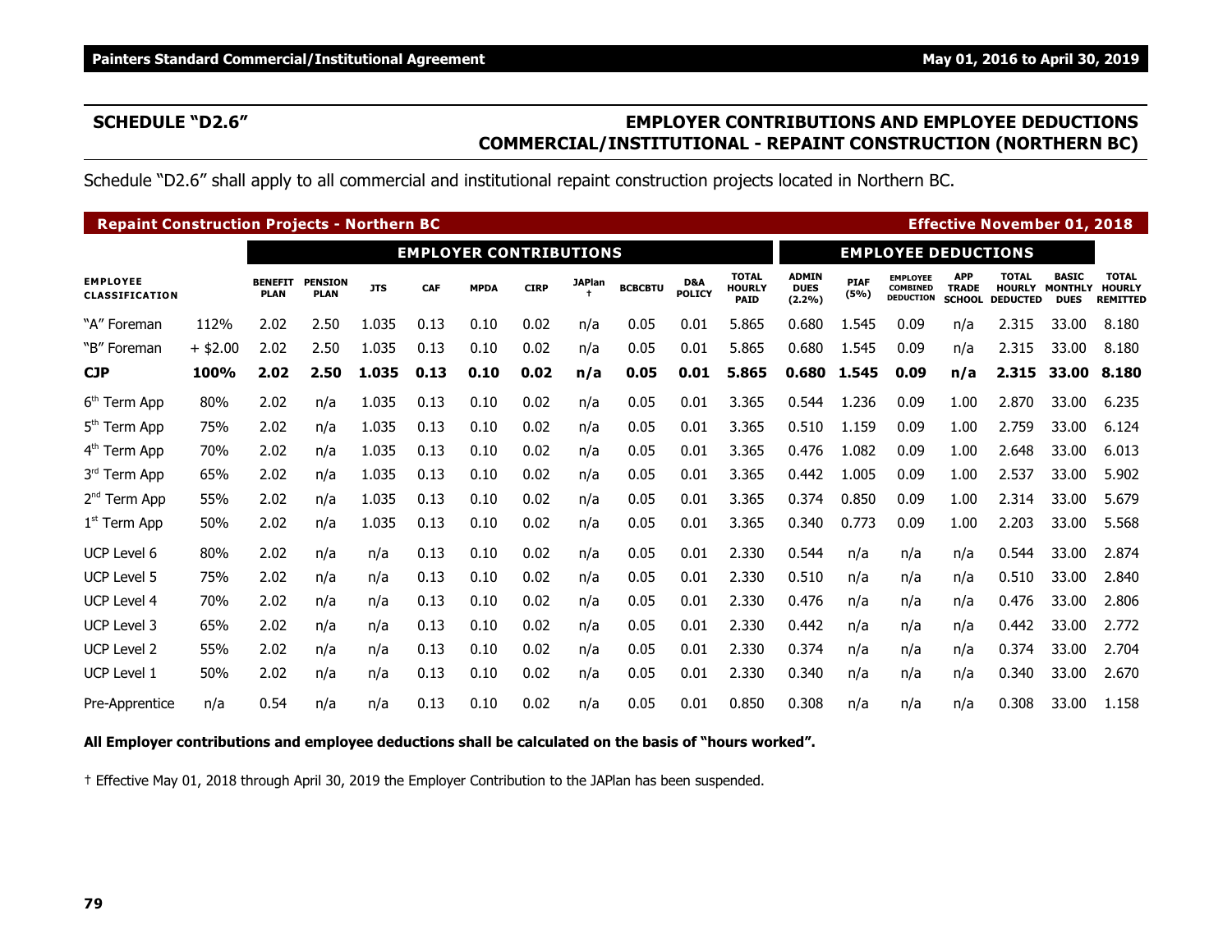## SCHEDULE "D2.6"

## EMPLOYER CONTRIBUTIONS AND EMPLOYEE DEDUCTIONS COMMERCIAL/INSTITUTIONAL - REPAINT CONSTRUCTION (NORTHERN BC)

Schedule "D2.6" shall apply to all commercial and institutional repaint construction projects located in Northern BC.

**Repaint Construction Projects - Northern BC** — **Effective November 01, 2018**

| EMPLOYEE CLASSIFICATION | | EMPLOYER CONTRIBUTIONS | | | | | | | | | | EMPLOYEE DEDUCTIONS | | | | | | |
|---|---|---|---|---|---|---|---|---|---|---|---|---|---|---|---|---|---|---|
| | | BENEFIT PLAN | PENSION PLAN | JTS | CAF | MPDA | CIRP | JAPlan † | BCBCBTU | D&A POLICY | TOTAL HOURLY PAID | ADMIN DUES (2.2%) | PIAF (5%) | EMPLOYEE COMBINED DEDUCTION | APP TRADE SCHOOL | TOTAL HOURLY DEDUCTED | BASIC MONTHLY DUES | TOTAL HOURLY REMITTED |
| "A" Foreman | 112% | 2.02 | 2.50 | 1.035 | 0.13 | 0.10 | 0.02 | n/a | 0.05 | 0.01 | 5.865 | 0.680 | 1.545 | 0.09 | n/a | 2.315 | 33.00 | 8.180 |
| "B" Foreman | + $2.00 | 2.02 | 2.50 | 1.035 | 0.13 | 0.10 | 0.02 | n/a | 0.05 | 0.01 | 5.865 | 0.680 | 1.545 | 0.09 | n/a | 2.315 | 33.00 | 8.180 |
| **CJP** | **100%** | **2.02** | **2.50** | **1.035** | **0.13** | **0.10** | **0.02** | **n/a** | **0.05** | **0.01** | **5.865** | **0.680** | **1.545** | **0.09** | **n/a** | **2.315** | **33.00** | **8.180** |
| 6th Term App | 80% | 2.02 | n/a | 1.035 | 0.13 | 0.10 | 0.02 | n/a | 0.05 | 0.01 | 3.365 | 0.544 | 1.236 | 0.09 | 1.00 | 2.870 | 33.00 | 6.235 |
| 5th Term App | 75% | 2.02 | n/a | 1.035 | 0.13 | 0.10 | 0.02 | n/a | 0.05 | 0.01 | 3.365 | 0.510 | 1.159 | 0.09 | 1.00 | 2.759 | 33.00 | 6.124 |
| 4th Term App | 70% | 2.02 | n/a | 1.035 | 0.13 | 0.10 | 0.02 | n/a | 0.05 | 0.01 | 3.365 | 0.476 | 1.082 | 0.09 | 1.00 | 2.648 | 33.00 | 6.013 |
| 3rd Term App | 65% | 2.02 | n/a | 1.035 | 0.13 | 0.10 | 0.02 | n/a | 0.05 | 0.01 | 3.365 | 0.442 | 1.005 | 0.09 | 1.00 | 2.537 | 33.00 | 5.902 |
| 2nd Term App | 55% | 2.02 | n/a | 1.035 | 0.13 | 0.10 | 0.02 | n/a | 0.05 | 0.01 | 3.365 | 0.374 | 0.850 | 0.09 | 1.00 | 2.314 | 33.00 | 5.679 |
| 1st Term App | 50% | 2.02 | n/a | 1.035 | 0.13 | 0.10 | 0.02 | n/a | 0.05 | 0.01 | 3.365 | 0.340 | 0.773 | 0.09 | 1.00 | 2.203 | 33.00 | 5.568 |
| UCP Level 6 | 80% | 2.02 | n/a | n/a | 0.13 | 0.10 | 0.02 | n/a | 0.05 | 0.01 | 2.330 | 0.544 | n/a | n/a | n/a | 0.544 | 33.00 | 2.874 |
| UCP Level 5 | 75% | 2.02 | n/a | n/a | 0.13 | 0.10 | 0.02 | n/a | 0.05 | 0.01 | 2.330 | 0.510 | n/a | n/a | n/a | 0.510 | 33.00 | 2.840 |
| UCP Level 4 | 70% | 2.02 | n/a | n/a | 0.13 | 0.10 | 0.02 | n/a | 0.05 | 0.01 | 2.330 | 0.476 | n/a | n/a | n/a | 0.476 | 33.00 | 2.806 |
| UCP Level 3 | 65% | 2.02 | n/a | n/a | 0.13 | 0.10 | 0.02 | n/a | 0.05 | 0.01 | 2.330 | 0.442 | n/a | n/a | n/a | 0.442 | 33.00 | 2.772 |
| UCP Level 2 | 55% | 2.02 | n/a | n/a | 0.13 | 0.10 | 0.02 | n/a | 0.05 | 0.01 | 2.330 | 0.374 | n/a | n/a | n/a | 0.374 | 33.00 | 2.704 |
| UCP Level 1 | 50% | 2.02 | n/a | n/a | 0.13 | 0.10 | 0.02 | n/a | 0.05 | 0.01 | 2.330 | 0.340 | n/a | n/a | n/a | 0.340 | 33.00 | 2.670 |
| Pre-Apprentice | n/a | 0.54 | n/a | n/a | 0.13 | 0.10 | 0.02 | n/a | 0.05 | 0.01 | 0.850 | 0.308 | n/a | n/a | n/a | 0.308 | 33.00 | 1.158 |

**All Employer contributions and employee deductions shall be calculated on the basis of "hours worked".**

† Effective May 01, 2018 through April 30, 2019 the Employer Contribution to the JAPlan has been suspended.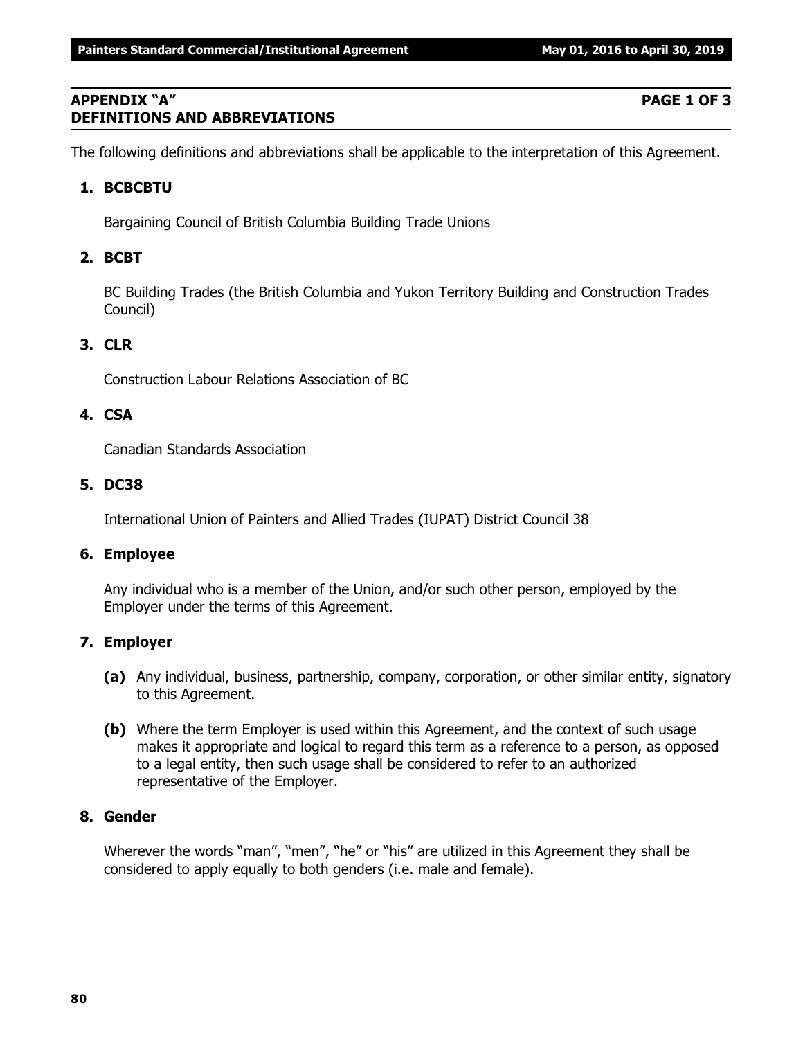## APPENDIX "A" PAGE 1 OF 3
## DEFINITIONS AND ABBREVIATIONS

The following definitions and abbreviations shall be applicable to the interpretation of this Agreement.

**1. BCBCBTU**

Bargaining Council of British Columbia Building Trade Unions

**2. BCBT**

BC Building Trades (the British Columbia and Yukon Territory Building and Construction Trades Council)

**3. CLR**

Construction Labour Relations Association of BC

**4. CSA**

Canadian Standards Association

**5. DC38**

International Union of Painters and Allied Trades (IUPAT) District Council 38

**6. Employee**

Any individual who is a member of the Union, and/or such other person, employed by the Employer under the terms of this Agreement.

**7. Employer**

**(a)** Any individual, business, partnership, company, corporation, or other similar entity, signatory to this Agreement.

**(b)** Where the term Employer is used within this Agreement, and the context of such usage makes it appropriate and logical to regard this term as a reference to a person, as opposed to a legal entity, then such usage shall be considered to refer to an authorized representative of the Employer.

**8. Gender**

Wherever the words "man", "men", "he" or "his" are utilized in this Agreement they shall be considered to apply equally to both genders (i.e. male and female).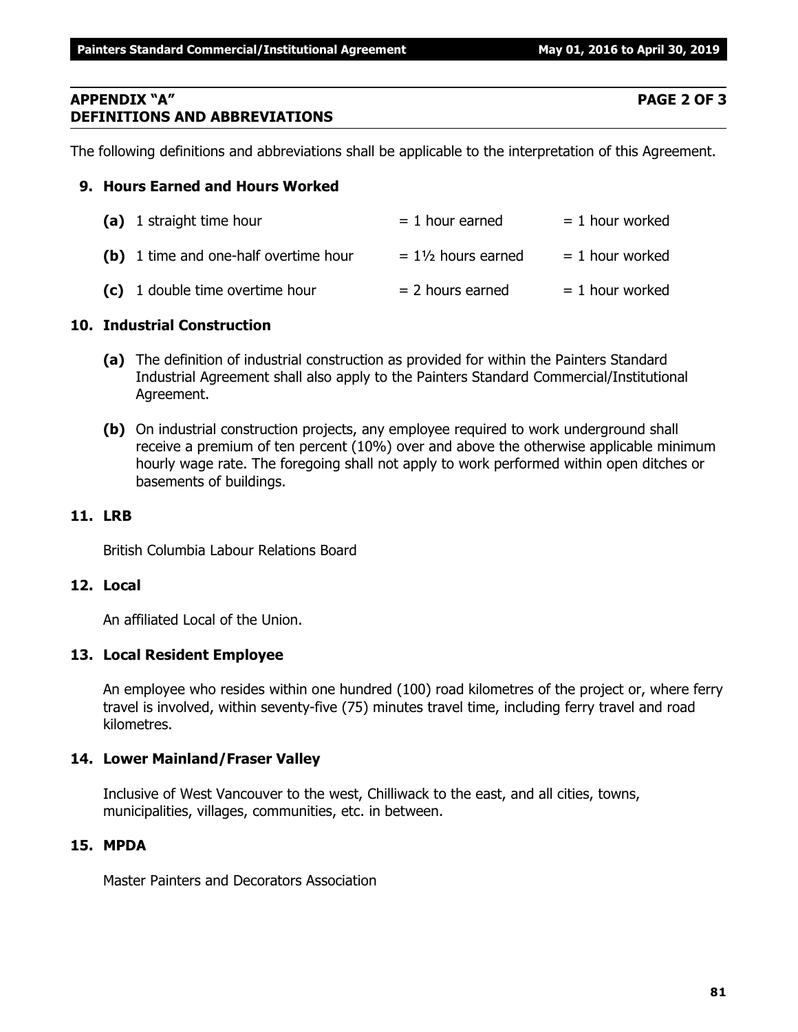## APPENDIX "A" PAGE 2 OF 3
## DEFINITIONS AND ABBREVIATIONS

The following definitions and abbreviations shall be applicable to the interpretation of this Agreement.

### 9. Hours Earned and Hours Worked

| | | |
|---|---|---|
| **(a)** 1 straight time hour | = 1 hour earned | = 1 hour worked |
| **(b)** 1 time and one-half overtime hour | = 1½ hours earned | = 1 hour worked |
| **(c)** 1 double time overtime hour | = 2 hours earned | = 1 hour worked |

### 10. Industrial Construction

**(a)** The definition of industrial construction as provided for within the Painters Standard Industrial Agreement shall also apply to the Painters Standard Commercial/Institutional Agreement.

**(b)** On industrial construction projects, any employee required to work underground shall receive a premium of ten percent (10%) over and above the otherwise applicable minimum hourly wage rate. The foregoing shall not apply to work performed within open ditches or basements of buildings.

### 11. LRB

British Columbia Labour Relations Board

### 12. Local

An affiliated Local of the Union.

### 13. Local Resident Employee

An employee who resides within one hundred (100) road kilometres of the project or, where ferry travel is involved, within seventy-five (75) minutes travel time, including ferry travel and road kilometres.

### 14. Lower Mainland/Fraser Valley

Inclusive of West Vancouver to the west, Chilliwack to the east, and all cities, towns, municipalities, villages, communities, etc. in between.

### 15. MPDA

Master Painters and Decorators Association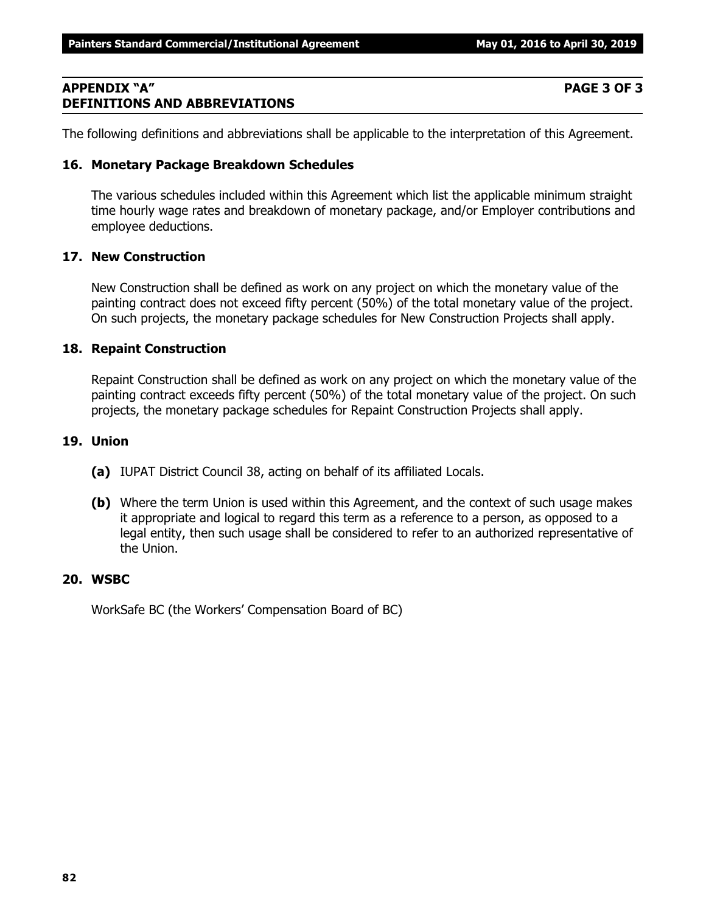## APPENDIX "A" DEFINITIONS AND ABBREVIATIONS

**PAGE 3 OF 3**

The following definitions and abbreviations shall be applicable to the interpretation of this Agreement.

### 16. Monetary Package Breakdown Schedules

The various schedules included within this Agreement which list the applicable minimum straight time hourly wage rates and breakdown of monetary package, and/or Employer contributions and employee deductions.

### 17. New Construction

New Construction shall be defined as work on any project on which the monetary value of the painting contract does not exceed fifty percent (50%) of the total monetary value of the project. On such projects, the monetary package schedules for New Construction Projects shall apply.

### 18. Repaint Construction

Repaint Construction shall be defined as work on any project on which the monetary value of the painting contract exceeds fifty percent (50%) of the total monetary value of the project. On such projects, the monetary package schedules for Repaint Construction Projects shall apply.

### 19. Union

**(a)** IUPAT District Council 38, acting on behalf of its affiliated Locals.

**(b)** Where the term Union is used within this Agreement, and the context of such usage makes it appropriate and logical to regard this term as a reference to a person, as opposed to a legal entity, then such usage shall be considered to refer to an authorized representative of the Union.

### 20. WSBC

WorkSafe BC (the Workers' Compensation Board of BC)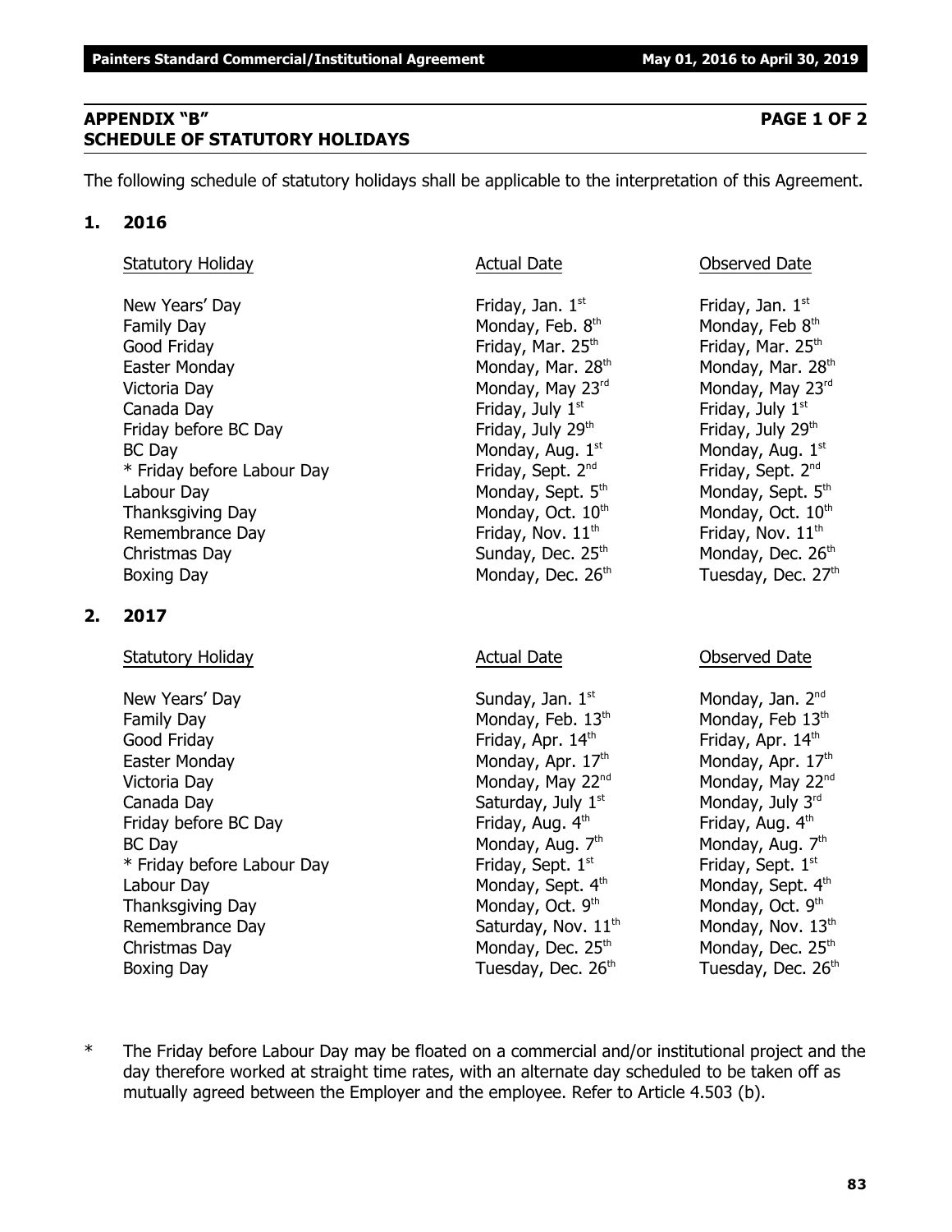## APPENDIX "B" PAGE 1 OF 2
## SCHEDULE OF STATUTORY HOLIDAYS

The following schedule of statutory holidays shall be applicable to the interpretation of this Agreement.

### 1. 2016

| Statutory Holiday | Actual Date | Observed Date |
|---|---|---|
| New Years' Day | Friday, Jan. 1st | Friday, Jan. 1st |
| Family Day | Monday, Feb. 8th | Monday, Feb 8th |
| Good Friday | Friday, Mar. 25th | Friday, Mar. 25th |
| Easter Monday | Monday, Mar. 28th | Monday, Mar. 28th |
| Victoria Day | Monday, May 23rd | Monday, May 23rd |
| Canada Day | Friday, July 1st | Friday, July 1st |
| Friday before BC Day | Friday, July 29th | Friday, July 29th |
| BC Day | Monday, Aug. 1st | Monday, Aug. 1st |
| * Friday before Labour Day | Friday, Sept. 2nd | Friday, Sept. 2nd |
| Labour Day | Monday, Sept. 5th | Monday, Sept. 5th |
| Thanksgiving Day | Monday, Oct. 10th | Monday, Oct. 10th |
| Remembrance Day | Friday, Nov. 11th | Friday, Nov. 11th |
| Christmas Day | Sunday, Dec. 25th | Monday, Dec. 26th |
| Boxing Day | Monday, Dec. 26th | Tuesday, Dec. 27th |

### 2. 2017

| Statutory Holiday | Actual Date | Observed Date |
|---|---|---|
| New Years' Day | Sunday, Jan. 1st | Monday, Jan. 2nd |
| Family Day | Monday, Feb. 13th | Monday, Feb 13th |
| Good Friday | Friday, Apr. 14th | Friday, Apr. 14th |
| Easter Monday | Monday, Apr. 17th | Monday, Apr. 17th |
| Victoria Day | Monday, May 22nd | Monday, May 22nd |
| Canada Day | Saturday, July 1st | Monday, July 3rd |
| Friday before BC Day | Friday, Aug. 4th | Friday, Aug. 4th |
| BC Day | Monday, Aug. 7th | Monday, Aug. 7th |
| * Friday before Labour Day | Friday, Sept. 1st | Friday, Sept. 1st |
| Labour Day | Monday, Sept. 4th | Monday, Sept. 4th |
| Thanksgiving Day | Monday, Oct. 9th | Monday, Oct. 9th |
| Remembrance Day | Saturday, Nov. 11th | Monday, Nov. 13th |
| Christmas Day | Monday, Dec. 25th | Monday, Dec. 25th |
| Boxing Day | Tuesday, Dec. 26th | Tuesday, Dec. 26th |

\* The Friday before Labour Day may be floated on a commercial and/or institutional project and the day therefore worked at straight time rates, with an alternate day scheduled to be taken off as mutually agreed between the Employer and the employee. Refer to Article 4.503 (b).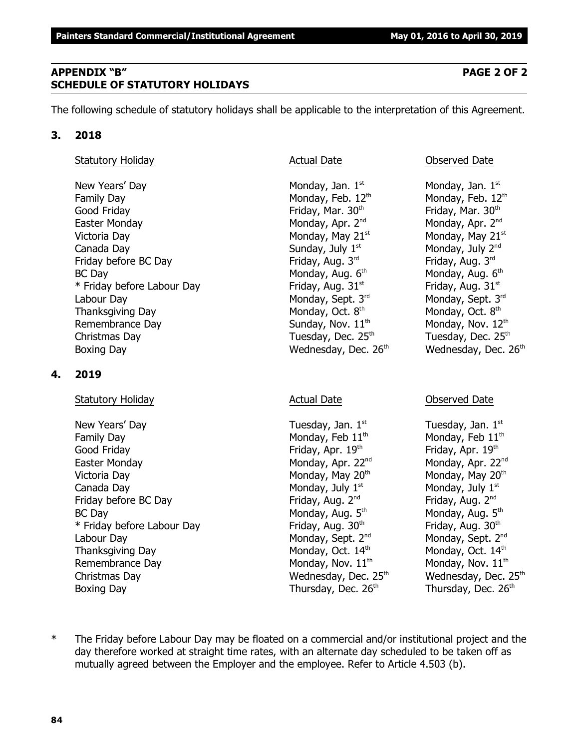**APPENDIX "B" PAGE 2 OF 2**
**SCHEDULE OF STATUTORY HOLIDAYS**

The following schedule of statutory holidays shall be applicable to the interpretation of this Agreement.

### 3. 2018

| Statutory Holiday | Actual Date | Observed Date |
|---|---|---|
| New Years' Day | Monday, Jan. 1st | Monday, Jan. 1st |
| Family Day | Monday, Feb. 12th | Monday, Feb. 12th |
| Good Friday | Friday, Mar. 30th | Friday, Mar. 30th |
| Easter Monday | Monday, Apr. 2nd | Monday, Apr. 2nd |
| Victoria Day | Monday, May 21st | Monday, May 21st |
| Canada Day | Sunday, July 1st | Monday, July 2nd |
| Friday before BC Day | Friday, Aug. 3rd | Friday, Aug. 3rd |
| BC Day | Monday, Aug. 6th | Monday, Aug. 6th |
| * Friday before Labour Day | Friday, Aug. 31st | Friday, Aug. 31st |
| Labour Day | Monday, Sept. 3rd | Monday, Sept. 3rd |
| Thanksgiving Day | Monday, Oct. 8th | Monday, Oct. 8th |
| Remembrance Day | Sunday, Nov. 11th | Monday, Nov. 12th |
| Christmas Day | Tuesday, Dec. 25th | Tuesday, Dec. 25th |
| Boxing Day | Wednesday, Dec. 26th | Wednesday, Dec. 26th |

### 4. 2019

| Statutory Holiday | Actual Date | Observed Date |
|---|---|---|
| New Years' Day | Tuesday, Jan. 1st | Tuesday, Jan. 1st |
| Family Day | Monday, Feb 11th | Monday, Feb 11th |
| Good Friday | Friday, Apr. 19th | Friday, Apr. 19th |
| Easter Monday | Monday, Apr. 22nd | Monday, Apr. 22nd |
| Victoria Day | Monday, May 20th | Monday, May 20th |
| Canada Day | Monday, July 1st | Monday, July 1st |
| Friday before BC Day | Friday, Aug. 2nd | Friday, Aug. 2nd |
| BC Day | Monday, Aug. 5th | Monday, Aug. 5th |
| * Friday before Labour Day | Friday, Aug. 30th | Friday, Aug. 30th |
| Labour Day | Monday, Sept. 2nd | Monday, Sept. 2nd |
| Thanksgiving Day | Monday, Oct. 14th | Monday, Oct. 14th |
| Remembrance Day | Monday, Nov. 11th | Monday, Nov. 11th |
| Christmas Day | Wednesday, Dec. 25th | Wednesday, Dec. 25th |
| Boxing Day | Thursday, Dec. 26th | Thursday, Dec. 26th |

\* The Friday before Labour Day may be floated on a commercial and/or institutional project and the day therefore worked at straight time rates, with an alternate day scheduled to be taken off as mutually agreed between the Employer and the employee. Refer to Article 4.503 (b).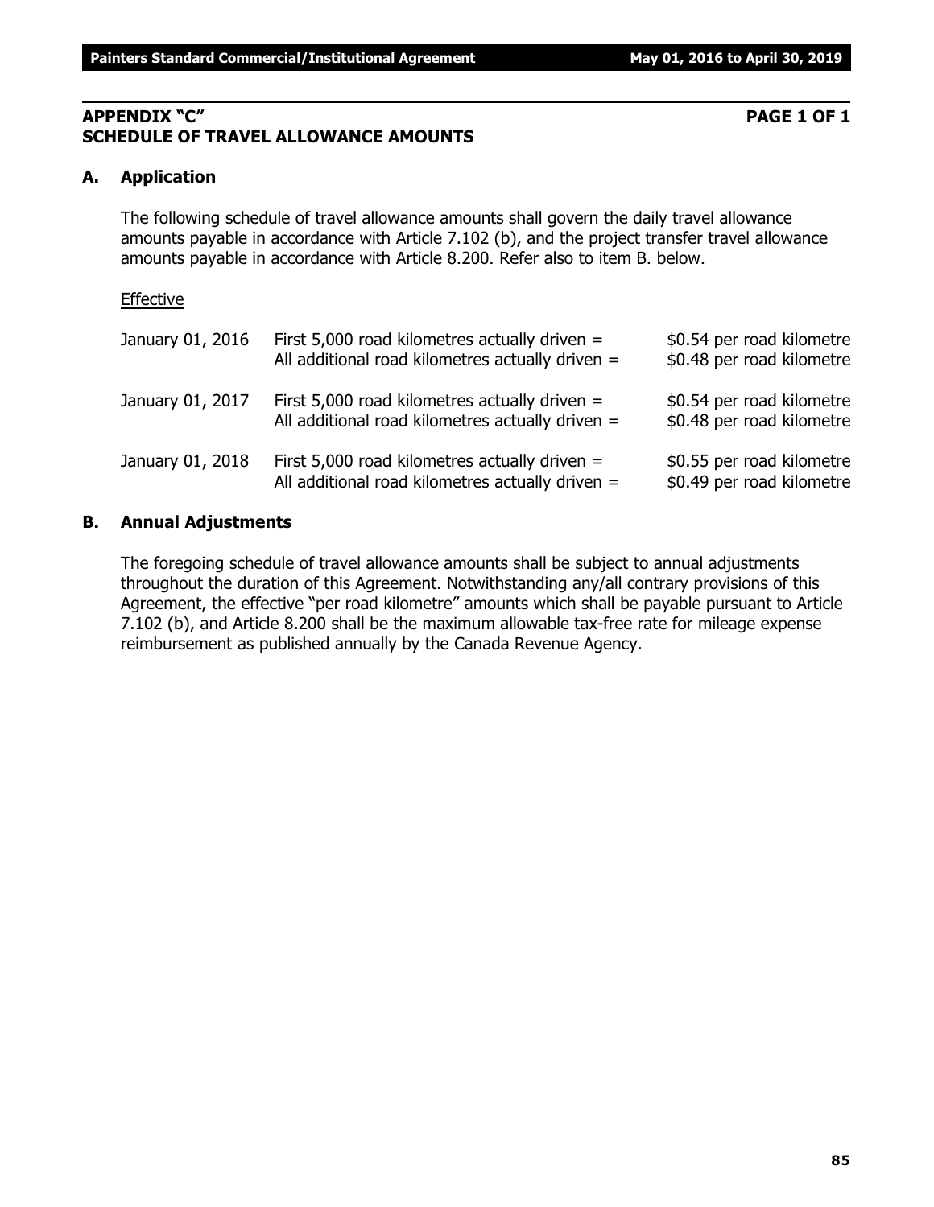## APPENDIX "C" SCHEDULE OF TRAVEL ALLOWANCE AMOUNTS

**PAGE 1 OF 1**

### A. Application

The following schedule of travel allowance amounts shall govern the daily travel allowance amounts payable in accordance with Article 7.102 (b), and the project transfer travel allowance amounts payable in accordance with Article 8.200. Refer also to item B. below.

Effective

| | | |
|---|---|---|
| January 01, 2016 | First 5,000 road kilometres actually driven =<br>All additional road kilometres actually driven = | $0.54 per road kilometre<br>$0.48 per road kilometre |
| January 01, 2017 | First 5,000 road kilometres actually driven =<br>All additional road kilometres actually driven = | $0.54 per road kilometre<br>$0.48 per road kilometre |
| January 01, 2018 | First 5,000 road kilometres actually driven =<br>All additional road kilometres actually driven = | $0.55 per road kilometre<br>$0.49 per road kilometre |

### B. Annual Adjustments

The foregoing schedule of travel allowance amounts shall be subject to annual adjustments throughout the duration of this Agreement. Notwithstanding any/all contrary provisions of this Agreement, the effective "per road kilometre" amounts which shall be payable pursuant to Article 7.102 (b), and Article 8.200 shall be the maximum allowable tax-free rate for mileage expense reimbursement as published annually by the Canada Revenue Agency.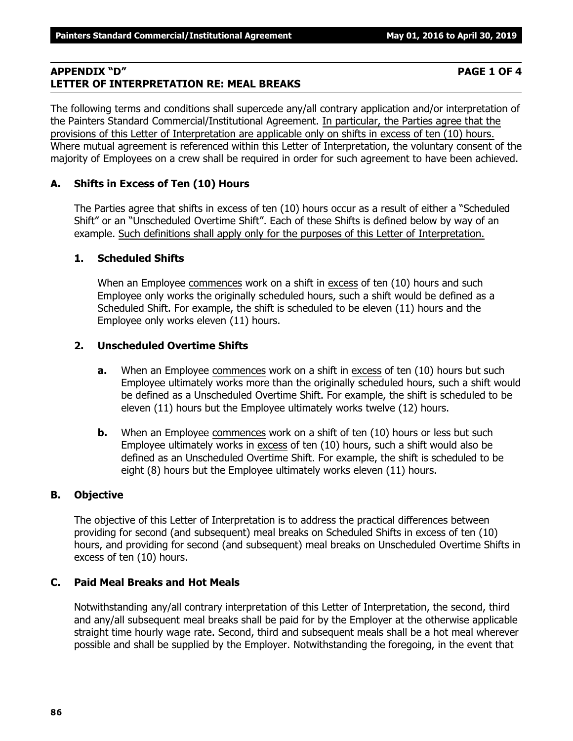## APPENDIX "D" PAGE 1 OF 4
## LETTER OF INTERPRETATION RE: MEAL BREAKS

The following terms and conditions shall supercede any/all contrary application and/or interpretation of the Painters Standard Commercial/Institutional Agreement. In particular, the Parties agree that the provisions of this Letter of Interpretation are applicable only on shifts in excess of ten (10) hours. Where mutual agreement is referenced within this Letter of Interpretation, the voluntary consent of the majority of Employees on a crew shall be required in order for such agreement to have been achieved.

### A. Shifts in Excess of Ten (10) Hours

The Parties agree that shifts in excess of ten (10) hours occur as a result of either a "Scheduled Shift" or an "Unscheduled Overtime Shift". Each of these Shifts is defined below by way of an example. Such definitions shall apply only for the purposes of this Letter of Interpretation.

#### 1. Scheduled Shifts

When an Employee commences work on a shift in excess of ten (10) hours and such Employee only works the originally scheduled hours, such a shift would be defined as a Scheduled Shift. For example, the shift is scheduled to be eleven (11) hours and the Employee only works eleven (11) hours.

#### 2. Unscheduled Overtime Shifts

**a.** When an Employee commences work on a shift in excess of ten (10) hours but such Employee ultimately works more than the originally scheduled hours, such a shift would be defined as a Unscheduled Overtime Shift. For example, the shift is scheduled to be eleven (11) hours but the Employee ultimately works twelve (12) hours.

**b.** When an Employee commences work on a shift of ten (10) hours or less but such Employee ultimately works in excess of ten (10) hours, such a shift would also be defined as an Unscheduled Overtime Shift. For example, the shift is scheduled to be eight (8) hours but the Employee ultimately works eleven (11) hours.

### B. Objective

The objective of this Letter of Interpretation is to address the practical differences between providing for second (and subsequent) meal breaks on Scheduled Shifts in excess of ten (10) hours, and providing for second (and subsequent) meal breaks on Unscheduled Overtime Shifts in excess of ten (10) hours.

### C. Paid Meal Breaks and Hot Meals

Notwithstanding any/all contrary interpretation of this Letter of Interpretation, the second, third and any/all subsequent meal breaks shall be paid for by the Employer at the otherwise applicable straight time hourly wage rate. Second, third and subsequent meals shall be a hot meal wherever possible and shall be supplied by the Employer. Notwithstanding the foregoing, in the event that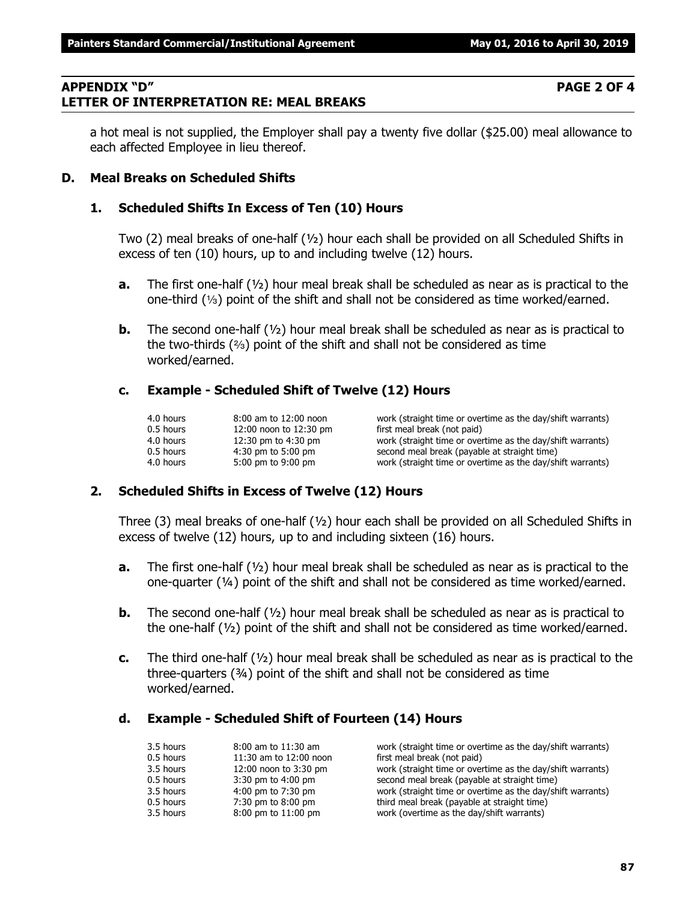## APPENDIX "D" PAGE 2 OF 4
## LETTER OF INTERPRETATION RE: MEAL BREAKS

a hot meal is not supplied, the Employer shall pay a twenty five dollar ($25.00) meal allowance to each affected Employee in lieu thereof.

### D. Meal Breaks on Scheduled Shifts

#### 1. Scheduled Shifts In Excess of Ten (10) Hours

Two (2) meal breaks of one-half (½) hour each shall be provided on all Scheduled Shifts in excess of ten (10) hours, up to and including twelve (12) hours.

**a.** The first one-half (½) hour meal break shall be scheduled as near as is practical to the one-third (⅓) point of the shift and shall not be considered as time worked/earned.

**b.** The second one-half (½) hour meal break shall be scheduled as near as is practical to the two-thirds (⅔) point of the shift and shall not be considered as time worked/earned.

**c. Example - Scheduled Shift of Twelve (12) Hours**

| | | |
|---|---|---|
| 4.0 hours | 8:00 am to 12:00 noon | work (straight time or overtime as the day/shift warrants) |
| 0.5 hours | 12:00 noon to 12:30 pm | first meal break (not paid) |
| 4.0 hours | 12:30 pm to 4:30 pm | work (straight time or overtime as the day/shift warrants) |
| 0.5 hours | 4:30 pm to 5:00 pm | second meal break (payable at straight time) |
| 4.0 hours | 5:00 pm to 9:00 pm | work (straight time or overtime as the day/shift warrants) |

#### 2. Scheduled Shifts in Excess of Twelve (12) Hours

Three (3) meal breaks of one-half (½) hour each shall be provided on all Scheduled Shifts in excess of twelve (12) hours, up to and including sixteen (16) hours.

**a.** The first one-half (½) hour meal break shall be scheduled as near as is practical to the one-quarter (¼) point of the shift and shall not be considered as time worked/earned.

**b.** The second one-half (½) hour meal break shall be scheduled as near as is practical to the one-half (½) point of the shift and shall not be considered as time worked/earned.

**c.** The third one-half (½) hour meal break shall be scheduled as near as is practical to the three-quarters (¾) point of the shift and shall not be considered as time worked/earned.

**d. Example - Scheduled Shift of Fourteen (14) Hours**

| | | |
|---|---|---|
| 3.5 hours | 8:00 am to 11:30 am | work (straight time or overtime as the day/shift warrants) |
| 0.5 hours | 11:30 am to 12:00 noon | first meal break (not paid) |
| 3.5 hours | 12:00 noon to 3:30 pm | work (straight time or overtime as the day/shift warrants) |
| 0.5 hours | 3:30 pm to 4:00 pm | second meal break (payable at straight time) |
| 3.5 hours | 4:00 pm to 7:30 pm | work (straight time or overtime as the day/shift warrants) |
| 0.5 hours | 7:30 pm to 8:00 pm | third meal break (payable at straight time) |
| 3.5 hours | 8:00 pm to 11:00 pm | work (overtime as the day/shift warrants) |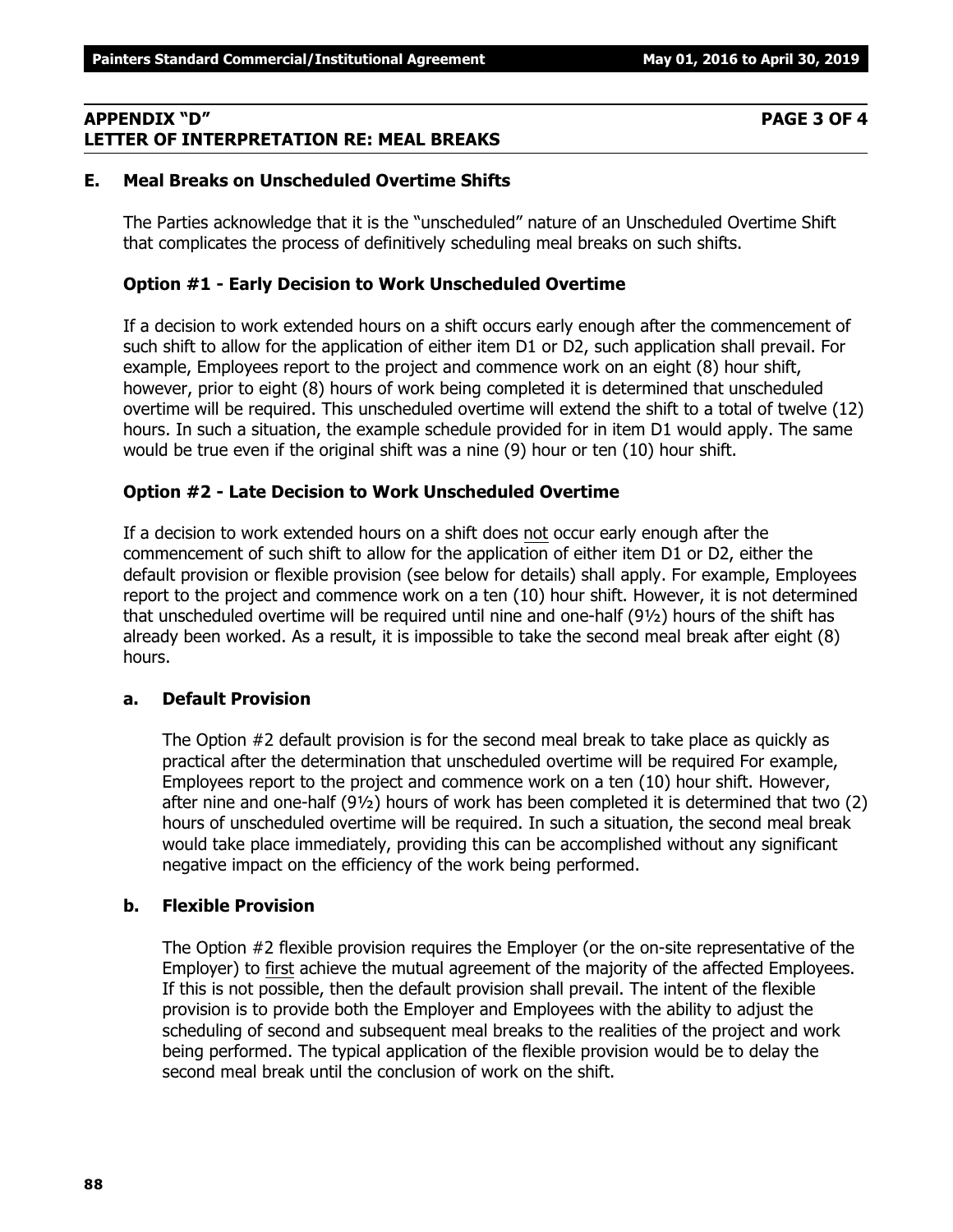## APPENDIX "D" PAGE 3 OF 4
## LETTER OF INTERPRETATION RE: MEAL BREAKS

### E. Meal Breaks on Unscheduled Overtime Shifts

The Parties acknowledge that it is the "unscheduled" nature of an Unscheduled Overtime Shift that complicates the process of definitively scheduling meal breaks on such shifts.

#### Option #1 - Early Decision to Work Unscheduled Overtime

If a decision to work extended hours on a shift occurs early enough after the commencement of such shift to allow for the application of either item D1 or D2, such application shall prevail. For example, Employees report to the project and commence work on an eight (8) hour shift, however, prior to eight (8) hours of work being completed it is determined that unscheduled overtime will be required. This unscheduled overtime will extend the shift to a total of twelve (12) hours. In such a situation, the example schedule provided for in item D1 would apply. The same would be true even if the original shift was a nine (9) hour or ten (10) hour shift.

#### Option #2 - Late Decision to Work Unscheduled Overtime

If a decision to work extended hours on a shift does not occur early enough after the commencement of such shift to allow for the application of either item D1 or D2, either the default provision or flexible provision (see below for details) shall apply. For example, Employees report to the project and commence work on a ten (10) hour shift. However, it is not determined that unscheduled overtime will be required until nine and one-half (9½) hours of the shift has already been worked. As a result, it is impossible to take the second meal break after eight (8) hours.

#### a. Default Provision

The Option #2 default provision is for the second meal break to take place as quickly as practical after the determination that unscheduled overtime will be required For example, Employees report to the project and commence work on a ten (10) hour shift. However, after nine and one-half (9½) hours of work has been completed it is determined that two (2) hours of unscheduled overtime will be required. In such a situation, the second meal break would take place immediately, providing this can be accomplished without any significant negative impact on the efficiency of the work being performed.

#### b. Flexible Provision

The Option #2 flexible provision requires the Employer (or the on-site representative of the Employer) to first achieve the mutual agreement of the majority of the affected Employees. If this is not possible, then the default provision shall prevail. The intent of the flexible provision is to provide both the Employer and Employees with the ability to adjust the scheduling of second and subsequent meal breaks to the realities of the project and work being performed. The typical application of the flexible provision would be to delay the second meal break until the conclusion of work on the shift.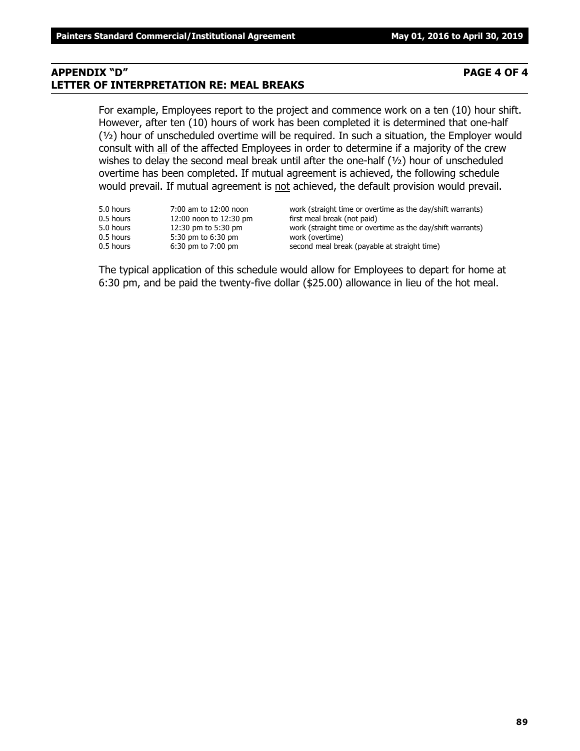## APPENDIX "D" PAGE 4 OF 4
## LETTER OF INTERPRETATION RE: MEAL BREAKS

For example, Employees report to the project and commence work on a ten (10) hour shift. However, after ten (10) hours of work has been completed it is determined that one-half (½) hour of unscheduled overtime will be required. In such a situation, the Employer would consult with all of the affected Employees in order to determine if a majority of the crew wishes to delay the second meal break until after the one-half (½) hour of unscheduled overtime has been completed. If mutual agreement is achieved, the following schedule would prevail. If mutual agreement is not achieved, the default provision would prevail.

| | | |
|---|---|---|
| 5.0 hours | 7:00 am to 12:00 noon | work (straight time or overtime as the day/shift warrants) |
| 0.5 hours | 12:00 noon to 12:30 pm | first meal break (not paid) |
| 5.0 hours | 12:30 pm to 5:30 pm | work (straight time or overtime as the day/shift warrants) |
| 0.5 hours | 5:30 pm to 6:30 pm | work (overtime) |
| 0.5 hours | 6:30 pm to 7:00 pm | second meal break (payable at straight time) |

The typical application of this schedule would allow for Employees to depart for home at 6:30 pm, and be paid the twenty-five dollar ($25.00) allowance in lieu of the hot meal.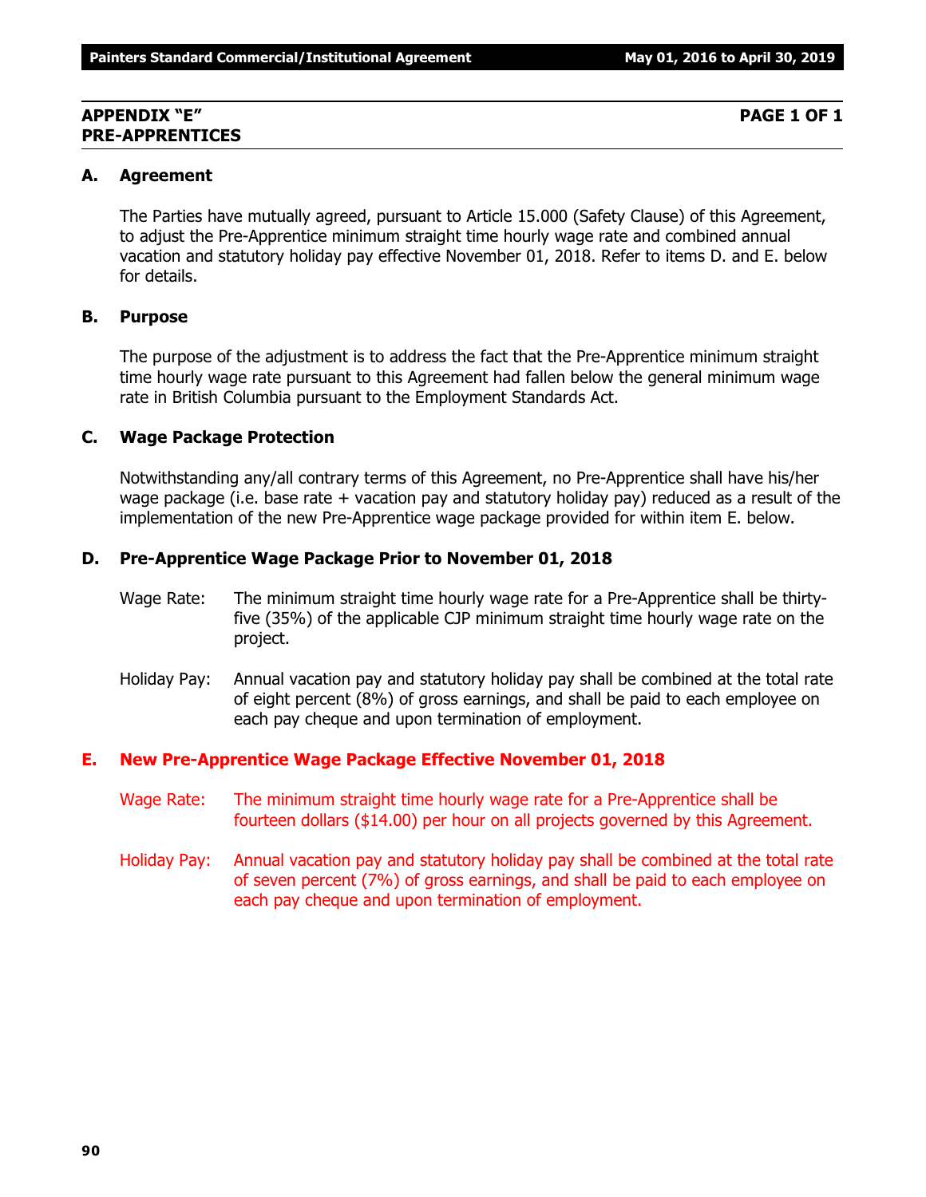## APPENDIX "E" PRE-APPRENTICES

**PAGE 1 OF 1**

### A. Agreement

The Parties have mutually agreed, pursuant to Article 15.000 (Safety Clause) of this Agreement, to adjust the Pre-Apprentice minimum straight time hourly wage rate and combined annual vacation and statutory holiday pay effective November 01, 2018. Refer to items D. and E. below for details.

### B. Purpose

The purpose of the adjustment is to address the fact that the Pre-Apprentice minimum straight time hourly wage rate pursuant to this Agreement had fallen below the general minimum wage rate in British Columbia pursuant to the Employment Standards Act.

### C. Wage Package Protection

Notwithstanding any/all contrary terms of this Agreement, no Pre-Apprentice shall have his/her wage package (i.e. base rate + vacation pay and statutory holiday pay) reduced as a result of the implementation of the new Pre-Apprentice wage package provided for within item E. below.

### D. Pre-Apprentice Wage Package Prior to November 01, 2018

Wage Rate: The minimum straight time hourly wage rate for a Pre-Apprentice shall be thirty-five (35%) of the applicable CJP minimum straight time hourly wage rate on the project.

Holiday Pay: Annual vacation pay and statutory holiday pay shall be combined at the total rate of eight percent (8%) of gross earnings, and shall be paid to each employee on each pay cheque and upon termination of employment.

### E. New Pre-Apprentice Wage Package Effective November 01, 2018

Wage Rate: The minimum straight time hourly wage rate for a Pre-Apprentice shall be fourteen dollars ($14.00) per hour on all projects governed by this Agreement.

Holiday Pay: Annual vacation pay and statutory holiday pay shall be combined at the total rate of seven percent (7%) of gross earnings, and shall be paid to each employee on each pay cheque and upon termination of employment.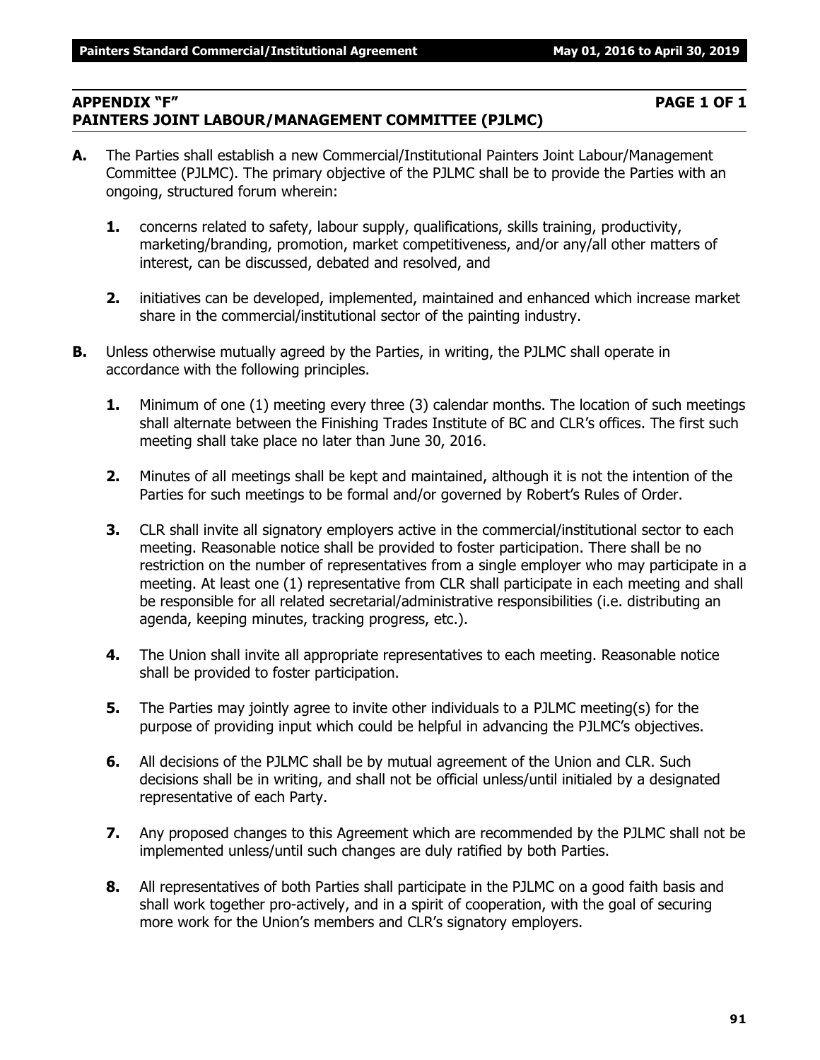## APPENDIX "F" PAGE 1 OF 1
## PAINTERS JOINT LABOUR/MANAGEMENT COMMITTEE (PJLMC)

**A.** The Parties shall establish a new Commercial/Institutional Painters Joint Labour/Management Committee (PJLMC). The primary objective of the PJLMC shall be to provide the Parties with an ongoing, structured forum wherein:

**1.** concerns related to safety, labour supply, qualifications, skills training, productivity, marketing/branding, promotion, market competitiveness, and/or any/all other matters of interest, can be discussed, debated and resolved, and

**2.** initiatives can be developed, implemented, maintained and enhanced which increase market share in the commercial/institutional sector of the painting industry.

**B.** Unless otherwise mutually agreed by the Parties, in writing, the PJLMC shall operate in accordance with the following principles.

**1.** Minimum of one (1) meeting every three (3) calendar months. The location of such meetings shall alternate between the Finishing Trades Institute of BC and CLR's offices. The first such meeting shall take place no later than June 30, 2016.

**2.** Minutes of all meetings shall be kept and maintained, although it is not the intention of the Parties for such meetings to be formal and/or governed by Robert's Rules of Order.

**3.** CLR shall invite all signatory employers active in the commercial/institutional sector to each meeting. Reasonable notice shall be provided to foster participation. There shall be no restriction on the number of representatives from a single employer who may participate in a meeting. At least one (1) representative from CLR shall participate in each meeting and shall be responsible for all related secretarial/administrative responsibilities (i.e. distributing an agenda, keeping minutes, tracking progress, etc.).

**4.** The Union shall invite all appropriate representatives to each meeting. Reasonable notice shall be provided to foster participation.

**5.** The Parties may jointly agree to invite other individuals to a PJLMC meeting(s) for the purpose of providing input which could be helpful in advancing the PJLMC's objectives.

**6.** All decisions of the PJLMC shall be by mutual agreement of the Union and CLR. Such decisions shall be in writing, and shall not be official unless/until initialed by a designated representative of each Party.

**7.** Any proposed changes to this Agreement which are recommended by the PJLMC shall not be implemented unless/until such changes are duly ratified by both Parties.

**8.** All representatives of both Parties shall participate in the PJLMC on a good faith basis and shall work together pro-actively, and in a spirit of cooperation, with the goal of securing more work for the Union's members and CLR's signatory employers.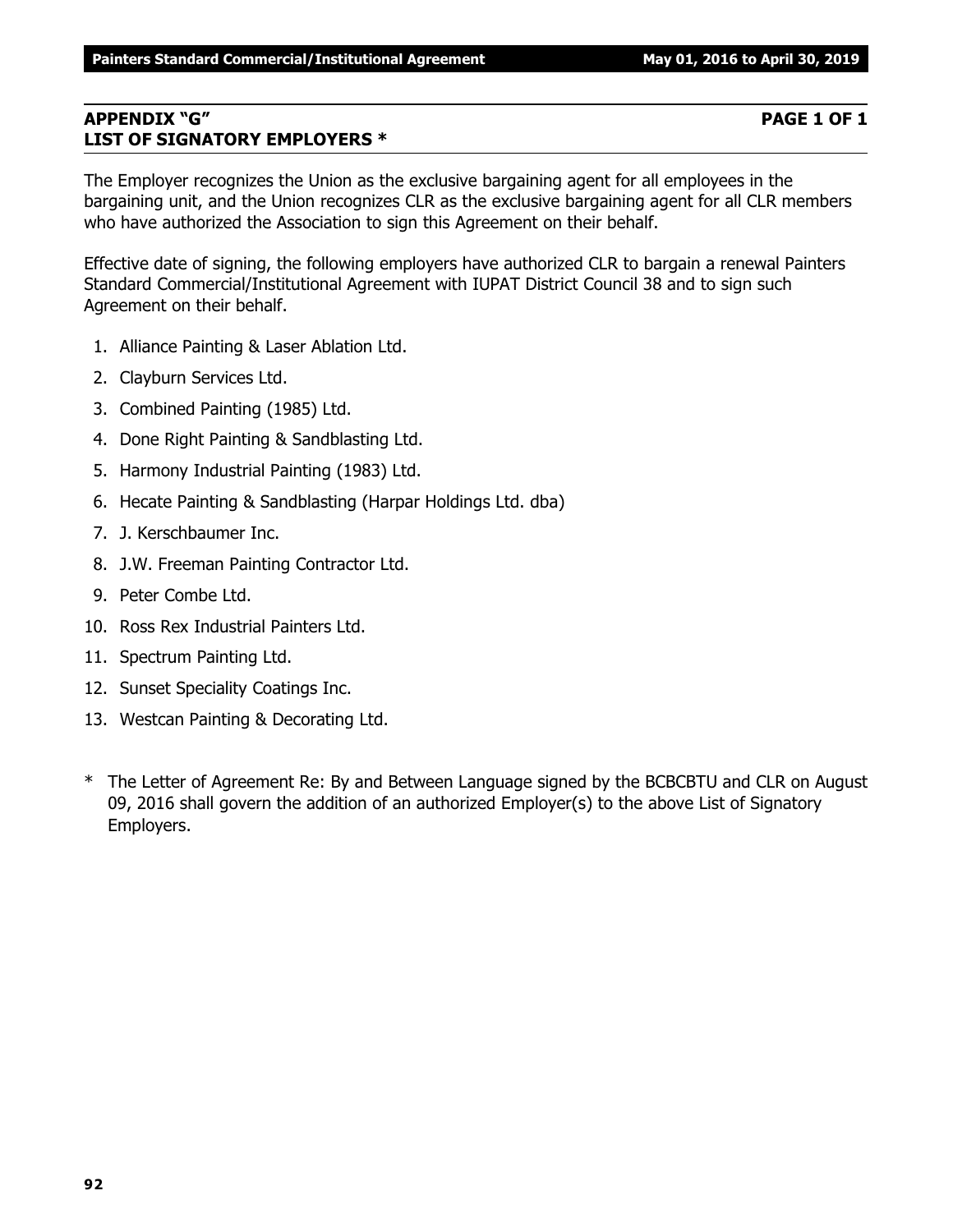## APPENDIX "G" PAGE 1 OF 1
## LIST OF SIGNATORY EMPLOYERS *

The Employer recognizes the Union as the exclusive bargaining agent for all employees in the bargaining unit, and the Union recognizes CLR as the exclusive bargaining agent for all CLR members who have authorized the Association to sign this Agreement on their behalf.

Effective date of signing, the following employers have authorized CLR to bargain a renewal Painters Standard Commercial/Institutional Agreement with IUPAT District Council 38 and to sign such Agreement on their behalf.

1. Alliance Painting & Laser Ablation Ltd.
2. Clayburn Services Ltd.
3. Combined Painting (1985) Ltd.
4. Done Right Painting & Sandblasting Ltd.
5. Harmony Industrial Painting (1983) Ltd.
6. Hecate Painting & Sandblasting (Harpar Holdings Ltd. dba)
7. J. Kerschbaumer Inc.
8. J.W. Freeman Painting Contractor Ltd.
9. Peter Combe Ltd.
10. Ross Rex Industrial Painters Ltd.
11. Spectrum Painting Ltd.
12. Sunset Speciality Coatings Inc.
13. Westcan Painting & Decorating Ltd.

* The Letter of Agreement Re: By and Between Language signed by the BCBCBTU and CLR on August 09, 2016 shall govern the addition of an authorized Employer(s) to the above List of Signatory Employers.